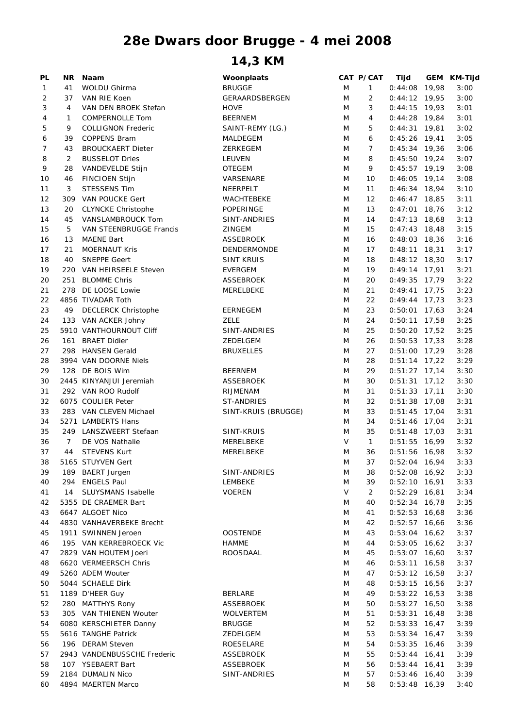# 28e Dwars door Brugge - 4 mei 2008

## 14,3 KM

| PL | NR | Naam | Woonplaats | CAT | P/CAT | Tijd | GEM | KM-Tijd |
|---|---|---|---|---|---|---|---|---|
| 1 | 41 | WOLDU Ghirma | BRUGGE | M | 1 | 0:44:08 | 19,98 | 3:00 |
| 2 | 37 | VAN RIE Koen | GERAARDSBERGEN | M | 2 | 0:44:12 | 19,95 | 3:00 |
| 3 | 4 | VAN DEN BROEK Stefan | HOVE | M | 3 | 0:44:15 | 19,93 | 3:01 |
| 4 | 1 | COMPERNOLLE Tom | BEERNEM | M | 4 | 0:44:28 | 19,84 | 3:01 |
| 5 | 9 | COLLIGNON Frederic | SAINT-REMY (LG.) | M | 5 | 0:44:31 | 19,81 | 3:02 |
| 6 | 39 | COPPENS Bram | MALDEGEM | M | 6 | 0:45:26 | 19,41 | 3:05 |
| 7 | 43 | BROUCKAERT Dieter | ZERKEGEM | M | 7 | 0:45:34 | 19,36 | 3:06 |
| 8 | 2 | BUSSELOT Dries | LEUVEN | M | 8 | 0:45:50 | 19,24 | 3:07 |
| 9 | 28 | VANDEVELDE Stijn | OTEGEM | M | 9 | 0:45:57 | 19,19 | 3:08 |
| 10 | 46 | FINCIOEN Stijn | VARSENARE | M | 10 | 0:46:05 | 19,14 | 3:08 |
| 11 | 3 | STESSENS Tim | NEERPELT | M | 11 | 0:46:34 | 18,94 | 3:10 |
| 12 | 309 | VAN POUCKE Gert | WACHTEBEKE | M | 12 | 0:46:47 | 18,85 | 3:11 |
| 13 | 20 | CLYNCKE Christophe | POPERINGE | M | 13 | 0:47:01 | 18,76 | 3:12 |
| 14 | 45 | VANSLAMBROUCK Tom | SINT-ANDRIES | M | 14 | 0:47:13 | 18,68 | 3:13 |
| 15 | 5 | VAN STEENBRUGGE Francis | ZINGEM | M | 15 | 0:47:43 | 18,48 | 3:15 |
| 16 | 13 | MAENE Bart | ASSEBROEK | M | 16 | 0:48:03 | 18,36 | 3:16 |
| 17 | 21 | MOERNAUT Kris | DENDERMONDE | M | 17 | 0:48:11 | 18,31 | 3:17 |
| 18 | 40 | SNEPPE Geert | SINT KRUIS | M | 18 | 0:48:12 | 18,30 | 3:17 |
| 19 | 220 | VAN HEIRSEELE Steven | EVERGEM | M | 19 | 0:49:14 | 17,91 | 3:21 |
| 20 | 251 | BLOMME Chris | ASSEBROEK | M | 20 | 0:49:35 | 17,79 | 3:22 |
| 21 | 278 | DE LOOSE Lowie | MERELBEKE | M | 21 | 0:49:41 | 17,75 | 3:23 |
| 22 | 4856 | TIVADAR Toth | | M | 22 | 0:49:44 | 17,73 | 3:23 |
| 23 | 49 | DECLERCK Christophe | EERNEGEM | M | 23 | 0:50:01 | 17,63 | 3:24 |
| 24 | 133 | VAN ACKER Johny | ZELE | M | 24 | 0:50:11 | 17,58 | 3:25 |
| 25 | 5910 | VANTHOURNOUT Cliff | SINT-ANDRIES | M | 25 | 0:50:20 | 17,52 | 3:25 |
| 26 | 161 | BRAET Didier | ZEDELGEM | M | 26 | 0:50:53 | 17,33 | 3:28 |
| 27 | 298 | HANSEN Gerald | BRUXELLES | M | 27 | 0:51:00 | 17,29 | 3:28 |
| 28 | 3994 | VAN DOORNE Niels | | M | 28 | 0:51:14 | 17,22 | 3:29 |
| 29 | 128 | DE BOIS Wim | BEERNEM | M | 29 | 0:51:27 | 17,14 | 3:30 |
| 30 | 2445 | KINYANJUI Jeremiah | ASSEBROEK | M | 30 | 0:51:31 | 17,12 | 3:30 |
| 31 | 292 | VAN ROO Rudolf | RIJMENAM | M | 31 | 0:51:33 | 17,11 | 3:30 |
| 32 | 6075 | COULIER Peter | ST-ANDRIES | M | 32 | 0:51:38 | 17,08 | 3:31 |
| 33 | 283 | VAN CLEVEN Michael | SINT-KRUIS (BRUGGE) | M | 33 | 0:51:45 | 17,04 | 3:31 |
| 34 | 5271 | LAMBERTS Hans | | M | 34 | 0:51:46 | 17,04 | 3:31 |
| 35 | 249 | LANSZWEERT Stefaan | SINT-KRUIS | M | 35 | 0:51:48 | 17,03 | 3:31 |
| 36 | 7 | DE VOS Nathalie | MERELBEKE | V | 1 | 0:51:55 | 16,99 | 3:32 |
| 37 | 44 | STEVENS Kurt | MERELBEKE | M | 36 | 0:51:56 | 16,98 | 3:32 |
| 38 | 5165 | STUYVEN Gert | | M | 37 | 0:52:04 | 16,94 | 3:33 |
| 39 | 189 | BAERT Jurgen | SINT-ANDRIES | M | 38 | 0:52:08 | 16,92 | 3:33 |
| 40 | 294 | ENGELS Paul | LEMBEKE | M | 39 | 0:52:10 | 16,91 | 3:33 |
| 41 | 14 | SLUYSMANS Isabelle | VOEREN | V | 2 | 0:52:29 | 16,81 | 3:34 |
| 42 | 5355 | DE CRAEMER Bart | | M | 40 | 0:52:34 | 16,78 | 3:35 |
| 43 | 6647 | ALGOET Nico | | M | 41 | 0:52:53 | 16,68 | 3:36 |
| 44 | 4830 | VANHAVERBEKE Brecht | | M | 42 | 0:52:57 | 16,66 | 3:36 |
| 45 | 1911 | SWINNEN Jeroen | OOSTENDE | M | 43 | 0:53:04 | 16,62 | 3:37 |
| 46 | 195 | VAN KERREBROECK Vic | HAMME | M | 44 | 0:53:05 | 16,62 | 3:37 |
| 47 | 2829 | VAN HOUTEM Joeri | ROOSDAAL | M | 45 | 0:53:07 | 16,60 | 3:37 |
| 48 | 6620 | VERMEERSCH Chris | | M | 46 | 0:53:11 | 16,58 | 3:37 |
| 49 | 5260 | ADEM Wouter | | M | 47 | 0:53:12 | 16,58 | 3:37 |
| 50 | 5044 | SCHAELE Dirk | | M | 48 | 0:53:15 | 16,56 | 3:37 |
| 51 | 1189 | D'HEER Guy | BERLARE | M | 49 | 0:53:22 | 16,53 | 3:38 |
| 52 | 280 | MATTHYS Rony | ASSEBROEK | M | 50 | 0:53:27 | 16,50 | 3:38 |
| 53 | 305 | VAN THIENEN Wouter | WOLVERTEM | M | 51 | 0:53:31 | 16,48 | 3:38 |
| 54 | 6080 | KERSCHIETER Danny | BRUGGE | M | 52 | 0:53:33 | 16,47 | 3:39 |
| 55 | 5616 | TANGHE Patrick | ZEDELGEM | M | 53 | 0:53:34 | 16,47 | 3:39 |
| 56 | 196 | DERAM Steven | ROESELARE | M | 54 | 0:53:35 | 16,46 | 3:39 |
| 57 | 2943 | VANDENBUSSCHE Frederic | ASSEBROEK | M | 55 | 0:53:44 | 16,41 | 3:39 |
| 58 | 107 | YSEBAERT Bart | ASSEBROEK | M | 56 | 0:53:44 | 16,41 | 3:39 |
| 59 | 2184 | DUMALIN Nico | SINT-ANDRIES | M | 57 | 0:53:46 | 16,40 | 3:39 |
| 60 | 4894 | MAERTEN Marco | | M | 58 | 0:53:48 | 16,39 | 3:40 |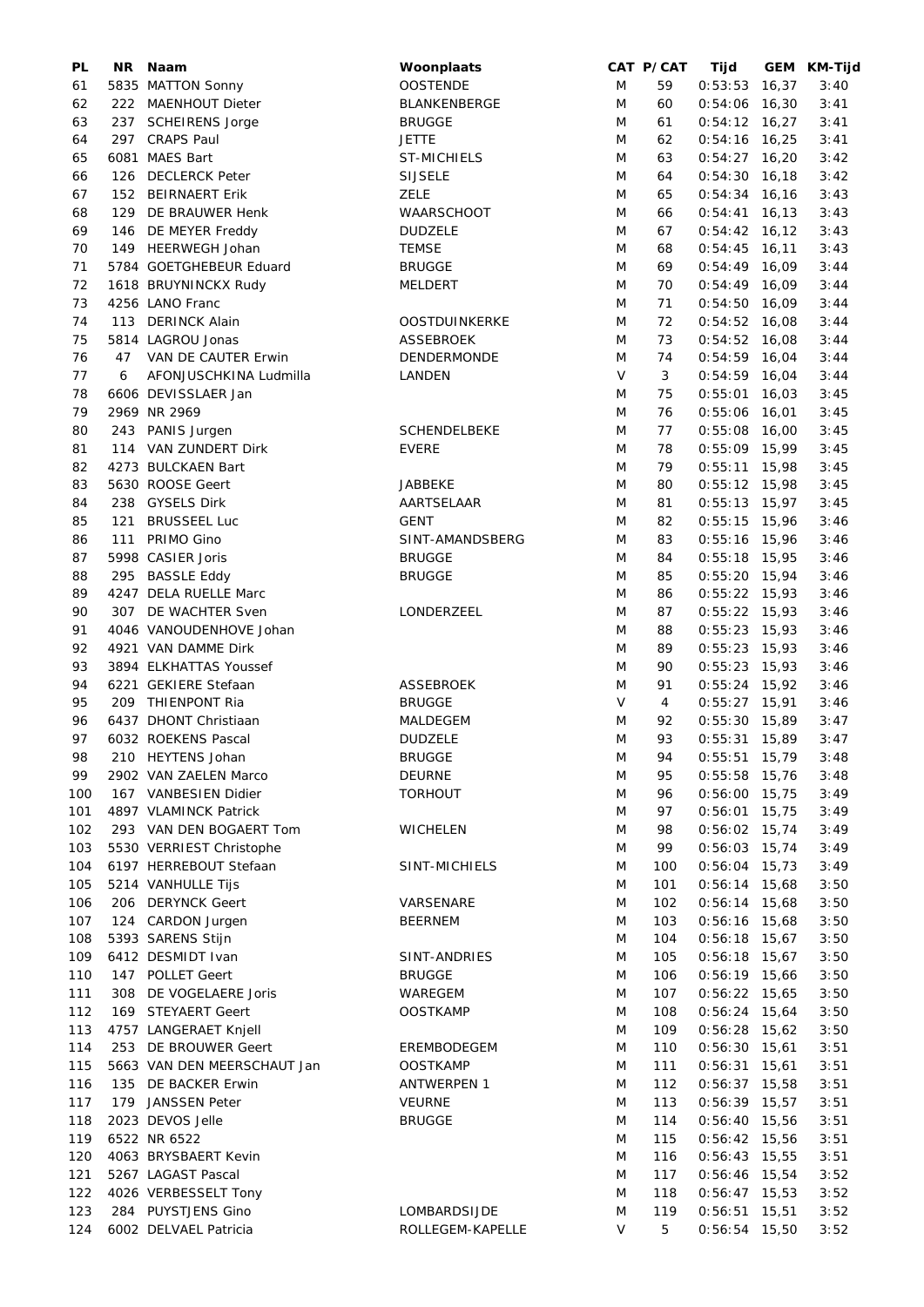| PL | NR | Naam | Woonplaats | CAT | P/CAT | Tijd | GEM | KM-Tijd |
|---|---|---|---|---|---|---|---|---|
| 61 | 5835 | MATTON Sonny | OOSTENDE | M | 59 | 0:53:53 | 16,37 | 3:40 |
| 62 | 222 | MAENHOUT Dieter | BLANKENBERGE | M | 60 | 0:54:06 | 16,30 | 3:41 |
| 63 | 237 | SCHEIRENS Jorge | BRUGGE | M | 61 | 0:54:12 | 16,27 | 3:41 |
| 64 | 297 | CRAPS Paul | JETTE | M | 62 | 0:54:16 | 16,25 | 3:41 |
| 65 | 6081 | MAES Bart | ST-MICHIELS | M | 63 | 0:54:27 | 16,20 | 3:42 |
| 66 | 126 | DECLERCK Peter | SIJSELE | M | 64 | 0:54:30 | 16,18 | 3:42 |
| 67 | 152 | BEIRNAERT Erik | ZELE | M | 65 | 0:54:34 | 16,16 | 3:43 |
| 68 | 129 | DE BRAUWER Henk | WAARSCHOOT | M | 66 | 0:54:41 | 16,13 | 3:43 |
| 69 | 146 | DE MEYER Freddy | DUDZELE | M | 67 | 0:54:42 | 16,12 | 3:43 |
| 70 | 149 | HEERWEGH Johan | TEMSE | M | 68 | 0:54:45 | 16,11 | 3:43 |
| 71 | 5784 | GOETGHEBEUR Eduard | BRUGGE | M | 69 | 0:54:49 | 16,09 | 3:44 |
| 72 | 1618 | BRUYNINCKX Rudy | MELDERT | M | 70 | 0:54:49 | 16,09 | 3:44 |
| 73 | 4256 | LANO Franc | | M | 71 | 0:54:50 | 16,09 | 3:44 |
| 74 | 113 | DERINCK Alain | OOSTDUINKERKE | M | 72 | 0:54:52 | 16,08 | 3:44 |
| 75 | 5814 | LAGROU Jonas | ASSEBROEK | M | 73 | 0:54:52 | 16,08 | 3:44 |
| 76 | 47 | VAN DE CAUTER Erwin | DENDERMONDE | M | 74 | 0:54:59 | 16,04 | 3:44 |
| 77 | 6 | AFONJUSCHKINA Ludmilla | LANDEN | V | 3 | 0:54:59 | 16,04 | 3:44 |
| 78 | 6606 | DEVISSLAER Jan | | M | 75 | 0:55:01 | 16,03 | 3:45 |
| 79 | 2969 | NR 2969 | | M | 76 | 0:55:06 | 16,01 | 3:45 |
| 80 | 243 | PANIS Jurgen | SCHENDELBEKE | M | 77 | 0:55:08 | 16,00 | 3:45 |
| 81 | 114 | VAN ZUNDERT Dirk | EVERE | M | 78 | 0:55:09 | 15,99 | 3:45 |
| 82 | 4273 | BULCKAEN Bart | | M | 79 | 0:55:11 | 15,98 | 3:45 |
| 83 | 5630 | ROOSE Geert | JABBEKE | M | 80 | 0:55:12 | 15,98 | 3:45 |
| 84 | 238 | GYSELS Dirk | AARTSELAAR | M | 81 | 0:55:13 | 15,97 | 3:45 |
| 85 | 121 | BRUSSEEL Luc | GENT | M | 82 | 0:55:15 | 15,96 | 3:46 |
| 86 | 111 | PRIMO Gino | SINT-AMANDSBERG | M | 83 | 0:55:16 | 15,96 | 3:46 |
| 87 | 5998 | CASIER Joris | BRUGGE | M | 84 | 0:55:18 | 15,95 | 3:46 |
| 88 | 295 | BASSLE Eddy | BRUGGE | M | 85 | 0:55:20 | 15,94 | 3:46 |
| 89 | 4247 | DELA RUELLE Marc | | M | 86 | 0:55:22 | 15,93 | 3:46 |
| 90 | 307 | DE WACHTER Sven | LONDERZEEL | M | 87 | 0:55:22 | 15,93 | 3:46 |
| 91 | 4046 | VANOUDENHOVE Johan | | M | 88 | 0:55:23 | 15,93 | 3:46 |
| 92 | 4921 | VAN DAMME Dirk | | M | 89 | 0:55:23 | 15,93 | 3:46 |
| 93 | 3894 | ELKHATTAS Youssef | | M | 90 | 0:55:23 | 15,93 | 3:46 |
| 94 | 6221 | GEKIERE Stefaan | ASSEBROEK | M | 91 | 0:55:24 | 15,92 | 3:46 |
| 95 | 209 | THIENPONT Ria | BRUGGE | V | 4 | 0:55:27 | 15,91 | 3:46 |
| 96 | 6437 | DHONT Christiaan | MALDEGEM | M | 92 | 0:55:30 | 15,89 | 3:47 |
| 97 | 6032 | ROEKENS Pascal | DUDZELE | M | 93 | 0:55:31 | 15,89 | 3:47 |
| 98 | 210 | HEYTENS Johan | BRUGGE | M | 94 | 0:55:51 | 15,79 | 3:48 |
| 99 | 2902 | VAN ZAELEN Marco | DEURNE | M | 95 | 0:55:58 | 15,76 | 3:48 |
| 100 | 167 | VANBESIEN Didier | TORHOUT | M | 96 | 0:56:00 | 15,75 | 3:49 |
| 101 | 4897 | VLAMINCK Patrick | | M | 97 | 0:56:01 | 15,75 | 3:49 |
| 102 | 293 | VAN DEN BOGAERT Tom | WICHELEN | M | 98 | 0:56:02 | 15,74 | 3:49 |
| 103 | 5530 | VERRIEST Christophe | | M | 99 | 0:56:03 | 15,74 | 3:49 |
| 104 | 6197 | HERREBOUT Stefaan | SINT-MICHIELS | M | 100 | 0:56:04 | 15,73 | 3:49 |
| 105 | 5214 | VANHULLE Tijs | | M | 101 | 0:56:14 | 15,68 | 3:50 |
| 106 | 206 | DERYNCK Geert | VARSENARE | M | 102 | 0:56:14 | 15,68 | 3:50 |
| 107 | 124 | CARDON Jurgen | BEERNEM | M | 103 | 0:56:16 | 15,68 | 3:50 |
| 108 | 5393 | SARENS Stijn | | M | 104 | 0:56:18 | 15,67 | 3:50 |
| 109 | 6412 | DESMIDT Ivan | SINT-ANDRIES | M | 105 | 0:56:18 | 15,67 | 3:50 |
| 110 | 147 | POLLET Geert | BRUGGE | M | 106 | 0:56:19 | 15,66 | 3:50 |
| 111 | 308 | DE VOGELAERE Joris | WAREGEM | M | 107 | 0:56:22 | 15,65 | 3:50 |
| 112 | 169 | STEYAERT Geert | OOSTKAMP | M | 108 | 0:56:24 | 15,64 | 3:50 |
| 113 | 4757 | LANGERAET Knjell | | M | 109 | 0:56:28 | 15,62 | 3:50 |
| 114 | 253 | DE BROUWER Geert | EREMBODEGEM | M | 110 | 0:56:30 | 15,61 | 3:51 |
| 115 | 5663 | VAN DEN MEERSCHAUT Jan | OOSTKAMP | M | 111 | 0:56:31 | 15,61 | 3:51 |
| 116 | 135 | DE BACKER Erwin | ANTWERPEN 1 | M | 112 | 0:56:37 | 15,58 | 3:51 |
| 117 | 179 | JANSSEN Peter | VEURNE | M | 113 | 0:56:39 | 15,57 | 3:51 |
| 118 | 2023 | DEVOS Jelle | BRUGGE | M | 114 | 0:56:40 | 15,56 | 3:51 |
| 119 | 6522 | NR 6522 | | M | 115 | 0:56:42 | 15,56 | 3:51 |
| 120 | 4063 | BRYSBAERT Kevin | | M | 116 | 0:56:43 | 15,55 | 3:51 |
| 121 | 5267 | LAGAST Pascal | | M | 117 | 0:56:46 | 15,54 | 3:52 |
| 122 | 4026 | VERBESSELT Tony | | M | 118 | 0:56:47 | 15,53 | 3:52 |
| 123 | 284 | PUYSTJENS Gino | LOMBARDSIJDE | M | 119 | 0:56:51 | 15,51 | 3:52 |
| 124 | 6002 | DELVAEL Patricia | ROLLEGEM-KAPELLE | V | 5 | 0:56:54 | 15,50 | 3:52 |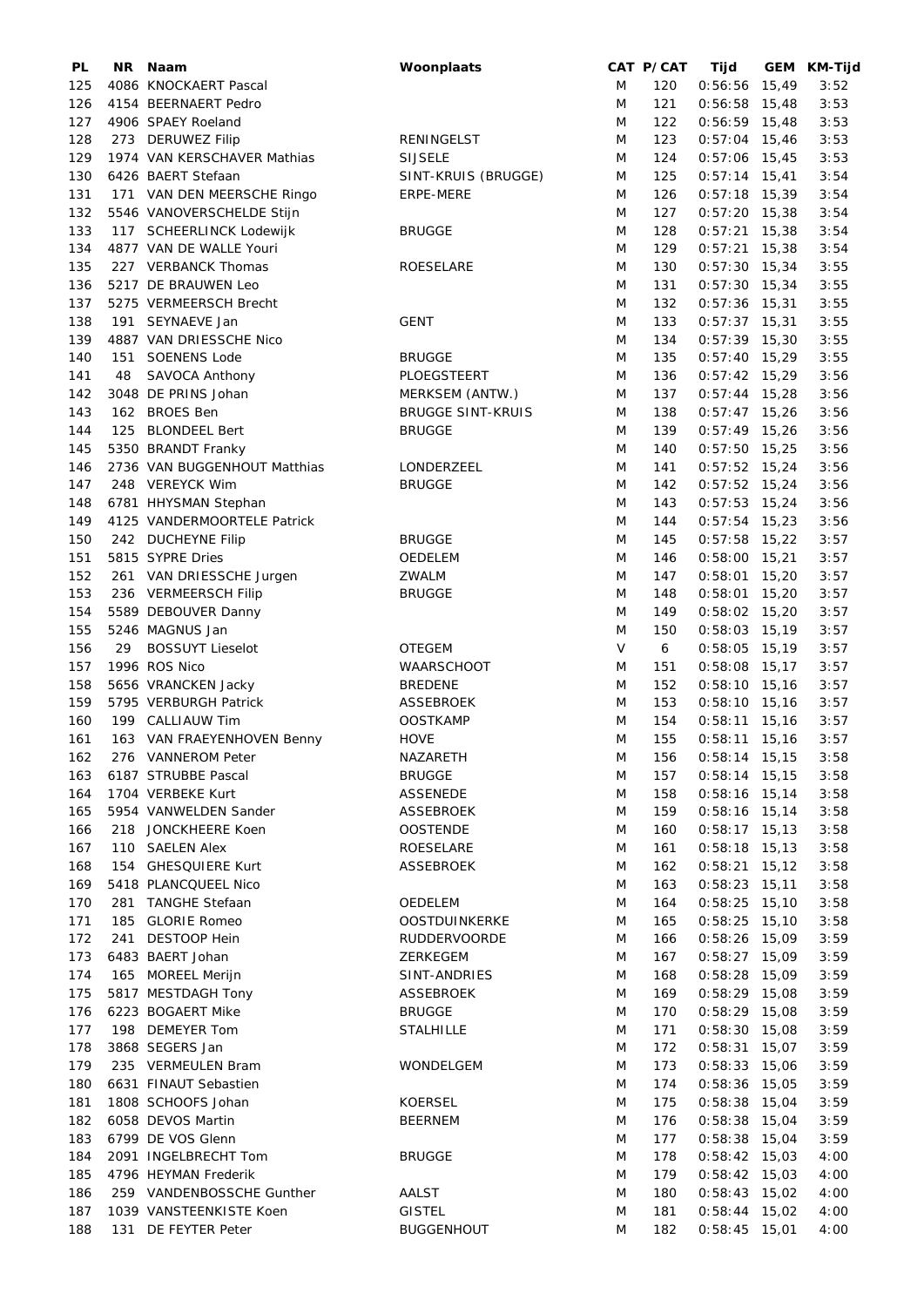| PL | NR | Naam | Woonplaats | CAT | P/CAT | Tijd | GEM | KM-Tijd |
|---|---|---|---|---|---|---|---|---|
| 125 | 4086 | KNOCKAERT Pascal | | M | 120 | 0:56:56 | 15,49 | 3:52 |
| 126 | 4154 | BEERNAERT Pedro | | M | 121 | 0:56:58 | 15,48 | 3:53 |
| 127 | 4906 | SPAEY Roeland | | M | 122 | 0:56:59 | 15,48 | 3:53 |
| 128 | 273 | DERUWEZ Filip | RENINGELST | M | 123 | 0:57:04 | 15,46 | 3:53 |
| 129 | 1974 | VAN KERSCHAVER Mathias | SIJSELE | M | 124 | 0:57:06 | 15,45 | 3:53 |
| 130 | 6426 | BAERT Stefaan | SINT-KRUIS (BRUGGE) | M | 125 | 0:57:14 | 15,41 | 3:54 |
| 131 | 171 | VAN DEN MEERSCHE Ringo | ERPE-MERE | M | 126 | 0:57:18 | 15,39 | 3:54 |
| 132 | 5546 | VANOVERSCHELDE Stijn | | M | 127 | 0:57:20 | 15,38 | 3:54 |
| 133 | 117 | SCHEERLINCK Lodewijk | BRUGGE | M | 128 | 0:57:21 | 15,38 | 3:54 |
| 134 | 4877 | VAN DE WALLE Youri | | M | 129 | 0:57:21 | 15,38 | 3:54 |
| 135 | 227 | VERBANCK Thomas | ROESELARE | M | 130 | 0:57:30 | 15,34 | 3:55 |
| 136 | 5217 | DE BRAUWEN Leo | | M | 131 | 0:57:30 | 15,34 | 3:55 |
| 137 | 5275 | VERMEERSCH Brecht | | M | 132 | 0:57:36 | 15,31 | 3:55 |
| 138 | 191 | SEYNAEVE Jan | GENT | M | 133 | 0:57:37 | 15,31 | 3:55 |
| 139 | 4887 | VAN DRIESSCHE Nico | | M | 134 | 0:57:39 | 15,30 | 3:55 |
| 140 | 151 | SOENENS Lode | BRUGGE | M | 135 | 0:57:40 | 15,29 | 3:55 |
| 141 | 48 | SAVOCA Anthony | PLOEGSTEERT | M | 136 | 0:57:42 | 15,29 | 3:56 |
| 142 | 3048 | DE PRINS Johan | MERKSEM (ANTW.) | M | 137 | 0:57:44 | 15,28 | 3:56 |
| 143 | 162 | BROES Ben | BRUGGE SINT-KRUIS | M | 138 | 0:57:47 | 15,26 | 3:56 |
| 144 | 125 | BLONDEEL Bert | BRUGGE | M | 139 | 0:57:49 | 15,26 | 3:56 |
| 145 | 5350 | BRANDT Franky | | M | 140 | 0:57:50 | 15,25 | 3:56 |
| 146 | 2736 | VAN BUGGENHOUT Matthias | LONDERZEEL | M | 141 | 0:57:52 | 15,24 | 3:56 |
| 147 | 248 | VEREYCK Wim | BRUGGE | M | 142 | 0:57:52 | 15,24 | 3:56 |
| 148 | 6781 | HHYSMAN Stephan | | M | 143 | 0:57:53 | 15,24 | 3:56 |
| 149 | 4125 | VANDERMOORTELE Patrick | | M | 144 | 0:57:54 | 15,23 | 3:56 |
| 150 | 242 | DUCHEYNE Filip | BRUGGE | M | 145 | 0:57:58 | 15,22 | 3:57 |
| 151 | 5815 | SYPRE Dries | OEDELEM | M | 146 | 0:58:00 | 15,21 | 3:57 |
| 152 | 261 | VAN DRIESSCHE Jurgen | ZWALM | M | 147 | 0:58:01 | 15,20 | 3:57 |
| 153 | 236 | VERMEERSCH Filip | BRUGGE | M | 148 | 0:58:01 | 15,20 | 3:57 |
| 154 | 5589 | DEBOUVER Danny | | M | 149 | 0:58:02 | 15,20 | 3:57 |
| 155 | 5246 | MAGNUS Jan | | M | 150 | 0:58:03 | 15,19 | 3:57 |
| 156 | 29 | BOSSUYT Lieselot | OTEGEM | V | 6 | 0:58:05 | 15,19 | 3:57 |
| 157 | 1996 | ROS Nico | WAARSCHOOT | M | 151 | 0:58:08 | 15,17 | 3:57 |
| 158 | 5656 | VRANCKEN Jacky | BREDENE | M | 152 | 0:58:10 | 15,16 | 3:57 |
| 159 | 5795 | VERBURGH Patrick | ASSEBROEK | M | 153 | 0:58:10 | 15,16 | 3:57 |
| 160 | 199 | CALLIAUW Tim | OOSTKAMP | M | 154 | 0:58:11 | 15,16 | 3:57 |
| 161 | 163 | VAN FRAEYENHOVEN Benny | HOVE | M | 155 | 0:58:11 | 15,16 | 3:57 |
| 162 | 276 | VANNEROM Peter | NAZARETH | M | 156 | 0:58:14 | 15,15 | 3:58 |
| 163 | 6187 | STRUBBE Pascal | BRUGGE | M | 157 | 0:58:14 | 15,15 | 3:58 |
| 164 | 1704 | VERBEKE Kurt | ASSENEDE | M | 158 | 0:58:16 | 15,14 | 3:58 |
| 165 | 5954 | VANWELDEN Sander | ASSEBROEK | M | 159 | 0:58:16 | 15,14 | 3:58 |
| 166 | 218 | JONCKHEERE Koen | OOSTENDE | M | 160 | 0:58:17 | 15,13 | 3:58 |
| 167 | 110 | SAELEN Alex | ROESELARE | M | 161 | 0:58:18 | 15,13 | 3:58 |
| 168 | 154 | GHESQUIERE Kurt | ASSEBROEK | M | 162 | 0:58:21 | 15,12 | 3:58 |
| 169 | 5418 | PLANCQUEEL Nico | | M | 163 | 0:58:23 | 15,11 | 3:58 |
| 170 | 281 | TANGHE Stefaan | OEDELEM | M | 164 | 0:58:25 | 15,10 | 3:58 |
| 171 | 185 | GLORIE Romeo | OOSTDUINKERKE | M | 165 | 0:58:25 | 15,10 | 3:58 |
| 172 | 241 | DESTOOP Hein | RUDDERVOORDE | M | 166 | 0:58:26 | 15,09 | 3:59 |
| 173 | 6483 | BAERT Johan | ZERKEGEM | M | 167 | 0:58:27 | 15,09 | 3:59 |
| 174 | 165 | MOREEL Merijn | SINT-ANDRIES | M | 168 | 0:58:28 | 15,09 | 3:59 |
| 175 | 5817 | MESTDAGH Tony | ASSEBROEK | M | 169 | 0:58:29 | 15,08 | 3:59 |
| 176 | 6223 | BOGAERT Mike | BRUGGE | M | 170 | 0:58:29 | 15,08 | 3:59 |
| 177 | 198 | DEMEYER Tom | STALHILLE | M | 171 | 0:58:30 | 15,08 | 3:59 |
| 178 | 3868 | SEGERS Jan | | M | 172 | 0:58:31 | 15,07 | 3:59 |
| 179 | 235 | VERMEULEN Bram | WONDELGEM | M | 173 | 0:58:33 | 15,06 | 3:59 |
| 180 | 6631 | FINAUT Sebastien | | M | 174 | 0:58:36 | 15,05 | 3:59 |
| 181 | 1808 | SCHOOFS Johan | KOERSEL | M | 175 | 0:58:38 | 15,04 | 3:59 |
| 182 | 6058 | DEVOS Martin | BEERNEM | M | 176 | 0:58:38 | 15,04 | 3:59 |
| 183 | 6799 | DE VOS Glenn | | M | 177 | 0:58:38 | 15,04 | 3:59 |
| 184 | 2091 | INGELBRECHT Tom | BRUGGE | M | 178 | 0:58:42 | 15,03 | 4:00 |
| 185 | 4796 | HEYMAN Frederik | | M | 179 | 0:58:42 | 15,03 | 4:00 |
| 186 | 259 | VANDENBOSSCHE Gunther | AALST | M | 180 | 0:58:43 | 15,02 | 4:00 |
| 187 | 1039 | VANSTEENKISTE Koen | GISTEL | M | 181 | 0:58:44 | 15,02 | 4:00 |
| 188 | 131 | DE FEYTER Peter | BUGGENHOUT | M | 182 | 0:58:45 | 15,01 | 4:00 |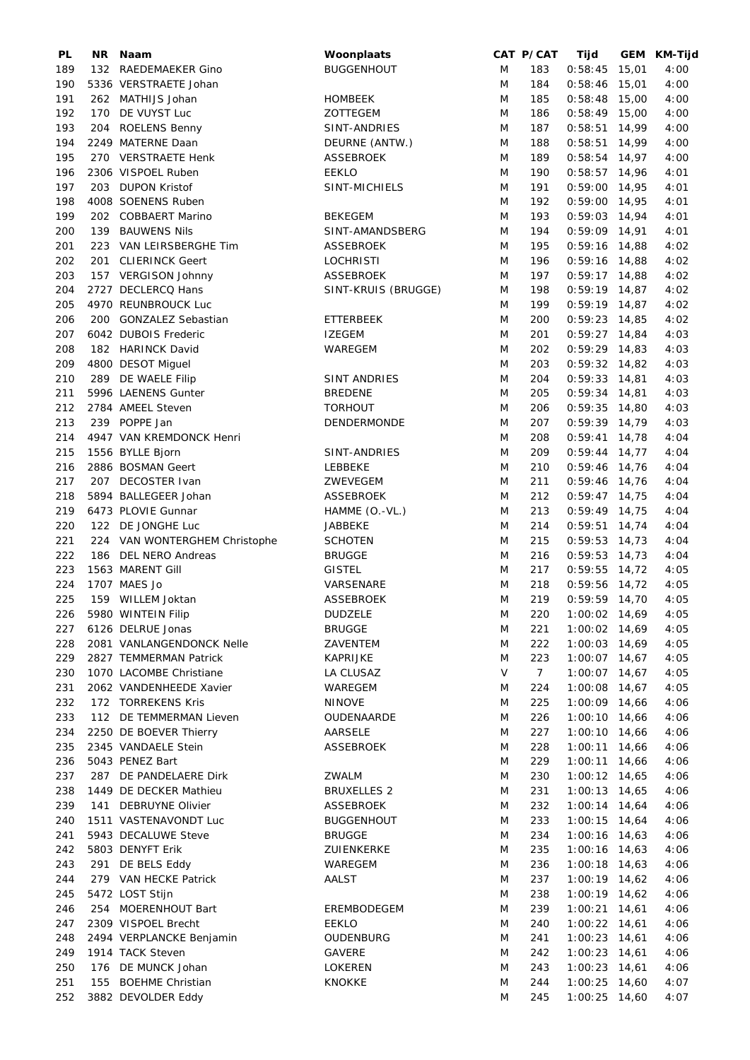| PL | NR | Naam | Woonplaats | CAT | P/CAT | Tijd | GEM | KM-Tijd |
|---|---|---|---|---|---|---|---|---|
| 189 | 132 | RAEDEMAEKER Gino | BUGGENHOUT | M | 183 | 0:58:45 | 15,01 | 4:00 |
| 190 | 5336 | VERSTRAETE Johan | | M | 184 | 0:58:46 | 15,01 | 4:00 |
| 191 | 262 | MATHIJS Johan | HOMBEEK | M | 185 | 0:58:48 | 15,00 | 4:00 |
| 192 | 170 | DE VUYST Luc | ZOTTEGEM | M | 186 | 0:58:49 | 15,00 | 4:00 |
| 193 | 204 | ROELENS Benny | SINT-ANDRIES | M | 187 | 0:58:51 | 14,99 | 4:00 |
| 194 | 2249 | MATERNE Daan | DEURNE (ANTW.) | M | 188 | 0:58:51 | 14,99 | 4:00 |
| 195 | 270 | VERSTRAETE Henk | ASSEBROEK | M | 189 | 0:58:54 | 14,97 | 4:00 |
| 196 | 2306 | VISPOEL Ruben | EEKLO | M | 190 | 0:58:57 | 14,96 | 4:01 |
| 197 | 203 | DUPON Kristof | SINT-MICHIELS | M | 191 | 0:59:00 | 14,95 | 4:01 |
| 198 | 4008 | SOENENS Ruben | | M | 192 | 0:59:00 | 14,95 | 4:01 |
| 199 | 202 | COBBAERT Marino | BEKEGEM | M | 193 | 0:59:03 | 14,94 | 4:01 |
| 200 | 139 | BAUWENS Nils | SINT-AMANDSBERG | M | 194 | 0:59:09 | 14,91 | 4:01 |
| 201 | 223 | VAN LEIRSBERGHE Tim | ASSEBROEK | M | 195 | 0:59:16 | 14,88 | 4:02 |
| 202 | 201 | CLIERINCK Geert | LOCHRISTI | M | 196 | 0:59:16 | 14,88 | 4:02 |
| 203 | 157 | VERGISON Johnny | ASSEBROEK | M | 197 | 0:59:17 | 14,88 | 4:02 |
| 204 | 2727 | DECLERCQ Hans | SINT-KRUIS (BRUGGE) | M | 198 | 0:59:19 | 14,87 | 4:02 |
| 205 | 4970 | REUNBROUCK Luc | | M | 199 | 0:59:19 | 14,87 | 4:02 |
| 206 | 200 | GONZALEZ Sebastian | ETTERBEEK | M | 200 | 0:59:23 | 14,85 | 4:02 |
| 207 | 6042 | DUBOIS Frederic | IZEGEM | M | 201 | 0:59:27 | 14,84 | 4:03 |
| 208 | 182 | HARINCK David | WAREGEM | M | 202 | 0:59:29 | 14,83 | 4:03 |
| 209 | 4800 | DESOT Miguel | | M | 203 | 0:59:32 | 14,82 | 4:03 |
| 210 | 289 | DE WAELE Filip | SINT ANDRIES | M | 204 | 0:59:33 | 14,81 | 4:03 |
| 211 | 5996 | LAENENS Gunter | BREDENE | M | 205 | 0:59:34 | 14,81 | 4:03 |
| 212 | 2784 | AMEEL Steven | TORHOUT | M | 206 | 0:59:35 | 14,80 | 4:03 |
| 213 | 239 | POPPE Jan | DENDERMONDE | M | 207 | 0:59:39 | 14,79 | 4:03 |
| 214 | 4947 | VAN KREMDONCK Henri | | M | 208 | 0:59:41 | 14,78 | 4:04 |
| 215 | 1556 | BYLLE Bjorn | SINT-ANDRIES | M | 209 | 0:59:44 | 14,77 | 4:04 |
| 216 | 2886 | BOSMAN Geert | LEBBEKE | M | 210 | 0:59:46 | 14,76 | 4:04 |
| 217 | 207 | DECOSTER Ivan | ZWEVEGEM | M | 211 | 0:59:46 | 14,76 | 4:04 |
| 218 | 5894 | BALLEGEER Johan | ASSEBROEK | M | 212 | 0:59:47 | 14,75 | 4:04 |
| 219 | 6473 | PLOVIE Gunnar | HAMME (O.-VL.) | M | 213 | 0:59:49 | 14,75 | 4:04 |
| 220 | 122 | DE JONGHE Luc | JABBEKE | M | 214 | 0:59:51 | 14,74 | 4:04 |
| 221 | 224 | VAN WONTERGHEM Christophe | SCHOTEN | M | 215 | 0:59:53 | 14,73 | 4:04 |
| 222 | 186 | DEL NERO Andreas | BRUGGE | M | 216 | 0:59:53 | 14,73 | 4:04 |
| 223 | 1563 | MARENT Gill | GISTEL | M | 217 | 0:59:55 | 14,72 | 4:05 |
| 224 | 1707 | MAES Jo | VARSENARE | M | 218 | 0:59:56 | 14,72 | 4:05 |
| 225 | 159 | WILLEM Joktan | ASSEBROEK | M | 219 | 0:59:59 | 14,70 | 4:05 |
| 226 | 5980 | WINTEIN Filip | DUDZELE | M | 220 | 1:00:02 | 14,69 | 4:05 |
| 227 | 6126 | DELRUE Jonas | BRUGGE | M | 221 | 1:00:02 | 14,69 | 4:05 |
| 228 | 2081 | VANLANGENDONCK Nelle | ZAVENTEM | M | 222 | 1:00:03 | 14,69 | 4:05 |
| 229 | 2827 | TEMMERMAN Patrick | KAPRIJKE | M | 223 | 1:00:07 | 14,67 | 4:05 |
| 230 | 1070 | LACOMBE Christiane | LA CLUSAZ | V | 7 | 1:00:07 | 14,67 | 4:05 |
| 231 | 2062 | VANDENHEEDE Xavier | WAREGEM | M | 224 | 1:00:08 | 14,67 | 4:05 |
| 232 | 172 | TORREKENS Kris | NINOVE | M | 225 | 1:00:09 | 14,66 | 4:06 |
| 233 | 112 | DE TEMMERMAN Lieven | OUDENAARDE | M | 226 | 1:00:10 | 14,66 | 4:06 |
| 234 | 2250 | DE BOEVER Thierry | AARSELE | M | 227 | 1:00:10 | 14,66 | 4:06 |
| 235 | 2345 | VANDAELE Stein | ASSEBROEK | M | 228 | 1:00:11 | 14,66 | 4:06 |
| 236 | 5043 | PENEZ Bart | | M | 229 | 1:00:11 | 14,66 | 4:06 |
| 237 | 287 | DE PANDELAERE Dirk | ZWALM | M | 230 | 1:00:12 | 14,65 | 4:06 |
| 238 | 1449 | DE DECKER Mathieu | BRUXELLES 2 | M | 231 | 1:00:13 | 14,65 | 4:06 |
| 239 | 141 | DEBRUYNE Olivier | ASSEBROEK | M | 232 | 1:00:14 | 14,64 | 4:06 |
| 240 | 1511 | VASTENAVONDT Luc | BUGGENHOUT | M | 233 | 1:00:15 | 14,64 | 4:06 |
| 241 | 5943 | DECALUWE Steve | BRUGGE | M | 234 | 1:00:16 | 14,63 | 4:06 |
| 242 | 5803 | DENYFT Erik | ZUIENKERKE | M | 235 | 1:00:16 | 14,63 | 4:06 |
| 243 | 291 | DE BELS Eddy | WAREGEM | M | 236 | 1:00:18 | 14,63 | 4:06 |
| 244 | 279 | VAN HECKE Patrick | AALST | M | 237 | 1:00:19 | 14,62 | 4:06 |
| 245 | 5472 | LOST Stijn | | M | 238 | 1:00:19 | 14,62 | 4:06 |
| 246 | 254 | MOERENHOUT Bart | EREMBODEGEM | M | 239 | 1:00:21 | 14,61 | 4:06 |
| 247 | 2309 | VISPOEL Brecht | EEKLO | M | 240 | 1:00:22 | 14,61 | 4:06 |
| 248 | 2494 | VERPLANCKE Benjamin | OUDENBURG | M | 241 | 1:00:23 | 14,61 | 4:06 |
| 249 | 1914 | TACK Steven | GAVERE | M | 242 | 1:00:23 | 14,61 | 4:06 |
| 250 | 176 | DE MUNCK Johan | LOKEREN | M | 243 | 1:00:23 | 14,61 | 4:06 |
| 251 | 155 | BOEHME Christian | KNOKKE | M | 244 | 1:00:25 | 14,60 | 4:07 |
| 252 | 3882 | DEVOLDER Eddy | | M | 245 | 1:00:25 | 14,60 | 4:07 |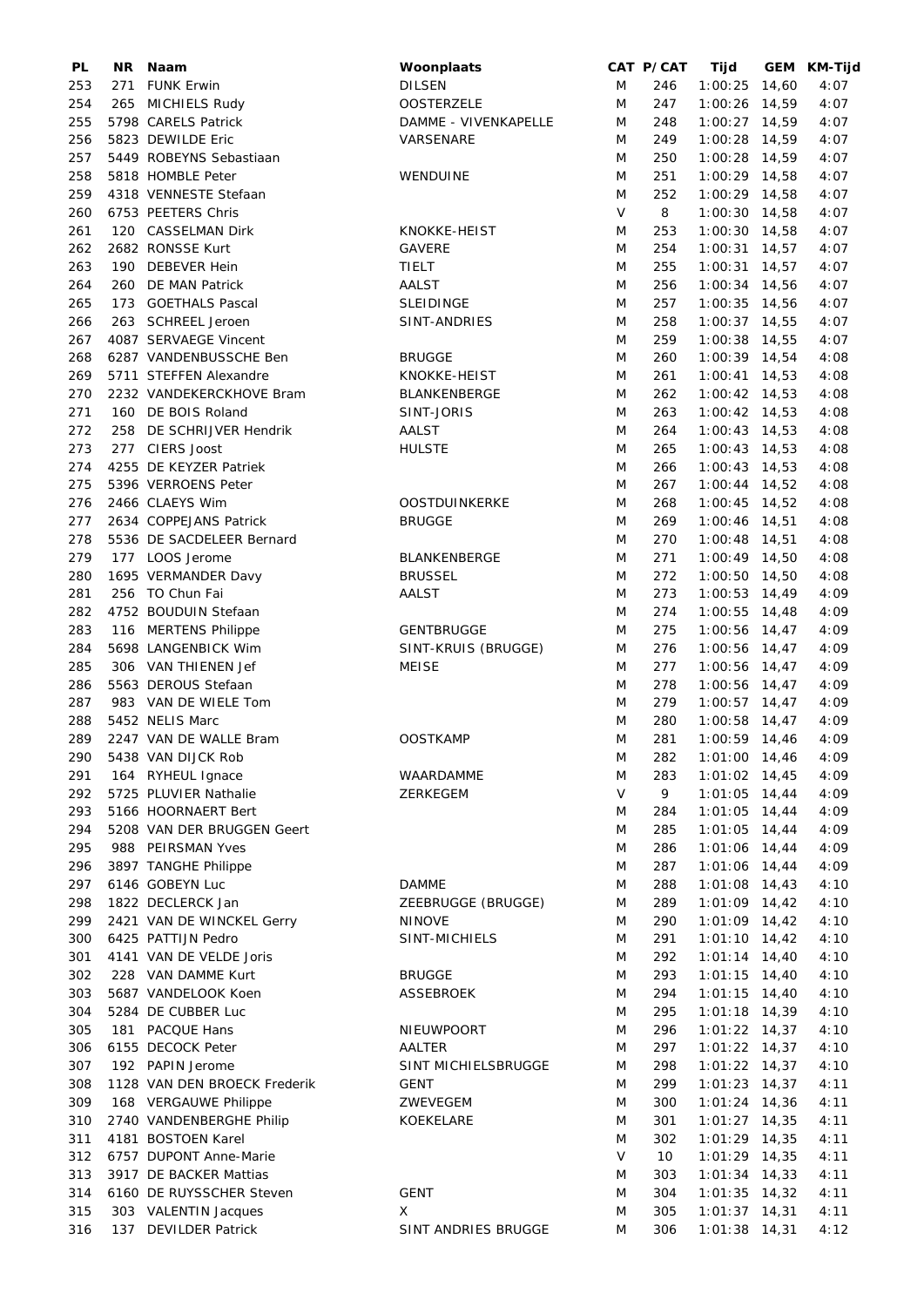| PL | NR | Naam | Woonplaats | CAT | P/CAT | Tijd | GEM | KM-Tijd |
|---|---|---|---|---|---|---|---|---|
| 253 | 271 | FUNK Erwin | DILSEN | M | 246 | 1:00:25 | 14,60 | 4:07 |
| 254 | 265 | MICHIELS Rudy | OOSTERZELE | M | 247 | 1:00:26 | 14,59 | 4:07 |
| 255 | 5798 | CARELS Patrick | DAMME - VIVENKAPELLE | M | 248 | 1:00:27 | 14,59 | 4:07 |
| 256 | 5823 | DEWILDE Eric | VARSENARE | M | 249 | 1:00:28 | 14,59 | 4:07 |
| 257 | 5449 | ROBEYNS Sebastiaan | | M | 250 | 1:00:28 | 14,59 | 4:07 |
| 258 | 5818 | HOMBLE Peter | WENDUINE | M | 251 | 1:00:29 | 14,58 | 4:07 |
| 259 | 4318 | VENNESTE Stefaan | | M | 252 | 1:00:29 | 14,58 | 4:07 |
| 260 | 6753 | PEETERS Chris | | V | 8 | 1:00:30 | 14,58 | 4:07 |
| 261 | 120 | CASSELMAN Dirk | KNOKKE-HEIST | M | 253 | 1:00:30 | 14,58 | 4:07 |
| 262 | 2682 | RONSSE Kurt | GAVERE | M | 254 | 1:00:31 | 14,57 | 4:07 |
| 263 | 190 | DEBEVER Hein | TIELT | M | 255 | 1:00:31 | 14,57 | 4:07 |
| 264 | 260 | DE MAN Patrick | AALST | M | 256 | 1:00:34 | 14,56 | 4:07 |
| 265 | 173 | GOETHALS Pascal | SLEIDINGE | M | 257 | 1:00:35 | 14,56 | 4:07 |
| 266 | 263 | SCHREEL Jeroen | SINT-ANDRIES | M | 258 | 1:00:37 | 14,55 | 4:07 |
| 267 | 4087 | SERVAEGE Vincent | | M | 259 | 1:00:38 | 14,55 | 4:07 |
| 268 | 6287 | VANDENBUSSCHE Ben | BRUGGE | M | 260 | 1:00:39 | 14,54 | 4:08 |
| 269 | 5711 | STEFFEN Alexandre | KNOKKE-HEIST | M | 261 | 1:00:41 | 14,53 | 4:08 |
| 270 | 2232 | VANDEKERCKHOVE Bram | BLANKENBERGE | M | 262 | 1:00:42 | 14,53 | 4:08 |
| 271 | 160 | DE BOIS Roland | SINT-JORIS | M | 263 | 1:00:42 | 14,53 | 4:08 |
| 272 | 258 | DE SCHRIJVER Hendrik | AALST | M | 264 | 1:00:43 | 14,53 | 4:08 |
| 273 | 277 | CIERS Joost | HULSTE | M | 265 | 1:00:43 | 14,53 | 4:08 |
| 274 | 4255 | DE KEYZER Patriek | | M | 266 | 1:00:43 | 14,53 | 4:08 |
| 275 | 5396 | VERROENS Peter | | M | 267 | 1:00:44 | 14,52 | 4:08 |
| 276 | 2466 | CLAEYS Wim | OOSTDUINKERKE | M | 268 | 1:00:45 | 14,52 | 4:08 |
| 277 | 2634 | COPPEJANS Patrick | BRUGGE | M | 269 | 1:00:46 | 14,51 | 4:08 |
| 278 | 5536 | DE SACDELEER Bernard | | M | 270 | 1:00:48 | 14,51 | 4:08 |
| 279 | 177 | LOOS Jerome | BLANKENBERGE | M | 271 | 1:00:49 | 14,50 | 4:08 |
| 280 | 1695 | VERMANDER Davy | BRUSSEL | M | 272 | 1:00:50 | 14,50 | 4:08 |
| 281 | 256 | TO Chun Fai | AALST | M | 273 | 1:00:53 | 14,49 | 4:09 |
| 282 | 4752 | BOUDUIN Stefaan | | M | 274 | 1:00:55 | 14,48 | 4:09 |
| 283 | 116 | MERTENS Philippe | GENTBRUGGE | M | 275 | 1:00:56 | 14,47 | 4:09 |
| 284 | 5698 | LANGENBICK Wim | SINT-KRUIS (BRUGGE) | M | 276 | 1:00:56 | 14,47 | 4:09 |
| 285 | 306 | VAN THIENEN Jef | MEISE | M | 277 | 1:00:56 | 14,47 | 4:09 |
| 286 | 5563 | DEROUS Stefaan | | M | 278 | 1:00:56 | 14,47 | 4:09 |
| 287 | 983 | VAN DE WIELE Tom | | M | 279 | 1:00:57 | 14,47 | 4:09 |
| 288 | 5452 | NELIS Marc | | M | 280 | 1:00:58 | 14,47 | 4:09 |
| 289 | 2247 | VAN DE WALLE Bram | OOSTKAMP | M | 281 | 1:00:59 | 14,46 | 4:09 |
| 290 | 5438 | VAN DIJCK Rob | | M | 282 | 1:01:00 | 14,46 | 4:09 |
| 291 | 164 | RYHEUL Ignace | WAARDAMME | M | 283 | 1:01:02 | 14,45 | 4:09 |
| 292 | 5725 | PLUVIER Nathalie | ZERKEGEM | V | 9 | 1:01:05 | 14,44 | 4:09 |
| 293 | 5166 | HOORNAERT Bert | | M | 284 | 1:01:05 | 14,44 | 4:09 |
| 294 | 5208 | VAN DER BRUGGEN Geert | | M | 285 | 1:01:05 | 14,44 | 4:09 |
| 295 | 988 | PEIRSMAN Yves | | M | 286 | 1:01:06 | 14,44 | 4:09 |
| 296 | 3897 | TANGHE Philippe | | M | 287 | 1:01:06 | 14,44 | 4:09 |
| 297 | 6146 | GOBEYN Luc | DAMME | M | 288 | 1:01:08 | 14,43 | 4:10 |
| 298 | 1822 | DECLERCK Jan | ZEEBRUGGE (BRUGGE) | M | 289 | 1:01:09 | 14,42 | 4:10 |
| 299 | 2421 | VAN DE WINCKEL Gerry | NINOVE | M | 290 | 1:01:09 | 14,42 | 4:10 |
| 300 | 6425 | PATTIJN Pedro | SINT-MICHIELS | M | 291 | 1:01:10 | 14,42 | 4:10 |
| 301 | 4141 | VAN DE VELDE Joris | | M | 292 | 1:01:14 | 14,40 | 4:10 |
| 302 | 228 | VAN DAMME Kurt | BRUGGE | M | 293 | 1:01:15 | 14,40 | 4:10 |
| 303 | 5687 | VANDELOOK Koen | ASSEBROEK | M | 294 | 1:01:15 | 14,40 | 4:10 |
| 304 | 5284 | DE CUBBER Luc | | M | 295 | 1:01:18 | 14,39 | 4:10 |
| 305 | 181 | PACQUE Hans | NIEUWPOORT | M | 296 | 1:01:22 | 14,37 | 4:10 |
| 306 | 6155 | DECOCK Peter | AALTER | M | 297 | 1:01:22 | 14,37 | 4:10 |
| 307 | 192 | PAPIN Jerome | SINT MICHIELSBRUGGE | M | 298 | 1:01:22 | 14,37 | 4:10 |
| 308 | 1128 | VAN DEN BROECK Frederik | GENT | M | 299 | 1:01:23 | 14,37 | 4:11 |
| 309 | 168 | VERGAUWE Philippe | ZWEVEGEM | M | 300 | 1:01:24 | 14,36 | 4:11 |
| 310 | 2740 | VANDENBERGHE Philip | KOEKELARE | M | 301 | 1:01:27 | 14,35 | 4:11 |
| 311 | 4181 | BOSTOEN Karel | | M | 302 | 1:01:29 | 14,35 | 4:11 |
| 312 | 6757 | DUPONT Anne-Marie | | V | 10 | 1:01:29 | 14,35 | 4:11 |
| 313 | 3917 | DE BACKER Mattias | | M | 303 | 1:01:34 | 14,33 | 4:11 |
| 314 | 6160 | DE RUYSSCHER Steven | GENT | M | 304 | 1:01:35 | 14,32 | 4:11 |
| 315 | 303 | VALENTIN Jacques | X | M | 305 | 1:01:37 | 14,31 | 4:11 |
| 316 | 137 | DEVILDER Patrick | SINT ANDRIES BRUGGE | M | 306 | 1:01:38 | 14,31 | 4:12 |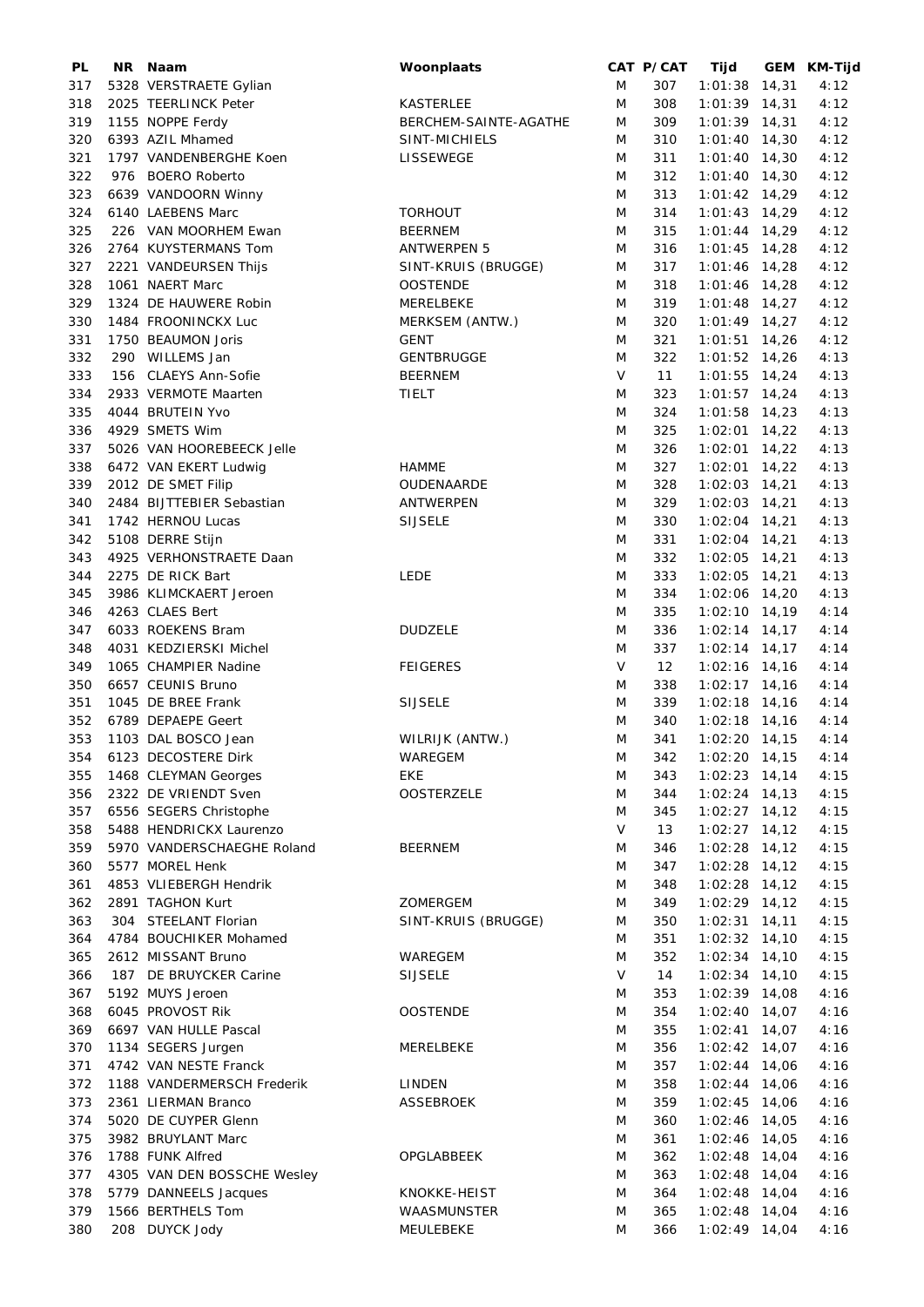| PL | NR | Naam | Woonplaats | CAT | P/CAT | Tijd | GEM | KM-Tijd |
|---|---|---|---|---|---|---|---|---|
| 317 | 5328 | VERSTRAETE Gylian | | M | 307 | 1:01:38 | 14,31 | 4:12 |
| 318 | 2025 | TEERLINCK Peter | KASTERLEE | M | 308 | 1:01:39 | 14,31 | 4:12 |
| 319 | 1155 | NOPPE Ferdy | BERCHEM-SAINTE-AGATHE | M | 309 | 1:01:39 | 14,31 | 4:12 |
| 320 | 6393 | AZIL Mhamed | SINT-MICHIELS | M | 310 | 1:01:40 | 14,30 | 4:12 |
| 321 | 1797 | VANDENBERGHE Koen | LISSEWEGE | M | 311 | 1:01:40 | 14,30 | 4:12 |
| 322 | 976 | BOERO Roberto | | M | 312 | 1:01:40 | 14,30 | 4:12 |
| 323 | 6639 | VANDOORN Winny | | M | 313 | 1:01:42 | 14,29 | 4:12 |
| 324 | 6140 | LAEBENS Marc | TORHOUT | M | 314 | 1:01:43 | 14,29 | 4:12 |
| 325 | 226 | VAN MOORHEM Ewan | BEERNEM | M | 315 | 1:01:44 | 14,29 | 4:12 |
| 326 | 2764 | KUYSTERMANS Tom | ANTWERPEN 5 | M | 316 | 1:01:45 | 14,28 | 4:12 |
| 327 | 2221 | VANDEURSEN Thijs | SINT-KRUIS (BRUGGE) | M | 317 | 1:01:46 | 14,28 | 4:12 |
| 328 | 1061 | NAERT Marc | OOSTENDE | M | 318 | 1:01:46 | 14,28 | 4:12 |
| 329 | 1324 | DE HAUWERE Robin | MERELBEKE | M | 319 | 1:01:48 | 14,27 | 4:12 |
| 330 | 1484 | FROONINCKX Luc | MERKSEM (ANTW.) | M | 320 | 1:01:49 | 14,27 | 4:12 |
| 331 | 1750 | BEAUMON Joris | GENT | M | 321 | 1:01:51 | 14,26 | 4:12 |
| 332 | 290 | WILLEMS Jan | GENTBRUGGE | M | 322 | 1:01:52 | 14,26 | 4:13 |
| 333 | 156 | CLAEYS Ann-Sofie | BEERNEM | V | 11 | 1:01:55 | 14,24 | 4:13 |
| 334 | 2933 | VERMOTE Maarten | TIELT | M | 323 | 1:01:57 | 14,24 | 4:13 |
| 335 | 4044 | BRUTEIN Yvo | | M | 324 | 1:01:58 | 14,23 | 4:13 |
| 336 | 4929 | SMETS Wim | | M | 325 | 1:02:01 | 14,22 | 4:13 |
| 337 | 5026 | VAN HOOREBEECK Jelle | | M | 326 | 1:02:01 | 14,22 | 4:13 |
| 338 | 6472 | VAN EKERT Ludwig | HAMME | M | 327 | 1:02:01 | 14,22 | 4:13 |
| 339 | 2012 | DE SMET Filip | OUDENAARDE | M | 328 | 1:02:03 | 14,21 | 4:13 |
| 340 | 2484 | BIJTTEBIER Sebastian | ANTWERPEN | M | 329 | 1:02:03 | 14,21 | 4:13 |
| 341 | 1742 | HERNOU Lucas | SIJSELE | M | 330 | 1:02:04 | 14,21 | 4:13 |
| 342 | 5108 | DERRE Stijn | | M | 331 | 1:02:04 | 14,21 | 4:13 |
| 343 | 4925 | VERHONSTRAETE Daan | | M | 332 | 1:02:05 | 14,21 | 4:13 |
| 344 | 2275 | DE RICK Bart | LEDE | M | 333 | 1:02:05 | 14,21 | 4:13 |
| 345 | 3986 | KLIMCKAERT Jeroen | | M | 334 | 1:02:06 | 14,20 | 4:13 |
| 346 | 4263 | CLAES Bert | | M | 335 | 1:02:10 | 14,19 | 4:14 |
| 347 | 6033 | ROEKENS Bram | DUDZELE | M | 336 | 1:02:14 | 14,17 | 4:14 |
| 348 | 4031 | KEDZIERSKI Michel | | M | 337 | 1:02:14 | 14,17 | 4:14 |
| 349 | 1065 | CHAMPIER Nadine | FEIGERES | V | 12 | 1:02:16 | 14,16 | 4:14 |
| 350 | 6657 | CEUNIS Bruno | | M | 338 | 1:02:17 | 14,16 | 4:14 |
| 351 | 1045 | DE BREE Frank | SIJSELE | M | 339 | 1:02:18 | 14,16 | 4:14 |
| 352 | 6789 | DEPAEPE Geert | | M | 340 | 1:02:18 | 14,16 | 4:14 |
| 353 | 1103 | DAL BOSCO Jean | WILRIJK (ANTW.) | M | 341 | 1:02:20 | 14,15 | 4:14 |
| 354 | 6123 | DECOSTERE Dirk | WAREGEM | M | 342 | 1:02:20 | 14,15 | 4:14 |
| 355 | 1468 | CLEYMAN Georges | EKE | M | 343 | 1:02:23 | 14,14 | 4:15 |
| 356 | 2322 | DE VRIENDT Sven | OOSTERZELE | M | 344 | 1:02:24 | 14,13 | 4:15 |
| 357 | 6556 | SEGERS Christophe | | M | 345 | 1:02:27 | 14,12 | 4:15 |
| 358 | 5488 | HENDRICKX Laurenzo | | V | 13 | 1:02:27 | 14,12 | 4:15 |
| 359 | 5970 | VANDERSCHAEGHE Roland | BEERNEM | M | 346 | 1:02:28 | 14,12 | 4:15 |
| 360 | 5577 | MOREL Henk | | M | 347 | 1:02:28 | 14,12 | 4:15 |
| 361 | 4853 | VLIEBERGH Hendrik | | M | 348 | 1:02:28 | 14,12 | 4:15 |
| 362 | 2891 | TAGHON Kurt | ZOMERGEM | M | 349 | 1:02:29 | 14,12 | 4:15 |
| 363 | 304 | STEELANT Florian | SINT-KRUIS (BRUGGE) | M | 350 | 1:02:31 | 14,11 | 4:15 |
| 364 | 4784 | BOUCHIKER Mohamed | | M | 351 | 1:02:32 | 14,10 | 4:15 |
| 365 | 2612 | MISSANT Bruno | WAREGEM | M | 352 | 1:02:34 | 14,10 | 4:15 |
| 366 | 187 | DE BRUYCKER Carine | SIJSELE | V | 14 | 1:02:34 | 14,10 | 4:15 |
| 367 | 5192 | MUYS Jeroen | | M | 353 | 1:02:39 | 14,08 | 4:16 |
| 368 | 6045 | PROVOST Rik | OOSTENDE | M | 354 | 1:02:40 | 14,07 | 4:16 |
| 369 | 6697 | VAN HULLE Pascal | | M | 355 | 1:02:41 | 14,07 | 4:16 |
| 370 | 1134 | SEGERS Jurgen | MERELBEKE | M | 356 | 1:02:42 | 14,07 | 4:16 |
| 371 | 4742 | VAN NESTE Franck | | M | 357 | 1:02:44 | 14,06 | 4:16 |
| 372 | 1188 | VANDERMERSCH Frederik | LINDEN | M | 358 | 1:02:44 | 14,06 | 4:16 |
| 373 | 2361 | LIERMAN Branco | ASSEBROEK | M | 359 | 1:02:45 | 14,06 | 4:16 |
| 374 | 5020 | DE CUYPER Glenn | | M | 360 | 1:02:46 | 14,05 | 4:16 |
| 375 | 3982 | BRUYLANT Marc | | M | 361 | 1:02:46 | 14,05 | 4:16 |
| 376 | 1788 | FUNK Alfred | OPGLABBEEK | M | 362 | 1:02:48 | 14,04 | 4:16 |
| 377 | 4305 | VAN DEN BOSSCHE Wesley | | M | 363 | 1:02:48 | 14,04 | 4:16 |
| 378 | 5779 | DANNEELS Jacques | KNOKKE-HEIST | M | 364 | 1:02:48 | 14,04 | 4:16 |
| 379 | 1566 | BERTHELS Tom | WAASMUNSTER | M | 365 | 1:02:48 | 14,04 | 4:16 |
| 380 | 208 | DUYCK Jody | MEULEBEKE | M | 366 | 1:02:49 | 14,04 | 4:16 |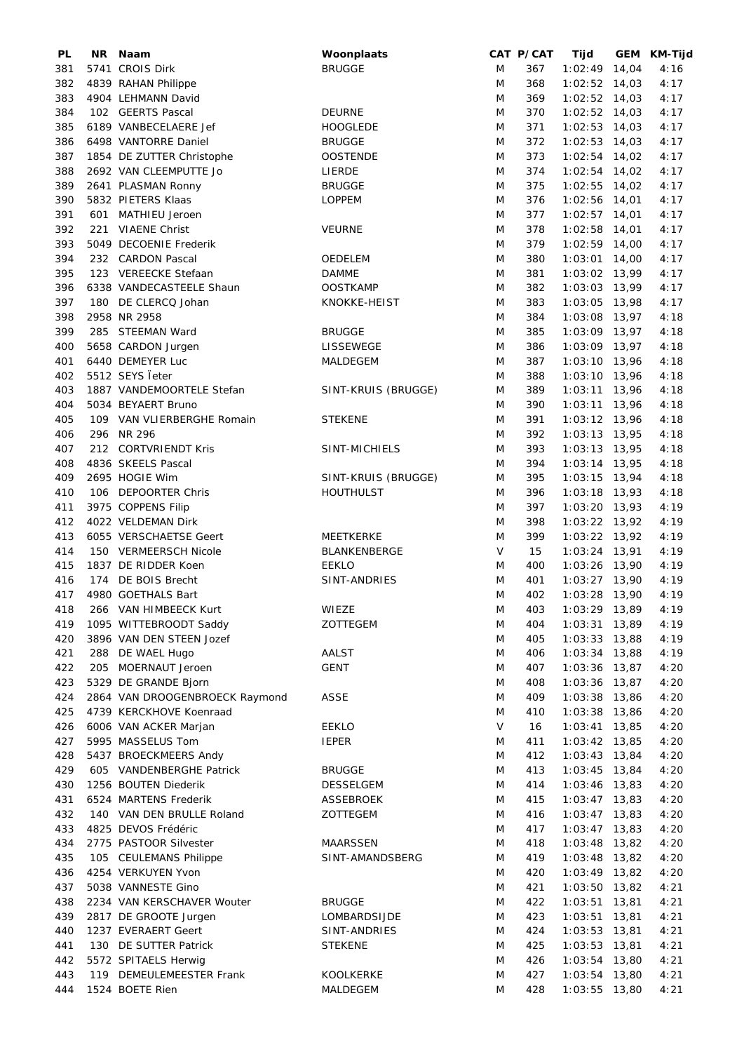| PL | NR | Naam | Woonplaats | CAT | P/CAT | Tijd | GEM | KM-Tijd |
|---|---|---|---|---|---|---|---|---|
| 381 | 5741 | CROIS Dirk | BRUGGE | M | 367 | 1:02:49 | 14,04 | 4:16 |
| 382 | 4839 | RAHAN Philippe | | M | 368 | 1:02:52 | 14,03 | 4:17 |
| 383 | 4904 | LEHMANN David | | M | 369 | 1:02:52 | 14,03 | 4:17 |
| 384 | 102 | GEERTS Pascal | DEURNE | M | 370 | 1:02:52 | 14,03 | 4:17 |
| 385 | 6189 | VANBECELAERE Jef | HOOGLEDE | M | 371 | 1:02:53 | 14,03 | 4:17 |
| 386 | 6498 | VANTORRE Daniel | BRUGGE | M | 372 | 1:02:53 | 14,03 | 4:17 |
| 387 | 1854 | DE ZUTTER Christophe | OOSTENDE | M | 373 | 1:02:54 | 14,02 | 4:17 |
| 388 | 2692 | VAN CLEEMPUTTE Jo | LIERDE | M | 374 | 1:02:54 | 14,02 | 4:17 |
| 389 | 2641 | PLASMAN Ronny | BRUGGE | M | 375 | 1:02:55 | 14,02 | 4:17 |
| 390 | 5832 | PIETERS Klaas | LOPPEM | M | 376 | 1:02:56 | 14,01 | 4:17 |
| 391 | 601 | MATHIEU Jeroen | | M | 377 | 1:02:57 | 14,01 | 4:17 |
| 392 | 221 | VIAENE Christ | VEURNE | M | 378 | 1:02:58 | 14,01 | 4:17 |
| 393 | 5049 | DECOENIE Frederik | | M | 379 | 1:02:59 | 14,00 | 4:17 |
| 394 | 232 | CARDON Pascal | OEDELEM | M | 380 | 1:03:01 | 14,00 | 4:17 |
| 395 | 123 | VEREECKE Stefaan | DAMME | M | 381 | 1:03:02 | 13,99 | 4:17 |
| 396 | 6338 | VANDECASTEELE Shaun | OOSTKAMP | M | 382 | 1:03:03 | 13,99 | 4:17 |
| 397 | 180 | DE CLERCQ Johan | KNOKKE-HEIST | M | 383 | 1:03:05 | 13,98 | 4:17 |
| 398 | 2958 | NR 2958 | | M | 384 | 1:03:08 | 13,97 | 4:18 |
| 399 | 285 | STEEMAN Ward | BRUGGE | M | 385 | 1:03:09 | 13,97 | 4:18 |
| 400 | 5658 | CARDON Jurgen | LISSEWEGE | M | 386 | 1:03:09 | 13,97 | 4:18 |
| 401 | 6440 | DEMEYER Luc | MALDEGEM | M | 387 | 1:03:10 | 13,96 | 4:18 |
| 402 | 5512 | SEYS Ïeter | | M | 388 | 1:03:10 | 13,96 | 4:18 |
| 403 | 1887 | VANDEMOORTELE Stefan | SINT-KRUIS (BRUGGE) | M | 389 | 1:03:11 | 13,96 | 4:18 |
| 404 | 5034 | BEYAERT Bruno | | M | 390 | 1:03:11 | 13,96 | 4:18 |
| 405 | 109 | VAN VLIERBERGHE Romain | STEKENE | M | 391 | 1:03:12 | 13,96 | 4:18 |
| 406 | 296 | NR 296 | | M | 392 | 1:03:13 | 13,95 | 4:18 |
| 407 | 212 | CORTVRIENDT Kris | SINT-MICHIELS | M | 393 | 1:03:13 | 13,95 | 4:18 |
| 408 | 4836 | SKEELS Pascal | | M | 394 | 1:03:14 | 13,95 | 4:18 |
| 409 | 2695 | HOGIE Wim | SINT-KRUIS (BRUGGE) | M | 395 | 1:03:15 | 13,94 | 4:18 |
| 410 | 106 | DEPOORTER Chris | HOUTHULST | M | 396 | 1:03:18 | 13,93 | 4:18 |
| 411 | 3975 | COPPENS Filip | | M | 397 | 1:03:20 | 13,93 | 4:19 |
| 412 | 4022 | VELDEMAN Dirk | | M | 398 | 1:03:22 | 13,92 | 4:19 |
| 413 | 6055 | VERSCHAETSE Geert | MEETKERKE | M | 399 | 1:03:22 | 13,92 | 4:19 |
| 414 | 150 | VERMEERSCH Nicole | BLANKENBERGE | V | 15 | 1:03:24 | 13,91 | 4:19 |
| 415 | 1837 | DE RIDDER Koen | EEKLO | M | 400 | 1:03:26 | 13,90 | 4:19 |
| 416 | 174 | DE BOIS Brecht | SINT-ANDRIES | M | 401 | 1:03:27 | 13,90 | 4:19 |
| 417 | 4980 | GOETHALS Bart | | M | 402 | 1:03:28 | 13,90 | 4:19 |
| 418 | 266 | VAN HIMBEECK Kurt | WIEZE | M | 403 | 1:03:29 | 13,89 | 4:19 |
| 419 | 1095 | WITTEBROODT Saddy | ZOTTEGEM | M | 404 | 1:03:31 | 13,89 | 4:19 |
| 420 | 3896 | VAN DEN STEEN Jozef | | M | 405 | 1:03:33 | 13,88 | 4:19 |
| 421 | 288 | DE WAEL Hugo | AALST | M | 406 | 1:03:34 | 13,88 | 4:19 |
| 422 | 205 | MOERNAUT Jeroen | GENT | M | 407 | 1:03:36 | 13,87 | 4:20 |
| 423 | 5329 | DE GRANDE Bjorn | | M | 408 | 1:03:36 | 13,87 | 4:20 |
| 424 | 2864 | VAN DROOGENBROECK Raymond | ASSE | M | 409 | 1:03:38 | 13,86 | 4:20 |
| 425 | 4739 | KERCKHOVE Koenraad | | M | 410 | 1:03:38 | 13,86 | 4:20 |
| 426 | 6006 | VAN ACKER Marjan | EEKLO | V | 16 | 1:03:41 | 13,85 | 4:20 |
| 427 | 5995 | MASSELUS Tom | IEPER | M | 411 | 1:03:42 | 13,85 | 4:20 |
| 428 | 5437 | BROECKMEERS Andy | | M | 412 | 1:03:43 | 13,84 | 4:20 |
| 429 | 605 | VANDENBERGHE Patrick | BRUGGE | M | 413 | 1:03:45 | 13,84 | 4:20 |
| 430 | 1256 | BOUTEN Diederik | DESSELGEM | M | 414 | 1:03:46 | 13,83 | 4:20 |
| 431 | 6524 | MARTENS Frederik | ASSEBROEK | M | 415 | 1:03:47 | 13,83 | 4:20 |
| 432 | 140 | VAN DEN BRULLE Roland | ZOTTEGEM | M | 416 | 1:03:47 | 13,83 | 4:20 |
| 433 | 4825 | DEVOS Frédéric | | M | 417 | 1:03:47 | 13,83 | 4:20 |
| 434 | 2775 | PASTOOR Silvester | MAARSSEN | M | 418 | 1:03:48 | 13,82 | 4:20 |
| 435 | 105 | CEULEMANS Philippe | SINT-AMANDSBERG | M | 419 | 1:03:48 | 13,82 | 4:20 |
| 436 | 4254 | VERKUYEN Yvon | | M | 420 | 1:03:49 | 13,82 | 4:20 |
| 437 | 5038 | VANNESTE Gino | | M | 421 | 1:03:50 | 13,82 | 4:21 |
| 438 | 2234 | VAN KERSCHAVER Wouter | BRUGGE | M | 422 | 1:03:51 | 13,81 | 4:21 |
| 439 | 2817 | DE GROOTE Jurgen | LOMBARDSIJDE | M | 423 | 1:03:51 | 13,81 | 4:21 |
| 440 | 1237 | EVERAERT Geert | SINT-ANDRIES | M | 424 | 1:03:53 | 13,81 | 4:21 |
| 441 | 130 | DE SUTTER Patrick | STEKENE | M | 425 | 1:03:53 | 13,81 | 4:21 |
| 442 | 5572 | SPITAELS Herwig | | M | 426 | 1:03:54 | 13,80 | 4:21 |
| 443 | 119 | DEMEULEMEESTER Frank | KOOLKERKE | M | 427 | 1:03:54 | 13,80 | 4:21 |
| 444 | 1524 | BOETE Rien | MALDEGEM | M | 428 | 1:03:55 | 13,80 | 4:21 |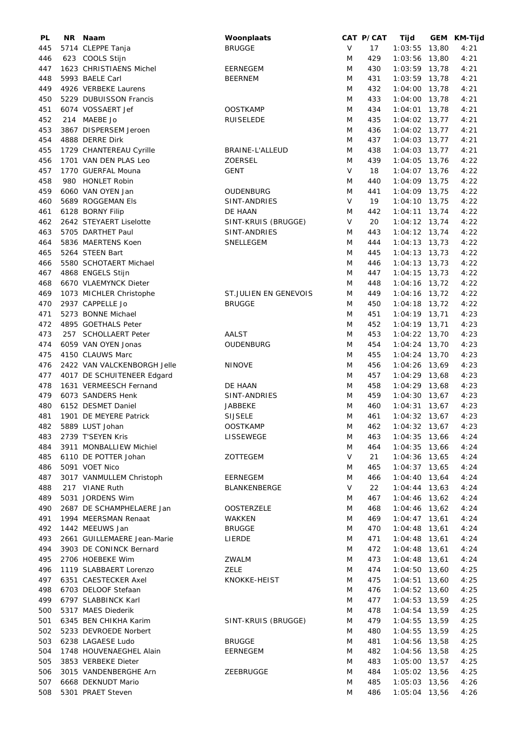| PL | NR | Naam | Woonplaats | CAT | P/CAT | Tijd | GEM | KM-Tijd |
|---|---|---|---|---|---|---|---|---|
| 445 | 5714 | CLEPPE Tanja | BRUGGE | V | 17 | 1:03:55 | 13,80 | 4:21 |
| 446 | 623 | COOLS Stijn | | M | 429 | 1:03:56 | 13,80 | 4:21 |
| 447 | 1623 | CHRISTIAENS Michel | EERNEGEM | M | 430 | 1:03:59 | 13,78 | 4:21 |
| 448 | 5993 | BAELE Carl | BEERNEM | M | 431 | 1:03:59 | 13,78 | 4:21 |
| 449 | 4926 | VERBEKE Laurens | | M | 432 | 1:04:00 | 13,78 | 4:21 |
| 450 | 5229 | DUBUISSON Francis | | M | 433 | 1:04:00 | 13,78 | 4:21 |
| 451 | 6074 | VOSSAERT Jef | OOSTKAMP | M | 434 | 1:04:01 | 13,78 | 4:21 |
| 452 | 214 | MAEBE Jo | RUISELEDE | M | 435 | 1:04:02 | 13,77 | 4:21 |
| 453 | 3867 | DISPERSEM Jeroen | | M | 436 | 1:04:02 | 13,77 | 4:21 |
| 454 | 4888 | DERRE Dirk | | M | 437 | 1:04:03 | 13,77 | 4:21 |
| 455 | 1729 | CHANTEREAU Cyrille | BRAINE-L'ALLEUD | M | 438 | 1:04:03 | 13,77 | 4:21 |
| 456 | 1701 | VAN DEN PLAS Leo | ZOERSEL | M | 439 | 1:04:05 | 13,76 | 4:22 |
| 457 | 1770 | GUERFAL Mouna | GENT | V | 18 | 1:04:07 | 13,76 | 4:22 |
| 458 | 980 | HONLET Robin | | M | 440 | 1:04:09 | 13,75 | 4:22 |
| 459 | 6060 | VAN OYEN Jan | OUDENBURG | M | 441 | 1:04:09 | 13,75 | 4:22 |
| 460 | 5689 | ROGGEMAN Els | SINT-ANDRIES | V | 19 | 1:04:10 | 13,75 | 4:22 |
| 461 | 6128 | BORNY Filip | DE HAAN | M | 442 | 1:04:11 | 13,74 | 4:22 |
| 462 | 2642 | STEYAERT Liselotte | SINT-KRUIS (BRUGGE) | V | 20 | 1:04:12 | 13,74 | 4:22 |
| 463 | 5705 | DARTHET Paul | SINT-ANDRIES | M | 443 | 1:04:12 | 13,74 | 4:22 |
| 464 | 5836 | MAERTENS Koen | SNELLEGEM | M | 444 | 1:04:13 | 13,73 | 4:22 |
| 465 | 5264 | STEEN Bart | | M | 445 | 1:04:13 | 13,73 | 4:22 |
| 466 | 5580 | SCHOTAERT Michael | | M | 446 | 1:04:13 | 13,73 | 4:22 |
| 467 | 4868 | ENGELS Stijn | | M | 447 | 1:04:15 | 13,73 | 4:22 |
| 468 | 6670 | VLAEMYNCK Dieter | | M | 448 | 1:04:16 | 13,72 | 4:22 |
| 469 | 1073 | MICHLER Christophe | ST.JULIEN EN GENEVOIS | M | 449 | 1:04:16 | 13,72 | 4:22 |
| 470 | 2937 | CAPPELLE Jo | BRUGGE | M | 450 | 1:04:18 | 13,72 | 4:22 |
| 471 | 5273 | BONNE Michael | | M | 451 | 1:04:19 | 13,71 | 4:23 |
| 472 | 4895 | GOETHALS Peter | | M | 452 | 1:04:19 | 13,71 | 4:23 |
| 473 | 257 | SCHOLLAERT Peter | AALST | M | 453 | 1:04:22 | 13,70 | 4:23 |
| 474 | 6059 | VAN OYEN Jonas | OUDENBURG | M | 454 | 1:04:24 | 13,70 | 4:23 |
| 475 | 4150 | CLAUWS Marc | | M | 455 | 1:04:24 | 13,70 | 4:23 |
| 476 | 2422 | VAN VALCKENBORGH Jelle | NINOVE | M | 456 | 1:04:26 | 13,69 | 4:23 |
| 477 | 4017 | DE SCHUITENEER Edgard | | M | 457 | 1:04:29 | 13,68 | 4:23 |
| 478 | 1631 | VERMEESCH Fernand | DE HAAN | M | 458 | 1:04:29 | 13,68 | 4:23 |
| 479 | 6073 | SANDERS Henk | SINT-ANDRIES | M | 459 | 1:04:30 | 13,67 | 4:23 |
| 480 | 6152 | DESMET Daniel | JABBEKE | M | 460 | 1:04:31 | 13,67 | 4:23 |
| 481 | 1901 | DE MEYERE Patrick | SIJSELE | M | 461 | 1:04:32 | 13,67 | 4:23 |
| 482 | 5889 | LUST Johan | OOSTKAMP | M | 462 | 1:04:32 | 13,67 | 4:23 |
| 483 | 2739 | T'SEYEN Kris | LISSEWEGE | M | 463 | 1:04:35 | 13,66 | 4:24 |
| 484 | 3911 | MONBALLIEW Michiel | | M | 464 | 1:04:35 | 13,66 | 4:24 |
| 485 | 6110 | DE POTTER Johan | ZOTTEGEM | V | 21 | 1:04:36 | 13,65 | 4:24 |
| 486 | 5091 | VOET Nico | | M | 465 | 1:04:37 | 13,65 | 4:24 |
| 487 | 3017 | VANMULLEM Christoph | EERNEGEM | M | 466 | 1:04:40 | 13,64 | 4:24 |
| 488 | 217 | VIANE Ruth | BLANKENBERGE | V | 22 | 1:04:44 | 13,63 | 4:24 |
| 489 | 5031 | JORDENS Wim | | M | 467 | 1:04:46 | 13,62 | 4:24 |
| 490 | 2687 | DE SCHAMPHELAERE Jan | OOSTERZELE | M | 468 | 1:04:46 | 13,62 | 4:24 |
| 491 | 1994 | MEERSMAN Renaat | WAKKEN | M | 469 | 1:04:47 | 13,61 | 4:24 |
| 492 | 1442 | MEEUWS Jan | BRUGGE | M | 470 | 1:04:48 | 13,61 | 4:24 |
| 493 | 2661 | GUILLEMAERE Jean-Marie | LIERDE | M | 471 | 1:04:48 | 13,61 | 4:24 |
| 494 | 3903 | DE CONINCK Bernard | | M | 472 | 1:04:48 | 13,61 | 4:24 |
| 495 | 2706 | HOEBEKE Wim | ZWALM | M | 473 | 1:04:48 | 13,61 | 4:24 |
| 496 | 1119 | SLABBAERT Lorenzo | ZELE | M | 474 | 1:04:50 | 13,60 | 4:25 |
| 497 | 6351 | CAESTECKER Axel | KNOKKE-HEIST | M | 475 | 1:04:51 | 13,60 | 4:25 |
| 498 | 6703 | DELOOF Stefaan | | M | 476 | 1:04:52 | 13,60 | 4:25 |
| 499 | 6797 | SLABBINCK Karl | | M | 477 | 1:04:53 | 13,59 | 4:25 |
| 500 | 5317 | MAES Diederik | | M | 478 | 1:04:54 | 13,59 | 4:25 |
| 501 | 6345 | BEN CHIKHA Karim | SINT-KRUIS (BRUGGE) | M | 479 | 1:04:55 | 13,59 | 4:25 |
| 502 | 5233 | DEVROEDE Norbert | | M | 480 | 1:04:55 | 13,59 | 4:25 |
| 503 | 6238 | LAGAESE Ludo | BRUGGE | M | 481 | 1:04:56 | 13,58 | 4:25 |
| 504 | 1748 | HOUVENAEGHEL Alain | EERNEGEM | M | 482 | 1:04:56 | 13,58 | 4:25 |
| 505 | 3853 | VERBEKE Dieter | | M | 483 | 1:05:00 | 13,57 | 4:25 |
| 506 | 3015 | VANDENBERGHE Arn | ZEEBRUGGE | M | 484 | 1:05:02 | 13,56 | 4:25 |
| 507 | 6668 | DEKNUDT Mario | | M | 485 | 1:05:03 | 13,56 | 4:26 |
| 508 | 5301 | PRAET Steven | | M | 486 | 1:05:04 | 13,56 | 4:26 |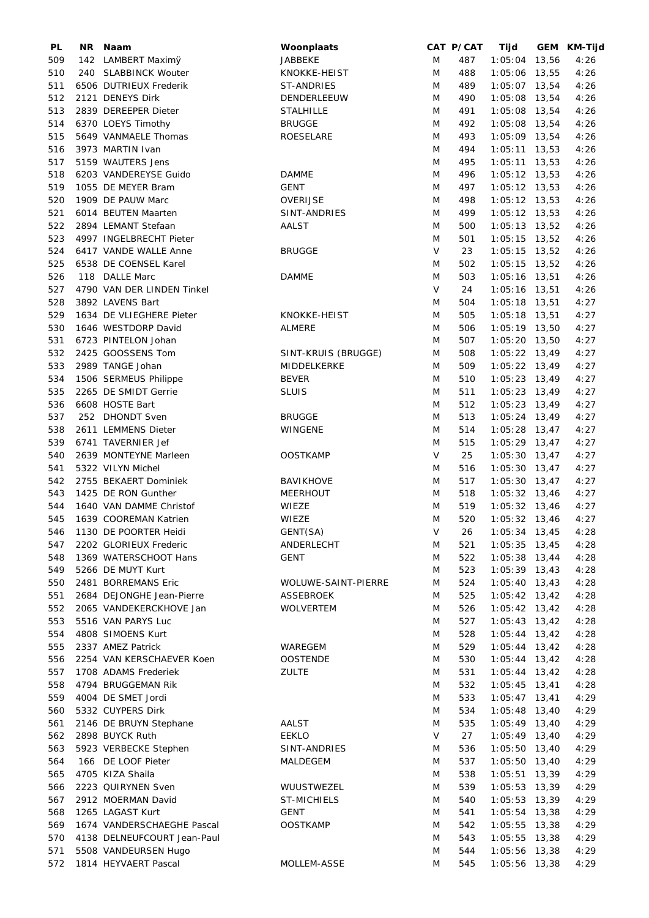| PL | NR | Naam | Woonplaats | CAT | P/CAT | Tijd | GEM | KM-Tijd |
|---|---|---|---|---|---|---|---|---|
| 509 | 142 | LAMBERT Maximÿ | JABBEKE | M | 487 | 1:05:04 | 13,56 | 4:26 |
| 510 | 240 | SLABBINCK Wouter | KNOKKE-HEIST | M | 488 | 1:05:06 | 13,55 | 4:26 |
| 511 | 6506 | DUTRIEUX Frederik | ST-ANDRIES | M | 489 | 1:05:07 | 13,54 | 4:26 |
| 512 | 2121 | DENEYS Dirk | DENDERLEEUW | M | 490 | 1:05:08 | 13,54 | 4:26 |
| 513 | 2839 | DEREEPER Dieter | STALHILLE | M | 491 | 1:05:08 | 13,54 | 4:26 |
| 514 | 6370 | LOEYS Timothy | BRUGGE | M | 492 | 1:05:08 | 13,54 | 4:26 |
| 515 | 5649 | VANMAELE Thomas | ROESELARE | M | 493 | 1:05:09 | 13,54 | 4:26 |
| 516 | 3973 | MARTIN Ivan | | M | 494 | 1:05:11 | 13,53 | 4:26 |
| 517 | 5159 | WAUTERS Jens | | M | 495 | 1:05:11 | 13,53 | 4:26 |
| 518 | 6203 | VANDEREYSE Guido | DAMME | M | 496 | 1:05:12 | 13,53 | 4:26 |
| 519 | 1055 | DE MEYER Bram | GENT | M | 497 | 1:05:12 | 13,53 | 4:26 |
| 520 | 1909 | DE PAUW Marc | OVERIJSE | M | 498 | 1:05:12 | 13,53 | 4:26 |
| 521 | 6014 | BEUTEN Maarten | SINT-ANDRIES | M | 499 | 1:05:12 | 13,53 | 4:26 |
| 522 | 2894 | LEMANT Stefaan | AALST | M | 500 | 1:05:13 | 13,52 | 4:26 |
| 523 | 4997 | INGELBRECHT Pieter | | M | 501 | 1:05:15 | 13,52 | 4:26 |
| 524 | 6417 | VANDE WALLE Anne | BRUGGE | V | 23 | 1:05:15 | 13,52 | 4:26 |
| 525 | 6538 | DE COENSEL Karel | | M | 502 | 1:05:15 | 13,52 | 4:26 |
| 526 | 118 | DALLE Marc | DAMME | M | 503 | 1:05:16 | 13,51 | 4:26 |
| 527 | 4790 | VAN DER LINDEN Tinkel | | V | 24 | 1:05:16 | 13,51 | 4:26 |
| 528 | 3892 | LAVENS Bart | | M | 504 | 1:05:18 | 13,51 | 4:27 |
| 529 | 1634 | DE VLIEGHERE Pieter | KNOKKE-HEIST | M | 505 | 1:05:18 | 13,51 | 4:27 |
| 530 | 1646 | WESTDORP David | ALMERE | M | 506 | 1:05:19 | 13,50 | 4:27 |
| 531 | 6723 | PINTELON Johan | | M | 507 | 1:05:20 | 13,50 | 4:27 |
| 532 | 2425 | GOOSSENS Tom | SINT-KRUIS (BRUGGE) | M | 508 | 1:05:22 | 13,49 | 4:27 |
| 533 | 2989 | TANGE Johan | MIDDELKERKE | M | 509 | 1:05:22 | 13,49 | 4:27 |
| 534 | 1506 | SERMEUS Philippe | BEVER | M | 510 | 1:05:23 | 13,49 | 4:27 |
| 535 | 2265 | DE SMIDT Gerrie | SLUIS | M | 511 | 1:05:23 | 13,49 | 4:27 |
| 536 | 6608 | HOSTE Bart | | M | 512 | 1:05:23 | 13,49 | 4:27 |
| 537 | 252 | DHONDT Sven | BRUGGE | M | 513 | 1:05:24 | 13,49 | 4:27 |
| 538 | 2611 | LEMMENS Dieter | WINGENE | M | 514 | 1:05:28 | 13,47 | 4:27 |
| 539 | 6741 | TAVERNIER Jef | | M | 515 | 1:05:29 | 13,47 | 4:27 |
| 540 | 2639 | MONTEYNE Marleen | OOSTKAMP | V | 25 | 1:05:30 | 13,47 | 4:27 |
| 541 | 5322 | VILYN Michel | | M | 516 | 1:05:30 | 13,47 | 4:27 |
| 542 | 2755 | BEKAERT Dominiek | BAVIKHOVE | M | 517 | 1:05:30 | 13,47 | 4:27 |
| 543 | 1425 | DE RON Gunther | MEERHOUT | M | 518 | 1:05:32 | 13,46 | 4:27 |
| 544 | 1640 | VAN DAMME Christof | WIEZE | M | 519 | 1:05:32 | 13,46 | 4:27 |
| 545 | 1639 | COOREMAN Katrien | WIEZE | M | 520 | 1:05:32 | 13,46 | 4:27 |
| 546 | 1130 | DE POORTER Heidi | GENT(SA) | V | 26 | 1:05:34 | 13,45 | 4:28 |
| 547 | 2202 | GLORIEUX Frederic | ANDERLECHT | M | 521 | 1:05:35 | 13,45 | 4:28 |
| 548 | 1369 | WATERSCHOOT Hans | GENT | M | 522 | 1:05:38 | 13,44 | 4:28 |
| 549 | 5266 | DE MUYT Kurt | | M | 523 | 1:05:39 | 13,43 | 4:28 |
| 550 | 2481 | BORREMANS Eric | WOLUWE-SAINT-PIERRE | M | 524 | 1:05:40 | 13,43 | 4:28 |
| 551 | 2684 | DEJONGHE Jean-Pierre | ASSEBROEK | M | 525 | 1:05:42 | 13,42 | 4:28 |
| 552 | 2065 | VANDEKERCKHOVE Jan | WOLVERTEM | M | 526 | 1:05:42 | 13,42 | 4:28 |
| 553 | 5516 | VAN PARYS Luc | | M | 527 | 1:05:43 | 13,42 | 4:28 |
| 554 | 4808 | SIMOENS Kurt | | M | 528 | 1:05:44 | 13,42 | 4:28 |
| 555 | 2337 | AMEZ Patrick | WAREGEM | M | 529 | 1:05:44 | 13,42 | 4:28 |
| 556 | 2254 | VAN KERSCHAEVER Koen | OOSTENDE | M | 530 | 1:05:44 | 13,42 | 4:28 |
| 557 | 1708 | ADAMS Frederiek | ZULTE | M | 531 | 1:05:44 | 13,42 | 4:28 |
| 558 | 4794 | BRUGGEMAN Rik | | M | 532 | 1:05:45 | 13,41 | 4:28 |
| 559 | 4004 | DE SMET Jordi | | M | 533 | 1:05:47 | 13,41 | 4:29 |
| 560 | 5332 | CUYPERS Dirk | | M | 534 | 1:05:48 | 13,40 | 4:29 |
| 561 | 2146 | DE BRUYN Stephane | AALST | M | 535 | 1:05:49 | 13,40 | 4:29 |
| 562 | 2898 | BUYCK Ruth | EEKLO | V | 27 | 1:05:49 | 13,40 | 4:29 |
| 563 | 5923 | VERBECKE Stephen | SINT-ANDRIES | M | 536 | 1:05:50 | 13,40 | 4:29 |
| 564 | 166 | DE LOOF Pieter | MALDEGEM | M | 537 | 1:05:50 | 13,40 | 4:29 |
| 565 | 4705 | KIZA Shaila | | M | 538 | 1:05:51 | 13,39 | 4:29 |
| 566 | 2223 | QUIRYNEN Sven | WUUSTWEZEL | M | 539 | 1:05:53 | 13,39 | 4:29 |
| 567 | 2912 | MOERMAN David | ST-MICHIELS | M | 540 | 1:05:53 | 13,39 | 4:29 |
| 568 | 1265 | LAGAST Kurt | GENT | M | 541 | 1:05:54 | 13,38 | 4:29 |
| 569 | 1674 | VANDERSCHAEGHE Pascal | OOSTKAMP | M | 542 | 1:05:55 | 13,38 | 4:29 |
| 570 | 4138 | DELNEUFCOURT Jean-Paul | | M | 543 | 1:05:55 | 13,38 | 4:29 |
| 571 | 5508 | VANDEURSEN Hugo | | M | 544 | 1:05:56 | 13,38 | 4:29 |
| 572 | 1814 | HEYVAERT Pascal | MOLLEM-ASSE | M | 545 | 1:05:56 | 13,38 | 4:29 |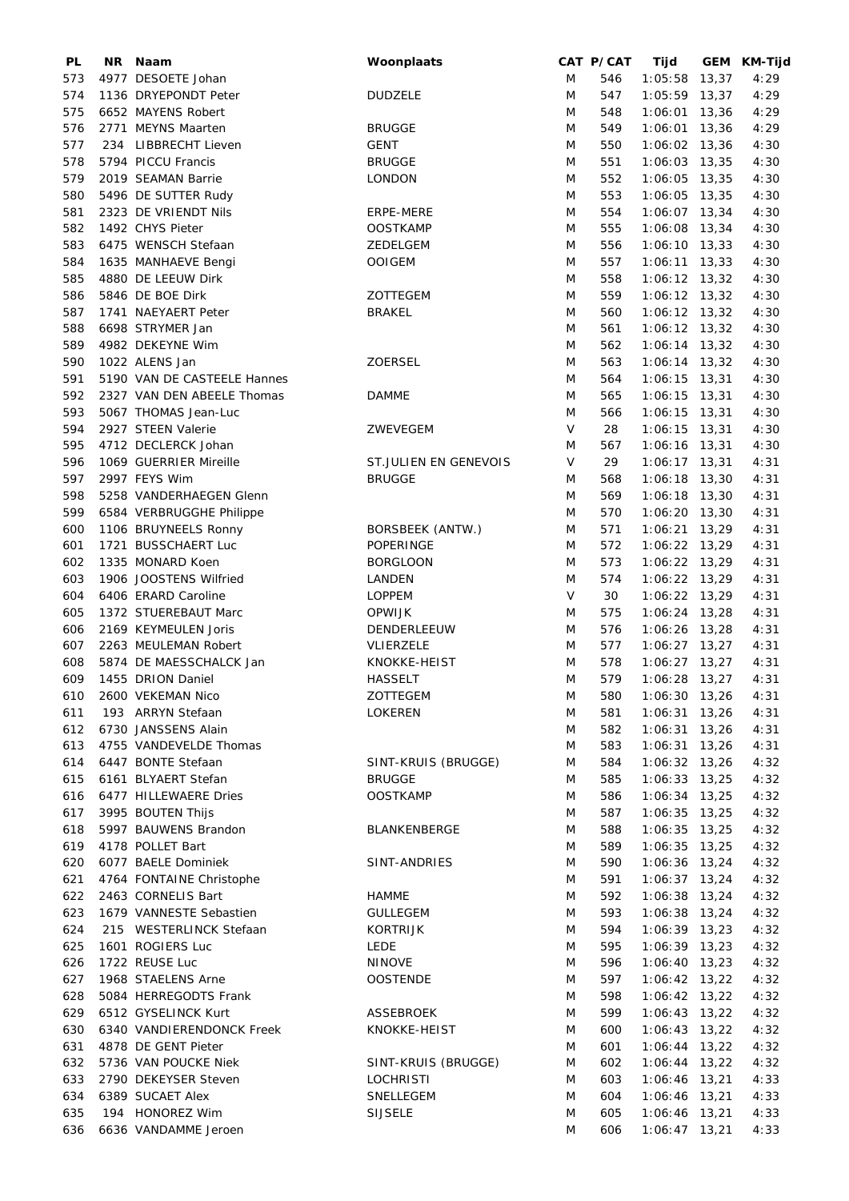| PL | NR | Naam | Woonplaats | CAT | P/CAT | Tijd | GEM | KM-Tijd |
|---|---|---|---|---|---|---|---|---|
| 573 | 4977 | DESOETE Johan | | M | 546 | 1:05:58 | 13,37 | 4:29 |
| 574 | 1136 | DRYEPONDT Peter | DUDZELE | M | 547 | 1:05:59 | 13,37 | 4:29 |
| 575 | 6652 | MAYENS Robert | | M | 548 | 1:06:01 | 13,36 | 4:29 |
| 576 | 2771 | MEYNS Maarten | BRUGGE | M | 549 | 1:06:01 | 13,36 | 4:29 |
| 577 | 234 | LIBBRECHT Lieven | GENT | M | 550 | 1:06:02 | 13,36 | 4:30 |
| 578 | 5794 | PICCU Francis | BRUGGE | M | 551 | 1:06:03 | 13,35 | 4:30 |
| 579 | 2019 | SEAMAN Barrie | LONDON | M | 552 | 1:06:05 | 13,35 | 4:30 |
| 580 | 5496 | DE SUTTER Rudy | | M | 553 | 1:06:05 | 13,35 | 4:30 |
| 581 | 2323 | DE VRIENDT Nils | ERPE-MERE | M | 554 | 1:06:07 | 13,34 | 4:30 |
| 582 | 1492 | CHYS Pieter | OOSTKAMP | M | 555 | 1:06:08 | 13,34 | 4:30 |
| 583 | 6475 | WENSCH Stefaan | ZEDELGEM | M | 556 | 1:06:10 | 13,33 | 4:30 |
| 584 | 1635 | MANHAEVE Bengi | OOIGEM | M | 557 | 1:06:11 | 13,33 | 4:30 |
| 585 | 4880 | DE LEEUW Dirk | | M | 558 | 1:06:12 | 13,32 | 4:30 |
| 586 | 5846 | DE BOE Dirk | ZOTTEGEM | M | 559 | 1:06:12 | 13,32 | 4:30 |
| 587 | 1741 | NAEYAERT Peter | BRAKEL | M | 560 | 1:06:12 | 13,32 | 4:30 |
| 588 | 6698 | STRYMER Jan | | M | 561 | 1:06:12 | 13,32 | 4:30 |
| 589 | 4982 | DEKEYNE Wim | | M | 562 | 1:06:14 | 13,32 | 4:30 |
| 590 | 1022 | ALENS Jan | ZOERSEL | M | 563 | 1:06:14 | 13,32 | 4:30 |
| 591 | 5190 | VAN DE CASTEELE Hannes | | M | 564 | 1:06:15 | 13,31 | 4:30 |
| 592 | 2327 | VAN DEN ABEELE Thomas | DAMME | M | 565 | 1:06:15 | 13,31 | 4:30 |
| 593 | 5067 | THOMAS Jean-Luc | | M | 566 | 1:06:15 | 13,31 | 4:30 |
| 594 | 2927 | STEEN Valerie | ZWEVEGEM | V | 28 | 1:06:15 | 13,31 | 4:30 |
| 595 | 4712 | DECLERCK Johan | | M | 567 | 1:06:16 | 13,31 | 4:30 |
| 596 | 1069 | GUERRIER Mireille | ST.JULIEN EN GENEVOIS | V | 29 | 1:06:17 | 13,31 | 4:31 |
| 597 | 2997 | FEYS Wim | BRUGGE | M | 568 | 1:06:18 | 13,30 | 4:31 |
| 598 | 5258 | VANDERHAEGEN Glenn | | M | 569 | 1:06:18 | 13,30 | 4:31 |
| 599 | 6584 | VERBRUGGHE Philippe | | M | 570 | 1:06:20 | 13,30 | 4:31 |
| 600 | 1106 | BRUYNEELS Ronny | BORSBEEK (ANTW.) | M | 571 | 1:06:21 | 13,29 | 4:31 |
| 601 | 1721 | BUSSCHAERT Luc | POPERINGE | M | 572 | 1:06:22 | 13,29 | 4:31 |
| 602 | 1335 | MONARD Koen | BORGLOON | M | 573 | 1:06:22 | 13,29 | 4:31 |
| 603 | 1906 | JOOSTENS Wilfried | LANDEN | M | 574 | 1:06:22 | 13,29 | 4:31 |
| 604 | 6406 | ERARD Caroline | LOPPEM | V | 30 | 1:06:22 | 13,29 | 4:31 |
| 605 | 1372 | STUEREBAUT Marc | OPWIJK | M | 575 | 1:06:24 | 13,28 | 4:31 |
| 606 | 2169 | KEYMEULEN Joris | DENDERLEEUW | M | 576 | 1:06:26 | 13,28 | 4:31 |
| 607 | 2263 | MEULEMAN Robert | VLIERZELE | M | 577 | 1:06:27 | 13,27 | 4:31 |
| 608 | 5874 | DE MAESSCHALCK Jan | KNOKKE-HEIST | M | 578 | 1:06:27 | 13,27 | 4:31 |
| 609 | 1455 | DRION Daniel | HASSELT | M | 579 | 1:06:28 | 13,27 | 4:31 |
| 610 | 2600 | VEKEMAN Nico | ZOTTEGEM | M | 580 | 1:06:30 | 13,26 | 4:31 |
| 611 | 193 | ARRYN Stefaan | LOKEREN | M | 581 | 1:06:31 | 13,26 | 4:31 |
| 612 | 6730 | JANSSENS Alain | | M | 582 | 1:06:31 | 13,26 | 4:31 |
| 613 | 4755 | VANDEVELDE Thomas | | M | 583 | 1:06:31 | 13,26 | 4:31 |
| 614 | 6447 | BONTE Stefaan | SINT-KRUIS (BRUGGE) | M | 584 | 1:06:32 | 13,26 | 4:32 |
| 615 | 6161 | BLYAERT Stefan | BRUGGE | M | 585 | 1:06:33 | 13,25 | 4:32 |
| 616 | 6477 | HILLEWAERE Dries | OOSTKAMP | M | 586 | 1:06:34 | 13,25 | 4:32 |
| 617 | 3995 | BOUTEN Thijs | | M | 587 | 1:06:35 | 13,25 | 4:32 |
| 618 | 5997 | BAUWENS Brandon | BLANKENBERGE | M | 588 | 1:06:35 | 13,25 | 4:32 |
| 619 | 4178 | POLLET Bart | | M | 589 | 1:06:35 | 13,25 | 4:32 |
| 620 | 6077 | BAELE Dominiek | SINT-ANDRIES | M | 590 | 1:06:36 | 13,24 | 4:32 |
| 621 | 4764 | FONTAINE Christophe | | M | 591 | 1:06:37 | 13,24 | 4:32 |
| 622 | 2463 | CORNELIS Bart | HAMME | M | 592 | 1:06:38 | 13,24 | 4:32 |
| 623 | 1679 | VANNESTE Sebastien | GULLEGEM | M | 593 | 1:06:38 | 13,24 | 4:32 |
| 624 | 215 | WESTERLINCK Stefaan | KORTRIJK | M | 594 | 1:06:39 | 13,23 | 4:32 |
| 625 | 1601 | ROGIERS Luc | LEDE | M | 595 | 1:06:39 | 13,23 | 4:32 |
| 626 | 1722 | REUSE Luc | NINOVE | M | 596 | 1:06:40 | 13,23 | 4:32 |
| 627 | 1968 | STAELENS Arne | OOSTENDE | M | 597 | 1:06:42 | 13,22 | 4:32 |
| 628 | 5084 | HERREGODTS Frank | | M | 598 | 1:06:42 | 13,22 | 4:32 |
| 629 | 6512 | GYSELINCK Kurt | ASSEBROEK | M | 599 | 1:06:43 | 13,22 | 4:32 |
| 630 | 6340 | VANDIERENDONCK Freek | KNOKKE-HEIST | M | 600 | 1:06:43 | 13,22 | 4:32 |
| 631 | 4878 | DE GENT Pieter | | M | 601 | 1:06:44 | 13,22 | 4:32 |
| 632 | 5736 | VAN POUCKE Niek | SINT-KRUIS (BRUGGE) | M | 602 | 1:06:44 | 13,22 | 4:32 |
| 633 | 2790 | DEKEYSER Steven | LOCHRISTI | M | 603 | 1:06:46 | 13,21 | 4:33 |
| 634 | 6389 | SUCAET Alex | SNELLEGEM | M | 604 | 1:06:46 | 13,21 | 4:33 |
| 635 | 194 | HONOREZ Wim | SIJSELE | M | 605 | 1:06:46 | 13,21 | 4:33 |
| 636 | 6636 | VANDAMME Jeroen | | M | 606 | 1:06:47 | 13,21 | 4:33 |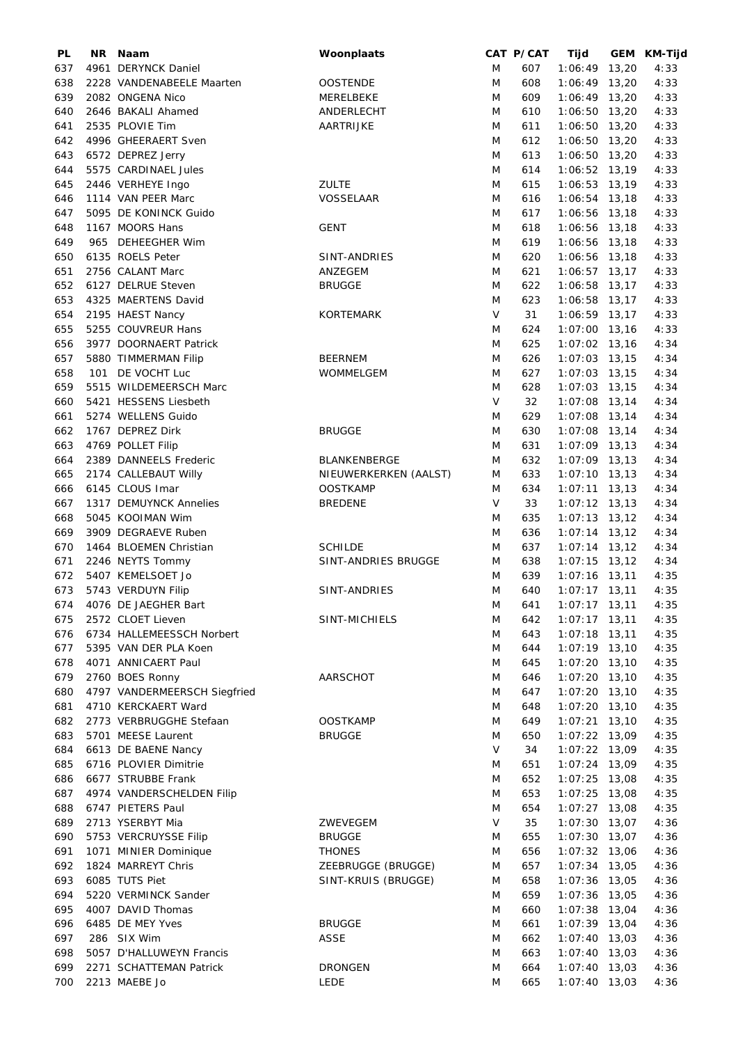| PL | NR | Naam | Woonplaats | CAT | P/CAT | Tijd | GEM | KM-Tijd |
|---|---|---|---|---|---|---|---|---|
| 637 | 4961 | DERYNCK Daniel | | M | 607 | 1:06:49 | 13,20 | 4:33 |
| 638 | 2228 | VANDENABEELE Maarten | OOSTENDE | M | 608 | 1:06:49 | 13,20 | 4:33 |
| 639 | 2082 | ONGENA Nico | MERELBEKE | M | 609 | 1:06:49 | 13,20 | 4:33 |
| 640 | 2646 | BAKALI Ahamed | ANDERLECHT | M | 610 | 1:06:50 | 13,20 | 4:33 |
| 641 | 2535 | PLOVIE Tim | AARTRIJKE | M | 611 | 1:06:50 | 13,20 | 4:33 |
| 642 | 4996 | GHEERAERT Sven | | M | 612 | 1:06:50 | 13,20 | 4:33 |
| 643 | 6572 | DEPREZ Jerry | | M | 613 | 1:06:50 | 13,20 | 4:33 |
| 644 | 5575 | CARDINAEL Jules | | M | 614 | 1:06:52 | 13,19 | 4:33 |
| 645 | 2446 | VERHEYE Ingo | ZULTE | M | 615 | 1:06:53 | 13,19 | 4:33 |
| 646 | 1114 | VAN PEER Marc | VOSSELAAR | M | 616 | 1:06:54 | 13,18 | 4:33 |
| 647 | 5095 | DE KONINCK Guido | | M | 617 | 1:06:56 | 13,18 | 4:33 |
| 648 | 1167 | MOORS Hans | GENT | M | 618 | 1:06:56 | 13,18 | 4:33 |
| 649 | 965 | DEHEEGHER Wim | | M | 619 | 1:06:56 | 13,18 | 4:33 |
| 650 | 6135 | ROELS Peter | SINT-ANDRIES | M | 620 | 1:06:56 | 13,18 | 4:33 |
| 651 | 2756 | CALANT Marc | ANZEGEM | M | 621 | 1:06:57 | 13,17 | 4:33 |
| 652 | 6127 | DELRUE Steven | BRUGGE | M | 622 | 1:06:58 | 13,17 | 4:33 |
| 653 | 4325 | MAERTENS David | | M | 623 | 1:06:58 | 13,17 | 4:33 |
| 654 | 2195 | HAEST Nancy | KORTEMARK | V | 31 | 1:06:59 | 13,17 | 4:33 |
| 655 | 5255 | COUVREUR Hans | | M | 624 | 1:07:00 | 13,16 | 4:33 |
| 656 | 3977 | DOORNAERT Patrick | | M | 625 | 1:07:02 | 13,16 | 4:34 |
| 657 | 5880 | TIMMERMAN Filip | BEERNEM | M | 626 | 1:07:03 | 13,15 | 4:34 |
| 658 | 101 | DE VOCHT Luc | WOMMELGEM | M | 627 | 1:07:03 | 13,15 | 4:34 |
| 659 | 5515 | WILDEMEERSCH Marc | | M | 628 | 1:07:03 | 13,15 | 4:34 |
| 660 | 5421 | HESSENS Liesbeth | | V | 32 | 1:07:08 | 13,14 | 4:34 |
| 661 | 5274 | WELLENS Guido | | M | 629 | 1:07:08 | 13,14 | 4:34 |
| 662 | 1767 | DEPREZ Dirk | BRUGGE | M | 630 | 1:07:08 | 13,14 | 4:34 |
| 663 | 4769 | POLLET Filip | | M | 631 | 1:07:09 | 13,13 | 4:34 |
| 664 | 2389 | DANNEELS Frederic | BLANKENBERGE | M | 632 | 1:07:09 | 13,13 | 4:34 |
| 665 | 2174 | CALLEBAUT Willy | NIEUWERKERKEN (AALST) | M | 633 | 1:07:10 | 13,13 | 4:34 |
| 666 | 6145 | CLOUS Imar | OOSTKAMP | M | 634 | 1:07:11 | 13,13 | 4:34 |
| 667 | 1317 | DEMUYNCK Annelies | BREDENE | V | 33 | 1:07:12 | 13,13 | 4:34 |
| 668 | 5045 | KOOIMAN Wim | | M | 635 | 1:07:13 | 13,12 | 4:34 |
| 669 | 3909 | DEGRAEVE Ruben | | M | 636 | 1:07:14 | 13,12 | 4:34 |
| 670 | 1464 | BLOEMEN Christian | SCHILDE | M | 637 | 1:07:14 | 13,12 | 4:34 |
| 671 | 2246 | NEYTS Tommy | SINT-ANDRIES BRUGGE | M | 638 | 1:07:15 | 13,12 | 4:34 |
| 672 | 5407 | KEMELSOET Jo | | M | 639 | 1:07:16 | 13,11 | 4:35 |
| 673 | 5743 | VERDUYN Filip | SINT-ANDRIES | M | 640 | 1:07:17 | 13,11 | 4:35 |
| 674 | 4076 | DE JAEGHER Bart | | M | 641 | 1:07:17 | 13,11 | 4:35 |
| 675 | 2572 | CLOET Lieven | SINT-MICHIELS | M | 642 | 1:07:17 | 13,11 | 4:35 |
| 676 | 6734 | HALLEMEESSCH Norbert | | M | 643 | 1:07:18 | 13,11 | 4:35 |
| 677 | 5395 | VAN DER PLA Koen | | M | 644 | 1:07:19 | 13,10 | 4:35 |
| 678 | 4071 | ANNICAERT Paul | | M | 645 | 1:07:20 | 13,10 | 4:35 |
| 679 | 2760 | BOES Ronny | AARSCHOT | M | 646 | 1:07:20 | 13,10 | 4:35 |
| 680 | 4797 | VANDERMEERSCH Siegfried | | M | 647 | 1:07:20 | 13,10 | 4:35 |
| 681 | 4710 | KERCKAERT Ward | | M | 648 | 1:07:20 | 13,10 | 4:35 |
| 682 | 2773 | VERBRUGGHE Stefaan | OOSTKAMP | M | 649 | 1:07:21 | 13,10 | 4:35 |
| 683 | 5701 | MEESE Laurent | BRUGGE | M | 650 | 1:07:22 | 13,09 | 4:35 |
| 684 | 6613 | DE BAENE Nancy | | V | 34 | 1:07:22 | 13,09 | 4:35 |
| 685 | 6716 | PLOVIER Dimitrie | | M | 651 | 1:07:24 | 13,09 | 4:35 |
| 686 | 6677 | STRUBBE Frank | | M | 652 | 1:07:25 | 13,08 | 4:35 |
| 687 | 4974 | VANDERSCHELDEN Filip | | M | 653 | 1:07:25 | 13,08 | 4:35 |
| 688 | 6747 | PIETERS Paul | | M | 654 | 1:07:27 | 13,08 | 4:35 |
| 689 | 2713 | YSERBYT Mia | ZWEVEGEM | V | 35 | 1:07:30 | 13,07 | 4:36 |
| 690 | 5753 | VERCRUYSSE Filip | BRUGGE | M | 655 | 1:07:30 | 13,07 | 4:36 |
| 691 | 1071 | MINIER Dominique | THONES | M | 656 | 1:07:32 | 13,06 | 4:36 |
| 692 | 1824 | MARREYT Chris | ZEEBRUGGE (BRUGGE) | M | 657 | 1:07:34 | 13,05 | 4:36 |
| 693 | 6085 | TUTS Piet | SINT-KRUIS (BRUGGE) | M | 658 | 1:07:36 | 13,05 | 4:36 |
| 694 | 5220 | VERMINCK Sander | | M | 659 | 1:07:36 | 13,05 | 4:36 |
| 695 | 4007 | DAVID Thomas | | M | 660 | 1:07:38 | 13,04 | 4:36 |
| 696 | 6485 | DE MEY Yves | BRUGGE | M | 661 | 1:07:39 | 13,04 | 4:36 |
| 697 | 286 | SIX Wim | ASSE | M | 662 | 1:07:40 | 13,03 | 4:36 |
| 698 | 5057 | D'HALLUWEYN Francis | | M | 663 | 1:07:40 | 13,03 | 4:36 |
| 699 | 2271 | SCHATTEMAN Patrick | DRONGEN | M | 664 | 1:07:40 | 13,03 | 4:36 |
| 700 | 2213 | MAEBE Jo | LEDE | M | 665 | 1:07:40 | 13,03 | 4:36 |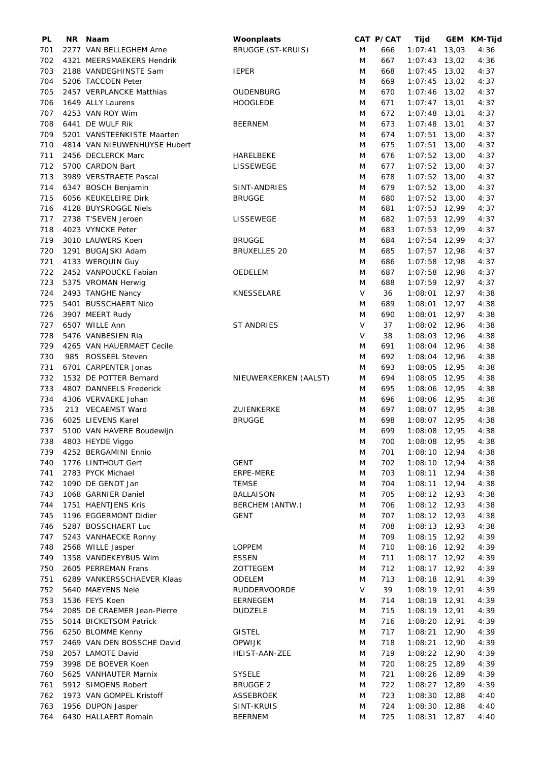| PL | NR | Naam | Woonplaats | CAT | P/CAT | Tijd | GEM | KM-Tijd |
|---|---|---|---|---|---|---|---|---|
| 701 | 2277 | VAN BELLEGHEM Arne | BRUGGE (ST-KRUIS) | M | 666 | 1:07:41 | 13,03 | 4:36 |
| 702 | 4321 | MEERSMAEKERS Hendrik | | M | 667 | 1:07:43 | 13,02 | 4:36 |
| 703 | 2188 | VANDEGHINSTE Sam | IEPER | M | 668 | 1:07:45 | 13,02 | 4:37 |
| 704 | 5206 | TACCOEN Peter | | M | 669 | 1:07:45 | 13,02 | 4:37 |
| 705 | 2457 | VERPLANCKE Matthias | OUDENBURG | M | 670 | 1:07:46 | 13,02 | 4:37 |
| 706 | 1649 | ALLY Laurens | HOOGLEDE | M | 671 | 1:07:47 | 13,01 | 4:37 |
| 707 | 4253 | VAN ROY Wim | | M | 672 | 1:07:48 | 13,01 | 4:37 |
| 708 | 6441 | DE WULF Rik | BEERNEM | M | 673 | 1:07:48 | 13,01 | 4:37 |
| 709 | 5201 | VANSTEENKISTE Maarten | | M | 674 | 1:07:51 | 13,00 | 4:37 |
| 710 | 4814 | VAN NIEUWENHUYSE Hubert | | M | 675 | 1:07:51 | 13,00 | 4:37 |
| 711 | 2456 | DECLERCK Marc | HARELBEKE | M | 676 | 1:07:52 | 13,00 | 4:37 |
| 712 | 5700 | CARDON Bart | LISSEWEGE | M | 677 | 1:07:52 | 13,00 | 4:37 |
| 713 | 3989 | VERSTRAETE Pascal | | M | 678 | 1:07:52 | 13,00 | 4:37 |
| 714 | 6347 | BOSCH Benjamin | SINT-ANDRIES | M | 679 | 1:07:52 | 13,00 | 4:37 |
| 715 | 6056 | KEUKELEIRE Dirk | BRUGGE | M | 680 | 1:07:52 | 13,00 | 4:37 |
| 716 | 4128 | BUYSROGGE Niels | | M | 681 | 1:07:53 | 12,99 | 4:37 |
| 717 | 2738 | T'SEVEN Jeroen | LISSEWEGE | M | 682 | 1:07:53 | 12,99 | 4:37 |
| 718 | 4023 | VYNCKE Peter | | M | 683 | 1:07:53 | 12,99 | 4:37 |
| 719 | 3010 | LAUWERS Koen | BRUGGE | M | 684 | 1:07:54 | 12,99 | 4:37 |
| 720 | 1291 | BUGAJSKI Adam | BRUXELLES 20 | M | 685 | 1:07:57 | 12,98 | 4:37 |
| 721 | 4133 | WERQUIN Guy | | M | 686 | 1:07:58 | 12,98 | 4:37 |
| 722 | 2452 | VANPOUCKE Fabian | OEDELEM | M | 687 | 1:07:58 | 12,98 | 4:37 |
| 723 | 5375 | VROMAN Herwig | | M | 688 | 1:07:59 | 12,97 | 4:37 |
| 724 | 2493 | TANGHE Nancy | KNESSELARE | V | 36 | 1:08:01 | 12,97 | 4:38 |
| 725 | 5401 | BUSSCHAERT Nico | | M | 689 | 1:08:01 | 12,97 | 4:38 |
| 726 | 3907 | MEERT Rudy | | M | 690 | 1:08:01 | 12,97 | 4:38 |
| 727 | 6507 | WILLE Ann | ST ANDRIES | V | 37 | 1:08:02 | 12,96 | 4:38 |
| 728 | 5476 | VANBESIEN Ria | | V | 38 | 1:08:03 | 12,96 | 4:38 |
| 729 | 4265 | VAN HAUERMAET Cecile | | M | 691 | 1:08:04 | 12,96 | 4:38 |
| 730 | 985 | ROSSEEL Steven | | M | 692 | 1:08:04 | 12,96 | 4:38 |
| 731 | 6701 | CARPENTER Jonas | | M | 693 | 1:08:05 | 12,95 | 4:38 |
| 732 | 1532 | DE POTTER Bernard | NIEUWERKERKEN (AALST) | M | 694 | 1:08:05 | 12,95 | 4:38 |
| 733 | 4807 | DANNEELS Frederick | | M | 695 | 1:08:06 | 12,95 | 4:38 |
| 734 | 4306 | VERVAEKE Johan | | M | 696 | 1:08:06 | 12,95 | 4:38 |
| 735 | 213 | VECAEMST Ward | ZUIENKERKE | M | 697 | 1:08:07 | 12,95 | 4:38 |
| 736 | 6025 | LIEVENS Karel | BRUGGE | M | 698 | 1:08:07 | 12,95 | 4:38 |
| 737 | 5100 | VAN HAVERE Boudewijn | | M | 699 | 1:08:08 | 12,95 | 4:38 |
| 738 | 4803 | HEYDE Viggo | | M | 700 | 1:08:08 | 12,95 | 4:38 |
| 739 | 4252 | BERGAMINI Ennio | | M | 701 | 1:08:10 | 12,94 | 4:38 |
| 740 | 1776 | LINTHOUT Gert | GENT | M | 702 | 1:08:10 | 12,94 | 4:38 |
| 741 | 2783 | PYCK Michael | ERPE-MERE | M | 703 | 1:08:11 | 12,94 | 4:38 |
| 742 | 1090 | DE GENDT Jan | TEMSE | M | 704 | 1:08:11 | 12,94 | 4:38 |
| 743 | 1068 | GARNIER Daniel | BALLAISON | M | 705 | 1:08:12 | 12,93 | 4:38 |
| 744 | 1751 | HAENTJENS Kris | BERCHEM (ANTW.) | M | 706 | 1:08:12 | 12,93 | 4:38 |
| 745 | 1196 | EGGERMONT Didier | GENT | M | 707 | 1:08:12 | 12,93 | 4:38 |
| 746 | 5287 | BOSSCHAERT Luc | | M | 708 | 1:08:13 | 12,93 | 4:38 |
| 747 | 5243 | VANHAECKE Ronny | | M | 709 | 1:08:15 | 12,92 | 4:39 |
| 748 | 2568 | WILLE Jasper | LOPPEM | M | 710 | 1:08:16 | 12,92 | 4:39 |
| 749 | 1358 | VANDEKEYBUS Wim | ESSEN | M | 711 | 1:08:17 | 12,92 | 4:39 |
| 750 | 2605 | PERREMAN Frans | ZOTTEGEM | M | 712 | 1:08:17 | 12,92 | 4:39 |
| 751 | 6289 | VANKERSSCHAEVER Klaas | ODELEM | M | 713 | 1:08:18 | 12,91 | 4:39 |
| 752 | 5640 | MAEYENS Nele | RUDDERVOORDE | V | 39 | 1:08:19 | 12,91 | 4:39 |
| 753 | 1536 | FEYS Koen | EERNEGEM | M | 714 | 1:08:19 | 12,91 | 4:39 |
| 754 | 2085 | DE CRAEMER Jean-Pierre | DUDZELE | M | 715 | 1:08:19 | 12,91 | 4:39 |
| 755 | 5014 | BICKETSOM Patrick | | M | 716 | 1:08:20 | 12,91 | 4:39 |
| 756 | 6250 | BLOMME Kenny | GISTEL | M | 717 | 1:08:21 | 12,90 | 4:39 |
| 757 | 2469 | VAN DEN BOSSCHE David | OPWIJK | M | 718 | 1:08:21 | 12,90 | 4:39 |
| 758 | 2057 | LAMOTE David | HEIST-AAN-ZEE | M | 719 | 1:08:22 | 12,90 | 4:39 |
| 759 | 3998 | DE BOEVER Koen | | M | 720 | 1:08:25 | 12,89 | 4:39 |
| 760 | 5625 | VANHAUTER Marnix | SYSELE | M | 721 | 1:08:26 | 12,89 | 4:39 |
| 761 | 5912 | SIMOENS Robert | BRUGGE 2 | M | 722 | 1:08:27 | 12,89 | 4:39 |
| 762 | 1973 | VAN GOMPEL Kristoff | ASSEBROEK | M | 723 | 1:08:30 | 12,88 | 4:40 |
| 763 | 1956 | DUPON Jasper | SINT-KRUIS | M | 724 | 1:08:30 | 12,88 | 4:40 |
| 764 | 6430 | HALLAERT Romain | BEERNEM | M | 725 | 1:08:31 | 12,87 | 4:40 |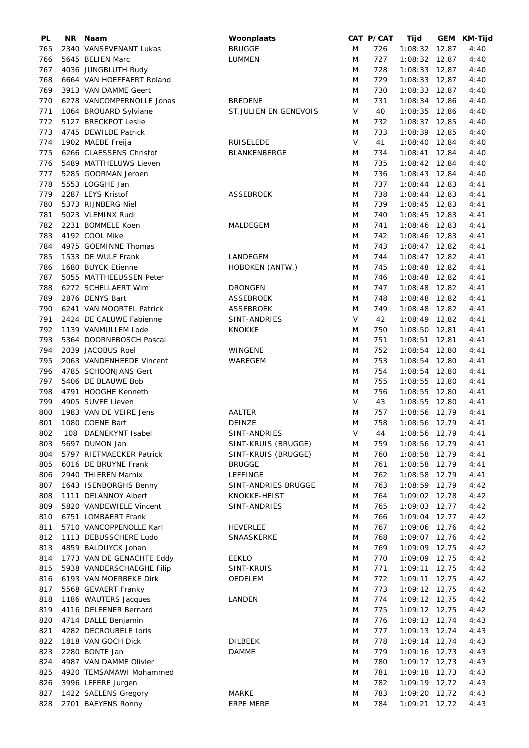| PL | NR | Naam | Woonplaats | CAT | P/CAT | Tijd | GEM | KM-Tijd |
|---|---|---|---|---|---|---|---|---|
| 765 | 2340 | VANSEVENANT Lukas | BRUGGE | M | 726 | 1:08:32 | 12,87 | 4:40 |
| 766 | 5645 | BELIEN Marc | LUMMEN | M | 727 | 1:08:32 | 12,87 | 4:40 |
| 767 | 4036 | JUNGBLUTH Rudy | | M | 728 | 1:08:33 | 12,87 | 4:40 |
| 768 | 6664 | VAN HOEFFAERT Roland | | M | 729 | 1:08:33 | 12,87 | 4:40 |
| 769 | 3913 | VAN DAMME Geert | | M | 730 | 1:08:33 | 12,87 | 4:40 |
| 770 | 6278 | VANCOMPERNOLLE Jonas | BREDENE | M | 731 | 1:08:34 | 12,86 | 4:40 |
| 771 | 1064 | BROUARD Sylviane | ST.JULIEN EN GENEVOIS | V | 40 | 1:08:35 | 12,86 | 4:40 |
| 772 | 5127 | BRECKPOT Leslie | | M | 732 | 1:08:37 | 12,85 | 4:40 |
| 773 | 4745 | DEWILDE Patrick | | M | 733 | 1:08:39 | 12,85 | 4:40 |
| 774 | 1902 | MAEBE Freija | RUISELEDE | V | 41 | 1:08:40 | 12,84 | 4:40 |
| 775 | 6266 | CLAESSENS Christof | BLANKENBERGE | M | 734 | 1:08:41 | 12,84 | 4:40 |
| 776 | 5489 | MATTHELUWS Lieven | | M | 735 | 1:08:42 | 12,84 | 4:40 |
| 777 | 5285 | GOORMAN Jeroen | | M | 736 | 1:08:43 | 12,84 | 4:40 |
| 778 | 5553 | LOGGHE Jan | | M | 737 | 1:08:44 | 12,83 | 4:41 |
| 779 | 2287 | LEYS Kristof | ASSEBROEK | M | 738 | 1:08:44 | 12,83 | 4:41 |
| 780 | 5373 | RIJNBERG Niel | | M | 739 | 1:08:45 | 12,83 | 4:41 |
| 781 | 5023 | VLEMINX Rudi | | M | 740 | 1:08:45 | 12,83 | 4:41 |
| 782 | 2231 | BOMMELE Koen | MALDEGEM | M | 741 | 1:08:46 | 12,83 | 4:41 |
| 783 | 4192 | COOL Mike | | M | 742 | 1:08:46 | 12,83 | 4:41 |
| 784 | 4975 | GOEMINNE Thomas | | M | 743 | 1:08:47 | 12,82 | 4:41 |
| 785 | 1533 | DE WULF Frank | LANDEGEM | M | 744 | 1:08:47 | 12,82 | 4:41 |
| 786 | 1680 | BUYCK Etienne | HOBOKEN (ANTW.) | M | 745 | 1:08:48 | 12,82 | 4:41 |
| 787 | 5055 | MATTHEEUSSEN Peter | | M | 746 | 1:08:48 | 12,82 | 4:41 |
| 788 | 6272 | SCHELLAERT Wim | DRONGEN | M | 747 | 1:08:48 | 12,82 | 4:41 |
| 789 | 2876 | DENYS Bart | ASSEBROEK | M | 748 | 1:08:48 | 12,82 | 4:41 |
| 790 | 6241 | VAN MOORTEL Patrick | ASSEBROEK | M | 749 | 1:08:48 | 12,82 | 4:41 |
| 791 | 2424 | DE CALUWE Fabienne | SINT-ANDRIES | V | 42 | 1:08:49 | 12,82 | 4:41 |
| 792 | 1139 | VANMULLEM Lode | KNOKKE | M | 750 | 1:08:50 | 12,81 | 4:41 |
| 793 | 5364 | DOORNEBOSCH Pascal | | M | 751 | 1:08:51 | 12,81 | 4:41 |
| 794 | 2039 | JACOBUS Roel | WINGENE | M | 752 | 1:08:54 | 12,80 | 4:41 |
| 795 | 2063 | VANDENHEEDE Vincent | WAREGEM | M | 753 | 1:08:54 | 12,80 | 4:41 |
| 796 | 4785 | SCHOONJANS Gert | | M | 754 | 1:08:54 | 12,80 | 4:41 |
| 797 | 5406 | DE BLAUWE Bob | | M | 755 | 1:08:55 | 12,80 | 4:41 |
| 798 | 4791 | HOOGHE Kenneth | | M | 756 | 1:08:55 | 12,80 | 4:41 |
| 799 | 4905 | SUVEE Lieven | | V | 43 | 1:08:55 | 12,80 | 4:41 |
| 800 | 1983 | VAN DE VEIRE Jens | AALTER | M | 757 | 1:08:56 | 12,79 | 4:41 |
| 801 | 1080 | COENE Bart | DEINZE | M | 758 | 1:08:56 | 12,79 | 4:41 |
| 802 | 108 | DAENEKYNT Isabel | SINT-ANDRIES | V | 44 | 1:08:56 | 12,79 | 4:41 |
| 803 | 5697 | DUMON Jan | SINT-KRUIS (BRUGGE) | M | 759 | 1:08:56 | 12,79 | 4:41 |
| 804 | 5797 | RIETMAECKER Patrick | SINT-KRUIS (BRUGGE) | M | 760 | 1:08:58 | 12,79 | 4:41 |
| 805 | 6016 | DE BRUYNE Frank | BRUGGE | M | 761 | 1:08:58 | 12,79 | 4:41 |
| 806 | 2940 | THIEREN Marnix | LEFFINGE | M | 762 | 1:08:58 | 12,79 | 4:41 |
| 807 | 1643 | ISENBORGHS Benny | SINT-ANDRIES BRUGGE | M | 763 | 1:08:59 | 12,79 | 4:42 |
| 808 | 1111 | DELANNOY Albert | KNOKKE-HEIST | M | 764 | 1:09:02 | 12,78 | 4:42 |
| 809 | 5820 | VANDEWIELE Vincent | SINT-ANDRIES | M | 765 | 1:09:03 | 12,77 | 4:42 |
| 810 | 6751 | LOMBAERT Frank | | M | 766 | 1:09:04 | 12,77 | 4:42 |
| 811 | 5710 | VANCOPPENOLLE Karl | HEVERLEE | M | 767 | 1:09:06 | 12,76 | 4:42 |
| 812 | 1113 | DEBUSSCHERE Ludo | SNAASKERKE | M | 768 | 1:09:07 | 12,76 | 4:42 |
| 813 | 4859 | BALDUYCK Johan | | M | 769 | 1:09:09 | 12,75 | 4:42 |
| 814 | 1773 | VAN DE GENACHTE Eddy | EEKLO | M | 770 | 1:09:09 | 12,75 | 4:42 |
| 815 | 5938 | VANDERSCHAEGHE Filip | SINT-KRUIS | M | 771 | 1:09:11 | 12,75 | 4:42 |
| 816 | 6193 | VAN MOERBEKE Dirk | OEDELEM | M | 772 | 1:09:11 | 12,75 | 4:42 |
| 817 | 5568 | GEVAERT Franky | | M | 773 | 1:09:12 | 12,75 | 4:42 |
| 818 | 1186 | WAUTERS Jacques | LANDEN | M | 774 | 1:09:12 | 12,75 | 4:42 |
| 819 | 4116 | DELEENER Bernard | | M | 775 | 1:09:12 | 12,75 | 4:42 |
| 820 | 4714 | DALLE Benjamin | | M | 776 | 1:09:13 | 12,74 | 4:43 |
| 821 | 4282 | DECROUBELE Ioris | | M | 777 | 1:09:13 | 12,74 | 4:43 |
| 822 | 1818 | VAN GOCH Dick | DILBEEK | M | 778 | 1:09:14 | 12,74 | 4:43 |
| 823 | 2280 | BONTE Jan | DAMME | M | 779 | 1:09:16 | 12,73 | 4:43 |
| 824 | 4987 | VAN DAMME Olivier | | M | 780 | 1:09:17 | 12,73 | 4:43 |
| 825 | 4920 | TEMSAMAWI Mohammed | | M | 781 | 1:09:18 | 12,73 | 4:43 |
| 826 | 3996 | LEFERE Jurgen | | M | 782 | 1:09:19 | 12,72 | 4:43 |
| 827 | 1422 | SAELENS Gregory | MARKE | M | 783 | 1:09:20 | 12,72 | 4:43 |
| 828 | 2701 | BAEYENS Ronny | ERPE MERE | M | 784 | 1:09:21 | 12,72 | 4:43 |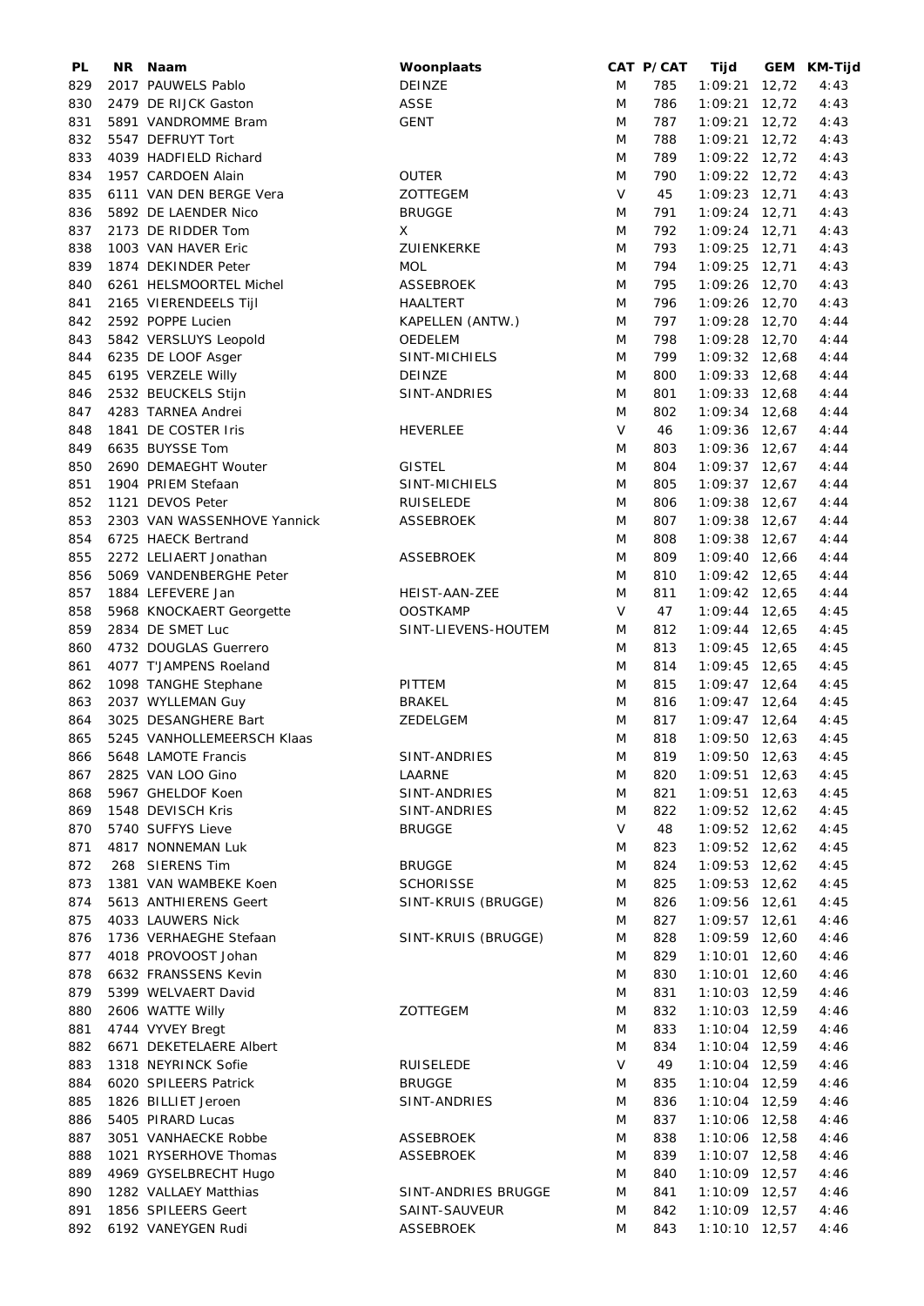| PL | NR | Naam | Woonplaats | CAT | P/CAT | Tijd | GEM | KM-Tijd |
|---|---|---|---|---|---|---|---|---|
| 829 | 2017 | PAUWELS Pablo | DEINZE | M | 785 | 1:09:21 | 12,72 | 4:43 |
| 830 | 2479 | DE RIJCK Gaston | ASSE | M | 786 | 1:09:21 | 12,72 | 4:43 |
| 831 | 5891 | VANDROMME Bram | GENT | M | 787 | 1:09:21 | 12,72 | 4:43 |
| 832 | 5547 | DEFRUYT Tort | | M | 788 | 1:09:21 | 12,72 | 4:43 |
| 833 | 4039 | HADFIELD Richard | | M | 789 | 1:09:22 | 12,72 | 4:43 |
| 834 | 1957 | CARDOEN Alain | OUTER | M | 790 | 1:09:22 | 12,72 | 4:43 |
| 835 | 6111 | VAN DEN BERGE Vera | ZOTTEGEM | V | 45 | 1:09:23 | 12,71 | 4:43 |
| 836 | 5892 | DE LAENDER Nico | BRUGGE | M | 791 | 1:09:24 | 12,71 | 4:43 |
| 837 | 2173 | DE RIDDER Tom | X | M | 792 | 1:09:24 | 12,71 | 4:43 |
| 838 | 1003 | VAN HAVER Eric | ZUIENKERKE | M | 793 | 1:09:25 | 12,71 | 4:43 |
| 839 | 1874 | DEKINDER Peter | MOL | M | 794 | 1:09:25 | 12,71 | 4:43 |
| 840 | 6261 | HELSMOORTEL Michel | ASSEBROEK | M | 795 | 1:09:26 | 12,70 | 4:43 |
| 841 | 2165 | VIERENDEELS Tijl | HAALTERT | M | 796 | 1:09:26 | 12,70 | 4:43 |
| 842 | 2592 | POPPE Lucien | KAPELLEN (ANTW.) | M | 797 | 1:09:28 | 12,70 | 4:44 |
| 843 | 5842 | VERSLUYS Leopold | OEDELEM | M | 798 | 1:09:28 | 12,70 | 4:44 |
| 844 | 6235 | DE LOOF Asger | SINT-MICHIELS | M | 799 | 1:09:32 | 12,68 | 4:44 |
| 845 | 6195 | VERZELE Willy | DEINZE | M | 800 | 1:09:33 | 12,68 | 4:44 |
| 846 | 2532 | BEUCKELS Stijn | SINT-ANDRIES | M | 801 | 1:09:33 | 12,68 | 4:44 |
| 847 | 4283 | TARNEA Andrei | | M | 802 | 1:09:34 | 12,68 | 4:44 |
| 848 | 1841 | DE COSTER Iris | HEVERLEE | V | 46 | 1:09:36 | 12,67 | 4:44 |
| 849 | 6635 | BUYSSE Tom | | M | 803 | 1:09:36 | 12,67 | 4:44 |
| 850 | 2690 | DEMAEGHT Wouter | GISTEL | M | 804 | 1:09:37 | 12,67 | 4:44 |
| 851 | 1904 | PRIEM Stefaan | SINT-MICHIELS | M | 805 | 1:09:37 | 12,67 | 4:44 |
| 852 | 1121 | DEVOS Peter | RUISELEDE | M | 806 | 1:09:38 | 12,67 | 4:44 |
| 853 | 2303 | VAN WASSENHOVE Yannick | ASSEBROEK | M | 807 | 1:09:38 | 12,67 | 4:44 |
| 854 | 6725 | HAECK Bertrand | | M | 808 | 1:09:38 | 12,67 | 4:44 |
| 855 | 2272 | LELIAERT Jonathan | ASSEBROEK | M | 809 | 1:09:40 | 12,66 | 4:44 |
| 856 | 5069 | VANDENBERGHE Peter | | M | 810 | 1:09:42 | 12,65 | 4:44 |
| 857 | 1884 | LEFEVERE Jan | HEIST-AAN-ZEE | M | 811 | 1:09:42 | 12,65 | 4:44 |
| 858 | 5968 | KNOCKAERT Georgette | OOSTKAMP | V | 47 | 1:09:44 | 12,65 | 4:45 |
| 859 | 2834 | DE SMET Luc | SINT-LIEVENS-HOUTEM | M | 812 | 1:09:44 | 12,65 | 4:45 |
| 860 | 4732 | DOUGLAS Guerrero | | M | 813 | 1:09:45 | 12,65 | 4:45 |
| 861 | 4077 | T'JAMPENS Roeland | | M | 814 | 1:09:45 | 12,65 | 4:45 |
| 862 | 1098 | TANGHE Stephane | PITTEM | M | 815 | 1:09:47 | 12,64 | 4:45 |
| 863 | 2037 | WYLLEMAN Guy | BRAKEL | M | 816 | 1:09:47 | 12,64 | 4:45 |
| 864 | 3025 | DESANGHERE Bart | ZEDELGEM | M | 817 | 1:09:47 | 12,64 | 4:45 |
| 865 | 5245 | VANHOLLEMEERSCH Klaas | | M | 818 | 1:09:50 | 12,63 | 4:45 |
| 866 | 5648 | LAMOTE Francis | SINT-ANDRIES | M | 819 | 1:09:50 | 12,63 | 4:45 |
| 867 | 2825 | VAN LOO Gino | LAARNE | M | 820 | 1:09:51 | 12,63 | 4:45 |
| 868 | 5967 | GHELDOF Koen | SINT-ANDRIES | M | 821 | 1:09:51 | 12,63 | 4:45 |
| 869 | 1548 | DEVISCH Kris | SINT-ANDRIES | M | 822 | 1:09:52 | 12,62 | 4:45 |
| 870 | 5740 | SUFFYS Lieve | BRUGGE | V | 48 | 1:09:52 | 12,62 | 4:45 |
| 871 | 4817 | NONNEMAN Luk | | M | 823 | 1:09:52 | 12,62 | 4:45 |
| 872 | 268 | SIERENS Tim | BRUGGE | M | 824 | 1:09:53 | 12,62 | 4:45 |
| 873 | 1381 | VAN WAMBEKE Koen | SCHORISSE | M | 825 | 1:09:53 | 12,62 | 4:45 |
| 874 | 5613 | ANTHIERENS Geert | SINT-KRUIS (BRUGGE) | M | 826 | 1:09:56 | 12,61 | 4:45 |
| 875 | 4033 | LAUWERS Nick | | M | 827 | 1:09:57 | 12,61 | 4:46 |
| 876 | 1736 | VERHAEGHE Stefaan | SINT-KRUIS (BRUGGE) | M | 828 | 1:09:59 | 12,60 | 4:46 |
| 877 | 4018 | PROVOOST Johan | | M | 829 | 1:10:01 | 12,60 | 4:46 |
| 878 | 6632 | FRANSSENS Kevin | | M | 830 | 1:10:01 | 12,60 | 4:46 |
| 879 | 5399 | WELVAERT David | | M | 831 | 1:10:03 | 12,59 | 4:46 |
| 880 | 2606 | WATTE Willy | ZOTTEGEM | M | 832 | 1:10:03 | 12,59 | 4:46 |
| 881 | 4744 | VYVEY Bregt | | M | 833 | 1:10:04 | 12,59 | 4:46 |
| 882 | 6671 | DEKETELAERE Albert | | M | 834 | 1:10:04 | 12,59 | 4:46 |
| 883 | 1318 | NEYRINCK Sofie | RUISELEDE | V | 49 | 1:10:04 | 12,59 | 4:46 |
| 884 | 6020 | SPILEERS Patrick | BRUGGE | M | 835 | 1:10:04 | 12,59 | 4:46 |
| 885 | 1826 | BILLIET Jeroen | SINT-ANDRIES | M | 836 | 1:10:04 | 12,59 | 4:46 |
| 886 | 5405 | PIRARD Lucas | | M | 837 | 1:10:06 | 12,58 | 4:46 |
| 887 | 3051 | VANHAECKE Robbe | ASSEBROEK | M | 838 | 1:10:06 | 12,58 | 4:46 |
| 888 | 1021 | RYSERHOVE Thomas | ASSEBROEK | M | 839 | 1:10:07 | 12,58 | 4:46 |
| 889 | 4969 | GYSELBRECHT Hugo | | M | 840 | 1:10:09 | 12,57 | 4:46 |
| 890 | 1282 | VALLAEY Matthias | SINT-ANDRIES BRUGGE | M | 841 | 1:10:09 | 12,57 | 4:46 |
| 891 | 1856 | SPILEERS Geert | SAINT-SAUVEUR | M | 842 | 1:10:09 | 12,57 | 4:46 |
| 892 | 6192 | VANEYGEN Rudi | ASSEBROEK | M | 843 | 1:10:10 | 12,57 | 4:46 |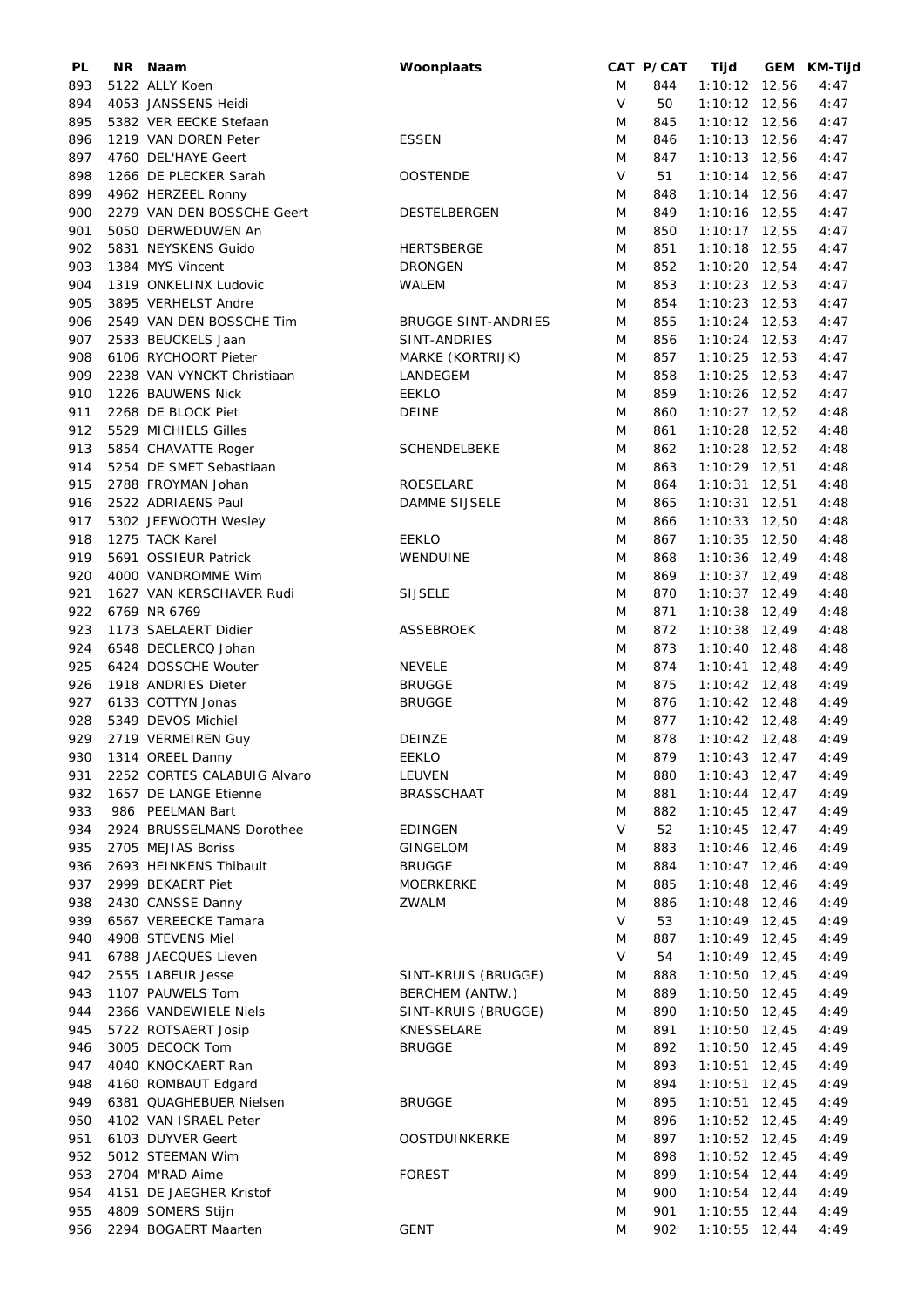| PL | NR | Naam | Woonplaats | CAT | P/CAT | Tijd | GEM | KM-Tijd |
|---|---|---|---|---|---|---|---|---|
| 893 | 5122 | ALLY Koen | | M | 844 | 1:10:12 | 12,56 | 4:47 |
| 894 | 4053 | JANSSENS Heidi | | V | 50 | 1:10:12 | 12,56 | 4:47 |
| 895 | 5382 | VER EECKE Stefaan | | M | 845 | 1:10:12 | 12,56 | 4:47 |
| 896 | 1219 | VAN DOREN Peter | ESSEN | M | 846 | 1:10:13 | 12,56 | 4:47 |
| 897 | 4760 | DEL'HAYE Geert | | M | 847 | 1:10:13 | 12,56 | 4:47 |
| 898 | 1266 | DE PLECKER Sarah | OOSTENDE | V | 51 | 1:10:14 | 12,56 | 4:47 |
| 899 | 4962 | HERZEEL Ronny | | M | 848 | 1:10:14 | 12,56 | 4:47 |
| 900 | 2279 | VAN DEN BOSSCHE Geert | DESTELBERGEN | M | 849 | 1:10:16 | 12,55 | 4:47 |
| 901 | 5050 | DERWEDUWEN An | | M | 850 | 1:10:17 | 12,55 | 4:47 |
| 902 | 5831 | NEYSKENS Guido | HERTSBERGE | M | 851 | 1:10:18 | 12,55 | 4:47 |
| 903 | 1384 | MYS Vincent | DRONGEN | M | 852 | 1:10:20 | 12,54 | 4:47 |
| 904 | 1319 | ONKELINX Ludovic | WALEM | M | 853 | 1:10:23 | 12,53 | 4:47 |
| 905 | 3895 | VERHELST Andre | | M | 854 | 1:10:23 | 12,53 | 4:47 |
| 906 | 2549 | VAN DEN BOSSCHE Tim | BRUGGE SINT-ANDRIES | M | 855 | 1:10:24 | 12,53 | 4:47 |
| 907 | 2533 | BEUCKELS Jaan | SINT-ANDRIES | M | 856 | 1:10:24 | 12,53 | 4:47 |
| 908 | 6106 | RYCHOORT Pieter | MARKE (KORTRIJK) | M | 857 | 1:10:25 | 12,53 | 4:47 |
| 909 | 2238 | VAN VYNCKT Christiaan | LANDEGEM | M | 858 | 1:10:25 | 12,53 | 4:47 |
| 910 | 1226 | BAUWENS Nick | EEKLO | M | 859 | 1:10:26 | 12,52 | 4:47 |
| 911 | 2268 | DE BLOCK Piet | DEINE | M | 860 | 1:10:27 | 12,52 | 4:48 |
| 912 | 5529 | MICHIELS Gilles | | M | 861 | 1:10:28 | 12,52 | 4:48 |
| 913 | 5854 | CHAVATTE Roger | SCHENDELBEKE | M | 862 | 1:10:28 | 12,52 | 4:48 |
| 914 | 5254 | DE SMET Sebastiaan | | M | 863 | 1:10:29 | 12,51 | 4:48 |
| 915 | 2788 | FROYMAN Johan | ROESELARE | M | 864 | 1:10:31 | 12,51 | 4:48 |
| 916 | 2522 | ADRIAENS Paul | DAMME SIJSELE | M | 865 | 1:10:31 | 12,51 | 4:48 |
| 917 | 5302 | JEEWOOTH Wesley | | M | 866 | 1:10:33 | 12,50 | 4:48 |
| 918 | 1275 | TACK Karel | EEKLO | M | 867 | 1:10:35 | 12,50 | 4:48 |
| 919 | 5691 | OSSIEUR Patrick | WENDUINE | M | 868 | 1:10:36 | 12,49 | 4:48 |
| 920 | 4000 | VANDROMME Wim | | M | 869 | 1:10:37 | 12,49 | 4:48 |
| 921 | 1627 | VAN KERSCHAVER Rudi | SIJSELE | M | 870 | 1:10:37 | 12,49 | 4:48 |
| 922 | 6769 | NR 6769 | | M | 871 | 1:10:38 | 12,49 | 4:48 |
| 923 | 1173 | SAELAERT Didier | ASSEBROEK | M | 872 | 1:10:38 | 12,49 | 4:48 |
| 924 | 6548 | DECLERCQ Johan | | M | 873 | 1:10:40 | 12,48 | 4:48 |
| 925 | 6424 | DOSSCHE Wouter | NEVELE | M | 874 | 1:10:41 | 12,48 | 4:49 |
| 926 | 1918 | ANDRIES Dieter | BRUGGE | M | 875 | 1:10:42 | 12,48 | 4:49 |
| 927 | 6133 | COTTYN Jonas | BRUGGE | M | 876 | 1:10:42 | 12,48 | 4:49 |
| 928 | 5349 | DEVOS Michiel | | M | 877 | 1:10:42 | 12,48 | 4:49 |
| 929 | 2719 | VERMEIREN Guy | DEINZE | M | 878 | 1:10:42 | 12,48 | 4:49 |
| 930 | 1314 | OREEL Danny | EEKLO | M | 879 | 1:10:43 | 12,47 | 4:49 |
| 931 | 2252 | CORTES CALABUIG Alvaro | LEUVEN | M | 880 | 1:10:43 | 12,47 | 4:49 |
| 932 | 1657 | DE LANGE Etienne | BRASSCHAAT | M | 881 | 1:10:44 | 12,47 | 4:49 |
| 933 | 986 | PEELMAN Bart | | M | 882 | 1:10:45 | 12,47 | 4:49 |
| 934 | 2924 | BRUSSELMANS Dorothee | EDINGEN | V | 52 | 1:10:45 | 12,47 | 4:49 |
| 935 | 2705 | MEJIAS Boriss | GINGELOM | M | 883 | 1:10:46 | 12,46 | 4:49 |
| 936 | 2693 | HEINKENS Thibault | BRUGGE | M | 884 | 1:10:47 | 12,46 | 4:49 |
| 937 | 2999 | BEKAERT Piet | MOERKERKE | M | 885 | 1:10:48 | 12,46 | 4:49 |
| 938 | 2430 | CANSSE Danny | ZWALM | M | 886 | 1:10:48 | 12,46 | 4:49 |
| 939 | 6567 | VEREECKE Tamara | | V | 53 | 1:10:49 | 12,45 | 4:49 |
| 940 | 4908 | STEVENS Miel | | M | 887 | 1:10:49 | 12,45 | 4:49 |
| 941 | 6788 | JAECQUES Lieven | | V | 54 | 1:10:49 | 12,45 | 4:49 |
| 942 | 2555 | LABEUR Jesse | SINT-KRUIS (BRUGGE) | M | 888 | 1:10:50 | 12,45 | 4:49 |
| 943 | 1107 | PAUWELS Tom | BERCHEM (ANTW.) | M | 889 | 1:10:50 | 12,45 | 4:49 |
| 944 | 2366 | VANDEWIELE Niels | SINT-KRUIS (BRUGGE) | M | 890 | 1:10:50 | 12,45 | 4:49 |
| 945 | 5722 | ROTSAERT Josip | KNESSELARE | M | 891 | 1:10:50 | 12,45 | 4:49 |
| 946 | 3005 | DECOCK Tom | BRUGGE | M | 892 | 1:10:50 | 12,45 | 4:49 |
| 947 | 4040 | KNOCKAERT Ran | | M | 893 | 1:10:51 | 12,45 | 4:49 |
| 948 | 4160 | ROMBAUT Edgard | | M | 894 | 1:10:51 | 12,45 | 4:49 |
| 949 | 6381 | QUAGHEBUER Nielsen | BRUGGE | M | 895 | 1:10:51 | 12,45 | 4:49 |
| 950 | 4102 | VAN ISRAEL Peter | | M | 896 | 1:10:52 | 12,45 | 4:49 |
| 951 | 6103 | DUYVER Geert | OOSTDUINKERKE | M | 897 | 1:10:52 | 12,45 | 4:49 |
| 952 | 5012 | STEEMAN Wim | | M | 898 | 1:10:52 | 12,45 | 4:49 |
| 953 | 2704 | M'RAD Aime | FOREST | M | 899 | 1:10:54 | 12,44 | 4:49 |
| 954 | 4151 | DE JAEGHER Kristof | | M | 900 | 1:10:54 | 12,44 | 4:49 |
| 955 | 4809 | SOMERS Stijn | | M | 901 | 1:10:55 | 12,44 | 4:49 |
| 956 | 2294 | BOGAERT Maarten | GENT | M | 902 | 1:10:55 | 12,44 | 4:49 |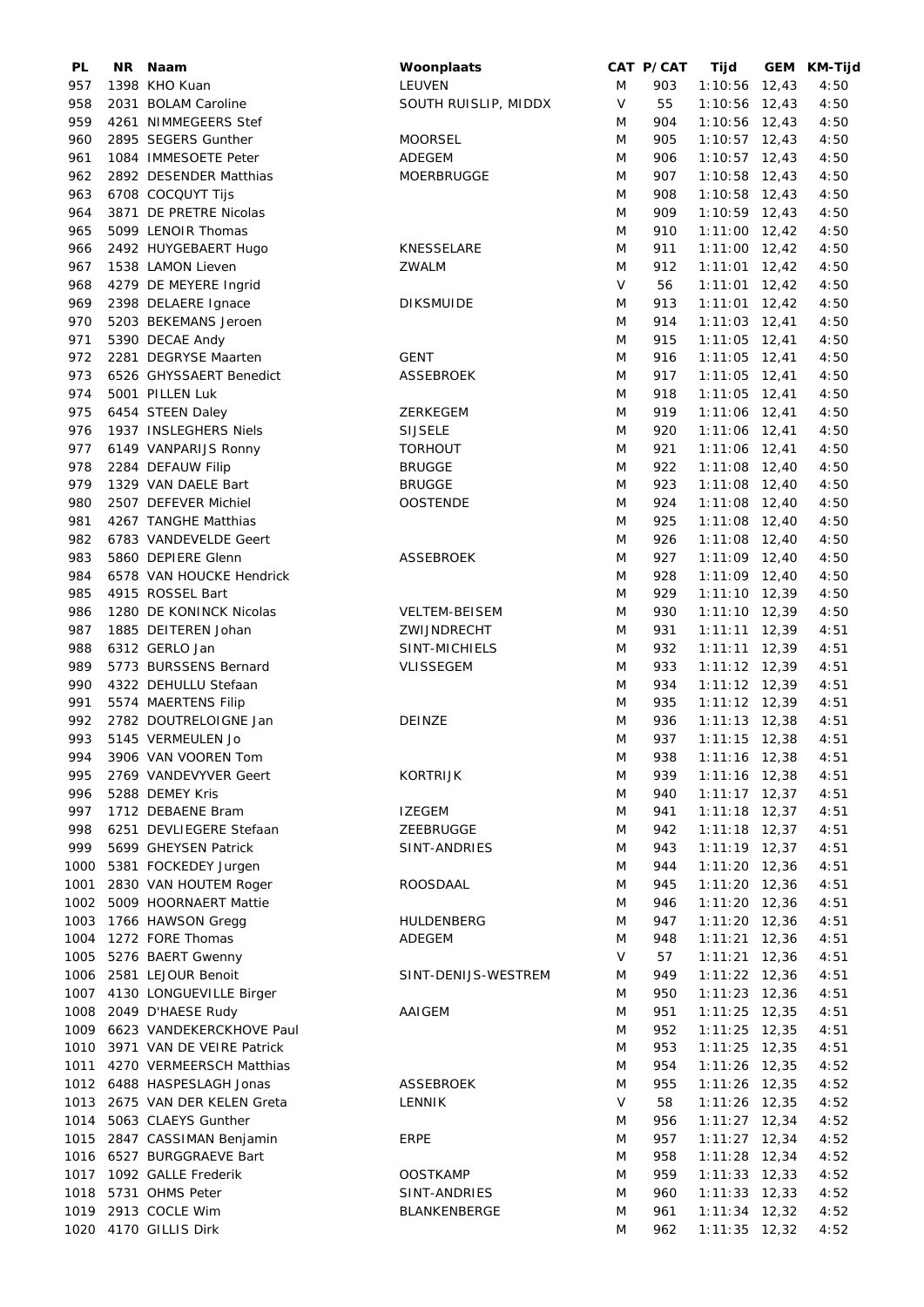| PL | NR | Naam | Woonplaats | CAT | P/CAT | Tijd | GEM | KM-Tijd |
|---|---|---|---|---|---|---|---|---|
| 957 | 1398 | KHO Kuan | LEUVEN | M | 903 | 1:10:56 | 12,43 | 4:50 |
| 958 | 2031 | BOLAM Caroline | SOUTH RUISLIP, MIDDX | V | 55 | 1:10:56 | 12,43 | 4:50 |
| 959 | 4261 | NIMMEGEERS Stef | | M | 904 | 1:10:56 | 12,43 | 4:50 |
| 960 | 2895 | SEGERS Gunther | MOORSEL | M | 905 | 1:10:57 | 12,43 | 4:50 |
| 961 | 1084 | IMMESOETE Peter | ADEGEM | M | 906 | 1:10:57 | 12,43 | 4:50 |
| 962 | 2892 | DESENDER Matthias | MOERBRUGGE | M | 907 | 1:10:58 | 12,43 | 4:50 |
| 963 | 6708 | COCQUYT Tijs | | M | 908 | 1:10:58 | 12,43 | 4:50 |
| 964 | 3871 | DE PRETRE Nicolas | | M | 909 | 1:10:59 | 12,43 | 4:50 |
| 965 | 5099 | LENOIR Thomas | | M | 910 | 1:11:00 | 12,42 | 4:50 |
| 966 | 2492 | HUYGEBAERT Hugo | KNESSELARE | M | 911 | 1:11:00 | 12,42 | 4:50 |
| 967 | 1538 | LAMON Lieven | ZWALM | M | 912 | 1:11:01 | 12,42 | 4:50 |
| 968 | 4279 | DE MEYERE Ingrid | | V | 56 | 1:11:01 | 12,42 | 4:50 |
| 969 | 2398 | DELAERE Ignace | DIKSMUIDE | M | 913 | 1:11:01 | 12,42 | 4:50 |
| 970 | 5203 | BEKEMANS Jeroen | | M | 914 | 1:11:03 | 12,41 | 4:50 |
| 971 | 5390 | DECAE Andy | | M | 915 | 1:11:05 | 12,41 | 4:50 |
| 972 | 2281 | DEGRYSE Maarten | GENT | M | 916 | 1:11:05 | 12,41 | 4:50 |
| 973 | 6526 | GHYSSAERT Benedict | ASSEBROEK | M | 917 | 1:11:05 | 12,41 | 4:50 |
| 974 | 5001 | PILLEN Luk | | M | 918 | 1:11:05 | 12,41 | 4:50 |
| 975 | 6454 | STEEN Daley | ZERKEGEM | M | 919 | 1:11:06 | 12,41 | 4:50 |
| 976 | 1937 | INSLEGHERS Niels | SIJSELE | M | 920 | 1:11:06 | 12,41 | 4:50 |
| 977 | 6149 | VANPARIJS Ronny | TORHOUT | M | 921 | 1:11:06 | 12,41 | 4:50 |
| 978 | 2284 | DEFAUW Filip | BRUGGE | M | 922 | 1:11:08 | 12,40 | 4:50 |
| 979 | 1329 | VAN DAELE Bart | BRUGGE | M | 923 | 1:11:08 | 12,40 | 4:50 |
| 980 | 2507 | DEFEVER Michiel | OOSTENDE | M | 924 | 1:11:08 | 12,40 | 4:50 |
| 981 | 4267 | TANGHE Matthias | | M | 925 | 1:11:08 | 12,40 | 4:50 |
| 982 | 6783 | VANDEVELDE Geert | | M | 926 | 1:11:08 | 12,40 | 4:50 |
| 983 | 5860 | DEPIERE Glenn | ASSEBROEK | M | 927 | 1:11:09 | 12,40 | 4:50 |
| 984 | 6578 | VAN HOUCKE Hendrick | | M | 928 | 1:11:09 | 12,40 | 4:50 |
| 985 | 4915 | ROSSEL Bart | | M | 929 | 1:11:10 | 12,39 | 4:50 |
| 986 | 1280 | DE KONINCK Nicolas | VELTEM-BEISEM | M | 930 | 1:11:10 | 12,39 | 4:50 |
| 987 | 1885 | DEITEREN Johan | ZWIJNDRECHT | M | 931 | 1:11:11 | 12,39 | 4:51 |
| 988 | 6312 | GERLO Jan | SINT-MICHIELS | M | 932 | 1:11:11 | 12,39 | 4:51 |
| 989 | 5773 | BURSSENS Bernard | VLISSEGEM | M | 933 | 1:11:12 | 12,39 | 4:51 |
| 990 | 4322 | DEHULLU Stefaan | | M | 934 | 1:11:12 | 12,39 | 4:51 |
| 991 | 5574 | MAERTENS Filip | | M | 935 | 1:11:12 | 12,39 | 4:51 |
| 992 | 2782 | DOUTRELOIGNE Jan | DEINZE | M | 936 | 1:11:13 | 12,38 | 4:51 |
| 993 | 5145 | VERMEULEN Jo | | M | 937 | 1:11:15 | 12,38 | 4:51 |
| 994 | 3906 | VAN VOOREN Tom | | M | 938 | 1:11:16 | 12,38 | 4:51 |
| 995 | 2769 | VANDEVYVER Geert | KORTRIJK | M | 939 | 1:11:16 | 12,38 | 4:51 |
| 996 | 5288 | DEMEY Kris | | M | 940 | 1:11:17 | 12,37 | 4:51 |
| 997 | 1712 | DEBAENE Bram | IZEGEM | M | 941 | 1:11:18 | 12,37 | 4:51 |
| 998 | 6251 | DEVLIEGERE Stefaan | ZEEBRUGGE | M | 942 | 1:11:18 | 12,37 | 4:51 |
| 999 | 5699 | GHEYSEN Patrick | SINT-ANDRIES | M | 943 | 1:11:19 | 12,37 | 4:51 |
| 1000 | 5381 | FOCKEDEY Jurgen | | M | 944 | 1:11:20 | 12,36 | 4:51 |
| 1001 | 2830 | VAN HOUTEM Roger | ROOSDAAL | M | 945 | 1:11:20 | 12,36 | 4:51 |
| 1002 | 5009 | HOORNAERT Mattie | | M | 946 | 1:11:20 | 12,36 | 4:51 |
| 1003 | 1766 | HAWSON Gregg | HULDENBERG | M | 947 | 1:11:20 | 12,36 | 4:51 |
| 1004 | 1272 | FORE Thomas | ADEGEM | M | 948 | 1:11:21 | 12,36 | 4:51 |
| 1005 | 5276 | BAERT Gwenny | | V | 57 | 1:11:21 | 12,36 | 4:51 |
| 1006 | 2581 | LEJOUR Benoit | SINT-DENIJS-WESTREM | M | 949 | 1:11:22 | 12,36 | 4:51 |
| 1007 | 4130 | LONGUEVILLE Birger | | M | 950 | 1:11:23 | 12,36 | 4:51 |
| 1008 | 2049 | D'HAESE Rudy | AAIGEM | M | 951 | 1:11:25 | 12,35 | 4:51 |
| 1009 | 6623 | VANDEKERCKHOVE Paul | | M | 952 | 1:11:25 | 12,35 | 4:51 |
| 1010 | 3971 | VAN DE VEIRE Patrick | | M | 953 | 1:11:25 | 12,35 | 4:51 |
| 1011 | 4270 | VERMEERSCH Matthias | | M | 954 | 1:11:26 | 12,35 | 4:52 |
| 1012 | 6488 | HASPESLAGH Jonas | ASSEBROEK | M | 955 | 1:11:26 | 12,35 | 4:52 |
| 1013 | 2675 | VAN DER KELEN Greta | LENNIK | V | 58 | 1:11:26 | 12,35 | 4:52 |
| 1014 | 5063 | CLAEYS Gunther | | M | 956 | 1:11:27 | 12,34 | 4:52 |
| 1015 | 2847 | CASSIMAN Benjamin | ERPE | M | 957 | 1:11:27 | 12,34 | 4:52 |
| 1016 | 6527 | BURGGRAEVE Bart | | M | 958 | 1:11:28 | 12,34 | 4:52 |
| 1017 | 1092 | GALLE Frederik | OOSTKAMP | M | 959 | 1:11:33 | 12,33 | 4:52 |
| 1018 | 5731 | OHMS Peter | SINT-ANDRIES | M | 960 | 1:11:33 | 12,33 | 4:52 |
| 1019 | 2913 | COCLE Wim | BLANKENBERGE | M | 961 | 1:11:34 | 12,32 | 4:52 |
| 1020 | 4170 | GILLIS Dirk | | M | 962 | 1:11:35 | 12,32 | 4:52 |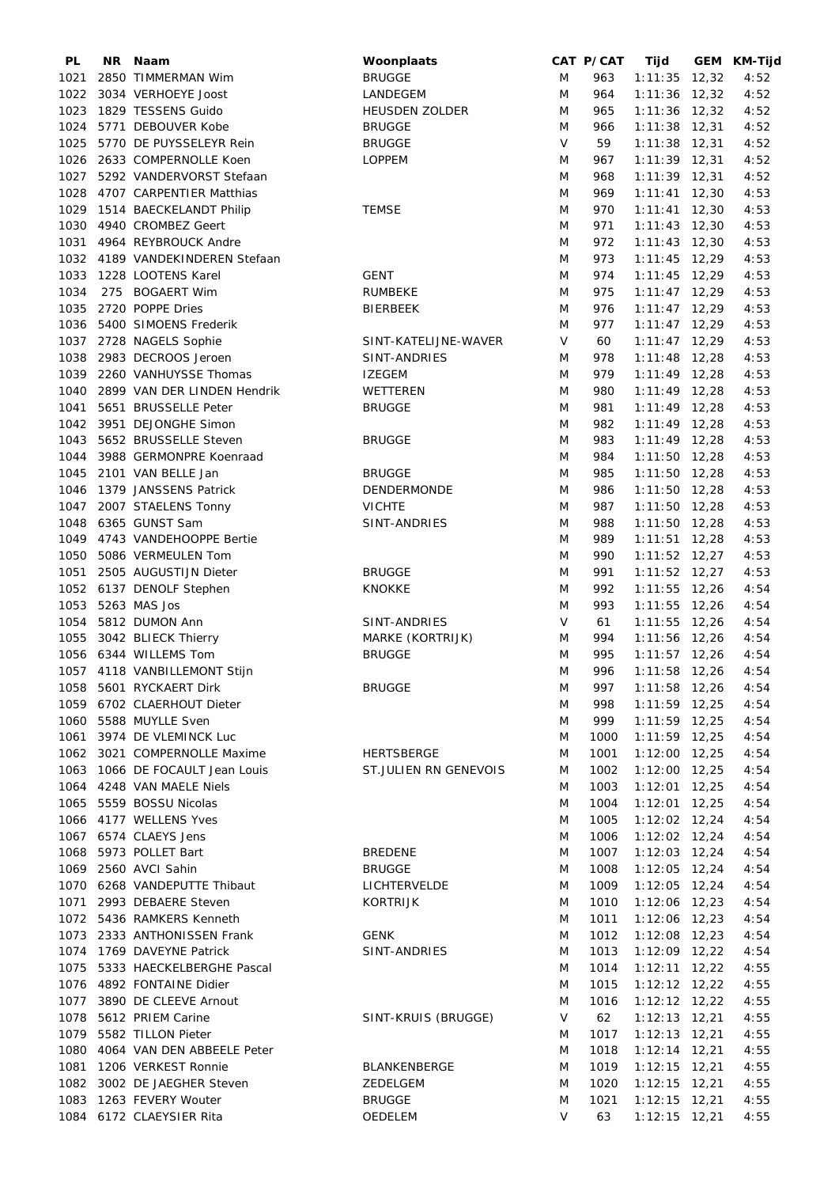| PL | NR | Naam | Woonplaats | CAT | P/CAT | Tijd | GEM | KM-Tijd |
|---|---|---|---|---|---|---|---|---|
| 1021 | 2850 | TIMMERMAN Wim | BRUGGE | M | 963 | 1:11:35 | 12,32 | 4:52 |
| 1022 | 3034 | VERHOEYE Joost | LANDEGEM | M | 964 | 1:11:36 | 12,32 | 4:52 |
| 1023 | 1829 | TESSENS Guido | HEUSDEN ZOLDER | M | 965 | 1:11:36 | 12,32 | 4:52 |
| 1024 | 5771 | DEBOUVER Kobe | BRUGGE | M | 966 | 1:11:38 | 12,31 | 4:52 |
| 1025 | 5770 | DE PUYSSELEYR Rein | BRUGGE | V | 59 | 1:11:38 | 12,31 | 4:52 |
| 1026 | 2633 | COMPERNOLLE Koen | LOPPEM | M | 967 | 1:11:39 | 12,31 | 4:52 |
| 1027 | 5292 | VANDERVORST Stefaan | | M | 968 | 1:11:39 | 12,31 | 4:52 |
| 1028 | 4707 | CARPENTIER Matthias | | M | 969 | 1:11:41 | 12,30 | 4:53 |
| 1029 | 1514 | BAECKELANDT Philip | TEMSE | M | 970 | 1:11:41 | 12,30 | 4:53 |
| 1030 | 4940 | CROMBEZ Geert | | M | 971 | 1:11:43 | 12,30 | 4:53 |
| 1031 | 4964 | REYBROUCK Andre | | M | 972 | 1:11:43 | 12,30 | 4:53 |
| 1032 | 4189 | VANDEKINDEREN Stefaan | | M | 973 | 1:11:45 | 12,29 | 4:53 |
| 1033 | 1228 | LOOTENS Karel | GENT | M | 974 | 1:11:45 | 12,29 | 4:53 |
| 1034 | 275 | BOGAERT Wim | RUMBEKE | M | 975 | 1:11:47 | 12,29 | 4:53 |
| 1035 | 2720 | POPPE Dries | BIERBEEK | M | 976 | 1:11:47 | 12,29 | 4:53 |
| 1036 | 5400 | SIMOENS Frederik | | M | 977 | 1:11:47 | 12,29 | 4:53 |
| 1037 | 2728 | NAGELS Sophie | SINT-KATELIJNE-WAVER | V | 60 | 1:11:47 | 12,29 | 4:53 |
| 1038 | 2983 | DECROOS Jeroen | SINT-ANDRIES | M | 978 | 1:11:48 | 12,28 | 4:53 |
| 1039 | 2260 | VANHUYSSE Thomas | IZEGEM | M | 979 | 1:11:49 | 12,28 | 4:53 |
| 1040 | 2899 | VAN DER LINDEN Hendrik | WETTEREN | M | 980 | 1:11:49 | 12,28 | 4:53 |
| 1041 | 5651 | BRUSSELLE Peter | BRUGGE | M | 981 | 1:11:49 | 12,28 | 4:53 |
| 1042 | 3951 | DEJONGHE Simon | | M | 982 | 1:11:49 | 12,28 | 4:53 |
| 1043 | 5652 | BRUSSELLE Steven | BRUGGE | M | 983 | 1:11:49 | 12,28 | 4:53 |
| 1044 | 3988 | GERMONPRE Koenraad | | M | 984 | 1:11:50 | 12,28 | 4:53 |
| 1045 | 2101 | VAN BELLE Jan | BRUGGE | M | 985 | 1:11:50 | 12,28 | 4:53 |
| 1046 | 1379 | JANSSENS Patrick | DENDERMONDE | M | 986 | 1:11:50 | 12,28 | 4:53 |
| 1047 | 2007 | STAELENS Tonny | VICHTE | M | 987 | 1:11:50 | 12,28 | 4:53 |
| 1048 | 6365 | GUNST Sam | SINT-ANDRIES | M | 988 | 1:11:50 | 12,28 | 4:53 |
| 1049 | 4743 | VANDEHOOPPE Bertie | | M | 989 | 1:11:51 | 12,28 | 4:53 |
| 1050 | 5086 | VERMEULEN Tom | | M | 990 | 1:11:52 | 12,27 | 4:53 |
| 1051 | 2505 | AUGUSTIJN Dieter | BRUGGE | M | 991 | 1:11:52 | 12,27 | 4:53 |
| 1052 | 6137 | DENOLF Stephen | KNOKKE | M | 992 | 1:11:55 | 12,26 | 4:54 |
| 1053 | 5263 | MAS Jos | | M | 993 | 1:11:55 | 12,26 | 4:54 |
| 1054 | 5812 | DUMON Ann | SINT-ANDRIES | V | 61 | 1:11:55 | 12,26 | 4:54 |
| 1055 | 3042 | BLIECK Thierry | MARKE (KORTRIJK) | M | 994 | 1:11:56 | 12,26 | 4:54 |
| 1056 | 6344 | WILLEMS Tom | BRUGGE | M | 995 | 1:11:57 | 12,26 | 4:54 |
| 1057 | 4118 | VANBILLEMONT Stijn | | M | 996 | 1:11:58 | 12,26 | 4:54 |
| 1058 | 5601 | RYCKAERT Dirk | BRUGGE | M | 997 | 1:11:58 | 12,26 | 4:54 |
| 1059 | 6702 | CLAERHOUT Dieter | | M | 998 | 1:11:59 | 12,25 | 4:54 |
| 1060 | 5588 | MUYLLE Sven | | M | 999 | 1:11:59 | 12,25 | 4:54 |
| 1061 | 3974 | DE VLEMINCK Luc | | M | 1000 | 1:11:59 | 12,25 | 4:54 |
| 1062 | 3021 | COMPERNOLLE Maxime | HERTSBERGE | M | 1001 | 1:12:00 | 12,25 | 4:54 |
| 1063 | 1066 | DE FOCAULT Jean Louis | ST.JULIEN RN GENEVOIS | M | 1002 | 1:12:00 | 12,25 | 4:54 |
| 1064 | 4248 | VAN MAELE Niels | | M | 1003 | 1:12:01 | 12,25 | 4:54 |
| 1065 | 5559 | BOSSU Nicolas | | M | 1004 | 1:12:01 | 12,25 | 4:54 |
| 1066 | 4177 | WELLENS Yves | | M | 1005 | 1:12:02 | 12,24 | 4:54 |
| 1067 | 6574 | CLAEYS Jens | | M | 1006 | 1:12:02 | 12,24 | 4:54 |
| 1068 | 5973 | POLLET Bart | BREDENE | M | 1007 | 1:12:03 | 12,24 | 4:54 |
| 1069 | 2560 | AVCI Sahin | BRUGGE | M | 1008 | 1:12:05 | 12,24 | 4:54 |
| 1070 | 6268 | VANDEPUTTE Thibaut | LICHTERVELDE | M | 1009 | 1:12:05 | 12,24 | 4:54 |
| 1071 | 2993 | DEBAERE Steven | KORTRIJK | M | 1010 | 1:12:06 | 12,23 | 4:54 |
| 1072 | 5436 | RAMKERS Kenneth | | M | 1011 | 1:12:06 | 12,23 | 4:54 |
| 1073 | 2333 | ANTHONISSEN Frank | GENK | M | 1012 | 1:12:08 | 12,23 | 4:54 |
| 1074 | 1769 | DAVEYNE Patrick | SINT-ANDRIES | M | 1013 | 1:12:09 | 12,22 | 4:54 |
| 1075 | 5333 | HAECKELBERGHE Pascal | | M | 1014 | 1:12:11 | 12,22 | 4:55 |
| 1076 | 4892 | FONTAINE Didier | | M | 1015 | 1:12:12 | 12,22 | 4:55 |
| 1077 | 3890 | DE CLEEVE Arnout | | M | 1016 | 1:12:12 | 12,22 | 4:55 |
| 1078 | 5612 | PRIEM Carine | SINT-KRUIS (BRUGGE) | V | 62 | 1:12:13 | 12,21 | 4:55 |
| 1079 | 5582 | TILLON Pieter | | M | 1017 | 1:12:13 | 12,21 | 4:55 |
| 1080 | 4064 | VAN DEN ABBEELE Peter | | M | 1018 | 1:12:14 | 12,21 | 4:55 |
| 1081 | 1206 | VERKEST Ronnie | BLANKENBERGE | M | 1019 | 1:12:15 | 12,21 | 4:55 |
| 1082 | 3002 | DE JAEGHER Steven | ZEDELGEM | M | 1020 | 1:12:15 | 12,21 | 4:55 |
| 1083 | 1263 | FEVERY Wouter | BRUGGE | M | 1021 | 1:12:15 | 12,21 | 4:55 |
| 1084 | 6172 | CLAEYSIER Rita | OEDELEM | V | 63 | 1:12:15 | 12,21 | 4:55 |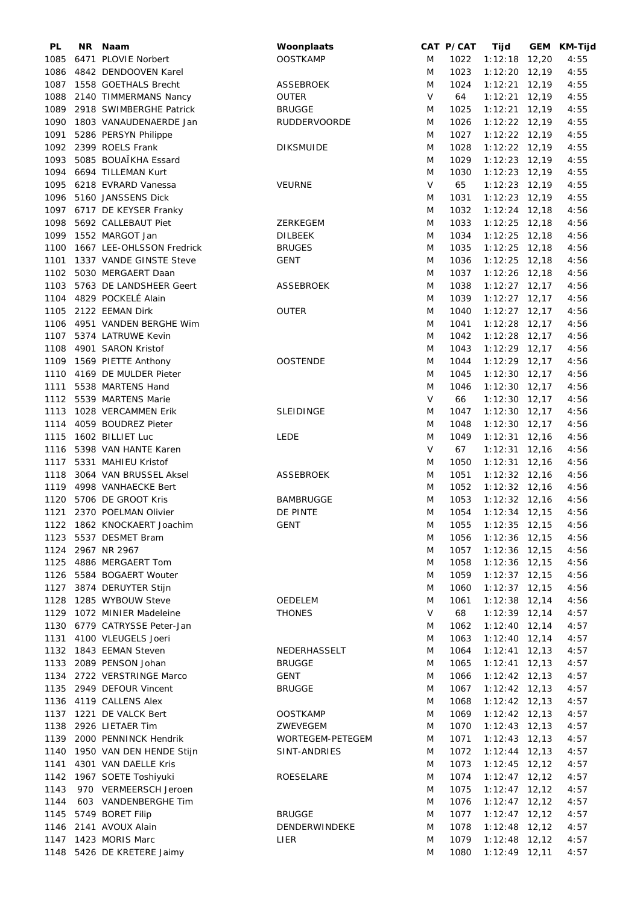| PL | NR | Naam | Woonplaats | CAT | P/CAT | Tijd | GEM | KM-Tijd |
|---|---|---|---|---|---|---|---|---|
| 1085 | 6471 | PLOVIE Norbert | OOSTKAMP | M | 1022 | 1:12:18 | 12,20 | 4:55 |
| 1086 | 4842 | DENDOOVEN Karel | | M | 1023 | 1:12:20 | 12,19 | 4:55 |
| 1087 | 1558 | GOETHALS Brecht | ASSEBROEK | M | 1024 | 1:12:21 | 12,19 | 4:55 |
| 1088 | 2140 | TIMMERMANS Nancy | OUTER | V | 64 | 1:12:21 | 12,19 | 4:55 |
| 1089 | 2918 | SWIMBERGHE Patrick | BRUGGE | M | 1025 | 1:12:21 | 12,19 | 4:55 |
| 1090 | 1803 | VANAUDENAERDE Jan | RUDDERVOORDE | M | 1026 | 1:12:22 | 12,19 | 4:55 |
| 1091 | 5286 | PERSYN Philippe | | M | 1027 | 1:12:22 | 12,19 | 4:55 |
| 1092 | 2399 | ROELS Frank | DIKSMUIDE | M | 1028 | 1:12:22 | 12,19 | 4:55 |
| 1093 | 5085 | BOUAÏKHA Essard | | M | 1029 | 1:12:23 | 12,19 | 4:55 |
| 1094 | 6694 | TILLEMAN Kurt | | M | 1030 | 1:12:23 | 12,19 | 4:55 |
| 1095 | 6218 | EVRARD Vanessa | VEURNE | V | 65 | 1:12:23 | 12,19 | 4:55 |
| 1096 | 5160 | JANSSENS Dick | | M | 1031 | 1:12:23 | 12,19 | 4:55 |
| 1097 | 6717 | DE KEYSER Franky | | M | 1032 | 1:12:24 | 12,18 | 4:56 |
| 1098 | 5692 | CALLEBAUT Piet | ZERKEGEM | M | 1033 | 1:12:25 | 12,18 | 4:56 |
| 1099 | 1552 | MARGOT Jan | DILBEEK | M | 1034 | 1:12:25 | 12,18 | 4:56 |
| 1100 | 1667 | LEE-OHLSSON Fredrick | BRUGES | M | 1035 | 1:12:25 | 12,18 | 4:56 |
| 1101 | 1337 | VANDE GINSTE Steve | GENT | M | 1036 | 1:12:25 | 12,18 | 4:56 |
| 1102 | 5030 | MERGAERT Daan | | M | 1037 | 1:12:26 | 12,18 | 4:56 |
| 1103 | 5763 | DE LANDSHEER Geert | ASSEBROEK | M | 1038 | 1:12:27 | 12,17 | 4:56 |
| 1104 | 4829 | POCKELÉ Alain | | M | 1039 | 1:12:27 | 12,17 | 4:56 |
| 1105 | 2122 | EEMAN Dirk | OUTER | M | 1040 | 1:12:27 | 12,17 | 4:56 |
| 1106 | 4951 | VANDEN BERGHE Wim | | M | 1041 | 1:12:28 | 12,17 | 4:56 |
| 1107 | 5374 | LATRUWE Kevin | | M | 1042 | 1:12:28 | 12,17 | 4:56 |
| 1108 | 4901 | SARON Kristof | | M | 1043 | 1:12:29 | 12,17 | 4:56 |
| 1109 | 1569 | PIETTE Anthony | OOSTENDE | M | 1044 | 1:12:29 | 12,17 | 4:56 |
| 1110 | 4169 | DE MULDER Pieter | | M | 1045 | 1:12:30 | 12,17 | 4:56 |
| 1111 | 5538 | MARTENS Hand | | M | 1046 | 1:12:30 | 12,17 | 4:56 |
| 1112 | 5539 | MARTENS Marie | | V | 66 | 1:12:30 | 12,17 | 4:56 |
| 1113 | 1028 | VERCAMMEN Erik | SLEIDINGE | M | 1047 | 1:12:30 | 12,17 | 4:56 |
| 1114 | 4059 | BOUDREZ Pieter | | M | 1048 | 1:12:30 | 12,17 | 4:56 |
| 1115 | 1602 | BILLIET Luc | LEDE | M | 1049 | 1:12:31 | 12,16 | 4:56 |
| 1116 | 5398 | VAN HANTE Karen | | V | 67 | 1:12:31 | 12,16 | 4:56 |
| 1117 | 5331 | MAHIEU Kristof | | M | 1050 | 1:12:31 | 12,16 | 4:56 |
| 1118 | 3064 | VAN BRUSSEL Aksel | ASSEBROEK | M | 1051 | 1:12:32 | 12,16 | 4:56 |
| 1119 | 4998 | VANHAECKE Bert | | M | 1052 | 1:12:32 | 12,16 | 4:56 |
| 1120 | 5706 | DE GROOT Kris | BAMBRUGGE | M | 1053 | 1:12:32 | 12,16 | 4:56 |
| 1121 | 2370 | POELMAN Olivier | DE PINTE | M | 1054 | 1:12:34 | 12,15 | 4:56 |
| 1122 | 1862 | KNOCKAERT Joachim | GENT | M | 1055 | 1:12:35 | 12,15 | 4:56 |
| 1123 | 5537 | DESMET Bram | | M | 1056 | 1:12:36 | 12,15 | 4:56 |
| 1124 | 2967 | NR 2967 | | M | 1057 | 1:12:36 | 12,15 | 4:56 |
| 1125 | 4886 | MERGAERT Tom | | M | 1058 | 1:12:36 | 12,15 | 4:56 |
| 1126 | 5584 | BOGAERT Wouter | | M | 1059 | 1:12:37 | 12,15 | 4:56 |
| 1127 | 3874 | DERUYTER Stijn | | M | 1060 | 1:12:37 | 12,15 | 4:56 |
| 1128 | 1285 | WYBOUW Steve | OEDELEM | M | 1061 | 1:12:38 | 12,14 | 4:56 |
| 1129 | 1072 | MINIER Madeleine | THONES | V | 68 | 1:12:39 | 12,14 | 4:57 |
| 1130 | 6779 | CATRYSSE Peter-Jan | | M | 1062 | 1:12:40 | 12,14 | 4:57 |
| 1131 | 4100 | VLEUGELS Joeri | | M | 1063 | 1:12:40 | 12,14 | 4:57 |
| 1132 | 1843 | EEMAN Steven | NEDERHASSELT | M | 1064 | 1:12:41 | 12,13 | 4:57 |
| 1133 | 2089 | PENSON Johan | BRUGGE | M | 1065 | 1:12:41 | 12,13 | 4:57 |
| 1134 | 2722 | VERSTRINGE Marco | GENT | M | 1066 | 1:12:42 | 12,13 | 4:57 |
| 1135 | 2949 | DEFOUR Vincent | BRUGGE | M | 1067 | 1:12:42 | 12,13 | 4:57 |
| 1136 | 4119 | CALLENS Alex | | M | 1068 | 1:12:42 | 12,13 | 4:57 |
| 1137 | 1221 | DE VALCK Bert | OOSTKAMP | M | 1069 | 1:12:42 | 12,13 | 4:57 |
| 1138 | 2926 | LIETAER Tim | ZWEVEGEM | M | 1070 | 1:12:43 | 12,13 | 4:57 |
| 1139 | 2000 | PENNINCK Hendrik | WORTEGEM-PETEGEM | M | 1071 | 1:12:43 | 12,13 | 4:57 |
| 1140 | 1950 | VAN DEN HENDE Stijn | SINT-ANDRIES | M | 1072 | 1:12:44 | 12,13 | 4:57 |
| 1141 | 4301 | VAN DAELLE Kris | | M | 1073 | 1:12:45 | 12,12 | 4:57 |
| 1142 | 1967 | SOETE Toshiyuki | ROESELARE | M | 1074 | 1:12:47 | 12,12 | 4:57 |
| 1143 | 970 | VERMEERSCH Jeroen | | M | 1075 | 1:12:47 | 12,12 | 4:57 |
| 1144 | 603 | VANDENBERGHE Tim | | M | 1076 | 1:12:47 | 12,12 | 4:57 |
| 1145 | 5749 | BORET Filip | BRUGGE | M | 1077 | 1:12:47 | 12,12 | 4:57 |
| 1146 | 2141 | AVOUX Alain | DENDERWINDEKE | M | 1078 | 1:12:48 | 12,12 | 4:57 |
| 1147 | 1423 | MORIS Marc | LIER | M | 1079 | 1:12:48 | 12,12 | 4:57 |
| 1148 | 5426 | DE KRETERE Jaimy | | M | 1080 | 1:12:49 | 12,11 | 4:57 |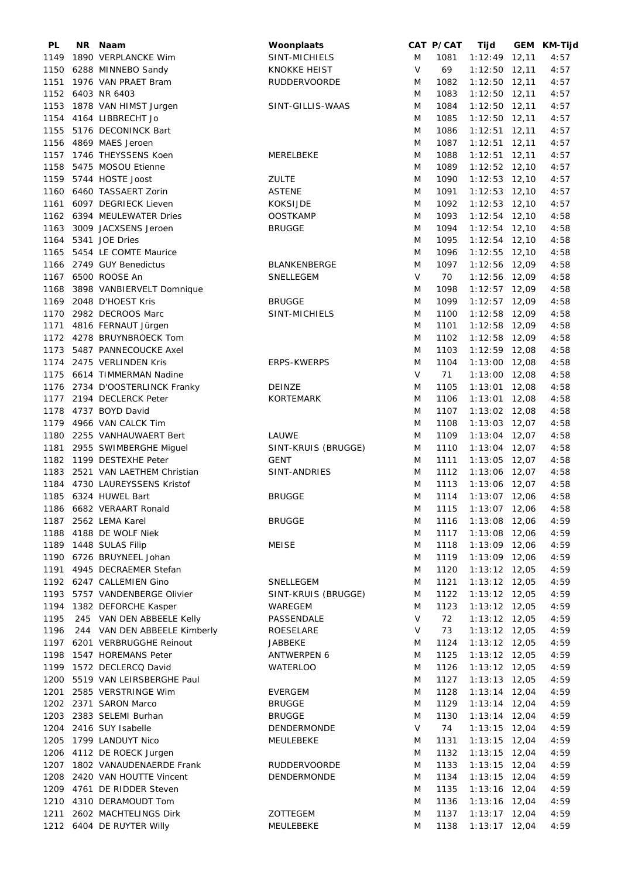| PL | NR | Naam | Woonplaats | CAT | P/CAT | Tijd | GEM | KM-Tijd |
|---|---|---|---|---|---|---|---|---|
| 1149 | 1890 | VERPLANCKE Wim | SINT-MICHIELS | M | 1081 | 1:12:49 | 12,11 | 4:57 |
| 1150 | 6288 | MINNEBO Sandy | KNOKKE HEIST | V | 69 | 1:12:50 | 12,11 | 4:57 |
| 1151 | 1976 | VAN PRAET Bram | RUDDERVOORDE | M | 1082 | 1:12:50 | 12,11 | 4:57 |
| 1152 | 6403 | NR 6403 | | M | 1083 | 1:12:50 | 12,11 | 4:57 |
| 1153 | 1878 | VAN HIMST Jurgen | SINT-GILLIS-WAAS | M | 1084 | 1:12:50 | 12,11 | 4:57 |
| 1154 | 4164 | LIBBRECHT Jo | | M | 1085 | 1:12:50 | 12,11 | 4:57 |
| 1155 | 5176 | DECONINCK Bart | | M | 1086 | 1:12:51 | 12,11 | 4:57 |
| 1156 | 4869 | MAES Jeroen | | M | 1087 | 1:12:51 | 12,11 | 4:57 |
| 1157 | 1746 | THEYSSENS Koen | MERELBEKE | M | 1088 | 1:12:51 | 12,11 | 4:57 |
| 1158 | 5475 | MOSOU Etienne | | M | 1089 | 1:12:52 | 12,10 | 4:57 |
| 1159 | 5744 | HOSTE Joost | ZULTE | M | 1090 | 1:12:53 | 12,10 | 4:57 |
| 1160 | 6460 | TASSAERT Zorin | ASTENE | M | 1091 | 1:12:53 | 12,10 | 4:57 |
| 1161 | 6097 | DEGRIECK Lieven | KOKSIJDE | M | 1092 | 1:12:53 | 12,10 | 4:57 |
| 1162 | 6394 | MEULEWATER Dries | OOSTKAMP | M | 1093 | 1:12:54 | 12,10 | 4:58 |
| 1163 | 3009 | JACXSENS Jeroen | BRUGGE | M | 1094 | 1:12:54 | 12,10 | 4:58 |
| 1164 | 5341 | JOE Dries | | M | 1095 | 1:12:54 | 12,10 | 4:58 |
| 1165 | 5454 | LE COMTE Maurice | | M | 1096 | 1:12:55 | 12,10 | 4:58 |
| 1166 | 2749 | GUY Benedictus | BLANKENBERGE | M | 1097 | 1:12:56 | 12,09 | 4:58 |
| 1167 | 6500 | ROOSE An | SNELLEGEM | V | 70 | 1:12:56 | 12,09 | 4:58 |
| 1168 | 3898 | VANBIERVELT Domnique | | M | 1098 | 1:12:57 | 12,09 | 4:58 |
| 1169 | 2048 | D'HOEST Kris | BRUGGE | M | 1099 | 1:12:57 | 12,09 | 4:58 |
| 1170 | 2982 | DECROOS Marc | SINT-MICHIELS | M | 1100 | 1:12:58 | 12,09 | 4:58 |
| 1171 | 4816 | FERNAUT Jürgen | | M | 1101 | 1:12:58 | 12,09 | 4:58 |
| 1172 | 4278 | BRUYNBROECK Tom | | M | 1102 | 1:12:58 | 12,09 | 4:58 |
| 1173 | 5487 | PANNECOUCKE Axel | | M | 1103 | 1:12:59 | 12,08 | 4:58 |
| 1174 | 2475 | VERLINDEN Kris | ERPS-KWERPS | M | 1104 | 1:13:00 | 12,08 | 4:58 |
| 1175 | 6614 | TIMMERMAN Nadine | | V | 71 | 1:13:00 | 12,08 | 4:58 |
| 1176 | 2734 | D'OOSTERLINCK Franky | DEINZE | M | 1105 | 1:13:01 | 12,08 | 4:58 |
| 1177 | 2194 | DECLERCK Peter | KORTEMARK | M | 1106 | 1:13:01 | 12,08 | 4:58 |
| 1178 | 4737 | BOYD David | | M | 1107 | 1:13:02 | 12,08 | 4:58 |
| 1179 | 4966 | VAN CALCK Tim | | M | 1108 | 1:13:03 | 12,07 | 4:58 |
| 1180 | 2255 | VANHAUWAERT Bert | LAUWE | M | 1109 | 1:13:04 | 12,07 | 4:58 |
| 1181 | 2955 | SWIMBERGHE Miguel | SINT-KRUIS (BRUGGE) | M | 1110 | 1:13:04 | 12,07 | 4:58 |
| 1182 | 1199 | DESTEXHE Peter | GENT | M | 1111 | 1:13:05 | 12,07 | 4:58 |
| 1183 | 2521 | VAN LAETHEM Christian | SINT-ANDRIES | M | 1112 | 1:13:06 | 12,07 | 4:58 |
| 1184 | 4730 | LAUREYSSENS Kristof | | M | 1113 | 1:13:06 | 12,07 | 4:58 |
| 1185 | 6324 | HUWEL Bart | BRUGGE | M | 1114 | 1:13:07 | 12,06 | 4:58 |
| 1186 | 6682 | VERAART Ronald | | M | 1115 | 1:13:07 | 12,06 | 4:58 |
| 1187 | 2562 | LEMA Karel | BRUGGE | M | 1116 | 1:13:08 | 12,06 | 4:59 |
| 1188 | 4188 | DE WOLF Niek | | M | 1117 | 1:13:08 | 12,06 | 4:59 |
| 1189 | 1448 | SULAS Filip | MEISE | M | 1118 | 1:13:09 | 12,06 | 4:59 |
| 1190 | 6726 | BRUYNEEL Johan | | M | 1119 | 1:13:09 | 12,06 | 4:59 |
| 1191 | 4945 | DECRAEMER Stefan | | M | 1120 | 1:13:12 | 12,05 | 4:59 |
| 1192 | 6247 | CALLEMIEN Gino | SNELLEGEM | M | 1121 | 1:13:12 | 12,05 | 4:59 |
| 1193 | 5757 | VANDENBERGE Olivier | SINT-KRUIS (BRUGGE) | M | 1122 | 1:13:12 | 12,05 | 4:59 |
| 1194 | 1382 | DEFORCHE Kasper | WAREGEM | M | 1123 | 1:13:12 | 12,05 | 4:59 |
| 1195 | 245 | VAN DEN ABBEELE Kelly | PASSENDALE | V | 72 | 1:13:12 | 12,05 | 4:59 |
| 1196 | 244 | VAN DEN ABBEELE Kimberly | ROESELARE | V | 73 | 1:13:12 | 12,05 | 4:59 |
| 1197 | 6201 | VERBRUGGHE Reinout | JABBEKE | M | 1124 | 1:13:12 | 12,05 | 4:59 |
| 1198 | 1547 | HOREMANS Peter | ANTWERPEN 6 | M | 1125 | 1:13:12 | 12,05 | 4:59 |
| 1199 | 1572 | DECLERCQ David | WATERLOO | M | 1126 | 1:13:12 | 12,05 | 4:59 |
| 1200 | 5519 | VAN LEIRSBERGHE Paul | | M | 1127 | 1:13:13 | 12,05 | 4:59 |
| 1201 | 2585 | VERSTRINGE Wim | EVERGEM | M | 1128 | 1:13:14 | 12,04 | 4:59 |
| 1202 | 2371 | SARON Marco | BRUGGE | M | 1129 | 1:13:14 | 12,04 | 4:59 |
| 1203 | 2383 | SELEMI Burhan | BRUGGE | M | 1130 | 1:13:14 | 12,04 | 4:59 |
| 1204 | 2416 | SUY Isabelle | DENDERMONDE | V | 74 | 1:13:15 | 12,04 | 4:59 |
| 1205 | 1799 | LANDUYT Nico | MEULEBEKE | M | 1131 | 1:13:15 | 12,04 | 4:59 |
| 1206 | 4112 | DE ROECK Jurgen | | M | 1132 | 1:13:15 | 12,04 | 4:59 |
| 1207 | 1802 | VANAUDENAERDE Frank | RUDDERVOORDE | M | 1133 | 1:13:15 | 12,04 | 4:59 |
| 1208 | 2420 | VAN HOUTTE Vincent | DENDERMONDE | M | 1134 | 1:13:15 | 12,04 | 4:59 |
| 1209 | 4761 | DE RIDDER Steven | | M | 1135 | 1:13:16 | 12,04 | 4:59 |
| 1210 | 4310 | DERAMOUDT Tom | | M | 1136 | 1:13:16 | 12,04 | 4:59 |
| 1211 | 2602 | MACHTELINGS Dirk | ZOTTEGEM | M | 1137 | 1:13:17 | 12,04 | 4:59 |
| 1212 | 6404 | DE RUYTER Willy | MEULEBEKE | M | 1138 | 1:13:17 | 12,04 | 4:59 |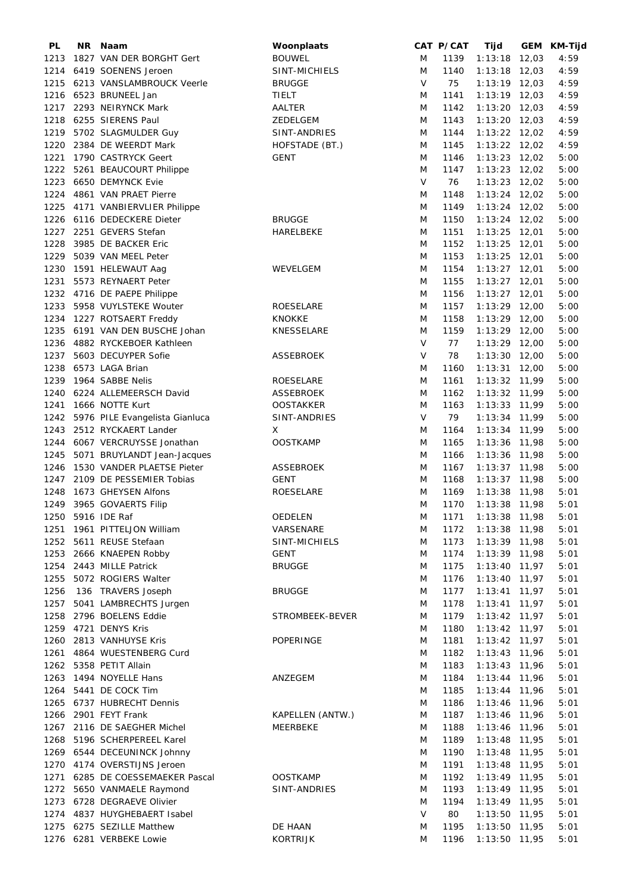| PL | NR | Naam | Woonplaats | CAT | P/CAT | Tijd | GEM | KM-Tijd |
|---|---|---|---|---|---|---|---|---|
| 1213 | 1827 | VAN DER BORGHT Gert | BOUWEL | M | 1139 | 1:13:18 | 12,03 | 4:59 |
| 1214 | 6419 | SOENENS Jeroen | SINT-MICHIELS | M | 1140 | 1:13:18 | 12,03 | 4:59 |
| 1215 | 6213 | VANSLAMBROUCK Veerle | BRUGGE | V | 75 | 1:13:19 | 12,03 | 4:59 |
| 1216 | 6523 | BRUNEEL Jan | TIELT | M | 1141 | 1:13:19 | 12,03 | 4:59 |
| 1217 | 2293 | NEIRYNCK Mark | AALTER | M | 1142 | 1:13:20 | 12,03 | 4:59 |
| 1218 | 6255 | SIERENS Paul | ZEDELGEM | M | 1143 | 1:13:20 | 12,03 | 4:59 |
| 1219 | 5702 | SLAGMULDER Guy | SINT-ANDRIES | M | 1144 | 1:13:22 | 12,02 | 4:59 |
| 1220 | 2384 | DE WEERDT Mark | HOFSTADE (BT.) | M | 1145 | 1:13:22 | 12,02 | 4:59 |
| 1221 | 1790 | CASTRYCK Geert | GENT | M | 1146 | 1:13:23 | 12,02 | 5:00 |
| 1222 | 5261 | BEAUCOURT Philippe | | M | 1147 | 1:13:23 | 12,02 | 5:00 |
| 1223 | 6650 | DEMYNCK Evie | | V | 76 | 1:13:23 | 12,02 | 5:00 |
| 1224 | 4861 | VAN PRAET Pierre | | M | 1148 | 1:13:24 | 12,02 | 5:00 |
| 1225 | 4171 | VANBIERVLIER Philippe | | M | 1149 | 1:13:24 | 12,02 | 5:00 |
| 1226 | 6116 | DEDECKERE Dieter | BRUGGE | M | 1150 | 1:13:24 | 12,02 | 5:00 |
| 1227 | 2251 | GEVERS Stefan | HARELBEKE | M | 1151 | 1:13:25 | 12,01 | 5:00 |
| 1228 | 3985 | DE BACKER Eric | | M | 1152 | 1:13:25 | 12,01 | 5:00 |
| 1229 | 5039 | VAN MEEL Peter | | M | 1153 | 1:13:25 | 12,01 | 5:00 |
| 1230 | 1591 | HELEWAUT Aag | WEVELGEM | M | 1154 | 1:13:27 | 12,01 | 5:00 |
| 1231 | 5573 | REYNAERT Peter | | M | 1155 | 1:13:27 | 12,01 | 5:00 |
| 1232 | 4716 | DE PAEPE Philippe | | M | 1156 | 1:13:27 | 12,01 | 5:00 |
| 1233 | 5958 | VUYLSTEKE Wouter | ROESELARE | M | 1157 | 1:13:29 | 12,00 | 5:00 |
| 1234 | 1227 | ROTSAERT Freddy | KNOKKE | M | 1158 | 1:13:29 | 12,00 | 5:00 |
| 1235 | 6191 | VAN DEN BUSCHE Johan | KNESSELARE | M | 1159 | 1:13:29 | 12,00 | 5:00 |
| 1236 | 4882 | RYCKEBOER Kathleen | | V | 77 | 1:13:29 | 12,00 | 5:00 |
| 1237 | 5603 | DECUYPER Sofie | ASSEBROEK | V | 78 | 1:13:30 | 12,00 | 5:00 |
| 1238 | 6573 | LAGA Brian | | M | 1160 | 1:13:31 | 12,00 | 5:00 |
| 1239 | 1964 | SABBE Nelis | ROESELARE | M | 1161 | 1:13:32 | 11,99 | 5:00 |
| 1240 | 6224 | ALLEMEERSCH David | ASSEBROEK | M | 1162 | 1:13:32 | 11,99 | 5:00 |
| 1241 | 1666 | NOTTE Kurt | OOSTAKKER | M | 1163 | 1:13:33 | 11,99 | 5:00 |
| 1242 | 5976 | PILE Evangelista Gianluca | SINT-ANDRIES | V | 79 | 1:13:34 | 11,99 | 5:00 |
| 1243 | 2512 | RYCKAERT Lander | X | M | 1164 | 1:13:34 | 11,99 | 5:00 |
| 1244 | 6067 | VERCRUYSSE Jonathan | OOSTKAMP | M | 1165 | 1:13:36 | 11,98 | 5:00 |
| 1245 | 5071 | BRUYLANDT Jean-Jacques | | M | 1166 | 1:13:36 | 11,98 | 5:00 |
| 1246 | 1530 | VANDER PLAETSE Pieter | ASSEBROEK | M | 1167 | 1:13:37 | 11,98 | 5:00 |
| 1247 | 2109 | DE PESSEMIER Tobias | GENT | M | 1168 | 1:13:37 | 11,98 | 5:00 |
| 1248 | 1673 | GHEYSEN Alfons | ROESELARE | M | 1169 | 1:13:38 | 11,98 | 5:01 |
| 1249 | 3965 | GOVAERTS Filip | | M | 1170 | 1:13:38 | 11,98 | 5:01 |
| 1250 | 5916 | IDE Raf | OEDELEN | M | 1171 | 1:13:38 | 11,98 | 5:01 |
| 1251 | 1961 | PITTELJON William | VARSENARE | M | 1172 | 1:13:38 | 11,98 | 5:01 |
| 1252 | 5611 | REUSE Stefaan | SINT-MICHIELS | M | 1173 | 1:13:39 | 11,98 | 5:01 |
| 1253 | 2666 | KNAEPEN Robby | GENT | M | 1174 | 1:13:39 | 11,98 | 5:01 |
| 1254 | 2443 | MILLE Patrick | BRUGGE | M | 1175 | 1:13:40 | 11,97 | 5:01 |
| 1255 | 5072 | ROGIERS Walter | | M | 1176 | 1:13:40 | 11,97 | 5:01 |
| 1256 | 136 | TRAVERS Joseph | BRUGGE | M | 1177 | 1:13:41 | 11,97 | 5:01 |
| 1257 | 5041 | LAMBRECHTS Jurgen | | M | 1178 | 1:13:41 | 11,97 | 5:01 |
| 1258 | 2796 | BOELENS Eddie | STROMBEEK-BEVER | M | 1179 | 1:13:42 | 11,97 | 5:01 |
| 1259 | 4721 | DENYS Kris | | M | 1180 | 1:13:42 | 11,97 | 5:01 |
| 1260 | 2813 | VANHUYSE Kris | POPERINGE | M | 1181 | 1:13:42 | 11,97 | 5:01 |
| 1261 | 4864 | WUESTENBERG Curd | | M | 1182 | 1:13:43 | 11,96 | 5:01 |
| 1262 | 5358 | PETIT Allain | | M | 1183 | 1:13:43 | 11,96 | 5:01 |
| 1263 | 1494 | NOYELLE Hans | ANZEGEM | M | 1184 | 1:13:44 | 11,96 | 5:01 |
| 1264 | 5441 | DE COCK Tim | | M | 1185 | 1:13:44 | 11,96 | 5:01 |
| 1265 | 6737 | HUBRECHT Dennis | | M | 1186 | 1:13:46 | 11,96 | 5:01 |
| 1266 | 2901 | FEYT Frank | KAPELLEN (ANTW.) | M | 1187 | 1:13:46 | 11,96 | 5:01 |
| 1267 | 2116 | DE SAEGHER Michel | MEERBEKE | M | 1188 | 1:13:46 | 11,96 | 5:01 |
| 1268 | 5196 | SCHERPEREEL Karel | | M | 1189 | 1:13:48 | 11,95 | 5:01 |
| 1269 | 6544 | DECEUNINCK Johnny | | M | 1190 | 1:13:48 | 11,95 | 5:01 |
| 1270 | 4174 | OVERSTIJNS Jeroen | | M | 1191 | 1:13:48 | 11,95 | 5:01 |
| 1271 | 6285 | DE COESSEMAEKER Pascal | OOSTKAMP | M | 1192 | 1:13:49 | 11,95 | 5:01 |
| 1272 | 5650 | VANMAELE Raymond | SINT-ANDRIES | M | 1193 | 1:13:49 | 11,95 | 5:01 |
| 1273 | 6728 | DEGRAEVE Olivier | | M | 1194 | 1:13:49 | 11,95 | 5:01 |
| 1274 | 4837 | HUYGHEBAERT Isabel | | V | 80 | 1:13:50 | 11,95 | 5:01 |
| 1275 | 6275 | SEZILLE Matthew | DE HAAN | M | 1195 | 1:13:50 | 11,95 | 5:01 |
| 1276 | 6281 | VERBEKE Lowie | KORTRIJK | M | 1196 | 1:13:50 | 11,95 | 5:01 |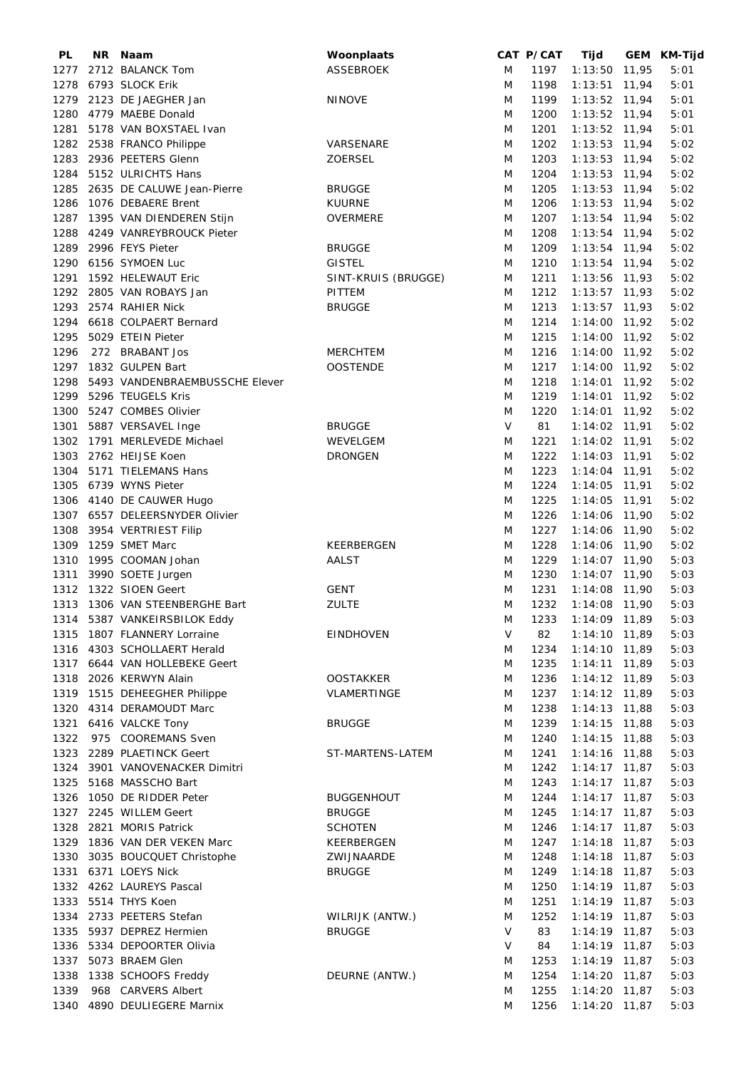| PL | NR | Naam | Woonplaats | CAT | P/CAT | Tijd | GEM | KM-Tijd |
|---|---|---|---|---|---|---|---|---|
| 1277 | 2712 | BALANCK Tom | ASSEBROEK | M | 1197 | 1:13:50 | 11,95 | 5:01 |
| 1278 | 6793 | SLOCK Erik | | M | 1198 | 1:13:51 | 11,94 | 5:01 |
| 1279 | 2123 | DE JAEGHER Jan | NINOVE | M | 1199 | 1:13:52 | 11,94 | 5:01 |
| 1280 | 4779 | MAEBE Donald | | M | 1200 | 1:13:52 | 11,94 | 5:01 |
| 1281 | 5178 | VAN BOXSTAEL Ivan | | M | 1201 | 1:13:52 | 11,94 | 5:01 |
| 1282 | 2538 | FRANCO Philippe | VARSENARE | M | 1202 | 1:13:53 | 11,94 | 5:02 |
| 1283 | 2936 | PEETERS Glenn | ZOERSEL | M | 1203 | 1:13:53 | 11,94 | 5:02 |
| 1284 | 5152 | ULRICHTS Hans | | M | 1204 | 1:13:53 | 11,94 | 5:02 |
| 1285 | 2635 | DE CALUWE Jean-Pierre | BRUGGE | M | 1205 | 1:13:53 | 11,94 | 5:02 |
| 1286 | 1076 | DEBAERE Brent | KUURNE | M | 1206 | 1:13:53 | 11,94 | 5:02 |
| 1287 | 1395 | VAN DIENDEREN Stijn | OVERMERE | M | 1207 | 1:13:54 | 11,94 | 5:02 |
| 1288 | 4249 | VANREYBROUCK Pieter | | M | 1208 | 1:13:54 | 11,94 | 5:02 |
| 1289 | 2996 | FEYS Pieter | BRUGGE | M | 1209 | 1:13:54 | 11,94 | 5:02 |
| 1290 | 6156 | SYMOEN Luc | GISTEL | M | 1210 | 1:13:54 | 11,94 | 5:02 |
| 1291 | 1592 | HELEWAUT Eric | SINT-KRUIS (BRUGGE) | M | 1211 | 1:13:56 | 11,93 | 5:02 |
| 1292 | 2805 | VAN ROBAYS Jan | PITTEM | M | 1212 | 1:13:57 | 11,93 | 5:02 |
| 1293 | 2574 | RAHIER Nick | BRUGGE | M | 1213 | 1:13:57 | 11,93 | 5:02 |
| 1294 | 6618 | COLPAERT Bernard | | M | 1214 | 1:14:00 | 11,92 | 5:02 |
| 1295 | 5029 | ETEIN Pieter | | M | 1215 | 1:14:00 | 11,92 | 5:02 |
| 1296 | 272 | BRABANT Jos | MERCHTEM | M | 1216 | 1:14:00 | 11,92 | 5:02 |
| 1297 | 1832 | GULPEN Bart | OOSTENDE | M | 1217 | 1:14:00 | 11,92 | 5:02 |
| 1298 | 5493 | VANDENBRAEMBUSSCHE Elever | | M | 1218 | 1:14:01 | 11,92 | 5:02 |
| 1299 | 5296 | TEUGELS Kris | | M | 1219 | 1:14:01 | 11,92 | 5:02 |
| 1300 | 5247 | COMBES Olivier | | M | 1220 | 1:14:01 | 11,92 | 5:02 |
| 1301 | 5887 | VERSAVEL Inge | BRUGGE | V | 81 | 1:14:02 | 11,91 | 5:02 |
| 1302 | 1791 | MERLEVEDE Michael | WEVELGEM | M | 1221 | 1:14:02 | 11,91 | 5:02 |
| 1303 | 2762 | HEIJSE Koen | DRONGEN | M | 1222 | 1:14:03 | 11,91 | 5:02 |
| 1304 | 5171 | TIELEMANS Hans | | M | 1223 | 1:14:04 | 11,91 | 5:02 |
| 1305 | 6739 | WYNS Pieter | | M | 1224 | 1:14:05 | 11,91 | 5:02 |
| 1306 | 4140 | DE CAUWER Hugo | | M | 1225 | 1:14:05 | 11,91 | 5:02 |
| 1307 | 6557 | DELEERSNYDER Olivier | | M | 1226 | 1:14:06 | 11,90 | 5:02 |
| 1308 | 3954 | VERTRIEST Filip | | M | 1227 | 1:14:06 | 11,90 | 5:02 |
| 1309 | 1259 | SMET Marc | KEERBERGEN | M | 1228 | 1:14:06 | 11,90 | 5:02 |
| 1310 | 1995 | COOMAN Johan | AALST | M | 1229 | 1:14:07 | 11,90 | 5:03 |
| 1311 | 3990 | SOETE Jurgen | | M | 1230 | 1:14:07 | 11,90 | 5:03 |
| 1312 | 1322 | SIOEN Geert | GENT | M | 1231 | 1:14:08 | 11,90 | 5:03 |
| 1313 | 1306 | VAN STEENBERGHE Bart | ZULTE | M | 1232 | 1:14:08 | 11,90 | 5:03 |
| 1314 | 5387 | VANKEIRSBILOK Eddy | | M | 1233 | 1:14:09 | 11,89 | 5:03 |
| 1315 | 1807 | FLANNERY Lorraine | EINDHOVEN | V | 82 | 1:14:10 | 11,89 | 5:03 |
| 1316 | 4303 | SCHOLLAERT Herald | | M | 1234 | 1:14:10 | 11,89 | 5:03 |
| 1317 | 6644 | VAN HOLLEBEKE Geert | | M | 1235 | 1:14:11 | 11,89 | 5:03 |
| 1318 | 2026 | KERWYN Alain | OOSTAKKER | M | 1236 | 1:14:12 | 11,89 | 5:03 |
| 1319 | 1515 | DEHEEGHER Philippe | VLAMERTINGE | M | 1237 | 1:14:12 | 11,89 | 5:03 |
| 1320 | 4314 | DERAMOUDT Marc | | M | 1238 | 1:14:13 | 11,88 | 5:03 |
| 1321 | 6416 | VALCKE Tony | BRUGGE | M | 1239 | 1:14:15 | 11,88 | 5:03 |
| 1322 | 975 | COOREMANS Sven | | M | 1240 | 1:14:15 | 11,88 | 5:03 |
| 1323 | 2289 | PLAETINCK Geert | ST-MARTENS-LATEM | M | 1241 | 1:14:16 | 11,88 | 5:03 |
| 1324 | 3901 | VANOVENACKER Dimitri | | M | 1242 | 1:14:17 | 11,87 | 5:03 |
| 1325 | 5168 | MASSCHO Bart | | M | 1243 | 1:14:17 | 11,87 | 5:03 |
| 1326 | 1050 | DE RIDDER Peter | BUGGENHOUT | M | 1244 | 1:14:17 | 11,87 | 5:03 |
| 1327 | 2245 | WILLEM Geert | BRUGGE | M | 1245 | 1:14:17 | 11,87 | 5:03 |
| 1328 | 2821 | MORIS Patrick | SCHOTEN | M | 1246 | 1:14:17 | 11,87 | 5:03 |
| 1329 | 1836 | VAN DER VEKEN Marc | KEERBERGEN | M | 1247 | 1:14:18 | 11,87 | 5:03 |
| 1330 | 3035 | BOUCQUET Christophe | ZWIJNAARDE | M | 1248 | 1:14:18 | 11,87 | 5:03 |
| 1331 | 6371 | LOEYS Nick | BRUGGE | M | 1249 | 1:14:18 | 11,87 | 5:03 |
| 1332 | 4262 | LAUREYS Pascal | | M | 1250 | 1:14:19 | 11,87 | 5:03 |
| 1333 | 5514 | THYS Koen | | M | 1251 | 1:14:19 | 11,87 | 5:03 |
| 1334 | 2733 | PEETERS Stefan | WILRIJK (ANTW.) | M | 1252 | 1:14:19 | 11,87 | 5:03 |
| 1335 | 5937 | DEPREZ Hermien | BRUGGE | V | 83 | 1:14:19 | 11,87 | 5:03 |
| 1336 | 5334 | DEPOORTER Olivia | | V | 84 | 1:14:19 | 11,87 | 5:03 |
| 1337 | 5073 | BRAEM Glen | | M | 1253 | 1:14:19 | 11,87 | 5:03 |
| 1338 | 1338 | SCHOOFS Freddy | DEURNE (ANTW.) | M | 1254 | 1:14:20 | 11,87 | 5:03 |
| 1339 | 968 | CARVERS Albert | | M | 1255 | 1:14:20 | 11,87 | 5:03 |
| 1340 | 4890 | DEULIEGERE Marnix | | M | 1256 | 1:14:20 | 11,87 | 5:03 |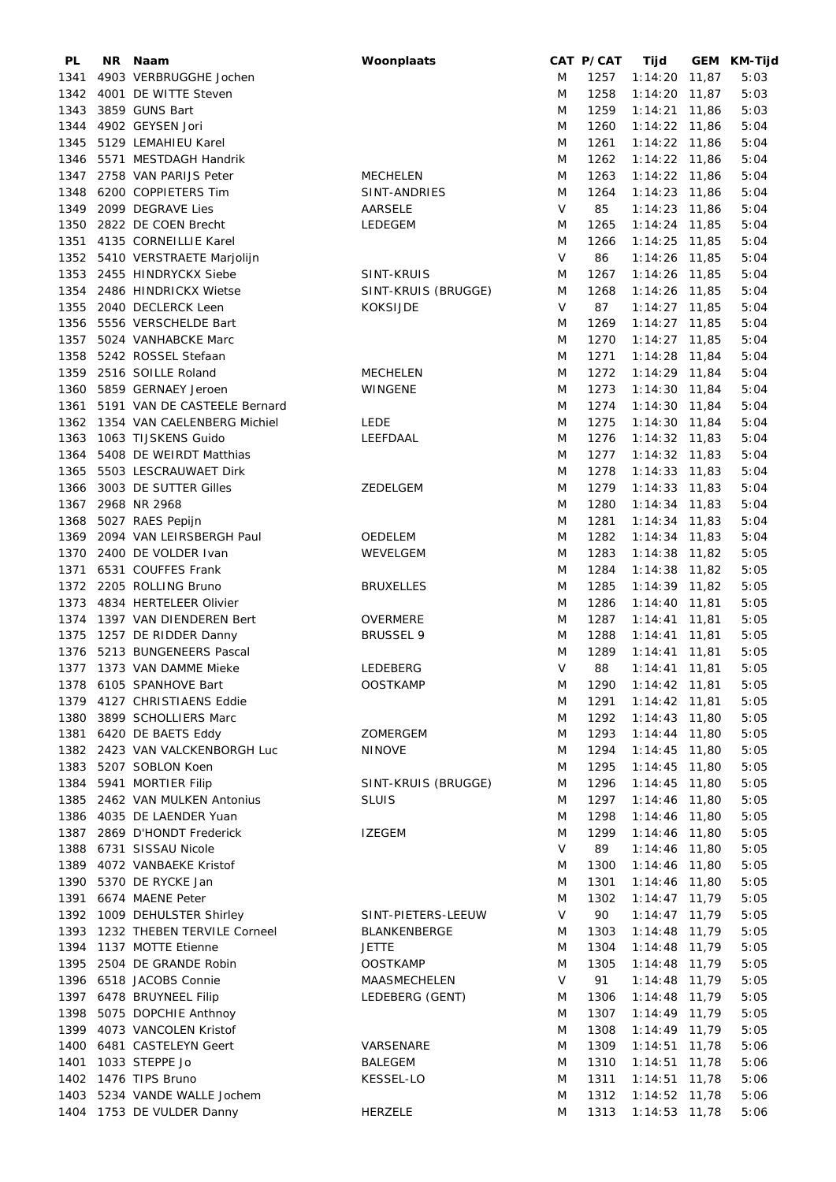| PL | NR | Naam | Woonplaats | CAT | P/CAT | Tijd | GEM | KM-Tijd |
|---|---|---|---|---|---|---|---|---|
| 1341 | 4903 | VERBRUGGHE Jochen | | M | 1257 | 1:14:20 | 11,87 | 5:03 |
| 1342 | 4001 | DE WITTE Steven | | M | 1258 | 1:14:20 | 11,87 | 5:03 |
| 1343 | 3859 | GUNS Bart | | M | 1259 | 1:14:21 | 11,86 | 5:03 |
| 1344 | 4902 | GEYSEN Jori | | M | 1260 | 1:14:22 | 11,86 | 5:04 |
| 1345 | 5129 | LEMAHIEU Karel | | M | 1261 | 1:14:22 | 11,86 | 5:04 |
| 1346 | 5571 | MESTDAGH Handrik | | M | 1262 | 1:14:22 | 11,86 | 5:04 |
| 1347 | 2758 | VAN PARIJS Peter | MECHELEN | M | 1263 | 1:14:22 | 11,86 | 5:04 |
| 1348 | 6200 | COPPIETERS Tim | SINT-ANDRIES | M | 1264 | 1:14:23 | 11,86 | 5:04 |
| 1349 | 2099 | DEGRAVE Lies | AARSELE | V | 85 | 1:14:23 | 11,86 | 5:04 |
| 1350 | 2822 | DE COEN Brecht | LEDEGEM | M | 1265 | 1:14:24 | 11,85 | 5:04 |
| 1351 | 4135 | CORNEILLIE Karel | | M | 1266 | 1:14:25 | 11,85 | 5:04 |
| 1352 | 5410 | VERSTRAETE Marjolijn | | V | 86 | 1:14:26 | 11,85 | 5:04 |
| 1353 | 2455 | HINDRYCKX Siebe | SINT-KRUIS | M | 1267 | 1:14:26 | 11,85 | 5:04 |
| 1354 | 2486 | HINDRICKX Wietse | SINT-KRUIS (BRUGGE) | M | 1268 | 1:14:26 | 11,85 | 5:04 |
| 1355 | 2040 | DECLERCK Leen | KOKSIJDE | V | 87 | 1:14:27 | 11,85 | 5:04 |
| 1356 | 5556 | VERSCHELDE Bart | | M | 1269 | 1:14:27 | 11,85 | 5:04 |
| 1357 | 5024 | VANHABCKE Marc | | M | 1270 | 1:14:27 | 11,85 | 5:04 |
| 1358 | 5242 | ROSSEL Stefaan | | M | 1271 | 1:14:28 | 11,84 | 5:04 |
| 1359 | 2516 | SOILLE Roland | MECHELEN | M | 1272 | 1:14:29 | 11,84 | 5:04 |
| 1360 | 5859 | GERNAEY Jeroen | WINGENE | M | 1273 | 1:14:30 | 11,84 | 5:04 |
| 1361 | 5191 | VAN DE CASTEELE Bernard | | M | 1274 | 1:14:30 | 11,84 | 5:04 |
| 1362 | 1354 | VAN CAELENBERG Michiel | LEDE | M | 1275 | 1:14:30 | 11,84 | 5:04 |
| 1363 | 1063 | TIJSKENS Guido | LEEFDAAL | M | 1276 | 1:14:32 | 11,83 | 5:04 |
| 1364 | 5408 | DE WEIRDT Matthias | | M | 1277 | 1:14:32 | 11,83 | 5:04 |
| 1365 | 5503 | LESCRAUWAET Dirk | | M | 1278 | 1:14:33 | 11,83 | 5:04 |
| 1366 | 3003 | DE SUTTER Gilles | ZEDELGEM | M | 1279 | 1:14:33 | 11,83 | 5:04 |
| 1367 | 2968 | NR 2968 | | M | 1280 | 1:14:34 | 11,83 | 5:04 |
| 1368 | 5027 | RAES Pepijn | | M | 1281 | 1:14:34 | 11,83 | 5:04 |
| 1369 | 2094 | VAN LEIRSBERGH Paul | OEDELEM | M | 1282 | 1:14:34 | 11,83 | 5:04 |
| 1370 | 2400 | DE VOLDER Ivan | WEVELGEM | M | 1283 | 1:14:38 | 11,82 | 5:05 |
| 1371 | 6531 | COUFFES Frank | | M | 1284 | 1:14:38 | 11,82 | 5:05 |
| 1372 | 2205 | ROLLING Bruno | BRUXELLES | M | 1285 | 1:14:39 | 11,82 | 5:05 |
| 1373 | 4834 | HERTELEER Olivier | | M | 1286 | 1:14:40 | 11,81 | 5:05 |
| 1374 | 1397 | VAN DIENDEREN Bert | OVERMERE | M | 1287 | 1:14:41 | 11,81 | 5:05 |
| 1375 | 1257 | DE RIDDER Danny | BRUSSEL 9 | M | 1288 | 1:14:41 | 11,81 | 5:05 |
| 1376 | 5213 | BUNGENEERS Pascal | | M | 1289 | 1:14:41 | 11,81 | 5:05 |
| 1377 | 1373 | VAN DAMME Mieke | LEDEBERG | V | 88 | 1:14:41 | 11,81 | 5:05 |
| 1378 | 6105 | SPANHOVE Bart | OOSTKAMP | M | 1290 | 1:14:42 | 11,81 | 5:05 |
| 1379 | 4127 | CHRISTIAENS Eddie | | M | 1291 | 1:14:42 | 11,81 | 5:05 |
| 1380 | 3899 | SCHOLLIERS Marc | | M | 1292 | 1:14:43 | 11,80 | 5:05 |
| 1381 | 6420 | DE BAETS Eddy | ZOMERGEM | M | 1293 | 1:14:44 | 11,80 | 5:05 |
| 1382 | 2423 | VAN VALCKENBORGH Luc | NINOVE | M | 1294 | 1:14:45 | 11,80 | 5:05 |
| 1383 | 5207 | SOBLON Koen | | M | 1295 | 1:14:45 | 11,80 | 5:05 |
| 1384 | 5941 | MORTIER Filip | SINT-KRUIS (BRUGGE) | M | 1296 | 1:14:45 | 11,80 | 5:05 |
| 1385 | 2462 | VAN MULKEN Antonius | SLUIS | M | 1297 | 1:14:46 | 11,80 | 5:05 |
| 1386 | 4035 | DE LAENDER Yuan | | M | 1298 | 1:14:46 | 11,80 | 5:05 |
| 1387 | 2869 | D'HONDT Frederick | IZEGEM | M | 1299 | 1:14:46 | 11,80 | 5:05 |
| 1388 | 6731 | SISSAU Nicole | | V | 89 | 1:14:46 | 11,80 | 5:05 |
| 1389 | 4072 | VANBAEKE Kristof | | M | 1300 | 1:14:46 | 11,80 | 5:05 |
| 1390 | 5370 | DE RYCKE Jan | | M | 1301 | 1:14:46 | 11,80 | 5:05 |
| 1391 | 6674 | MAENE Peter | | M | 1302 | 1:14:47 | 11,79 | 5:05 |
| 1392 | 1009 | DEHULSTER Shirley | SINT-PIETERS-LEEUW | V | 90 | 1:14:47 | 11,79 | 5:05 |
| 1393 | 1232 | THEBEN TERVILE Corneel | BLANKENBERGE | M | 1303 | 1:14:48 | 11,79 | 5:05 |
| 1394 | 1137 | MOTTE Etienne | JETTE | M | 1304 | 1:14:48 | 11,79 | 5:05 |
| 1395 | 2504 | DE GRANDE Robin | OOSTKAMP | M | 1305 | 1:14:48 | 11,79 | 5:05 |
| 1396 | 6518 | JACOBS Connie | MAASMECHELEN | V | 91 | 1:14:48 | 11,79 | 5:05 |
| 1397 | 6478 | BRUYNEEL Filip | LEDEBERG (GENT) | M | 1306 | 1:14:48 | 11,79 | 5:05 |
| 1398 | 5075 | DOPCHIE Anthnoy | | M | 1307 | 1:14:49 | 11,79 | 5:05 |
| 1399 | 4073 | VANCOLEN Kristof | | M | 1308 | 1:14:49 | 11,79 | 5:05 |
| 1400 | 6481 | CASTELEYN Geert | VARSENARE | M | 1309 | 1:14:51 | 11,78 | 5:06 |
| 1401 | 1033 | STEPPE Jo | BALEGEM | M | 1310 | 1:14:51 | 11,78 | 5:06 |
| 1402 | 1476 | TIPS Bruno | KESSEL-LO | M | 1311 | 1:14:51 | 11,78 | 5:06 |
| 1403 | 5234 | VANDE WALLE Jochem | | M | 1312 | 1:14:52 | 11,78 | 5:06 |
| 1404 | 1753 | DE VULDER Danny | HERZELE | M | 1313 | 1:14:53 | 11,78 | 5:06 |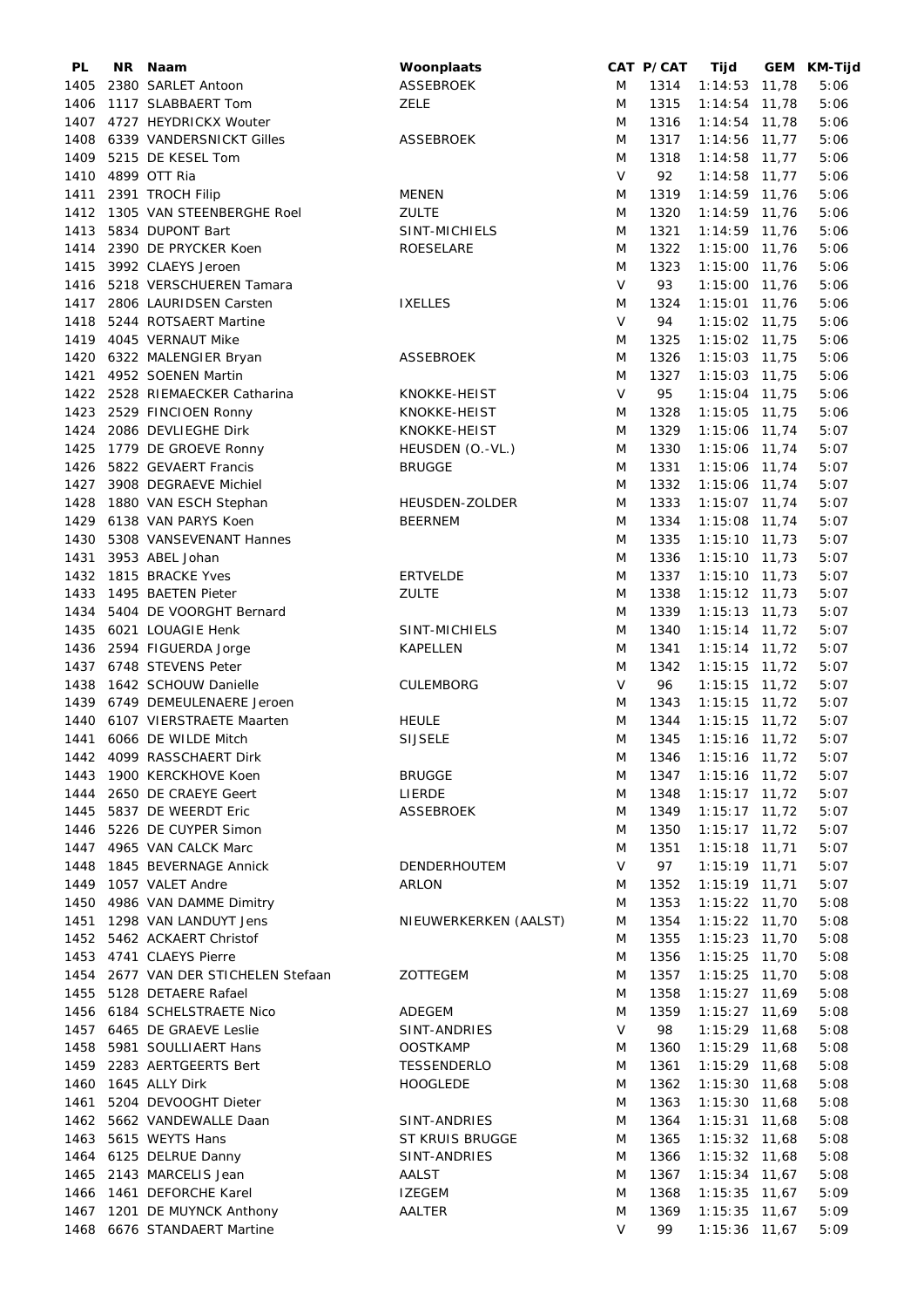| PL | NR | Naam | Woonplaats | CAT | P/CAT | Tijd | GEM | KM-Tijd |
|---|---|---|---|---|---|---|---|---|
| 1405 | 2380 | SARLET Antoon | ASSEBROEK | M | 1314 | 1:14:53 | 11,78 | 5:06 |
| 1406 | 1117 | SLABBAERT Tom | ZELE | M | 1315 | 1:14:54 | 11,78 | 5:06 |
| 1407 | 4727 | HEYDRICKX Wouter | | M | 1316 | 1:14:54 | 11,78 | 5:06 |
| 1408 | 6339 | VANDERSNICKT Gilles | ASSEBROEK | M | 1317 | 1:14:56 | 11,77 | 5:06 |
| 1409 | 5215 | DE KESEL Tom | | M | 1318 | 1:14:58 | 11,77 | 5:06 |
| 1410 | 4899 | OTT Ria | | V | 92 | 1:14:58 | 11,77 | 5:06 |
| 1411 | 2391 | TROCH Filip | MENEN | M | 1319 | 1:14:59 | 11,76 | 5:06 |
| 1412 | 1305 | VAN STEENBERGHE Roel | ZULTE | M | 1320 | 1:14:59 | 11,76 | 5:06 |
| 1413 | 5834 | DUPONT Bart | SINT-MICHIELS | M | 1321 | 1:14:59 | 11,76 | 5:06 |
| 1414 | 2390 | DE PRYCKER Koen | ROESELARE | M | 1322 | 1:15:00 | 11,76 | 5:06 |
| 1415 | 3992 | CLAEYS Jeroen | | M | 1323 | 1:15:00 | 11,76 | 5:06 |
| 1416 | 5218 | VERSCHUEREN Tamara | | V | 93 | 1:15:00 | 11,76 | 5:06 |
| 1417 | 2806 | LAURIDSEN Carsten | IXELLES | M | 1324 | 1:15:01 | 11,76 | 5:06 |
| 1418 | 5244 | ROTSAERT Martine | | V | 94 | 1:15:02 | 11,75 | 5:06 |
| 1419 | 4045 | VERNAUT Mike | | M | 1325 | 1:15:02 | 11,75 | 5:06 |
| 1420 | 6322 | MALENGIER Bryan | ASSEBROEK | M | 1326 | 1:15:03 | 11,75 | 5:06 |
| 1421 | 4952 | SOENEN Martin | | M | 1327 | 1:15:03 | 11,75 | 5:06 |
| 1422 | 2528 | RIEMAECKER Catharina | KNOKKE-HEIST | V | 95 | 1:15:04 | 11,75 | 5:06 |
| 1423 | 2529 | FINCIOEN Ronny | KNOKKE-HEIST | M | 1328 | 1:15:05 | 11,75 | 5:06 |
| 1424 | 2086 | DEVLIEGHE Dirk | KNOKKE-HEIST | M | 1329 | 1:15:06 | 11,74 | 5:07 |
| 1425 | 1779 | DE GROEVE Ronny | HEUSDEN (O.-VL.) | M | 1330 | 1:15:06 | 11,74 | 5:07 |
| 1426 | 5822 | GEVAERT Francis | BRUGGE | M | 1331 | 1:15:06 | 11,74 | 5:07 |
| 1427 | 3908 | DEGRAEVE Michiel | | M | 1332 | 1:15:06 | 11,74 | 5:07 |
| 1428 | 1880 | VAN ESCH Stephan | HEUSDEN-ZOLDER | M | 1333 | 1:15:07 | 11,74 | 5:07 |
| 1429 | 6138 | VAN PARYS Koen | BEERNEM | M | 1334 | 1:15:08 | 11,74 | 5:07 |
| 1430 | 5308 | VANSEVENANT Hannes | | M | 1335 | 1:15:10 | 11,73 | 5:07 |
| 1431 | 3953 | ABEL Johan | | M | 1336 | 1:15:10 | 11,73 | 5:07 |
| 1432 | 1815 | BRACKE Yves | ERTVELDE | M | 1337 | 1:15:10 | 11,73 | 5:07 |
| 1433 | 1495 | BAETEN Pieter | ZULTE | M | 1338 | 1:15:12 | 11,73 | 5:07 |
| 1434 | 5404 | DE VOORGHT Bernard | | M | 1339 | 1:15:13 | 11,73 | 5:07 |
| 1435 | 6021 | LOUAGIE Henk | SINT-MICHIELS | M | 1340 | 1:15:14 | 11,72 | 5:07 |
| 1436 | 2594 | FIGUERDA Jorge | KAPELLEN | M | 1341 | 1:15:14 | 11,72 | 5:07 |
| 1437 | 6748 | STEVENS Peter | | M | 1342 | 1:15:15 | 11,72 | 5:07 |
| 1438 | 1642 | SCHOUW Danielle | CULEMBORG | V | 96 | 1:15:15 | 11,72 | 5:07 |
| 1439 | 6749 | DEMEULENAERE Jeroen | | M | 1343 | 1:15:15 | 11,72 | 5:07 |
| 1440 | 6107 | VIERSTRAETE Maarten | HEULE | M | 1344 | 1:15:15 | 11,72 | 5:07 |
| 1441 | 6066 | DE WILDE Mitch | SIJSELE | M | 1345 | 1:15:16 | 11,72 | 5:07 |
| 1442 | 4099 | RASSCHAERT Dirk | | M | 1346 | 1:15:16 | 11,72 | 5:07 |
| 1443 | 1900 | KERCKHOVE Koen | BRUGGE | M | 1347 | 1:15:16 | 11,72 | 5:07 |
| 1444 | 2650 | DE CRAEYE Geert | LIERDE | M | 1348 | 1:15:17 | 11,72 | 5:07 |
| 1445 | 5837 | DE WEERDT Eric | ASSEBROEK | M | 1349 | 1:15:17 | 11,72 | 5:07 |
| 1446 | 5226 | DE CUYPER Simon | | M | 1350 | 1:15:17 | 11,72 | 5:07 |
| 1447 | 4965 | VAN CALCK Marc | | M | 1351 | 1:15:18 | 11,71 | 5:07 |
| 1448 | 1845 | BEVERNAGE Annick | DENDERHOUTEM | V | 97 | 1:15:19 | 11,71 | 5:07 |
| 1449 | 1057 | VALET Andre | ARLON | M | 1352 | 1:15:19 | 11,71 | 5:07 |
| 1450 | 4986 | VAN DAMME Dimitry | | M | 1353 | 1:15:22 | 11,70 | 5:08 |
| 1451 | 1298 | VAN LANDUYT Jens | NIEUWERKERKEN (AALST) | M | 1354 | 1:15:22 | 11,70 | 5:08 |
| 1452 | 5462 | ACKAERT Christof | | M | 1355 | 1:15:23 | 11,70 | 5:08 |
| 1453 | 4741 | CLAEYS Pierre | | M | 1356 | 1:15:25 | 11,70 | 5:08 |
| 1454 | 2677 | VAN DER STICHELEN Stefaan | ZOTTEGEM | M | 1357 | 1:15:25 | 11,70 | 5:08 |
| 1455 | 5128 | DETAERE Rafael | | M | 1358 | 1:15:27 | 11,69 | 5:08 |
| 1456 | 6184 | SCHELSTRAETE Nico | ADEGEM | M | 1359 | 1:15:27 | 11,69 | 5:08 |
| 1457 | 6465 | DE GRAEVE Leslie | SINT-ANDRIES | V | 98 | 1:15:29 | 11,68 | 5:08 |
| 1458 | 5981 | SOULLIAERT Hans | OOSTKAMP | M | 1360 | 1:15:29 | 11,68 | 5:08 |
| 1459 | 2283 | AERTGEERTS Bert | TESSENDERLO | M | 1361 | 1:15:29 | 11,68 | 5:08 |
| 1460 | 1645 | ALLY Dirk | HOOGLEDE | M | 1362 | 1:15:30 | 11,68 | 5:08 |
| 1461 | 5204 | DEVOOGHT Dieter | | M | 1363 | 1:15:30 | 11,68 | 5:08 |
| 1462 | 5662 | VANDEWALLE Daan | SINT-ANDRIES | M | 1364 | 1:15:31 | 11,68 | 5:08 |
| 1463 | 5615 | WEYTS Hans | ST KRUIS BRUGGE | M | 1365 | 1:15:32 | 11,68 | 5:08 |
| 1464 | 6125 | DELRUE Danny | SINT-ANDRIES | M | 1366 | 1:15:32 | 11,68 | 5:08 |
| 1465 | 2143 | MARCELIS Jean | AALST | M | 1367 | 1:15:34 | 11,67 | 5:08 |
| 1466 | 1461 | DEFORCHE Karel | IZEGEM | M | 1368 | 1:15:35 | 11,67 | 5:09 |
| 1467 | 1201 | DE MUYNCK Anthony | AALTER | M | 1369 | 1:15:35 | 11,67 | 5:09 |
| 1468 | 6676 | STANDAERT Martine | | V | 99 | 1:15:36 | 11,67 | 5:09 |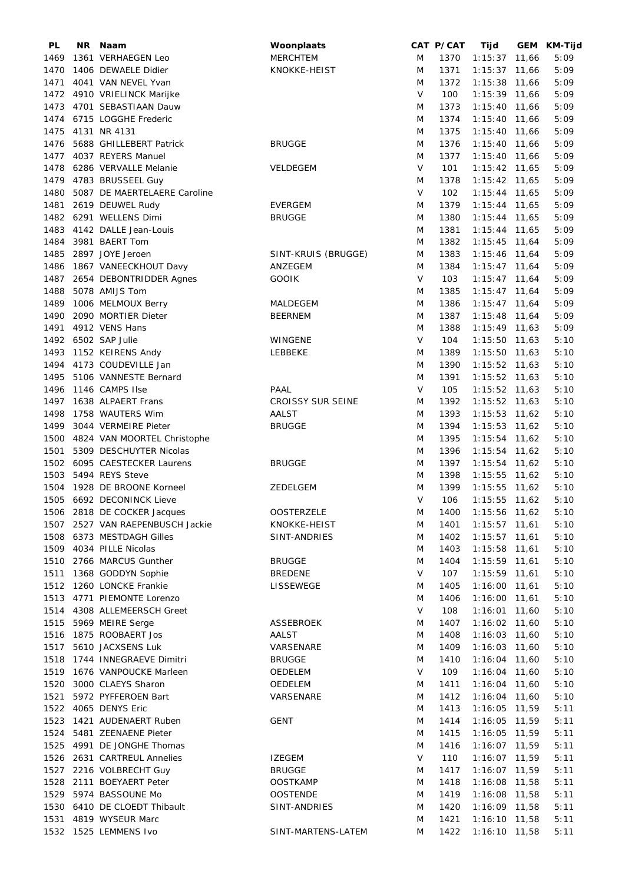| PL | NR | Naam | Woonplaats | CAT | P/CAT | Tijd | GEM | KM-Tijd |
|---|---|---|---|---|---|---|---|---|
| 1469 | 1361 | VERHAEGEN Leo | MERCHTEM | M | 1370 | 1:15:37 | 11,66 | 5:09 |
| 1470 | 1406 | DEWAELE Didier | KNOKKE-HEIST | M | 1371 | 1:15:37 | 11,66 | 5:09 |
| 1471 | 4041 | VAN NEVEL Yvan | | M | 1372 | 1:15:38 | 11,66 | 5:09 |
| 1472 | 4910 | VRIELINCK Marijke | | V | 100 | 1:15:39 | 11,66 | 5:09 |
| 1473 | 4701 | SEBASTIAAN Dauw | | M | 1373 | 1:15:40 | 11,66 | 5:09 |
| 1474 | 6715 | LOGGHE Frederic | | M | 1374 | 1:15:40 | 11,66 | 5:09 |
| 1475 | 4131 | NR 4131 | | M | 1375 | 1:15:40 | 11,66 | 5:09 |
| 1476 | 5688 | GHILLEBERT Patrick | BRUGGE | M | 1376 | 1:15:40 | 11,66 | 5:09 |
| 1477 | 4037 | REYERS Manuel | | M | 1377 | 1:15:40 | 11,66 | 5:09 |
| 1478 | 6286 | VERVALLE Melanie | VELDEGEM | V | 101 | 1:15:42 | 11,65 | 5:09 |
| 1479 | 4783 | BRUSSEEL Guy | | M | 1378 | 1:15:42 | 11,65 | 5:09 |
| 1480 | 5087 | DE MAERTELAERE Caroline | | V | 102 | 1:15:44 | 11,65 | 5:09 |
| 1481 | 2619 | DEUWEL Rudy | EVERGEM | M | 1379 | 1:15:44 | 11,65 | 5:09 |
| 1482 | 6291 | WELLENS Dimi | BRUGGE | M | 1380 | 1:15:44 | 11,65 | 5:09 |
| 1483 | 4142 | DALLE Jean-Louis | | M | 1381 | 1:15:44 | 11,65 | 5:09 |
| 1484 | 3981 | BAERT Tom | | M | 1382 | 1:15:45 | 11,64 | 5:09 |
| 1485 | 2897 | JOYE Jeroen | SINT-KRUIS (BRUGGE) | M | 1383 | 1:15:46 | 11,64 | 5:09 |
| 1486 | 1867 | VANEECKHOUT Davy | ANZEGEM | M | 1384 | 1:15:47 | 11,64 | 5:09 |
| 1487 | 2654 | DEBONTRIDDER Agnes | GOOIK | V | 103 | 1:15:47 | 11,64 | 5:09 |
| 1488 | 5078 | AMIJS Tom | | M | 1385 | 1:15:47 | 11,64 | 5:09 |
| 1489 | 1006 | MELMOUX Berry | MALDEGEM | M | 1386 | 1:15:47 | 11,64 | 5:09 |
| 1490 | 2090 | MORTIER Dieter | BEERNEM | M | 1387 | 1:15:48 | 11,64 | 5:09 |
| 1491 | 4912 | VENS Hans | | M | 1388 | 1:15:49 | 11,63 | 5:09 |
| 1492 | 6502 | SAP Julie | WINGENE | V | 104 | 1:15:50 | 11,63 | 5:10 |
| 1493 | 1152 | KEIRENS Andy | LEBBEKE | M | 1389 | 1:15:50 | 11,63 | 5:10 |
| 1494 | 4173 | COUDEVILLE Jan | | M | 1390 | 1:15:52 | 11,63 | 5:10 |
| 1495 | 5106 | VANNESTE Bernard | | M | 1391 | 1:15:52 | 11,63 | 5:10 |
| 1496 | 1146 | CAMPS Ilse | PAAL | V | 105 | 1:15:52 | 11,63 | 5:10 |
| 1497 | 1638 | ALPAERT Frans | CROISSY SUR SEINE | M | 1392 | 1:15:52 | 11,63 | 5:10 |
| 1498 | 1758 | WAUTERS Wim | AALST | M | 1393 | 1:15:53 | 11,62 | 5:10 |
| 1499 | 3044 | VERMEIRE Pieter | BRUGGE | M | 1394 | 1:15:53 | 11,62 | 5:10 |
| 1500 | 4824 | VAN MOORTEL Christophe | | M | 1395 | 1:15:54 | 11,62 | 5:10 |
| 1501 | 5309 | DESCHUYTER Nicolas | | M | 1396 | 1:15:54 | 11,62 | 5:10 |
| 1502 | 6095 | CAESTECKER Laurens | BRUGGE | M | 1397 | 1:15:54 | 11,62 | 5:10 |
| 1503 | 5494 | REYS Steve | | M | 1398 | 1:15:55 | 11,62 | 5:10 |
| 1504 | 1928 | DE BROONE Korneel | ZEDELGEM | M | 1399 | 1:15:55 | 11,62 | 5:10 |
| 1505 | 6692 | DECONINCK Lieve | | V | 106 | 1:15:55 | 11,62 | 5:10 |
| 1506 | 2818 | DE COCKER Jacques | OOSTERZELE | M | 1400 | 1:15:56 | 11,62 | 5:10 |
| 1507 | 2527 | VAN RAEPENBUSCH Jackie | KNOKKE-HEIST | M | 1401 | 1:15:57 | 11,61 | 5:10 |
| 1508 | 6373 | MESTDAGH Gilles | SINT-ANDRIES | M | 1402 | 1:15:57 | 11,61 | 5:10 |
| 1509 | 4034 | PILLE Nicolas | | M | 1403 | 1:15:58 | 11,61 | 5:10 |
| 1510 | 2766 | MARCUS Gunther | BRUGGE | M | 1404 | 1:15:59 | 11,61 | 5:10 |
| 1511 | 1368 | GODDYN Sophie | BREDENE | V | 107 | 1:15:59 | 11,61 | 5:10 |
| 1512 | 1260 | LONCKE Frankie | LISSEWEGE | M | 1405 | 1:16:00 | 11,61 | 5:10 |
| 1513 | 4771 | PIEMONTE Lorenzo | | M | 1406 | 1:16:00 | 11,61 | 5:10 |
| 1514 | 4308 | ALLEMEERSCH Greet | | V | 108 | 1:16:01 | 11,60 | 5:10 |
| 1515 | 5969 | MEIRE Serge | ASSEBROEK | M | 1407 | 1:16:02 | 11,60 | 5:10 |
| 1516 | 1875 | ROOBAERT Jos | AALST | M | 1408 | 1:16:03 | 11,60 | 5:10 |
| 1517 | 5610 | JACXSENS Luk | VARSENARE | M | 1409 | 1:16:03 | 11,60 | 5:10 |
| 1518 | 1744 | INNEGRAEVE Dimitri | BRUGGE | M | 1410 | 1:16:04 | 11,60 | 5:10 |
| 1519 | 1676 | VANPOUCKE Marleen | OEDELEM | V | 109 | 1:16:04 | 11,60 | 5:10 |
| 1520 | 3000 | CLAEYS Sharon | OEDELEM | M | 1411 | 1:16:04 | 11,60 | 5:10 |
| 1521 | 5972 | PYFFEROEN Bart | VARSENARE | M | 1412 | 1:16:04 | 11,60 | 5:10 |
| 1522 | 4065 | DENYS Eric | | M | 1413 | 1:16:05 | 11,59 | 5:11 |
| 1523 | 1421 | AUDENAERT Ruben | GENT | M | 1414 | 1:16:05 | 11,59 | 5:11 |
| 1524 | 5481 | ZEENAENE Pieter | | M | 1415 | 1:16:05 | 11,59 | 5:11 |
| 1525 | 4991 | DE JONGHE Thomas | | M | 1416 | 1:16:07 | 11,59 | 5:11 |
| 1526 | 2631 | CARTREUL Annelies | IZEGEM | V | 110 | 1:16:07 | 11,59 | 5:11 |
| 1527 | 2216 | VOLBRECHT Guy | BRUGGE | M | 1417 | 1:16:07 | 11,59 | 5:11 |
| 1528 | 2111 | BOEYAERT Peter | OOSTKAMP | M | 1418 | 1:16:08 | 11,58 | 5:11 |
| 1529 | 5974 | BASSOUNE Mo | OOSTENDE | M | 1419 | 1:16:08 | 11,58 | 5:11 |
| 1530 | 6410 | DE CLOEDT Thibault | SINT-ANDRIES | M | 1420 | 1:16:09 | 11,58 | 5:11 |
| 1531 | 4819 | WYSEUR Marc | | M | 1421 | 1:16:10 | 11,58 | 5:11 |
| 1532 | 1525 | LEMMENS Ivo | SINT-MARTENS-LATEM | M | 1422 | 1:16:10 | 11,58 | 5:11 |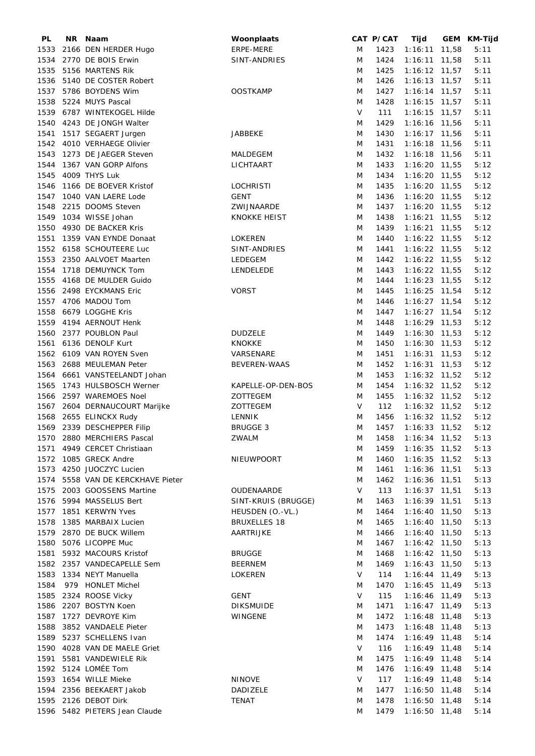| PL | NR | Naam | Woonplaats | CAT | P/CAT | Tijd | GEM | KM-Tijd |
|---|---|---|---|---|---|---|---|---|
| 1533 | 2166 | DEN HERDER Hugo | ERPE-MERE | M | 1423 | 1:16:11 | 11,58 | 5:11 |
| 1534 | 2770 | DE BOIS Erwin | SINT-ANDRIES | M | 1424 | 1:16:11 | 11,58 | 5:11 |
| 1535 | 5156 | MARTENS Rik | | M | 1425 | 1:16:12 | 11,57 | 5:11 |
| 1536 | 5140 | DE COSTER Robert | | M | 1426 | 1:16:13 | 11,57 | 5:11 |
| 1537 | 5786 | BOYDENS Wim | OOSTKAMP | M | 1427 | 1:16:14 | 11,57 | 5:11 |
| 1538 | 5224 | MUYS Pascal | | M | 1428 | 1:16:15 | 11,57 | 5:11 |
| 1539 | 6787 | WINTEKOGEL Hilde | | V | 111 | 1:16:15 | 11,57 | 5:11 |
| 1540 | 4243 | DE JONGH Walter | | M | 1429 | 1:16:16 | 11,56 | 5:11 |
| 1541 | 1517 | SEGAERT Jurgen | JABBEKE | M | 1430 | 1:16:17 | 11,56 | 5:11 |
| 1542 | 4010 | VERHAEGE Olivier | | M | 1431 | 1:16:18 | 11,56 | 5:11 |
| 1543 | 1273 | DE JAEGER Steven | MALDEGEM | M | 1432 | 1:16:18 | 11,56 | 5:11 |
| 1544 | 1367 | VAN GORP Alfons | LICHTAART | M | 1433 | 1:16:20 | 11,55 | 5:12 |
| 1545 | 4009 | THYS Luk | | M | 1434 | 1:16:20 | 11,55 | 5:12 |
| 1546 | 1166 | DE BOEVER Kristof | LOCHRISTI | M | 1435 | 1:16:20 | 11,55 | 5:12 |
| 1547 | 1040 | VAN LAERE Lode | GENT | M | 1436 | 1:16:20 | 11,55 | 5:12 |
| 1548 | 2215 | DOOMS Steven | ZWIJNAARDE | M | 1437 | 1:16:20 | 11,55 | 5:12 |
| 1549 | 1034 | WISSE Johan | KNOKKE HEIST | M | 1438 | 1:16:21 | 11,55 | 5:12 |
| 1550 | 4930 | DE BACKER Kris | | M | 1439 | 1:16:21 | 11,55 | 5:12 |
| 1551 | 1359 | VAN EYNDE Donaat | LOKEREN | M | 1440 | 1:16:22 | 11,55 | 5:12 |
| 1552 | 6158 | SCHOUTEERE Luc | SINT-ANDRIES | M | 1441 | 1:16:22 | 11,55 | 5:12 |
| 1553 | 2350 | AALVOET Maarten | LEDEGEM | M | 1442 | 1:16:22 | 11,55 | 5:12 |
| 1554 | 1718 | DEMUYNCK Tom | LENDELEDE | M | 1443 | 1:16:22 | 11,55 | 5:12 |
| 1555 | 4168 | DE MULDER Guido | | M | 1444 | 1:16:23 | 11,55 | 5:12 |
| 1556 | 2498 | EYCKMANS Eric | VORST | M | 1445 | 1:16:25 | 11,54 | 5:12 |
| 1557 | 4706 | MADOU Tom | | M | 1446 | 1:16:27 | 11,54 | 5:12 |
| 1558 | 6679 | LOGGHE Kris | | M | 1447 | 1:16:27 | 11,54 | 5:12 |
| 1559 | 4194 | AERNOUT Henk | | M | 1448 | 1:16:29 | 11,53 | 5:12 |
| 1560 | 2377 | POUBLON Paul | DUDZELE | M | 1449 | 1:16:30 | 11,53 | 5:12 |
| 1561 | 6136 | DENOLF Kurt | KNOKKE | M | 1450 | 1:16:30 | 11,53 | 5:12 |
| 1562 | 6109 | VAN ROYEN Sven | VARSENARE | M | 1451 | 1:16:31 | 11,53 | 5:12 |
| 1563 | 2688 | MEULEMAN Peter | BEVEREN-WAAS | M | 1452 | 1:16:31 | 11,53 | 5:12 |
| 1564 | 6661 | VANSTEELANDT Johan | | M | 1453 | 1:16:32 | 11,52 | 5:12 |
| 1565 | 1743 | HULSBOSCH Werner | KAPELLE-OP-DEN-BOS | M | 1454 | 1:16:32 | 11,52 | 5:12 |
| 1566 | 2597 | WAREMOES Noel | ZOTTEGEM | M | 1455 | 1:16:32 | 11,52 | 5:12 |
| 1567 | 2604 | DERNAUCOURT Marijke | ZOTTEGEM | V | 112 | 1:16:32 | 11,52 | 5:12 |
| 1568 | 2655 | ELINCKX Rudy | LENNIK | M | 1456 | 1:16:32 | 11,52 | 5:12 |
| 1569 | 2339 | DESCHEPPER Filip | BRUGGE 3 | M | 1457 | 1:16:33 | 11,52 | 5:12 |
| 1570 | 2880 | MERCHIERS Pascal | ZWALM | M | 1458 | 1:16:34 | 11,52 | 5:13 |
| 1571 | 4949 | CERCET Christiaan | | M | 1459 | 1:16:35 | 11,52 | 5:13 |
| 1572 | 1085 | GRECK Andre | NIEUWPOORT | M | 1460 | 1:16:35 | 11,52 | 5:13 |
| 1573 | 4250 | JUOCZYC Lucien | | M | 1461 | 1:16:36 | 11,51 | 5:13 |
| 1574 | 5558 | VAN DE KERCKHAVE Pieter | | M | 1462 | 1:16:36 | 11,51 | 5:13 |
| 1575 | 2003 | GOOSSENS Martine | OUDENAARDE | V | 113 | 1:16:37 | 11,51 | 5:13 |
| 1576 | 5994 | MASSELUS Bert | SINT-KRUIS (BRUGGE) | M | 1463 | 1:16:39 | 11,51 | 5:13 |
| 1577 | 1851 | KERWYN Yves | HEUSDEN (O.-VL.) | M | 1464 | 1:16:40 | 11,50 | 5:13 |
| 1578 | 1385 | MARBAIX Lucien | BRUXELLES 18 | M | 1465 | 1:16:40 | 11,50 | 5:13 |
| 1579 | 2870 | DE BUCK Willem | AARTRIJKE | M | 1466 | 1:16:40 | 11,50 | 5:13 |
| 1580 | 5076 | LICOPPE Muc | | M | 1467 | 1:16:42 | 11,50 | 5:13 |
| 1581 | 5932 | MACOURS Kristof | BRUGGE | M | 1468 | 1:16:42 | 11,50 | 5:13 |
| 1582 | 2357 | VANDECAPELLE Sem | BEERNEM | M | 1469 | 1:16:43 | 11,50 | 5:13 |
| 1583 | 1334 | NEYT Manuella | LOKEREN | V | 114 | 1:16:44 | 11,49 | 5:13 |
| 1584 | 979 | HONLET Michel | | M | 1470 | 1:16:45 | 11,49 | 5:13 |
| 1585 | 2324 | ROOSE Vicky | GENT | V | 115 | 1:16:46 | 11,49 | 5:13 |
| 1586 | 2207 | BOSTYN Koen | DIKSMUIDE | M | 1471 | 1:16:47 | 11,49 | 5:13 |
| 1587 | 1727 | DEVROYE Kim | WINGENE | M | 1472 | 1:16:48 | 11,48 | 5:13 |
| 1588 | 3852 | VANDAELE Pieter | | M | 1473 | 1:16:48 | 11,48 | 5:13 |
| 1589 | 5237 | SCHELLENS Ivan | | M | 1474 | 1:16:49 | 11,48 | 5:14 |
| 1590 | 4028 | VAN DE MAELE Griet | | V | 116 | 1:16:49 | 11,48 | 5:14 |
| 1591 | 5581 | VANDEWIELE Rik | | M | 1475 | 1:16:49 | 11,48 | 5:14 |
| 1592 | 5124 | LOMÉE Tom | | M | 1476 | 1:16:49 | 11,48 | 5:14 |
| 1593 | 1654 | WILLE Mieke | NINOVE | V | 117 | 1:16:49 | 11,48 | 5:14 |
| 1594 | 2356 | BEEKAERT Jakob | DADIZELE | M | 1477 | 1:16:50 | 11,48 | 5:14 |
| 1595 | 2126 | DEBOT Dirk | TENAT | M | 1478 | 1:16:50 | 11,48 | 5:14 |
| 1596 | 5482 | PIETERS Jean Claude | | M | 1479 | 1:16:50 | 11,48 | 5:14 |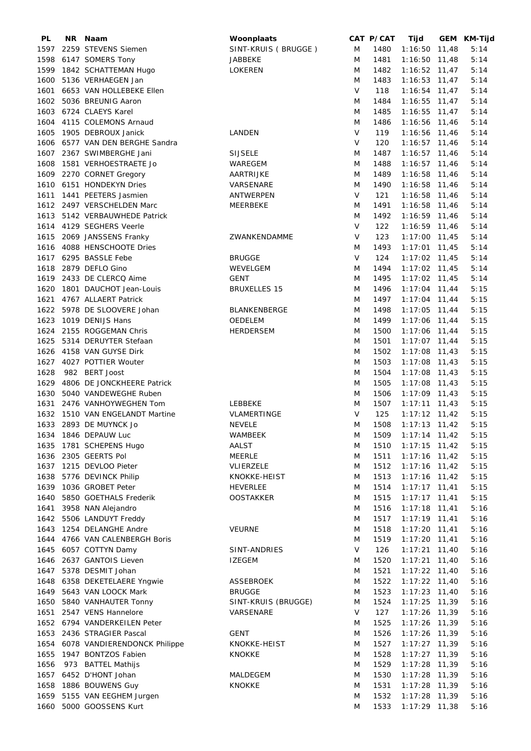| PL | NR | Naam | Woonplaats | CAT | P/CAT | Tijd | GEM | KM-Tijd |
|---|---|---|---|---|---|---|---|---|
| 1597 | 2259 | STEVENS Siemen | SINT-KRUIS ( BRUGGE ) | M | 1480 | 1:16:50 | 11,48 | 5:14 |
| 1598 | 6147 | SOMERS Tony | JABBEKE | M | 1481 | 1:16:50 | 11,48 | 5:14 |
| 1599 | 1842 | SCHATTEMAN Hugo | LOKEREN | M | 1482 | 1:16:52 | 11,47 | 5:14 |
| 1600 | 5136 | VERHAEGEN Jan | | M | 1483 | 1:16:53 | 11,47 | 5:14 |
| 1601 | 6653 | VAN HOLLEBEKE Ellen | | V | 118 | 1:16:54 | 11,47 | 5:14 |
| 1602 | 5036 | BREUNIG Aaron | | M | 1484 | 1:16:55 | 11,47 | 5:14 |
| 1603 | 6724 | CLAEYS Karel | | M | 1485 | 1:16:55 | 11,47 | 5:14 |
| 1604 | 4115 | COLEMONS Arnaud | | M | 1486 | 1:16:56 | 11,46 | 5:14 |
| 1605 | 1905 | DEBROUX Janick | LANDEN | V | 119 | 1:16:56 | 11,46 | 5:14 |
| 1606 | 6577 | VAN DEN BERGHE Sandra | | V | 120 | 1:16:57 | 11,46 | 5:14 |
| 1607 | 2367 | SWIMBERGHE Jani | SIJSELE | M | 1487 | 1:16:57 | 11,46 | 5:14 |
| 1608 | 1581 | VERHOESTRAETE Jo | WAREGEM | M | 1488 | 1:16:57 | 11,46 | 5:14 |
| 1609 | 2270 | CORNET Gregory | AARTRIJKE | M | 1489 | 1:16:58 | 11,46 | 5:14 |
| 1610 | 6151 | HONDEKYN Dries | VARSENARE | M | 1490 | 1:16:58 | 11,46 | 5:14 |
| 1611 | 1441 | PEETERS Jasmien | ANTWERPEN | V | 121 | 1:16:58 | 11,46 | 5:14 |
| 1612 | 2497 | VERSCHELDEN Marc | MEERBEKE | M | 1491 | 1:16:58 | 11,46 | 5:14 |
| 1613 | 5142 | VERBAUWHEDE Patrick | | M | 1492 | 1:16:59 | 11,46 | 5:14 |
| 1614 | 4129 | SEGHERS Veerle | | V | 122 | 1:16:59 | 11,46 | 5:14 |
| 1615 | 2069 | JANSSENS Franky | ZWANKENDAMME | V | 123 | 1:17:00 | 11,45 | 5:14 |
| 1616 | 4088 | HENSCHOOTE Dries | | M | 1493 | 1:17:01 | 11,45 | 5:14 |
| 1617 | 6295 | BASSLE Febe | BRUGGE | V | 124 | 1:17:02 | 11,45 | 5:14 |
| 1618 | 2879 | DEFLO Gino | WEVELGEM | M | 1494 | 1:17:02 | 11,45 | 5:14 |
| 1619 | 2433 | DE CLERCQ Aime | GENT | M | 1495 | 1:17:02 | 11,45 | 5:14 |
| 1620 | 1801 | DAUCHOT Jean-Louis | BRUXELLES 15 | M | 1496 | 1:17:04 | 11,44 | 5:15 |
| 1621 | 4767 | ALLAERT Patrick | | M | 1497 | 1:17:04 | 11,44 | 5:15 |
| 1622 | 5978 | DE SLOOVERE Johan | BLANKENBERGE | M | 1498 | 1:17:05 | 11,44 | 5:15 |
| 1623 | 1019 | DENIJS Hans | OEDELEM | M | 1499 | 1:17:06 | 11,44 | 5:15 |
| 1624 | 2155 | ROGGEMAN Chris | HERDERSEM | M | 1500 | 1:17:06 | 11,44 | 5:15 |
| 1625 | 5314 | DERUYTER Stefaan | | M | 1501 | 1:17:07 | 11,44 | 5:15 |
| 1626 | 4158 | VAN GUYSE Dirk | | M | 1502 | 1:17:08 | 11,43 | 5:15 |
| 1627 | 4027 | POTTIER Wouter | | M | 1503 | 1:17:08 | 11,43 | 5:15 |
| 1628 | 982 | BERT Joost | | M | 1504 | 1:17:08 | 11,43 | 5:15 |
| 1629 | 4806 | DE JONCKHEERE Patrick | | M | 1505 | 1:17:08 | 11,43 | 5:15 |
| 1630 | 5040 | VANDEWEGHE Ruben | | M | 1506 | 1:17:09 | 11,43 | 5:15 |
| 1631 | 2476 | VANHOYWEGHEN Tom | LEBBEKE | M | 1507 | 1:17:11 | 11,43 | 5:15 |
| 1632 | 1510 | VAN ENGELANDT Martine | VLAMERTINGE | V | 125 | 1:17:12 | 11,42 | 5:15 |
| 1633 | 2893 | DE MUYNCK Jo | NEVELE | M | 1508 | 1:17:13 | 11,42 | 5:15 |
| 1634 | 1846 | DEPAUW Luc | WAMBEEK | M | 1509 | 1:17:14 | 11,42 | 5:15 |
| 1635 | 1781 | SCHEPENS Hugo | AALST | M | 1510 | 1:17:15 | 11,42 | 5:15 |
| 1636 | 2305 | GEERTS Pol | MEERLE | M | 1511 | 1:17:16 | 11,42 | 5:15 |
| 1637 | 1215 | DEVLOO Pieter | VLIERZELE | M | 1512 | 1:17:16 | 11,42 | 5:15 |
| 1638 | 5776 | DEVINCK Philip | KNOKKE-HEIST | M | 1513 | 1:17:16 | 11,42 | 5:15 |
| 1639 | 1036 | GROBET Peter | HEVERLEE | M | 1514 | 1:17:17 | 11,41 | 5:15 |
| 1640 | 5850 | GOETHALS Frederik | OOSTAKKER | M | 1515 | 1:17:17 | 11,41 | 5:15 |
| 1641 | 3958 | NAN Alejandro | | M | 1516 | 1:17:18 | 11,41 | 5:16 |
| 1642 | 5506 | LANDUYT Freddy | | M | 1517 | 1:17:19 | 11,41 | 5:16 |
| 1643 | 1254 | DELANGHE Andre | VEURNE | M | 1518 | 1:17:20 | 11,41 | 5:16 |
| 1644 | 4766 | VAN CALENBERGH Boris | | M | 1519 | 1:17:20 | 11,41 | 5:16 |
| 1645 | 6057 | COTTYN Damy | SINT-ANDRIES | V | 126 | 1:17:21 | 11,40 | 5:16 |
| 1646 | 2637 | GANTOIS Lieven | IZEGEM | M | 1520 | 1:17:21 | 11,40 | 5:16 |
| 1647 | 5378 | DESMIT Johan | | M | 1521 | 1:17:22 | 11,40 | 5:16 |
| 1648 | 6358 | DEKETELAERE Yngwie | ASSEBROEK | M | 1522 | 1:17:22 | 11,40 | 5:16 |
| 1649 | 5643 | VAN LOOCK Mark | BRUGGE | M | 1523 | 1:17:23 | 11,40 | 5:16 |
| 1650 | 5840 | VANHAUTER Tonny | SINT-KRUIS (BRUGGE) | M | 1524 | 1:17:25 | 11,39 | 5:16 |
| 1651 | 2547 | VENS Hannelore | VARSENARE | V | 127 | 1:17:26 | 11,39 | 5:16 |
| 1652 | 6794 | VANDERKEILEN Peter | | M | 1525 | 1:17:26 | 11,39 | 5:16 |
| 1653 | 2436 | STRAGIER Pascal | GENT | M | 1526 | 1:17:26 | 11,39 | 5:16 |
| 1654 | 6078 | VANDIERENDONCK Philippe | KNOKKE-HEIST | M | 1527 | 1:17:27 | 11,39 | 5:16 |
| 1655 | 1947 | BONTZOS Fabien | KNOKKE | M | 1528 | 1:17:27 | 11,39 | 5:16 |
| 1656 | 973 | BATTEL Mathijs | | M | 1529 | 1:17:28 | 11,39 | 5:16 |
| 1657 | 6452 | D'HONT Johan | MALDEGEM | M | 1530 | 1:17:28 | 11,39 | 5:16 |
| 1658 | 1886 | BOUWENS Guy | KNOKKE | M | 1531 | 1:17:28 | 11,39 | 5:16 |
| 1659 | 5155 | VAN EEGHEM Jurgen | | M | 1532 | 1:17:28 | 11,39 | 5:16 |
| 1660 | 5000 | GOOSSENS Kurt | | M | 1533 | 1:17:29 | 11,38 | 5:16 |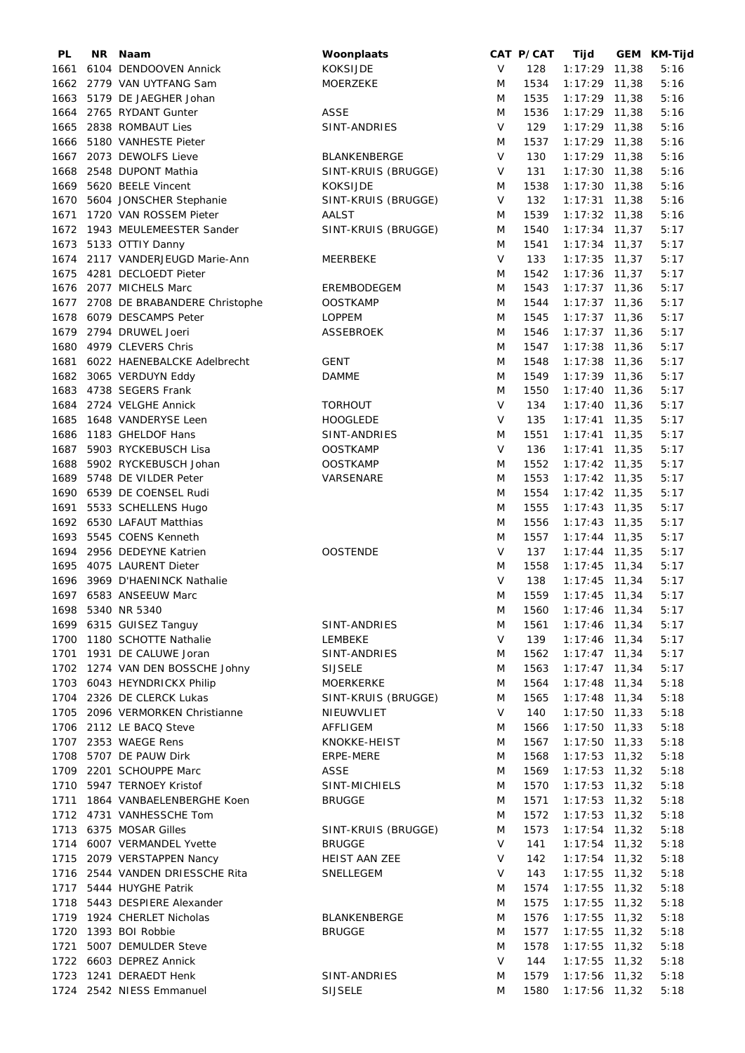| PL | NR | Naam | Woonplaats | CAT | P/CAT | Tijd | GEM | KM-Tijd |
|---|---|---|---|---|---|---|---|---|
| 1661 | 6104 | DENDOOVEN Annick | KOKSIJDE | V | 128 | 1:17:29 | 11,38 | 5:16 |
| 1662 | 2779 | VAN UYTFANG Sam | MOERZEKE | M | 1534 | 1:17:29 | 11,38 | 5:16 |
| 1663 | 5179 | DE JAEGHER Johan | | M | 1535 | 1:17:29 | 11,38 | 5:16 |
| 1664 | 2765 | RYDANT Gunter | ASSE | M | 1536 | 1:17:29 | 11,38 | 5:16 |
| 1665 | 2838 | ROMBAUT Lies | SINT-ANDRIES | V | 129 | 1:17:29 | 11,38 | 5:16 |
| 1666 | 5180 | VANHESTE Pieter | | M | 1537 | 1:17:29 | 11,38 | 5:16 |
| 1667 | 2073 | DEWOLFS Lieve | BLANKENBERGE | V | 130 | 1:17:29 | 11,38 | 5:16 |
| 1668 | 2548 | DUPONT Mathia | SINT-KRUIS (BRUGGE) | V | 131 | 1:17:30 | 11,38 | 5:16 |
| 1669 | 5620 | BEELE Vincent | KOKSIJDE | M | 1538 | 1:17:30 | 11,38 | 5:16 |
| 1670 | 5604 | JONSCHER Stephanie | SINT-KRUIS (BRUGGE) | V | 132 | 1:17:31 | 11,38 | 5:16 |
| 1671 | 1720 | VAN ROSSEM Pieter | AALST | M | 1539 | 1:17:32 | 11,38 | 5:16 |
| 1672 | 1943 | MEULEMEESTER Sander | SINT-KRUIS (BRUGGE) | M | 1540 | 1:17:34 | 11,37 | 5:17 |
| 1673 | 5133 | OTTIY Danny | | M | 1541 | 1:17:34 | 11,37 | 5:17 |
| 1674 | 2117 | VANDERJEUGD Marie-Ann | MEERBEKE | V | 133 | 1:17:35 | 11,37 | 5:17 |
| 1675 | 4281 | DECLOEDT Pieter | | M | 1542 | 1:17:36 | 11,37 | 5:17 |
| 1676 | 2077 | MICHELS Marc | EREMBODEGEM | M | 1543 | 1:17:37 | 11,36 | 5:17 |
| 1677 | 2708 | DE BRABANDERE Christophe | OOSTKAMP | M | 1544 | 1:17:37 | 11,36 | 5:17 |
| 1678 | 6079 | DESCAMPS Peter | LOPPEM | M | 1545 | 1:17:37 | 11,36 | 5:17 |
| 1679 | 2794 | DRUWEL Joeri | ASSEBROEK | M | 1546 | 1:17:37 | 11,36 | 5:17 |
| 1680 | 4979 | CLEVERS Chris | | M | 1547 | 1:17:38 | 11,36 | 5:17 |
| 1681 | 6022 | HAENEBALCKE Adelbrecht | GENT | M | 1548 | 1:17:38 | 11,36 | 5:17 |
| 1682 | 3065 | VERDUYN Eddy | DAMME | M | 1549 | 1:17:39 | 11,36 | 5:17 |
| 1683 | 4738 | SEGERS Frank | | M | 1550 | 1:17:40 | 11,36 | 5:17 |
| 1684 | 2724 | VELGHE Annick | TORHOUT | V | 134 | 1:17:40 | 11,36 | 5:17 |
| 1685 | 1648 | VANDERYSE Leen | HOOGLEDE | V | 135 | 1:17:41 | 11,35 | 5:17 |
| 1686 | 1183 | GHELDOF Hans | SINT-ANDRIES | M | 1551 | 1:17:41 | 11,35 | 5:17 |
| 1687 | 5903 | RYCKEBUSCH Lisa | OOSTKAMP | V | 136 | 1:17:41 | 11,35 | 5:17 |
| 1688 | 5902 | RYCKEBUSCH Johan | OOSTKAMP | M | 1552 | 1:17:42 | 11,35 | 5:17 |
| 1689 | 5748 | DE VILDER Peter | VARSENARE | M | 1553 | 1:17:42 | 11,35 | 5:17 |
| 1690 | 6539 | DE COENSEL Rudi | | M | 1554 | 1:17:42 | 11,35 | 5:17 |
| 1691 | 5533 | SCHELLENS Hugo | | M | 1555 | 1:17:43 | 11,35 | 5:17 |
| 1692 | 6530 | LAFAUT Matthias | | M | 1556 | 1:17:43 | 11,35 | 5:17 |
| 1693 | 5545 | COENS Kenneth | | M | 1557 | 1:17:44 | 11,35 | 5:17 |
| 1694 | 2956 | DEDEYNE Katrien | OOSTENDE | V | 137 | 1:17:44 | 11,35 | 5:17 |
| 1695 | 4075 | LAURENT Dieter | | M | 1558 | 1:17:45 | 11,34 | 5:17 |
| 1696 | 3969 | D'HAENINCK Nathalie | | V | 138 | 1:17:45 | 11,34 | 5:17 |
| 1697 | 6583 | ANSEEUW Marc | | M | 1559 | 1:17:45 | 11,34 | 5:17 |
| 1698 | 5340 | NR 5340 | | M | 1560 | 1:17:46 | 11,34 | 5:17 |
| 1699 | 6315 | GUISEZ Tanguy | SINT-ANDRIES | M | 1561 | 1:17:46 | 11,34 | 5:17 |
| 1700 | 1180 | SCHOTTE Nathalie | LEMBEKE | V | 139 | 1:17:46 | 11,34 | 5:17 |
| 1701 | 1931 | DE CALUWE Joran | SINT-ANDRIES | M | 1562 | 1:17:47 | 11,34 | 5:17 |
| 1702 | 1274 | VAN DEN BOSSCHE Johny | SIJSELE | M | 1563 | 1:17:47 | 11,34 | 5:17 |
| 1703 | 6043 | HEYNDRICKX Philip | MOERKERKE | M | 1564 | 1:17:48 | 11,34 | 5:18 |
| 1704 | 2326 | DE CLERCK Lukas | SINT-KRUIS (BRUGGE) | M | 1565 | 1:17:48 | 11,34 | 5:18 |
| 1705 | 2096 | VERMORKEN Christianne | NIEUWVLIET | V | 140 | 1:17:50 | 11,33 | 5:18 |
| 1706 | 2112 | LE BACQ Steve | AFFLIGEM | M | 1566 | 1:17:50 | 11,33 | 5:18 |
| 1707 | 2353 | WAEGE Rens | KNOKKE-HEIST | M | 1567 | 1:17:50 | 11,33 | 5:18 |
| 1708 | 5707 | DE PAUW Dirk | ERPE-MERE | M | 1568 | 1:17:53 | 11,32 | 5:18 |
| 1709 | 2201 | SCHOUPPE Marc | ASSE | M | 1569 | 1:17:53 | 11,32 | 5:18 |
| 1710 | 5947 | TERNOEY Kristof | SINT-MICHIELS | M | 1570 | 1:17:53 | 11,32 | 5:18 |
| 1711 | 1864 | VANBAELENBERGHE Koen | BRUGGE | M | 1571 | 1:17:53 | 11,32 | 5:18 |
| 1712 | 4731 | VANHESSCHE Tom | | M | 1572 | 1:17:53 | 11,32 | 5:18 |
| 1713 | 6375 | MOSAR Gilles | SINT-KRUIS (BRUGGE) | M | 1573 | 1:17:54 | 11,32 | 5:18 |
| 1714 | 6007 | VERMANDEL Yvette | BRUGGE | V | 141 | 1:17:54 | 11,32 | 5:18 |
| 1715 | 2079 | VERSTAPPEN Nancy | HEIST AAN ZEE | V | 142 | 1:17:54 | 11,32 | 5:18 |
| 1716 | 2544 | VANDEN DRIESSCHE Rita | SNELLEGEM | V | 143 | 1:17:55 | 11,32 | 5:18 |
| 1717 | 5444 | HUYGHE Patrik | | M | 1574 | 1:17:55 | 11,32 | 5:18 |
| 1718 | 5443 | DESPIERE Alexander | | M | 1575 | 1:17:55 | 11,32 | 5:18 |
| 1719 | 1924 | CHERLET Nicholas | BLANKENBERGE | M | 1576 | 1:17:55 | 11,32 | 5:18 |
| 1720 | 1393 | BOI Robbie | BRUGGE | M | 1577 | 1:17:55 | 11,32 | 5:18 |
| 1721 | 5007 | DEMULDER Steve | | M | 1578 | 1:17:55 | 11,32 | 5:18 |
| 1722 | 6603 | DEPREZ Annick | | V | 144 | 1:17:55 | 11,32 | 5:18 |
| 1723 | 1241 | DERAEDT Henk | SINT-ANDRIES | M | 1579 | 1:17:56 | 11,32 | 5:18 |
| 1724 | 2542 | NIESS Emmanuel | SIJSELE | M | 1580 | 1:17:56 | 11,32 | 5:18 |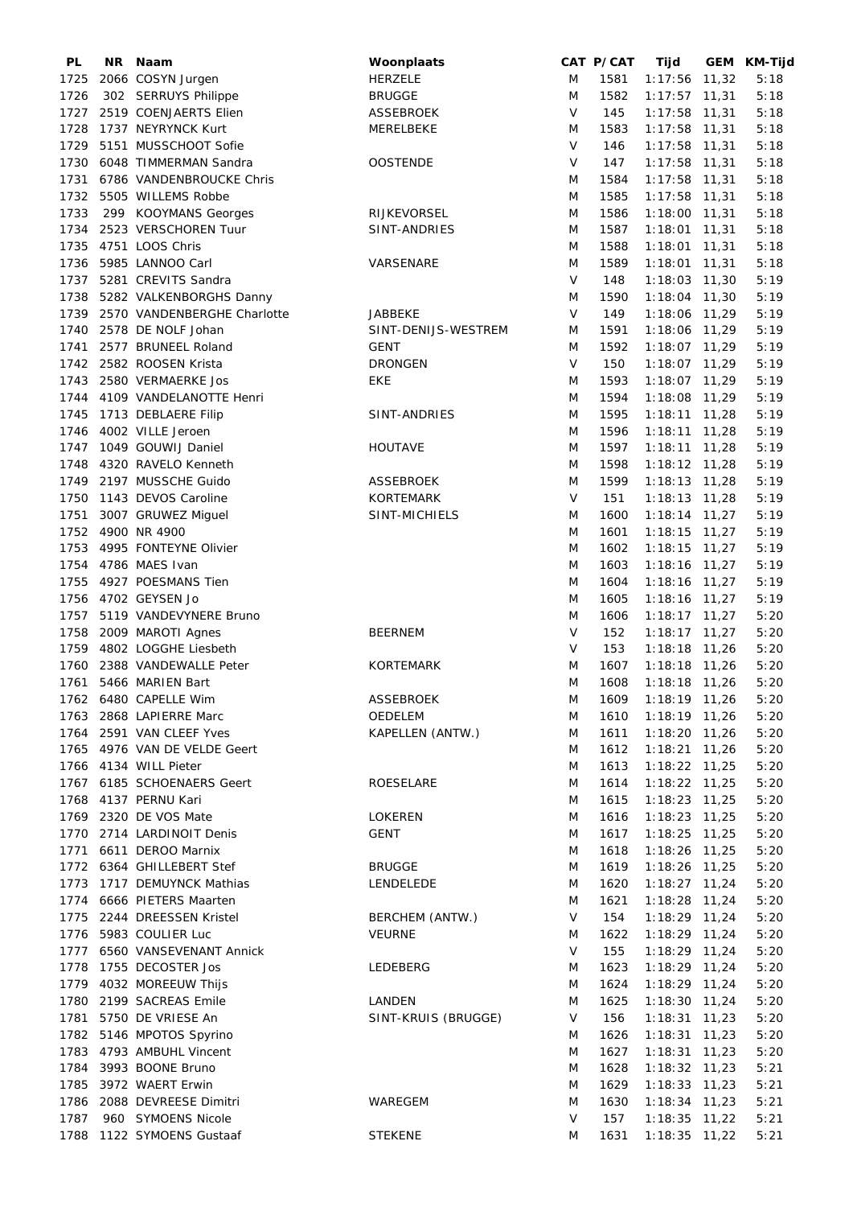| PL | NR | Naam | Woonplaats | CAT | P/CAT | Tijd | GEM | KM-Tijd |
|---|---|---|---|---|---|---|---|---|
| 1725 | 2066 | COSYN Jurgen | HERZELE | M | 1581 | 1:17:56 | 11,32 | 5:18 |
| 1726 | 302 | SERRUYS Philippe | BRUGGE | M | 1582 | 1:17:57 | 11,31 | 5:18 |
| 1727 | 2519 | COENJAERTS Elien | ASSEBROEK | V | 145 | 1:17:58 | 11,31 | 5:18 |
| 1728 | 1737 | NEYRYNCK Kurt | MERELBEKE | M | 1583 | 1:17:58 | 11,31 | 5:18 |
| 1729 | 5151 | MUSSCHOOT Sofie | | V | 146 | 1:17:58 | 11,31 | 5:18 |
| 1730 | 6048 | TIMMERMAN Sandra | OOSTENDE | V | 147 | 1:17:58 | 11,31 | 5:18 |
| 1731 | 6786 | VANDENBROUCKE Chris | | M | 1584 | 1:17:58 | 11,31 | 5:18 |
| 1732 | 5505 | WILLEMS Robbe | | M | 1585 | 1:17:58 | 11,31 | 5:18 |
| 1733 | 299 | KOOYMANS Georges | RIJKEVORSEL | M | 1586 | 1:18:00 | 11,31 | 5:18 |
| 1734 | 2523 | VERSCHOREN Tuur | SINT-ANDRIES | M | 1587 | 1:18:01 | 11,31 | 5:18 |
| 1735 | 4751 | LOOS Chris | | M | 1588 | 1:18:01 | 11,31 | 5:18 |
| 1736 | 5985 | LANNOO Carl | VARSENARE | M | 1589 | 1:18:01 | 11,31 | 5:18 |
| 1737 | 5281 | CREVITS Sandra | | V | 148 | 1:18:03 | 11,30 | 5:19 |
| 1738 | 5282 | VALKENBORGHS Danny | | M | 1590 | 1:18:04 | 11,30 | 5:19 |
| 1739 | 2570 | VANDENBERGHE Charlotte | JABBEKE | V | 149 | 1:18:06 | 11,29 | 5:19 |
| 1740 | 2578 | DE NOLF Johan | SINT-DENIJS-WESTREM | M | 1591 | 1:18:06 | 11,29 | 5:19 |
| 1741 | 2577 | BRUNEEL Roland | GENT | M | 1592 | 1:18:07 | 11,29 | 5:19 |
| 1742 | 2582 | ROOSEN Krista | DRONGEN | V | 150 | 1:18:07 | 11,29 | 5:19 |
| 1743 | 2580 | VERMAERKE Jos | EKE | M | 1593 | 1:18:07 | 11,29 | 5:19 |
| 1744 | 4109 | VANDELANOTTE Henri | | M | 1594 | 1:18:08 | 11,29 | 5:19 |
| 1745 | 1713 | DEBLAERE Filip | SINT-ANDRIES | M | 1595 | 1:18:11 | 11,28 | 5:19 |
| 1746 | 4002 | VILLE Jeroen | | M | 1596 | 1:18:11 | 11,28 | 5:19 |
| 1747 | 1049 | GOUWIJ Daniel | HOUTAVE | M | 1597 | 1:18:11 | 11,28 | 5:19 |
| 1748 | 4320 | RAVELO Kenneth | | M | 1598 | 1:18:12 | 11,28 | 5:19 |
| 1749 | 2197 | MUSSCHE Guido | ASSEBROEK | M | 1599 | 1:18:13 | 11,28 | 5:19 |
| 1750 | 1143 | DEVOS Caroline | KORTEMARK | V | 151 | 1:18:13 | 11,28 | 5:19 |
| 1751 | 3007 | GRUWEZ Miguel | SINT-MICHIELS | M | 1600 | 1:18:14 | 11,27 | 5:19 |
| 1752 | 4900 | NR 4900 | | M | 1601 | 1:18:15 | 11,27 | 5:19 |
| 1753 | 4995 | FONTEYNE Olivier | | M | 1602 | 1:18:15 | 11,27 | 5:19 |
| 1754 | 4786 | MAES Ivan | | M | 1603 | 1:18:16 | 11,27 | 5:19 |
| 1755 | 4927 | POESMANS Tien | | M | 1604 | 1:18:16 | 11,27 | 5:19 |
| 1756 | 4702 | GEYSEN Jo | | M | 1605 | 1:18:16 | 11,27 | 5:19 |
| 1757 | 5119 | VANDEVYNERE Bruno | | M | 1606 | 1:18:17 | 11,27 | 5:20 |
| 1758 | 2009 | MAROTI Agnes | BEERNEM | V | 152 | 1:18:17 | 11,27 | 5:20 |
| 1759 | 4802 | LOGGHE Liesbeth | | V | 153 | 1:18:18 | 11,26 | 5:20 |
| 1760 | 2388 | VANDEWALLE Peter | KORTEMARK | M | 1607 | 1:18:18 | 11,26 | 5:20 |
| 1761 | 5466 | MARIEN Bart | | M | 1608 | 1:18:18 | 11,26 | 5:20 |
| 1762 | 6480 | CAPELLE Wim | ASSEBROEK | M | 1609 | 1:18:19 | 11,26 | 5:20 |
| 1763 | 2868 | LAPIERRE Marc | OEDELEM | M | 1610 | 1:18:19 | 11,26 | 5:20 |
| 1764 | 2591 | VAN CLEEF Yves | KAPELLEN (ANTW.) | M | 1611 | 1:18:20 | 11,26 | 5:20 |
| 1765 | 4976 | VAN DE VELDE Geert | | M | 1612 | 1:18:21 | 11,26 | 5:20 |
| 1766 | 4134 | WILL Pieter | | M | 1613 | 1:18:22 | 11,25 | 5:20 |
| 1767 | 6185 | SCHOENAERS Geert | ROESELARE | M | 1614 | 1:18:22 | 11,25 | 5:20 |
| 1768 | 4137 | PERNU Kari | | M | 1615 | 1:18:23 | 11,25 | 5:20 |
| 1769 | 2320 | DE VOS Mate | LOKEREN | M | 1616 | 1:18:23 | 11,25 | 5:20 |
| 1770 | 2714 | LARDINOIT Denis | GENT | M | 1617 | 1:18:25 | 11,25 | 5:20 |
| 1771 | 6611 | DEROO Marnix | | M | 1618 | 1:18:26 | 11,25 | 5:20 |
| 1772 | 6364 | GHILLEBERT Stef | BRUGGE | M | 1619 | 1:18:26 | 11,25 | 5:20 |
| 1773 | 1717 | DEMUYNCK Mathias | LENDELEDE | M | 1620 | 1:18:27 | 11,24 | 5:20 |
| 1774 | 6666 | PIETERS Maarten | | M | 1621 | 1:18:28 | 11,24 | 5:20 |
| 1775 | 2244 | DREESSEN Kristel | BERCHEM (ANTW.) | V | 154 | 1:18:29 | 11,24 | 5:20 |
| 1776 | 5983 | COULIER Luc | VEURNE | M | 1622 | 1:18:29 | 11,24 | 5:20 |
| 1777 | 6560 | VANSEVENANT Annick | | V | 155 | 1:18:29 | 11,24 | 5:20 |
| 1778 | 1755 | DECOSTER Jos | LEDEBERG | M | 1623 | 1:18:29 | 11,24 | 5:20 |
| 1779 | 4032 | MOREEUW Thijs | | M | 1624 | 1:18:29 | 11,24 | 5:20 |
| 1780 | 2199 | SACREAS Emile | LANDEN | M | 1625 | 1:18:30 | 11,24 | 5:20 |
| 1781 | 5750 | DE VRIESE An | SINT-KRUIS (BRUGGE) | V | 156 | 1:18:31 | 11,23 | 5:20 |
| 1782 | 5146 | MPOTOS Spyrino | | M | 1626 | 1:18:31 | 11,23 | 5:20 |
| 1783 | 4793 | AMBUHL Vincent | | M | 1627 | 1:18:31 | 11,23 | 5:20 |
| 1784 | 3993 | BOONE Bruno | | M | 1628 | 1:18:32 | 11,23 | 5:21 |
| 1785 | 3972 | WAERT Erwin | | M | 1629 | 1:18:33 | 11,23 | 5:21 |
| 1786 | 2088 | DEVREESE Dimitri | WAREGEM | M | 1630 | 1:18:34 | 11,23 | 5:21 |
| 1787 | 960 | SYMOENS Nicole | | V | 157 | 1:18:35 | 11,22 | 5:21 |
| 1788 | 1122 | SYMOENS Gustaaf | STEKENE | M | 1631 | 1:18:35 | 11,22 | 5:21 |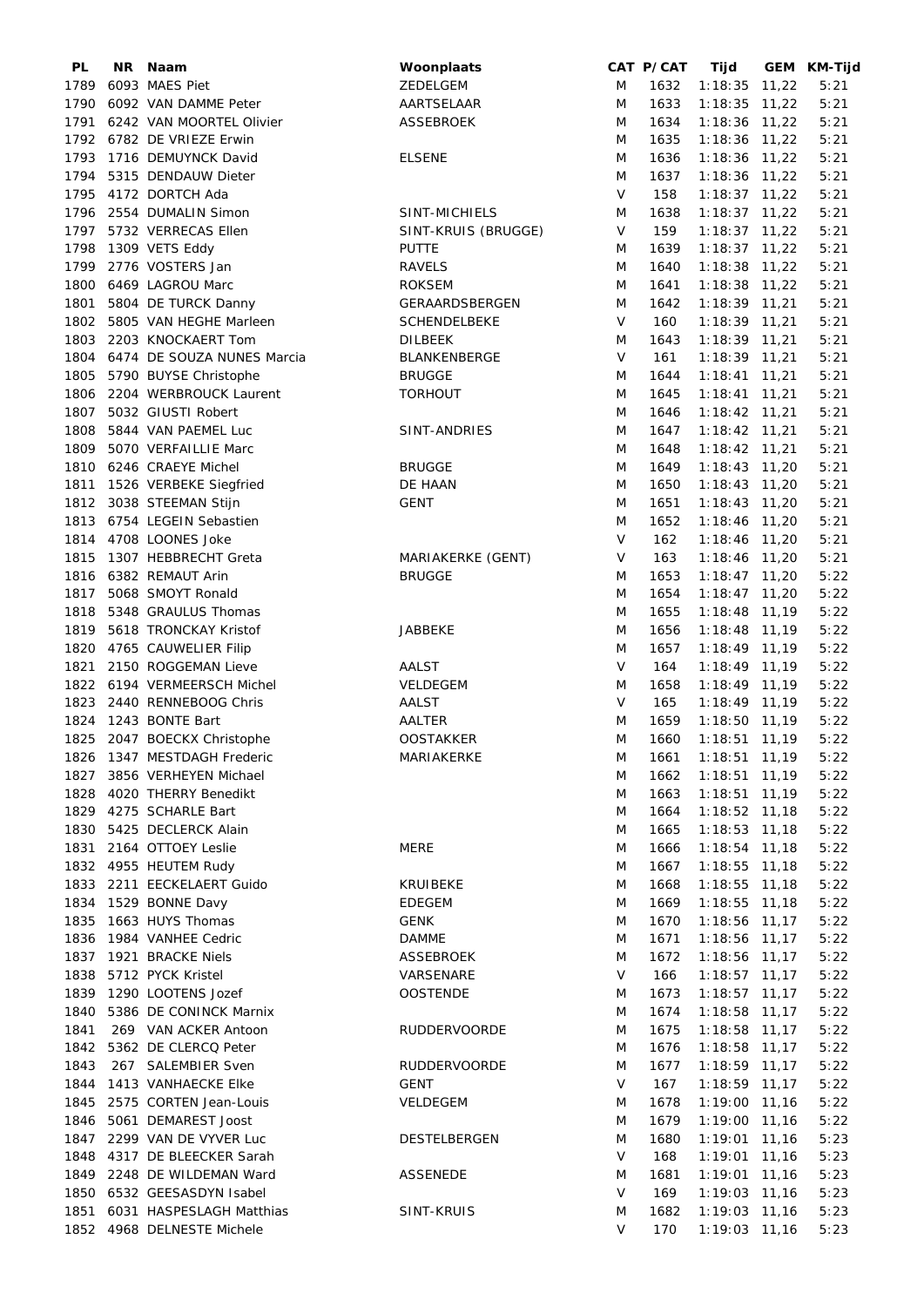| PL | NR | Naam | Woonplaats | CAT | P/CAT | Tijd | GEM | KM-Tijd |
|---|---|---|---|---|---|---|---|---|
| 1789 | 6093 | MAES Piet | ZEDELGEM | M | 1632 | 1:18:35 | 11,22 | 5:21 |
| 1790 | 6092 | VAN DAMME Peter | AARTSELAAR | M | 1633 | 1:18:35 | 11,22 | 5:21 |
| 1791 | 6242 | VAN MOORTEL Olivier | ASSEBROEK | M | 1634 | 1:18:36 | 11,22 | 5:21 |
| 1792 | 6782 | DE VRIEZE Erwin | | M | 1635 | 1:18:36 | 11,22 | 5:21 |
| 1793 | 1716 | DEMUYNCK David | ELSENE | M | 1636 | 1:18:36 | 11,22 | 5:21 |
| 1794 | 5315 | DENDAUW Dieter | | M | 1637 | 1:18:36 | 11,22 | 5:21 |
| 1795 | 4172 | DORTCH Ada | | V | 158 | 1:18:37 | 11,22 | 5:21 |
| 1796 | 2554 | DUMALIN Simon | SINT-MICHIELS | M | 1638 | 1:18:37 | 11,22 | 5:21 |
| 1797 | 5732 | VERRECAS Ellen | SINT-KRUIS (BRUGGE) | V | 159 | 1:18:37 | 11,22 | 5:21 |
| 1798 | 1309 | VETS Eddy | PUTTE | M | 1639 | 1:18:37 | 11,22 | 5:21 |
| 1799 | 2776 | VOSTERS Jan | RAVELS | M | 1640 | 1:18:38 | 11,22 | 5:21 |
| 1800 | 6469 | LAGROU Marc | ROKSEM | M | 1641 | 1:18:38 | 11,22 | 5:21 |
| 1801 | 5804 | DE TURCK Danny | GERAARDSBERGEN | M | 1642 | 1:18:39 | 11,21 | 5:21 |
| 1802 | 5805 | VAN HEGHE Marleen | SCHENDELBEKE | V | 160 | 1:18:39 | 11,21 | 5:21 |
| 1803 | 2203 | KNOCKAERT Tom | DILBEEK | M | 1643 | 1:18:39 | 11,21 | 5:21 |
| 1804 | 6474 | DE SOUZA NUNES Marcia | BLANKENBERGE | V | 161 | 1:18:39 | 11,21 | 5:21 |
| 1805 | 5790 | BUYSE Christophe | BRUGGE | M | 1644 | 1:18:41 | 11,21 | 5:21 |
| 1806 | 2204 | WERBROUCK Laurent | TORHOUT | M | 1645 | 1:18:41 | 11,21 | 5:21 |
| 1807 | 5032 | GIUSTI Robert | | M | 1646 | 1:18:42 | 11,21 | 5:21 |
| 1808 | 5844 | VAN PAEMEL Luc | SINT-ANDRIES | M | 1647 | 1:18:42 | 11,21 | 5:21 |
| 1809 | 5070 | VERFAILLIE Marc | | M | 1648 | 1:18:42 | 11,21 | 5:21 |
| 1810 | 6246 | CRAEYE Michel | BRUGGE | M | 1649 | 1:18:43 | 11,20 | 5:21 |
| 1811 | 1526 | VERBEKE Siegfried | DE HAAN | M | 1650 | 1:18:43 | 11,20 | 5:21 |
| 1812 | 3038 | STEEMAN Stijn | GENT | M | 1651 | 1:18:43 | 11,20 | 5:21 |
| 1813 | 6754 | LEGEIN Sebastien | | M | 1652 | 1:18:46 | 11,20 | 5:21 |
| 1814 | 4708 | LOONES Joke | | V | 162 | 1:18:46 | 11,20 | 5:21 |
| 1815 | 1307 | HEBBRECHT Greta | MARIAKERKE (GENT) | V | 163 | 1:18:46 | 11,20 | 5:21 |
| 1816 | 6382 | REMAUT Arin | BRUGGE | M | 1653 | 1:18:47 | 11,20 | 5:22 |
| 1817 | 5068 | SMOYT Ronald | | M | 1654 | 1:18:47 | 11,20 | 5:22 |
| 1818 | 5348 | GRAULUS Thomas | | M | 1655 | 1:18:48 | 11,19 | 5:22 |
| 1819 | 5618 | TRONCKAY Kristof | JABBEKE | M | 1656 | 1:18:48 | 11,19 | 5:22 |
| 1820 | 4765 | CAUWELIER Filip | | M | 1657 | 1:18:49 | 11,19 | 5:22 |
| 1821 | 2150 | ROGGEMAN Lieve | AALST | V | 164 | 1:18:49 | 11,19 | 5:22 |
| 1822 | 6194 | VERMEERSCH Michel | VELDEGEM | M | 1658 | 1:18:49 | 11,19 | 5:22 |
| 1823 | 2440 | RENNEBOOG Chris | AALST | V | 165 | 1:18:49 | 11,19 | 5:22 |
| 1824 | 1243 | BONTE Bart | AALTER | M | 1659 | 1:18:50 | 11,19 | 5:22 |
| 1825 | 2047 | BOECKX Christophe | OOSTAKKER | M | 1660 | 1:18:51 | 11,19 | 5:22 |
| 1826 | 1347 | MESTDAGH Frederic | MARIAKERKE | M | 1661 | 1:18:51 | 11,19 | 5:22 |
| 1827 | 3856 | VERHEYEN Michael | | M | 1662 | 1:18:51 | 11,19 | 5:22 |
| 1828 | 4020 | THERRY Benedikt | | M | 1663 | 1:18:51 | 11,19 | 5:22 |
| 1829 | 4275 | SCHARLE Bart | | M | 1664 | 1:18:52 | 11,18 | 5:22 |
| 1830 | 5425 | DECLERCK Alain | | M | 1665 | 1:18:53 | 11,18 | 5:22 |
| 1831 | 2164 | OTTOEY Leslie | MERE | M | 1666 | 1:18:54 | 11,18 | 5:22 |
| 1832 | 4955 | HEUTEM Rudy | | M | 1667 | 1:18:55 | 11,18 | 5:22 |
| 1833 | 2211 | EECKELAERT Guido | KRUIBEKE | M | 1668 | 1:18:55 | 11,18 | 5:22 |
| 1834 | 1529 | BONNE Davy | EDEGEM | M | 1669 | 1:18:55 | 11,18 | 5:22 |
| 1835 | 1663 | HUYS Thomas | GENK | M | 1670 | 1:18:56 | 11,17 | 5:22 |
| 1836 | 1984 | VANHEE Cedric | DAMME | M | 1671 | 1:18:56 | 11,17 | 5:22 |
| 1837 | 1921 | BRACKE Niels | ASSEBROEK | M | 1672 | 1:18:56 | 11,17 | 5:22 |
| 1838 | 5712 | PYCK Kristel | VARSENARE | V | 166 | 1:18:57 | 11,17 | 5:22 |
| 1839 | 1290 | LOOTENS Jozef | OOSTENDE | M | 1673 | 1:18:57 | 11,17 | 5:22 |
| 1840 | 5386 | DE CONINCK Marnix | | M | 1674 | 1:18:58 | 11,17 | 5:22 |
| 1841 | 269 | VAN ACKER Antoon | RUDDERVOORDE | M | 1675 | 1:18:58 | 11,17 | 5:22 |
| 1842 | 5362 | DE CLERCQ Peter | | M | 1676 | 1:18:58 | 11,17 | 5:22 |
| 1843 | 267 | SALEMBIER Sven | RUDDERVOORDE | M | 1677 | 1:18:59 | 11,17 | 5:22 |
| 1844 | 1413 | VANHAECKE Elke | GENT | V | 167 | 1:18:59 | 11,17 | 5:22 |
| 1845 | 2575 | CORTEN Jean-Louis | VELDEGEM | M | 1678 | 1:19:00 | 11,16 | 5:22 |
| 1846 | 5061 | DEMAREST Joost | | M | 1679 | 1:19:00 | 11,16 | 5:22 |
| 1847 | 2299 | VAN DE VYVER Luc | DESTELBERGEN | M | 1680 | 1:19:01 | 11,16 | 5:23 |
| 1848 | 4317 | DE BLEECKER Sarah | | V | 168 | 1:19:01 | 11,16 | 5:23 |
| 1849 | 2248 | DE WILDEMAN Ward | ASSENEDE | M | 1681 | 1:19:01 | 11,16 | 5:23 |
| 1850 | 6532 | GEESASDYN Isabel | | V | 169 | 1:19:03 | 11,16 | 5:23 |
| 1851 | 6031 | HASPESLAGH Matthias | SINT-KRUIS | M | 1682 | 1:19:03 | 11,16 | 5:23 |
| 1852 | 4968 | DELNESTE Michele | | V | 170 | 1:19:03 | 11,16 | 5:23 |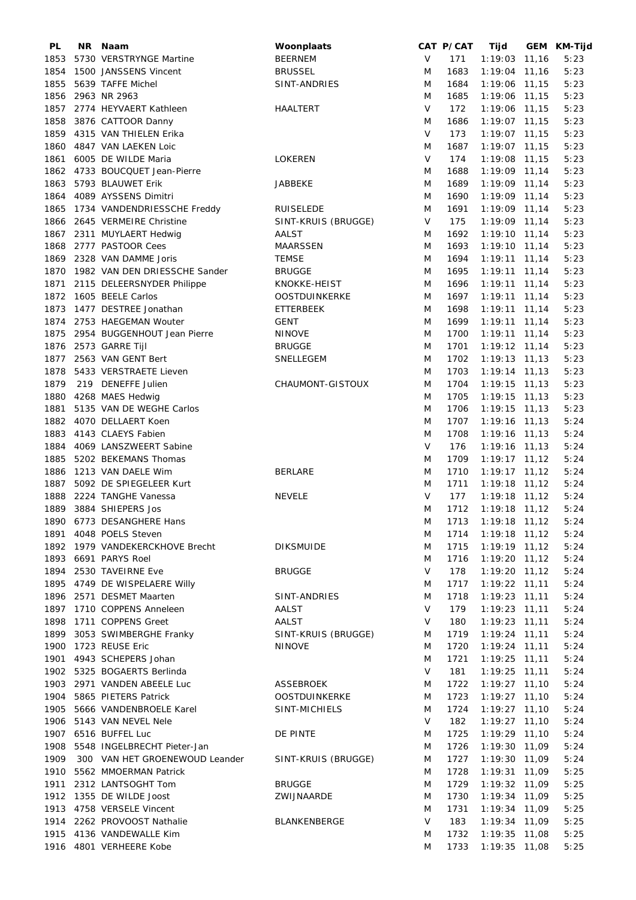| PL | NR | Naam | Woonplaats | CAT | P/CAT | Tijd | GEM | KM-Tijd |
|---|---|---|---|---|---|---|---|---|
| 1853 | 5730 | VERSTRYNGE Martine | BEERNEM | V | 171 | 1:19:03 | 11,16 | 5:23 |
| 1854 | 1500 | JANSSENS Vincent | BRUSSEL | M | 1683 | 1:19:04 | 11,16 | 5:23 |
| 1855 | 5639 | TAFFE Michel | SINT-ANDRIES | M | 1684 | 1:19:06 | 11,15 | 5:23 |
| 1856 | 2963 | NR 2963 | | M | 1685 | 1:19:06 | 11,15 | 5:23 |
| 1857 | 2774 | HEYVAERT Kathleen | HAALTERT | V | 172 | 1:19:06 | 11,15 | 5:23 |
| 1858 | 3876 | CATTOOR Danny | | M | 1686 | 1:19:07 | 11,15 | 5:23 |
| 1859 | 4315 | VAN THIELEN Erika | | V | 173 | 1:19:07 | 11,15 | 5:23 |
| 1860 | 4847 | VAN LAEKEN Loic | | M | 1687 | 1:19:07 | 11,15 | 5:23 |
| 1861 | 6005 | DE WILDE Maria | LOKEREN | V | 174 | 1:19:08 | 11,15 | 5:23 |
| 1862 | 4733 | BOUCQUET Jean-Pierre | | M | 1688 | 1:19:09 | 11,14 | 5:23 |
| 1863 | 5793 | BLAUWET Erik | JABBEKE | M | 1689 | 1:19:09 | 11,14 | 5:23 |
| 1864 | 4089 | AYSSENS Dimitri | | M | 1690 | 1:19:09 | 11,14 | 5:23 |
| 1865 | 1734 | VANDENDRIESSCHE Freddy | RUISELEDE | M | 1691 | 1:19:09 | 11,14 | 5:23 |
| 1866 | 2645 | VERMEIRE Christine | SINT-KRUIS (BRUGGE) | V | 175 | 1:19:09 | 11,14 | 5:23 |
| 1867 | 2311 | MUYLAERT Hedwig | AALST | M | 1692 | 1:19:10 | 11,14 | 5:23 |
| 1868 | 2777 | PASTOOR Cees | MAARSSEN | M | 1693 | 1:19:10 | 11,14 | 5:23 |
| 1869 | 2328 | VAN DAMME Joris | TEMSE | M | 1694 | 1:19:11 | 11,14 | 5:23 |
| 1870 | 1982 | VAN DEN DRIESSCHE Sander | BRUGGE | M | 1695 | 1:19:11 | 11,14 | 5:23 |
| 1871 | 2115 | DELEERSNYDER Philippe | KNOKKE-HEIST | M | 1696 | 1:19:11 | 11,14 | 5:23 |
| 1872 | 1605 | BEELE Carlos | OOSTDUINKERKE | M | 1697 | 1:19:11 | 11,14 | 5:23 |
| 1873 | 1477 | DESTREE Jonathan | ETTERBEEK | M | 1698 | 1:19:11 | 11,14 | 5:23 |
| 1874 | 2753 | HAEGEMAN Wouter | GENT | M | 1699 | 1:19:11 | 11,14 | 5:23 |
| 1875 | 2954 | BUGGENHOUT Jean Pierre | NINOVE | M | 1700 | 1:19:11 | 11,14 | 5:23 |
| 1876 | 2573 | GARRE Tijl | BRUGGE | M | 1701 | 1:19:12 | 11,14 | 5:23 |
| 1877 | 2563 | VAN GENT Bert | SNELLEGEM | M | 1702 | 1:19:13 | 11,13 | 5:23 |
| 1878 | 5433 | VERSTRAETE Lieven | | M | 1703 | 1:19:14 | 11,13 | 5:23 |
| 1879 | 219 | DENEFFE Julien | CHAUMONT-GISTOUX | M | 1704 | 1:19:15 | 11,13 | 5:23 |
| 1880 | 4268 | MAES Hedwig | | M | 1705 | 1:19:15 | 11,13 | 5:23 |
| 1881 | 5135 | VAN DE WEGHE Carlos | | M | 1706 | 1:19:15 | 11,13 | 5:23 |
| 1882 | 4070 | DELLAERT Koen | | M | 1707 | 1:19:16 | 11,13 | 5:24 |
| 1883 | 4143 | CLAEYS Fabien | | M | 1708 | 1:19:16 | 11,13 | 5:24 |
| 1884 | 4069 | LANSZWEERT Sabine | | V | 176 | 1:19:16 | 11,13 | 5:24 |
| 1885 | 5202 | BEKEMANS Thomas | | M | 1709 | 1:19:17 | 11,12 | 5:24 |
| 1886 | 1213 | VAN DAELE Wim | BERLARE | M | 1710 | 1:19:17 | 11,12 | 5:24 |
| 1887 | 5092 | DE SPIEGELEER Kurt | | M | 1711 | 1:19:18 | 11,12 | 5:24 |
| 1888 | 2224 | TANGHE Vanessa | NEVELE | V | 177 | 1:19:18 | 11,12 | 5:24 |
| 1889 | 3884 | SHIEPERS Jos | | M | 1712 | 1:19:18 | 11,12 | 5:24 |
| 1890 | 6773 | DESANGHERE Hans | | M | 1713 | 1:19:18 | 11,12 | 5:24 |
| 1891 | 4048 | POELS Steven | | M | 1714 | 1:19:18 | 11,12 | 5:24 |
| 1892 | 1979 | VANDEKERCKHOVE Brecht | DIKSMUIDE | M | 1715 | 1:19:19 | 11,12 | 5:24 |
| 1893 | 6691 | PARYS Roel | | M | 1716 | 1:19:20 | 11,12 | 5:24 |
| 1894 | 2530 | TAVEIRNE Eve | BRUGGE | V | 178 | 1:19:20 | 11,12 | 5:24 |
| 1895 | 4749 | DE WISPELAERE Willy | | M | 1717 | 1:19:22 | 11,11 | 5:24 |
| 1896 | 2571 | DESMET Maarten | SINT-ANDRIES | M | 1718 | 1:19:23 | 11,11 | 5:24 |
| 1897 | 1710 | COPPENS Anneleen | AALST | V | 179 | 1:19:23 | 11,11 | 5:24 |
| 1898 | 1711 | COPPENS Greet | AALST | V | 180 | 1:19:23 | 11,11 | 5:24 |
| 1899 | 3053 | SWIMBERGHE Franky | SINT-KRUIS (BRUGGE) | M | 1719 | 1:19:24 | 11,11 | 5:24 |
| 1900 | 1723 | REUSE Eric | NINOVE | M | 1720 | 1:19:24 | 11,11 | 5:24 |
| 1901 | 4943 | SCHEPERS Johan | | M | 1721 | 1:19:25 | 11,11 | 5:24 |
| 1902 | 5325 | BOGAERTS Berlinda | | V | 181 | 1:19:25 | 11,11 | 5:24 |
| 1903 | 2971 | VANDEN ABEELE Luc | ASSEBROEK | M | 1722 | 1:19:27 | 11,10 | 5:24 |
| 1904 | 5865 | PIETERS Patrick | OOSTDUINKERKE | M | 1723 | 1:19:27 | 11,10 | 5:24 |
| 1905 | 5666 | VANDENBROELE Karel | SINT-MICHIELS | M | 1724 | 1:19:27 | 11,10 | 5:24 |
| 1906 | 5143 | VAN NEVEL Nele | | V | 182 | 1:19:27 | 11,10 | 5:24 |
| 1907 | 6516 | BUFFEL Luc | DE PINTE | M | 1725 | 1:19:29 | 11,10 | 5:24 |
| 1908 | 5548 | INGELBRECHT Pieter-Jan | | M | 1726 | 1:19:30 | 11,09 | 5:24 |
| 1909 | 300 | VAN HET GROENEWOUD Leander | SINT-KRUIS (BRUGGE) | M | 1727 | 1:19:30 | 11,09 | 5:24 |
| 1910 | 5562 | MMOERMAN Patrick | | M | 1728 | 1:19:31 | 11,09 | 5:25 |
| 1911 | 2312 | LANTSOGHT Tom | BRUGGE | M | 1729 | 1:19:32 | 11,09 | 5:25 |
| 1912 | 1355 | DE WILDE Joost | ZWIJNAARDE | M | 1730 | 1:19:34 | 11,09 | 5:25 |
| 1913 | 4758 | VERSELE Vincent | | M | 1731 | 1:19:34 | 11,09 | 5:25 |
| 1914 | 2262 | PROVOOST Nathalie | BLANKENBERGE | V | 183 | 1:19:34 | 11,09 | 5:25 |
| 1915 | 4136 | VANDEWALLE Kim | | M | 1732 | 1:19:35 | 11,08 | 5:25 |
| 1916 | 4801 | VERHEERE Kobe | | M | 1733 | 1:19:35 | 11,08 | 5:25 |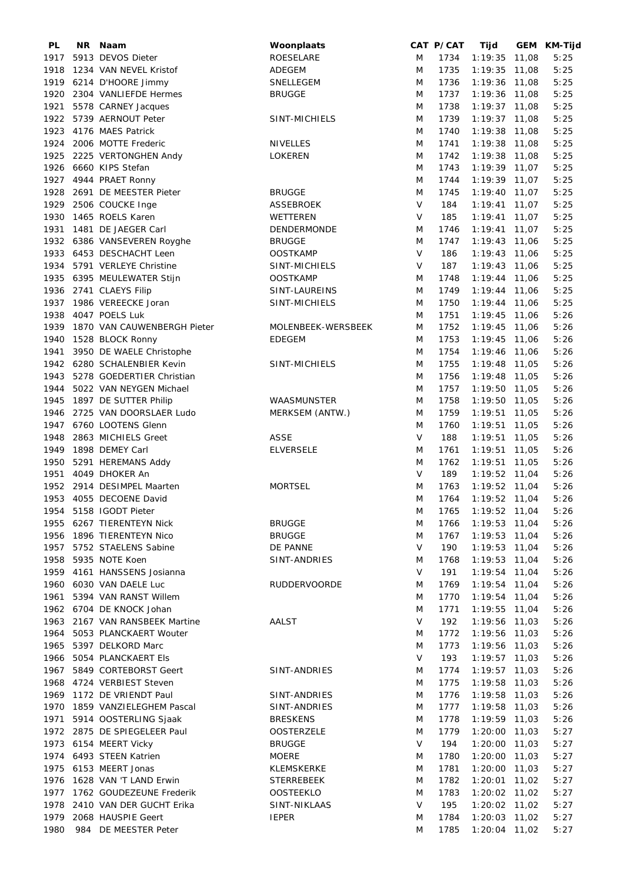| PL | NR | Naam | Woonplaats | CAT | P/CAT | Tijd | GEM | KM-Tijd |
|---|---|---|---|---|---|---|---|---|
| 1917 | 5913 | DEVOS Dieter | ROESELARE | M | 1734 | 1:19:35 | 11,08 | 5:25 |
| 1918 | 1234 | VAN NEVEL Kristof | ADEGEM | M | 1735 | 1:19:35 | 11,08 | 5:25 |
| 1919 | 6214 | D'HOORE Jimmy | SNELLEGEM | M | 1736 | 1:19:36 | 11,08 | 5:25 |
| 1920 | 2304 | VANLIEFDE Hermes | BRUGGE | M | 1737 | 1:19:36 | 11,08 | 5:25 |
| 1921 | 5578 | CARNEY Jacques | | M | 1738 | 1:19:37 | 11,08 | 5:25 |
| 1922 | 5739 | AERNOUT Peter | SINT-MICHIELS | M | 1739 | 1:19:37 | 11,08 | 5:25 |
| 1923 | 4176 | MAES Patrick | | M | 1740 | 1:19:38 | 11,08 | 5:25 |
| 1924 | 2006 | MOTTE Frederic | NIVELLES | M | 1741 | 1:19:38 | 11,08 | 5:25 |
| 1925 | 2225 | VERTONGHEN Andy | LOKEREN | M | 1742 | 1:19:38 | 11,08 | 5:25 |
| 1926 | 6660 | KIPS Stefan | | M | 1743 | 1:19:39 | 11,07 | 5:25 |
| 1927 | 4944 | PRAET Ronny | | M | 1744 | 1:19:39 | 11,07 | 5:25 |
| 1928 | 2691 | DE MEESTER Pieter | BRUGGE | M | 1745 | 1:19:40 | 11,07 | 5:25 |
| 1929 | 2506 | COUCKE Inge | ASSEBROEK | V | 184 | 1:19:41 | 11,07 | 5:25 |
| 1930 | 1465 | ROELS Karen | WETTEREN | V | 185 | 1:19:41 | 11,07 | 5:25 |
| 1931 | 1481 | DE JAEGER Carl | DENDERMONDE | M | 1746 | 1:19:41 | 11,07 | 5:25 |
| 1932 | 6386 | VANSEVEREN Royghe | BRUGGE | M | 1747 | 1:19:43 | 11,06 | 5:25 |
| 1933 | 6453 | DESCHACHT Leen | OOSTKAMP | V | 186 | 1:19:43 | 11,06 | 5:25 |
| 1934 | 5791 | VERLEYE Christine | SINT-MICHIELS | V | 187 | 1:19:43 | 11,06 | 5:25 |
| 1935 | 6395 | MEULEWATER Stijn | OOSTKAMP | M | 1748 | 1:19:44 | 11,06 | 5:25 |
| 1936 | 2741 | CLAEYS Filip | SINT-LAUREINS | M | 1749 | 1:19:44 | 11,06 | 5:25 |
| 1937 | 1986 | VEREECKE Joran | SINT-MICHIELS | M | 1750 | 1:19:44 | 11,06 | 5:25 |
| 1938 | 4047 | POELS Luk | | M | 1751 | 1:19:45 | 11,06 | 5:26 |
| 1939 | 1870 | VAN CAUWENBERGH Pieter | MOLENBEEK-WERSBEEK | M | 1752 | 1:19:45 | 11,06 | 5:26 |
| 1940 | 1528 | BLOCK Ronny | EDEGEM | M | 1753 | 1:19:45 | 11,06 | 5:26 |
| 1941 | 3950 | DE WAELE Christophe | | M | 1754 | 1:19:46 | 11,06 | 5:26 |
| 1942 | 6280 | SCHALENBIER Kevin | SINT-MICHIELS | M | 1755 | 1:19:48 | 11,05 | 5:26 |
| 1943 | 5278 | GOEDERTIER Christian | | M | 1756 | 1:19:48 | 11,05 | 5:26 |
| 1944 | 5022 | VAN NEYGEN Michael | | M | 1757 | 1:19:50 | 11,05 | 5:26 |
| 1945 | 1897 | DE SUTTER Philip | WAASMUNSTER | M | 1758 | 1:19:50 | 11,05 | 5:26 |
| 1946 | 2725 | VAN DOORSLAER Ludo | MERKSEM (ANTW.) | M | 1759 | 1:19:51 | 11,05 | 5:26 |
| 1947 | 6760 | LOOTENS Glenn | | M | 1760 | 1:19:51 | 11,05 | 5:26 |
| 1948 | 2863 | MICHIELS Greet | ASSE | V | 188 | 1:19:51 | 11,05 | 5:26 |
| 1949 | 1898 | DEMEY Carl | ELVERSELE | M | 1761 | 1:19:51 | 11,05 | 5:26 |
| 1950 | 5291 | HEREMANS Addy | | M | 1762 | 1:19:51 | 11,05 | 5:26 |
| 1951 | 4049 | DHOKER An | | V | 189 | 1:19:52 | 11,04 | 5:26 |
| 1952 | 2914 | DESIMPEL Maarten | MORTSEL | M | 1763 | 1:19:52 | 11,04 | 5:26 |
| 1953 | 4055 | DECOENE David | | M | 1764 | 1:19:52 | 11,04 | 5:26 |
| 1954 | 5158 | IGODT Pieter | | M | 1765 | 1:19:52 | 11,04 | 5:26 |
| 1955 | 6267 | TIERENTEYN Nick | BRUGGE | M | 1766 | 1:19:53 | 11,04 | 5:26 |
| 1956 | 1896 | TIERENTEYN Nico | BRUGGE | M | 1767 | 1:19:53 | 11,04 | 5:26 |
| 1957 | 5752 | STAELENS Sabine | DE PANNE | V | 190 | 1:19:53 | 11,04 | 5:26 |
| 1958 | 5935 | NOTE Koen | SINT-ANDRIES | M | 1768 | 1:19:53 | 11,04 | 5:26 |
| 1959 | 4161 | HANSSENS Josianna | | V | 191 | 1:19:54 | 11,04 | 5:26 |
| 1960 | 6030 | VAN DAELE Luc | RUDDERVOORDE | M | 1769 | 1:19:54 | 11,04 | 5:26 |
| 1961 | 5394 | VAN RANST Willem | | M | 1770 | 1:19:54 | 11,04 | 5:26 |
| 1962 | 6704 | DE KNOCK Johan | | M | 1771 | 1:19:55 | 11,04 | 5:26 |
| 1963 | 2167 | VAN RANSBEEK Martine | AALST | V | 192 | 1:19:56 | 11,03 | 5:26 |
| 1964 | 5053 | PLANCKAERT Wouter | | M | 1772 | 1:19:56 | 11,03 | 5:26 |
| 1965 | 5397 | DELKORD Marc | | M | 1773 | 1:19:56 | 11,03 | 5:26 |
| 1966 | 5054 | PLANCKAERT Els | | V | 193 | 1:19:57 | 11,03 | 5:26 |
| 1967 | 5849 | CORTEBORST Geert | SINT-ANDRIES | M | 1774 | 1:19:57 | 11,03 | 5:26 |
| 1968 | 4724 | VERBIEST Steven | | M | 1775 | 1:19:58 | 11,03 | 5:26 |
| 1969 | 1172 | DE VRIENDT Paul | SINT-ANDRIES | M | 1776 | 1:19:58 | 11,03 | 5:26 |
| 1970 | 1859 | VANZIELEGHEM Pascal | SINT-ANDRIES | M | 1777 | 1:19:58 | 11,03 | 5:26 |
| 1971 | 5914 | OOSTERLING Sjaak | BRESKENS | M | 1778 | 1:19:59 | 11,03 | 5:26 |
| 1972 | 2875 | DE SPIEGELEER Paul | OOSTERZELE | M | 1779 | 1:20:00 | 11,03 | 5:27 |
| 1973 | 6154 | MEERT Vicky | BRUGGE | V | 194 | 1:20:00 | 11,03 | 5:27 |
| 1974 | 6493 | STEEN Katrien | MOERE | M | 1780 | 1:20:00 | 11,03 | 5:27 |
| 1975 | 6153 | MEERT Jonas | KLEMSKERKE | M | 1781 | 1:20:00 | 11,03 | 5:27 |
| 1976 | 1628 | VAN 'T LAND Erwin | STERREBEEK | M | 1782 | 1:20:01 | 11,02 | 5:27 |
| 1977 | 1762 | GOUDEZEUNE Frederik | OOSTEEKLO | M | 1783 | 1:20:02 | 11,02 | 5:27 |
| 1978 | 2410 | VAN DER GUCHT Erika | SINT-NIKLAAS | V | 195 | 1:20:02 | 11,02 | 5:27 |
| 1979 | 2068 | HAUSPIE Geert | IEPER | M | 1784 | 1:20:03 | 11,02 | 5:27 |
| 1980 | 984 | DE MEESTER Peter | | M | 1785 | 1:20:04 | 11,02 | 5:27 |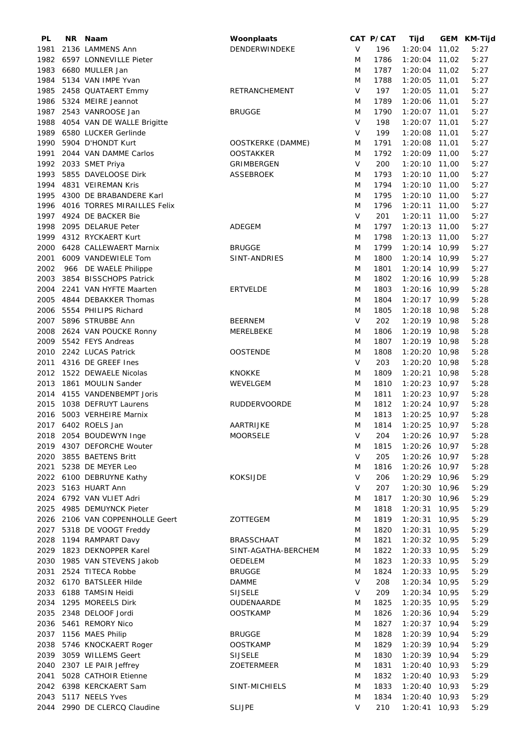| PL | NR | Naam | Woonplaats | CAT | P/CAT | Tijd | GEM | KM-Tijd |
|---|---|---|---|---|---|---|---|---|
| 1981 | 2136 | LAMMENS Ann | DENDERWINDEKE | V | 196 | 1:20:04 | 11,02 | 5:27 |
| 1982 | 6597 | LONNEVILLE Pieter | | M | 1786 | 1:20:04 | 11,02 | 5:27 |
| 1983 | 6680 | MULLER Jan | | M | 1787 | 1:20:04 | 11,02 | 5:27 |
| 1984 | 5134 | VAN IMPE Yvan | | M | 1788 | 1:20:05 | 11,01 | 5:27 |
| 1985 | 2458 | QUATAERT Emmy | RETRANCHEMENT | V | 197 | 1:20:05 | 11,01 | 5:27 |
| 1986 | 5324 | MEIRE Jeannot | | M | 1789 | 1:20:06 | 11,01 | 5:27 |
| 1987 | 2543 | VANROOSE Jan | BRUGGE | M | 1790 | 1:20:07 | 11,01 | 5:27 |
| 1988 | 4054 | VAN DE WALLE Brigitte | | V | 198 | 1:20:07 | 11,01 | 5:27 |
| 1989 | 6580 | LUCKER Gerlinde | | V | 199 | 1:20:08 | 11,01 | 5:27 |
| 1990 | 5904 | D'HONDT Kurt | OOSTKERKE (DAMME) | M | 1791 | 1:20:08 | 11,01 | 5:27 |
| 1991 | 2044 | VAN DAMME Carlos | OOSTAKKER | M | 1792 | 1:20:09 | 11,00 | 5:27 |
| 1992 | 2033 | SMET Priya | GRIMBERGEN | V | 200 | 1:20:10 | 11,00 | 5:27 |
| 1993 | 5855 | DAVELOOSE Dirk | ASSEBROEK | M | 1793 | 1:20:10 | 11,00 | 5:27 |
| 1994 | 4831 | VEIREMAN Kris | | M | 1794 | 1:20:10 | 11,00 | 5:27 |
| 1995 | 4300 | DE BRABANDERE Karl | | M | 1795 | 1:20:10 | 11,00 | 5:27 |
| 1996 | 4016 | TORRES MIRAILLES Felix | | M | 1796 | 1:20:11 | 11,00 | 5:27 |
| 1997 | 4924 | DE BACKER Bie | | V | 201 | 1:20:11 | 11,00 | 5:27 |
| 1998 | 2095 | DELARUE Peter | ADEGEM | M | 1797 | 1:20:13 | 11,00 | 5:27 |
| 1999 | 4312 | RYCKAERT Kurt | | M | 1798 | 1:20:13 | 11,00 | 5:27 |
| 2000 | 6428 | CALLEWAERT Marnix | BRUGGE | M | 1799 | 1:20:14 | 10,99 | 5:27 |
| 2001 | 6009 | VANDEWIELE Tom | SINT-ANDRIES | M | 1800 | 1:20:14 | 10,99 | 5:27 |
| 2002 | 966 | DE WAELE Philippe | | M | 1801 | 1:20:14 | 10,99 | 5:27 |
| 2003 | 3854 | BISSCHOPS Patrick | | M | 1802 | 1:20:16 | 10,99 | 5:28 |
| 2004 | 2241 | VAN HYFTE Maarten | ERTVELDE | M | 1803 | 1:20:16 | 10,99 | 5:28 |
| 2005 | 4844 | DEBAKKER Thomas | | M | 1804 | 1:20:17 | 10,99 | 5:28 |
| 2006 | 5554 | PHILIPS Richard | | M | 1805 | 1:20:18 | 10,98 | 5:28 |
| 2007 | 5896 | STRUBBE Ann | BEERNEM | V | 202 | 1:20:19 | 10,98 | 5:28 |
| 2008 | 2624 | VAN POUCKE Ronny | MERELBEKE | M | 1806 | 1:20:19 | 10,98 | 5:28 |
| 2009 | 5542 | FEYS Andreas | | M | 1807 | 1:20:19 | 10,98 | 5:28 |
| 2010 | 2242 | LUCAS Patrick | OOSTENDE | M | 1808 | 1:20:20 | 10,98 | 5:28 |
| 2011 | 4316 | DE GREEF Ines | | V | 203 | 1:20:20 | 10,98 | 5:28 |
| 2012 | 1522 | DEWAELE Nicolas | KNOKKE | M | 1809 | 1:20:21 | 10,98 | 5:28 |
| 2013 | 1861 | MOULIN Sander | WEVELGEM | M | 1810 | 1:20:23 | 10,97 | 5:28 |
| 2014 | 4155 | VANDENBEMPT Joris | | M | 1811 | 1:20:23 | 10,97 | 5:28 |
| 2015 | 1038 | DEFRUYT Laurens | RUDDERVOORDE | M | 1812 | 1:20:24 | 10,97 | 5:28 |
| 2016 | 5003 | VERHEIRE Marnix | | M | 1813 | 1:20:25 | 10,97 | 5:28 |
| 2017 | 6402 | ROELS Jan | AARTRIJKE | M | 1814 | 1:20:25 | 10,97 | 5:28 |
| 2018 | 2054 | BOUDEWYN Inge | MOORSELE | V | 204 | 1:20:26 | 10,97 | 5:28 |
| 2019 | 4307 | DEFORCHE Wouter | | M | 1815 | 1:20:26 | 10,97 | 5:28 |
| 2020 | 3855 | BAETENS Britt | | V | 205 | 1:20:26 | 10,97 | 5:28 |
| 2021 | 5238 | DE MEYER Leo | | M | 1816 | 1:20:26 | 10,97 | 5:28 |
| 2022 | 6100 | DEBRUYNE Kathy | KOKSIJDE | V | 206 | 1:20:29 | 10,96 | 5:29 |
| 2023 | 5163 | HUART Ann | | V | 207 | 1:20:30 | 10,96 | 5:29 |
| 2024 | 6792 | VAN VLIET Adri | | M | 1817 | 1:20:30 | 10,96 | 5:29 |
| 2025 | 4985 | DEMUYNCK Pieter | | M | 1818 | 1:20:31 | 10,95 | 5:29 |
| 2026 | 2106 | VAN COPPENHOLLE Geert | ZOTTEGEM | M | 1819 | 1:20:31 | 10,95 | 5:29 |
| 2027 | 5318 | DE VOOGT Freddy | | M | 1820 | 1:20:31 | 10,95 | 5:29 |
| 2028 | 1194 | RAMPART Davy | BRASSCHAAT | M | 1821 | 1:20:32 | 10,95 | 5:29 |
| 2029 | 1823 | DEKNOPPER Karel | SINT-AGATHA-BERCHEM | M | 1822 | 1:20:33 | 10,95 | 5:29 |
| 2030 | 1985 | VAN STEVENS Jakob | OEDELEM | M | 1823 | 1:20:33 | 10,95 | 5:29 |
| 2031 | 2524 | TITECA Robbe | BRUGGE | M | 1824 | 1:20:33 | 10,95 | 5:29 |
| 2032 | 6170 | BATSLEER Hilde | DAMME | V | 208 | 1:20:34 | 10,95 | 5:29 |
| 2033 | 6188 | TAMSIN Heidi | SIJSELE | V | 209 | 1:20:34 | 10,95 | 5:29 |
| 2034 | 1295 | MOREELS Dirk | OUDENAARDE | M | 1825 | 1:20:35 | 10,95 | 5:29 |
| 2035 | 2348 | DELOOF Jordi | OOSTKAMP | M | 1826 | 1:20:36 | 10,94 | 5:29 |
| 2036 | 5461 | REMORY Nico | | M | 1827 | 1:20:37 | 10,94 | 5:29 |
| 2037 | 1156 | MAES Philip | BRUGGE | M | 1828 | 1:20:39 | 10,94 | 5:29 |
| 2038 | 5746 | KNOCKAERT Roger | OOSTKAMP | M | 1829 | 1:20:39 | 10,94 | 5:29 |
| 2039 | 3059 | WILLEMS Geert | SIJSELE | M | 1830 | 1:20:39 | 10,94 | 5:29 |
| 2040 | 2307 | LE PAIR Jeffrey | ZOETERMEER | M | 1831 | 1:20:40 | 10,93 | 5:29 |
| 2041 | 5028 | CATHOIR Etienne | | M | 1832 | 1:20:40 | 10,93 | 5:29 |
| 2042 | 6398 | KERCKAERT Sam | SINT-MICHIELS | M | 1833 | 1:20:40 | 10,93 | 5:29 |
| 2043 | 5117 | NEELS Yves | | M | 1834 | 1:20:40 | 10,93 | 5:29 |
| 2044 | 2990 | DE CLERCQ Claudine | SLIJPE | V | 210 | 1:20:41 | 10,93 | 5:29 |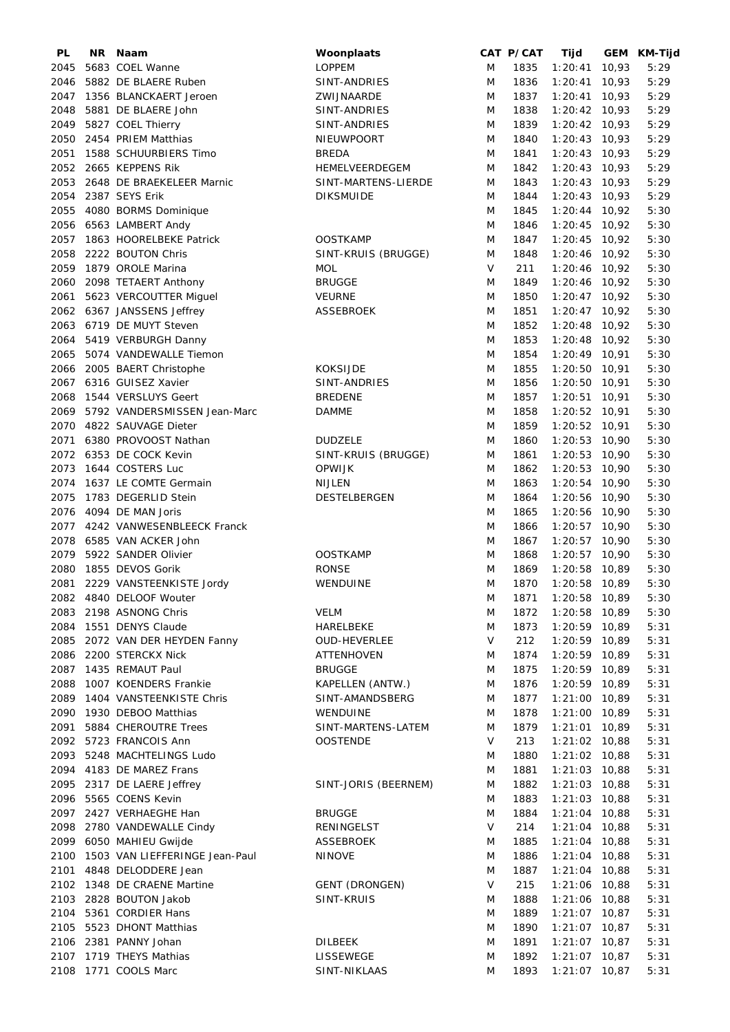| PL | NR | Naam | Woonplaats | CAT | P/CAT | Tijd | GEM | KM-Tijd |
|---|---|---|---|---|---|---|---|---|
| 2045 | 5683 | COEL Wanne | LOPPEM | M | 1835 | 1:20:41 | 10,93 | 5:29 |
| 2046 | 5882 | DE BLAERE Ruben | SINT-ANDRIES | M | 1836 | 1:20:41 | 10,93 | 5:29 |
| 2047 | 1356 | BLANCKAERT Jeroen | ZWIJNAARDE | M | 1837 | 1:20:41 | 10,93 | 5:29 |
| 2048 | 5881 | DE BLAERE John | SINT-ANDRIES | M | 1838 | 1:20:42 | 10,93 | 5:29 |
| 2049 | 5827 | COEL Thierry | SINT-ANDRIES | M | 1839 | 1:20:42 | 10,93 | 5:29 |
| 2050 | 2454 | PRIEM Matthias | NIEUWPOORT | M | 1840 | 1:20:43 | 10,93 | 5:29 |
| 2051 | 1588 | SCHUURBIERS Timo | BREDA | M | 1841 | 1:20:43 | 10,93 | 5:29 |
| 2052 | 2665 | KEPPENS Rik | HEMELVEERDEGEM | M | 1842 | 1:20:43 | 10,93 | 5:29 |
| 2053 | 2648 | DE BRAEKELEER Marnic | SINT-MARTENS-LIERDE | M | 1843 | 1:20:43 | 10,93 | 5:29 |
| 2054 | 2387 | SEYS Erik | DIKSMUIDE | M | 1844 | 1:20:43 | 10,93 | 5:29 |
| 2055 | 4080 | BORMS Dominique | | M | 1845 | 1:20:44 | 10,92 | 5:30 |
| 2056 | 6563 | LAMBERT Andy | | M | 1846 | 1:20:45 | 10,92 | 5:30 |
| 2057 | 1863 | HOORELBEKE Patrick | OOSTKAMP | M | 1847 | 1:20:45 | 10,92 | 5:30 |
| 2058 | 2222 | BOUTON Chris | SINT-KRUIS (BRUGGE) | M | 1848 | 1:20:46 | 10,92 | 5:30 |
| 2059 | 1879 | OROLE Marina | MOL | V | 211 | 1:20:46 | 10,92 | 5:30 |
| 2060 | 2098 | TETAERT Anthony | BRUGGE | M | 1849 | 1:20:46 | 10,92 | 5:30 |
| 2061 | 5623 | VERCOUTTER Miguel | VEURNE | M | 1850 | 1:20:47 | 10,92 | 5:30 |
| 2062 | 6367 | JANSSENS Jeffrey | ASSEBROEK | M | 1851 | 1:20:47 | 10,92 | 5:30 |
| 2063 | 6719 | DE MUYT Steven | | M | 1852 | 1:20:48 | 10,92 | 5:30 |
| 2064 | 5419 | VERBURGH Danny | | M | 1853 | 1:20:48 | 10,92 | 5:30 |
| 2065 | 5074 | VANDEWALLE Tiemon | | M | 1854 | 1:20:49 | 10,91 | 5:30 |
| 2066 | 2005 | BAERT Christophe | KOKSIJDE | M | 1855 | 1:20:50 | 10,91 | 5:30 |
| 2067 | 6316 | GUISEZ Xavier | SINT-ANDRIES | M | 1856 | 1:20:50 | 10,91 | 5:30 |
| 2068 | 1544 | VERSLUYS Geert | BREDENE | M | 1857 | 1:20:51 | 10,91 | 5:30 |
| 2069 | 5792 | VANDERSMISSEN Jean-Marc | DAMME | M | 1858 | 1:20:52 | 10,91 | 5:30 |
| 2070 | 4822 | SAUVAGE Dieter | | M | 1859 | 1:20:52 | 10,91 | 5:30 |
| 2071 | 6380 | PROVOOST Nathan | DUDZELE | M | 1860 | 1:20:53 | 10,90 | 5:30 |
| 2072 | 6353 | DE COCK Kevin | SINT-KRUIS (BRUGGE) | M | 1861 | 1:20:53 | 10,90 | 5:30 |
| 2073 | 1644 | COSTERS Luc | OPWIJK | M | 1862 | 1:20:53 | 10,90 | 5:30 |
| 2074 | 1637 | LE COMTE Germain | NIJLEN | M | 1863 | 1:20:54 | 10,90 | 5:30 |
| 2075 | 1783 | DEGERLID Stein | DESTELBERGEN | M | 1864 | 1:20:56 | 10,90 | 5:30 |
| 2076 | 4094 | DE MAN Joris | | M | 1865 | 1:20:56 | 10,90 | 5:30 |
| 2077 | 4242 | VANWESENBLEECK Franck | | M | 1866 | 1:20:57 | 10,90 | 5:30 |
| 2078 | 6585 | VAN ACKER John | | M | 1867 | 1:20:57 | 10,90 | 5:30 |
| 2079 | 5922 | SANDER Olivier | OOSTKAMP | M | 1868 | 1:20:57 | 10,90 | 5:30 |
| 2080 | 1855 | DEVOS Gorik | RONSE | M | 1869 | 1:20:58 | 10,89 | 5:30 |
| 2081 | 2229 | VANSTEENKISTE Jordy | WENDUINE | M | 1870 | 1:20:58 | 10,89 | 5:30 |
| 2082 | 4840 | DELOOF Wouter | | M | 1871 | 1:20:58 | 10,89 | 5:30 |
| 2083 | 2198 | ASNONG Chris | VELM | M | 1872 | 1:20:58 | 10,89 | 5:30 |
| 2084 | 1551 | DENYS Claude | HARELBEKE | M | 1873 | 1:20:59 | 10,89 | 5:31 |
| 2085 | 2072 | VAN DER HEYDEN Fanny | OUD-HEVERLEE | V | 212 | 1:20:59 | 10,89 | 5:31 |
| 2086 | 2200 | STERCKX Nick | ATTENHOVEN | M | 1874 | 1:20:59 | 10,89 | 5:31 |
| 2087 | 1435 | REMAUT Paul | BRUGGE | M | 1875 | 1:20:59 | 10,89 | 5:31 |
| 2088 | 1007 | KOENDERS Frankie | KAPELLEN (ANTW.) | M | 1876 | 1:20:59 | 10,89 | 5:31 |
| 2089 | 1404 | VANSTEENKISTE Chris | SINT-AMANDSBERG | M | 1877 | 1:21:00 | 10,89 | 5:31 |
| 2090 | 1930 | DEBOO Matthias | WENDUINE | M | 1878 | 1:21:00 | 10,89 | 5:31 |
| 2091 | 5884 | CHEROUTRE Trees | SINT-MARTENS-LATEM | M | 1879 | 1:21:01 | 10,89 | 5:31 |
| 2092 | 5723 | FRANCOIS Ann | OOSTENDE | V | 213 | 1:21:02 | 10,88 | 5:31 |
| 2093 | 5248 | MACHTELINGS Ludo | | M | 1880 | 1:21:02 | 10,88 | 5:31 |
| 2094 | 4183 | DE MAREZ Frans | | M | 1881 | 1:21:03 | 10,88 | 5:31 |
| 2095 | 2317 | DE LAERE Jeffrey | SINT-JORIS (BEERNEM) | M | 1882 | 1:21:03 | 10,88 | 5:31 |
| 2096 | 5565 | COENS Kevin | | M | 1883 | 1:21:03 | 10,88 | 5:31 |
| 2097 | 2427 | VERHAEGHE Han | BRUGGE | M | 1884 | 1:21:04 | 10,88 | 5:31 |
| 2098 | 2780 | VANDEWALLE Cindy | RENINGELST | V | 214 | 1:21:04 | 10,88 | 5:31 |
| 2099 | 6050 | MAHIEU Gwijde | ASSEBROEK | M | 1885 | 1:21:04 | 10,88 | 5:31 |
| 2100 | 1503 | VAN LIEFFERINGE Jean-Paul | NINOVE | M | 1886 | 1:21:04 | 10,88 | 5:31 |
| 2101 | 4848 | DELODDERE Jean | | M | 1887 | 1:21:04 | 10,88 | 5:31 |
| 2102 | 1348 | DE CRAENE Martine | GENT (DRONGEN) | V | 215 | 1:21:06 | 10,88 | 5:31 |
| 2103 | 2828 | BOUTON Jakob | SINT-KRUIS | M | 1888 | 1:21:06 | 10,88 | 5:31 |
| 2104 | 5361 | CORDIER Hans | | M | 1889 | 1:21:07 | 10,87 | 5:31 |
| 2105 | 5523 | DHONT Matthias | | M | 1890 | 1:21:07 | 10,87 | 5:31 |
| 2106 | 2381 | PANNY Johan | DILBEEK | M | 1891 | 1:21:07 | 10,87 | 5:31 |
| 2107 | 1719 | THEYS Mathias | LISSEWEGE | M | 1892 | 1:21:07 | 10,87 | 5:31 |
| 2108 | 1771 | COOLS Marc | SINT-NIKLAAS | M | 1893 | 1:21:07 | 10,87 | 5:31 |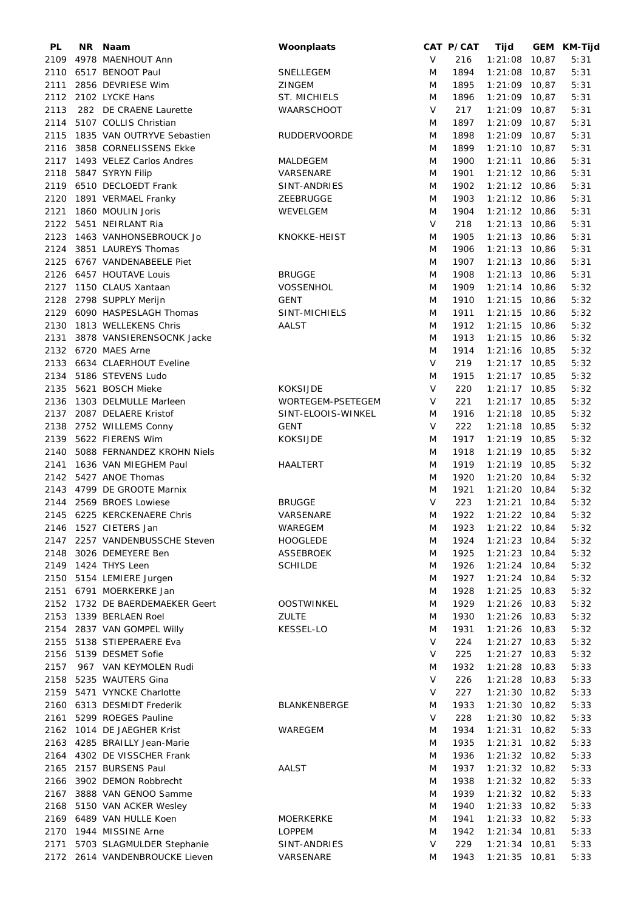| PL | NR | Naam | Woonplaats | CAT | P/CAT | Tijd | GEM | KM-Tijd |
|---|---|---|---|---|---|---|---|---|
| 2109 | 4978 | MAENHOUT Ann | | V | 216 | 1:21:08 | 10,87 | 5:31 |
| 2110 | 6517 | BENOOT Paul | SNELLEGEM | M | 1894 | 1:21:08 | 10,87 | 5:31 |
| 2111 | 2856 | DEVRIESE Wim | ZINGEM | M | 1895 | 1:21:09 | 10,87 | 5:31 |
| 2112 | 2102 | LYCKE Hans | ST. MICHIELS | M | 1896 | 1:21:09 | 10,87 | 5:31 |
| 2113 | 282 | DE CRAENE Laurette | WAARSCHOOT | V | 217 | 1:21:09 | 10,87 | 5:31 |
| 2114 | 5107 | COLLIS Christian | | M | 1897 | 1:21:09 | 10,87 | 5:31 |
| 2115 | 1835 | VAN OUTRYVE Sebastien | RUDDERVOORDE | M | 1898 | 1:21:09 | 10,87 | 5:31 |
| 2116 | 3858 | CORNELISSENS Ekke | | M | 1899 | 1:21:10 | 10,87 | 5:31 |
| 2117 | 1493 | VELEZ Carlos Andres | MALDEGEM | M | 1900 | 1:21:11 | 10,86 | 5:31 |
| 2118 | 5847 | SYRYN Filip | VARSENARE | M | 1901 | 1:21:12 | 10,86 | 5:31 |
| 2119 | 6510 | DECLOEDT Frank | SINT-ANDRIES | M | 1902 | 1:21:12 | 10,86 | 5:31 |
| 2120 | 1891 | VERMAEL Franky | ZEEBRUGGE | M | 1903 | 1:21:12 | 10,86 | 5:31 |
| 2121 | 1860 | MOULIN Joris | WEVELGEM | M | 1904 | 1:21:12 | 10,86 | 5:31 |
| 2122 | 5451 | NEIRLANT Ria | | V | 218 | 1:21:13 | 10,86 | 5:31 |
| 2123 | 1463 | VANHONSEBROUCK Jo | KNOKKE-HEIST | M | 1905 | 1:21:13 | 10,86 | 5:31 |
| 2124 | 3851 | LAUREYS Thomas | | M | 1906 | 1:21:13 | 10,86 | 5:31 |
| 2125 | 6767 | VANDENABEELE Piet | | M | 1907 | 1:21:13 | 10,86 | 5:31 |
| 2126 | 6457 | HOUTAVE Louis | BRUGGE | M | 1908 | 1:21:13 | 10,86 | 5:31 |
| 2127 | 1150 | CLAUS Xantaan | VOSSENHOL | M | 1909 | 1:21:14 | 10,86 | 5:32 |
| 2128 | 2798 | SUPPLY Merijn | GENT | M | 1910 | 1:21:15 | 10,86 | 5:32 |
| 2129 | 6090 | HASPESLAGH Thomas | SINT-MICHIELS | M | 1911 | 1:21:15 | 10,86 | 5:32 |
| 2130 | 1813 | WELLEKENS Chris | AALST | M | 1912 | 1:21:15 | 10,86 | 5:32 |
| 2131 | 3878 | VANSIERENSOCNK Jacke | | M | 1913 | 1:21:15 | 10,86 | 5:32 |
| 2132 | 6720 | MAES Arne | | M | 1914 | 1:21:16 | 10,85 | 5:32 |
| 2133 | 6634 | CLAERHOUT Eveline | | V | 219 | 1:21:17 | 10,85 | 5:32 |
| 2134 | 5186 | STEVENS Ludo | | M | 1915 | 1:21:17 | 10,85 | 5:32 |
| 2135 | 5621 | BOSCH Mieke | KOKSIJDE | V | 220 | 1:21:17 | 10,85 | 5:32 |
| 2136 | 1303 | DELMULLE Marleen | WORTEGEM-PSETEGEM | V | 221 | 1:21:17 | 10,85 | 5:32 |
| 2137 | 2087 | DELAERE Kristof | SINT-ELOOIS-WINKEL | M | 1916 | 1:21:18 | 10,85 | 5:32 |
| 2138 | 2752 | WILLEMS Conny | GENT | V | 222 | 1:21:18 | 10,85 | 5:32 |
| 2139 | 5622 | FIERENS Wim | KOKSIJDE | M | 1917 | 1:21:19 | 10,85 | 5:32 |
| 2140 | 5088 | FERNANDEZ KROHN Niels | | M | 1918 | 1:21:19 | 10,85 | 5:32 |
| 2141 | 1636 | VAN MIEGHEM Paul | HAALTERT | M | 1919 | 1:21:19 | 10,85 | 5:32 |
| 2142 | 5427 | ANOE Thomas | | M | 1920 | 1:21:20 | 10,84 | 5:32 |
| 2143 | 4799 | DE GROOTE Marnix | | M | 1921 | 1:21:20 | 10,84 | 5:32 |
| 2144 | 2569 | BROES Lowiese | BRUGGE | V | 223 | 1:21:21 | 10,84 | 5:32 |
| 2145 | 6225 | KERCKENAERE Chris | VARSENARE | M | 1922 | 1:21:22 | 10,84 | 5:32 |
| 2146 | 1527 | CIETERS Jan | WAREGEM | M | 1923 | 1:21:22 | 10,84 | 5:32 |
| 2147 | 2257 | VANDENBUSSCHE Steven | HOOGLEDE | M | 1924 | 1:21:23 | 10,84 | 5:32 |
| 2148 | 3026 | DEMEYERE Ben | ASSEBROEK | M | 1925 | 1:21:23 | 10,84 | 5:32 |
| 2149 | 1424 | THYS Leen | SCHILDE | M | 1926 | 1:21:24 | 10,84 | 5:32 |
| 2150 | 5154 | LEMIERE Jurgen | | M | 1927 | 1:21:24 | 10,84 | 5:32 |
| 2151 | 6791 | MOERKERKE Jan | | M | 1928 | 1:21:25 | 10,83 | 5:32 |
| 2152 | 1732 | DE BAERDEMAEKER Geert | OOSTWINKEL | M | 1929 | 1:21:26 | 10,83 | 5:32 |
| 2153 | 1339 | BERLAEN Roel | ZULTE | M | 1930 | 1:21:26 | 10,83 | 5:32 |
| 2154 | 2837 | VAN GOMPEL Willy | KESSEL-LO | M | 1931 | 1:21:26 | 10,83 | 5:32 |
| 2155 | 5138 | STIEPERAERE Eva | | V | 224 | 1:21:27 | 10,83 | 5:32 |
| 2156 | 5139 | DESMET Sofie | | V | 225 | 1:21:27 | 10,83 | 5:32 |
| 2157 | 967 | VAN KEYMOLEN Rudi | | M | 1932 | 1:21:28 | 10,83 | 5:33 |
| 2158 | 5235 | WAUTERS Gina | | V | 226 | 1:21:28 | 10,83 | 5:33 |
| 2159 | 5471 | VYNCKE Charlotte | | V | 227 | 1:21:30 | 10,82 | 5:33 |
| 2160 | 6313 | DESMIDT Frederik | BLANKENBERGE | M | 1933 | 1:21:30 | 10,82 | 5:33 |
| 2161 | 5299 | ROEGES Pauline | | V | 228 | 1:21:30 | 10,82 | 5:33 |
| 2162 | 1014 | DE JAEGHER Krist | WAREGEM | M | 1934 | 1:21:31 | 10,82 | 5:33 |
| 2163 | 4285 | BRAILLY Jean-Marie | | M | 1935 | 1:21:31 | 10,82 | 5:33 |
| 2164 | 4302 | DE VISSCHER Frank | | M | 1936 | 1:21:32 | 10,82 | 5:33 |
| 2165 | 2157 | BURSENS Paul | AALST | M | 1937 | 1:21:32 | 10,82 | 5:33 |
| 2166 | 3902 | DEMON Robbrecht | | M | 1938 | 1:21:32 | 10,82 | 5:33 |
| 2167 | 3888 | VAN GENOO Samme | | M | 1939 | 1:21:32 | 10,82 | 5:33 |
| 2168 | 5150 | VAN ACKER Wesley | | M | 1940 | 1:21:33 | 10,82 | 5:33 |
| 2169 | 6489 | VAN HULLE Koen | MOERKERKE | M | 1941 | 1:21:33 | 10,82 | 5:33 |
| 2170 | 1944 | MISSINE Arne | LOPPEM | M | 1942 | 1:21:34 | 10,81 | 5:33 |
| 2171 | 5703 | SLAGMULDER Stephanie | SINT-ANDRIES | V | 229 | 1:21:34 | 10,81 | 5:33 |
| 2172 | 2614 | VANDENBROUCKE Lieven | VARSENARE | M | 1943 | 1:21:35 | 10,81 | 5:33 |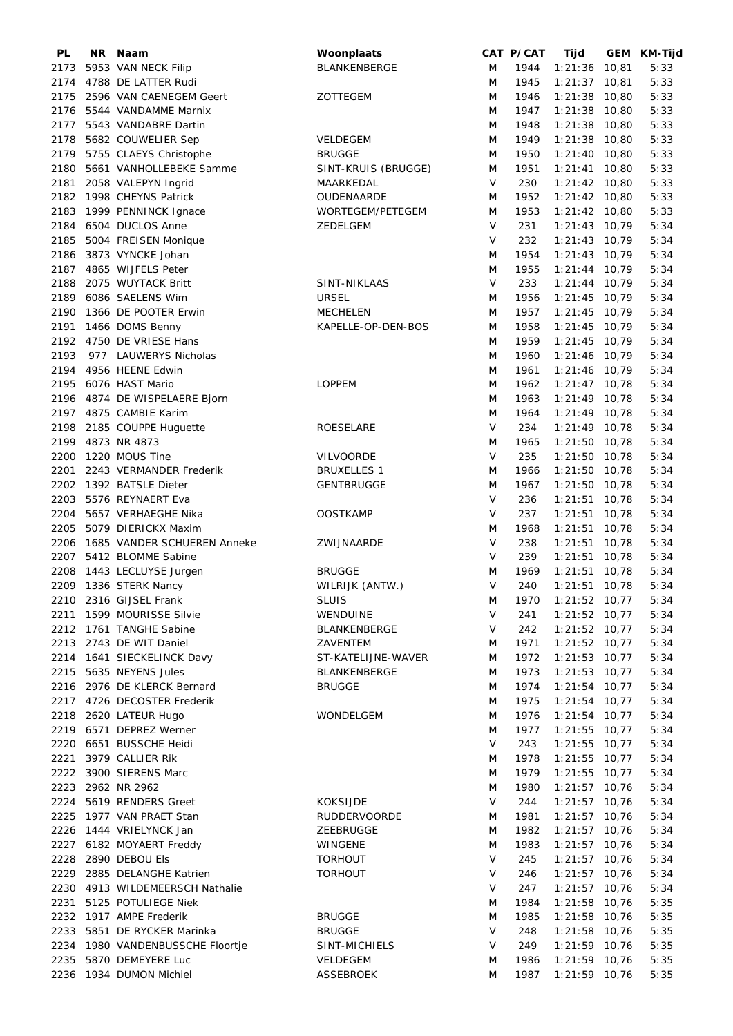| PL | NR | Naam | Woonplaats | CAT | P/CAT | Tijd | GEM | KM-Tijd |
|---|---|---|---|---|---|---|---|---|
| 2173 | 5953 | VAN NECK Filip | BLANKENBERGE | M | 1944 | 1:21:36 | 10,81 | 5:33 |
| 2174 | 4788 | DE LATTER Rudi | | M | 1945 | 1:21:37 | 10,81 | 5:33 |
| 2175 | 2596 | VAN CAENEGEM Geert | ZOTTEGEM | M | 1946 | 1:21:38 | 10,80 | 5:33 |
| 2176 | 5544 | VANDAMME Marnix | | M | 1947 | 1:21:38 | 10,80 | 5:33 |
| 2177 | 5543 | VANDABRE Dartin | | M | 1948 | 1:21:38 | 10,80 | 5:33 |
| 2178 | 5682 | COUWELIER Sep | VELDEGEM | M | 1949 | 1:21:38 | 10,80 | 5:33 |
| 2179 | 5755 | CLAEYS Christophe | BRUGGE | M | 1950 | 1:21:40 | 10,80 | 5:33 |
| 2180 | 5661 | VANHOLLEBEKE Samme | SINT-KRUIS (BRUGGE) | M | 1951 | 1:21:41 | 10,80 | 5:33 |
| 2181 | 2058 | VALEPYN Ingrid | MAARKEDAL | V | 230 | 1:21:42 | 10,80 | 5:33 |
| 2182 | 1998 | CHEYNS Patrick | OUDENAARDE | M | 1952 | 1:21:42 | 10,80 | 5:33 |
| 2183 | 1999 | PENNINCK Ignace | WORTEGEM/PETEGEM | M | 1953 | 1:21:42 | 10,80 | 5:33 |
| 2184 | 6504 | DUCLOS Anne | ZEDELGEM | V | 231 | 1:21:43 | 10,79 | 5:34 |
| 2185 | 5004 | FREISEN Monique | | V | 232 | 1:21:43 | 10,79 | 5:34 |
| 2186 | 3873 | VYNCKE Johan | | M | 1954 | 1:21:43 | 10,79 | 5:34 |
| 2187 | 4865 | WIJFELS Peter | | M | 1955 | 1:21:44 | 10,79 | 5:34 |
| 2188 | 2075 | WUYTACK Britt | SINT-NIKLAAS | V | 233 | 1:21:44 | 10,79 | 5:34 |
| 2189 | 6086 | SAELENS Wim | URSEL | M | 1956 | 1:21:45 | 10,79 | 5:34 |
| 2190 | 1366 | DE POOTER Erwin | MECHELEN | M | 1957 | 1:21:45 | 10,79 | 5:34 |
| 2191 | 1466 | DOMS Benny | KAPELLE-OP-DEN-BOS | M | 1958 | 1:21:45 | 10,79 | 5:34 |
| 2192 | 4750 | DE VRIESE Hans | | M | 1959 | 1:21:45 | 10,79 | 5:34 |
| 2193 | 977 | LAUWERYS Nicholas | | M | 1960 | 1:21:46 | 10,79 | 5:34 |
| 2194 | 4956 | HEENE Edwin | | M | 1961 | 1:21:46 | 10,79 | 5:34 |
| 2195 | 6076 | HAST Mario | LOPPEM | M | 1962 | 1:21:47 | 10,78 | 5:34 |
| 2196 | 4874 | DE WISPELAERE Bjorn | | M | 1963 | 1:21:49 | 10,78 | 5:34 |
| 2197 | 4875 | CAMBIE Karim | | M | 1964 | 1:21:49 | 10,78 | 5:34 |
| 2198 | 2185 | COUPPE Huguette | ROESELARE | V | 234 | 1:21:49 | 10,78 | 5:34 |
| 2199 | 4873 | NR 4873 | | M | 1965 | 1:21:50 | 10,78 | 5:34 |
| 2200 | 1220 | MOUS Tine | VILVOORDE | V | 235 | 1:21:50 | 10,78 | 5:34 |
| 2201 | 2243 | VERMANDER Frederik | BRUXELLES 1 | M | 1966 | 1:21:50 | 10,78 | 5:34 |
| 2202 | 1392 | BATSLE Dieter | GENTBRUGGE | M | 1967 | 1:21:50 | 10,78 | 5:34 |
| 2203 | 5576 | REYNAERT Eva | | V | 236 | 1:21:51 | 10,78 | 5:34 |
| 2204 | 5657 | VERHAEGHE Nika | OOSTKAMP | V | 237 | 1:21:51 | 10,78 | 5:34 |
| 2205 | 5079 | DIERICKX Maxim | | M | 1968 | 1:21:51 | 10,78 | 5:34 |
| 2206 | 1685 | VANDER SCHUEREN Anneke | ZWIJNAARDE | V | 238 | 1:21:51 | 10,78 | 5:34 |
| 2207 | 5412 | BLOMME Sabine | | V | 239 | 1:21:51 | 10,78 | 5:34 |
| 2208 | 1443 | LECLUYSE Jurgen | BRUGGE | M | 1969 | 1:21:51 | 10,78 | 5:34 |
| 2209 | 1336 | STERK Nancy | WILRIJK (ANTW.) | V | 240 | 1:21:51 | 10,78 | 5:34 |
| 2210 | 2316 | GIJSEL Frank | SLUIS | M | 1970 | 1:21:52 | 10,77 | 5:34 |
| 2211 | 1599 | MOURISSE Silvie | WENDUINE | V | 241 | 1:21:52 | 10,77 | 5:34 |
| 2212 | 1761 | TANGHE Sabine | BLANKENBERGE | V | 242 | 1:21:52 | 10,77 | 5:34 |
| 2213 | 2743 | DE WIT Daniel | ZAVENTEM | M | 1971 | 1:21:52 | 10,77 | 5:34 |
| 2214 | 1641 | SIECKELINCK Davy | ST-KATELIJNE-WAVER | M | 1972 | 1:21:53 | 10,77 | 5:34 |
| 2215 | 5635 | NEYENS Jules | BLANKENBERGE | M | 1973 | 1:21:53 | 10,77 | 5:34 |
| 2216 | 2976 | DE KLERCK Bernard | BRUGGE | M | 1974 | 1:21:54 | 10,77 | 5:34 |
| 2217 | 4726 | DECOSTER Frederik | | M | 1975 | 1:21:54 | 10,77 | 5:34 |
| 2218 | 2620 | LATEUR Hugo | WONDELGEM | M | 1976 | 1:21:54 | 10,77 | 5:34 |
| 2219 | 6571 | DEPREZ Werner | | M | 1977 | 1:21:55 | 10,77 | 5:34 |
| 2220 | 6651 | BUSSCHE Heidi | | V | 243 | 1:21:55 | 10,77 | 5:34 |
| 2221 | 3979 | CALLIER Rik | | M | 1978 | 1:21:55 | 10,77 | 5:34 |
| 2222 | 3900 | SIERENS Marc | | M | 1979 | 1:21:55 | 10,77 | 5:34 |
| 2223 | 2962 | NR 2962 | | M | 1980 | 1:21:57 | 10,76 | 5:34 |
| 2224 | 5619 | RENDERS Greet | KOKSIJDE | V | 244 | 1:21:57 | 10,76 | 5:34 |
| 2225 | 1977 | VAN PRAET Stan | RUDDERVOORDE | M | 1981 | 1:21:57 | 10,76 | 5:34 |
| 2226 | 1444 | VRIELYNCK Jan | ZEEBRUGGE | M | 1982 | 1:21:57 | 10,76 | 5:34 |
| 2227 | 6182 | MOYAERT Freddy | WINGENE | M | 1983 | 1:21:57 | 10,76 | 5:34 |
| 2228 | 2890 | DEBOU Els | TORHOUT | V | 245 | 1:21:57 | 10,76 | 5:34 |
| 2229 | 2885 | DELANGHE Katrien | TORHOUT | V | 246 | 1:21:57 | 10,76 | 5:34 |
| 2230 | 4913 | WILDEMEERSCH Nathalie | | V | 247 | 1:21:57 | 10,76 | 5:34 |
| 2231 | 5125 | POTULIEGE Niek | | M | 1984 | 1:21:58 | 10,76 | 5:35 |
| 2232 | 1917 | AMPE Frederik | BRUGGE | M | 1985 | 1:21:58 | 10,76 | 5:35 |
| 2233 | 5851 | DE RYCKER Marinka | BRUGGE | V | 248 | 1:21:58 | 10,76 | 5:35 |
| 2234 | 1980 | VANDENBUSSCHE Floortje | SINT-MICHIELS | V | 249 | 1:21:59 | 10,76 | 5:35 |
| 2235 | 5870 | DEMEYERE Luc | VELDEGEM | M | 1986 | 1:21:59 | 10,76 | 5:35 |
| 2236 | 1934 | DUMON Michiel | ASSEBROEK | M | 1987 | 1:21:59 | 10,76 | 5:35 |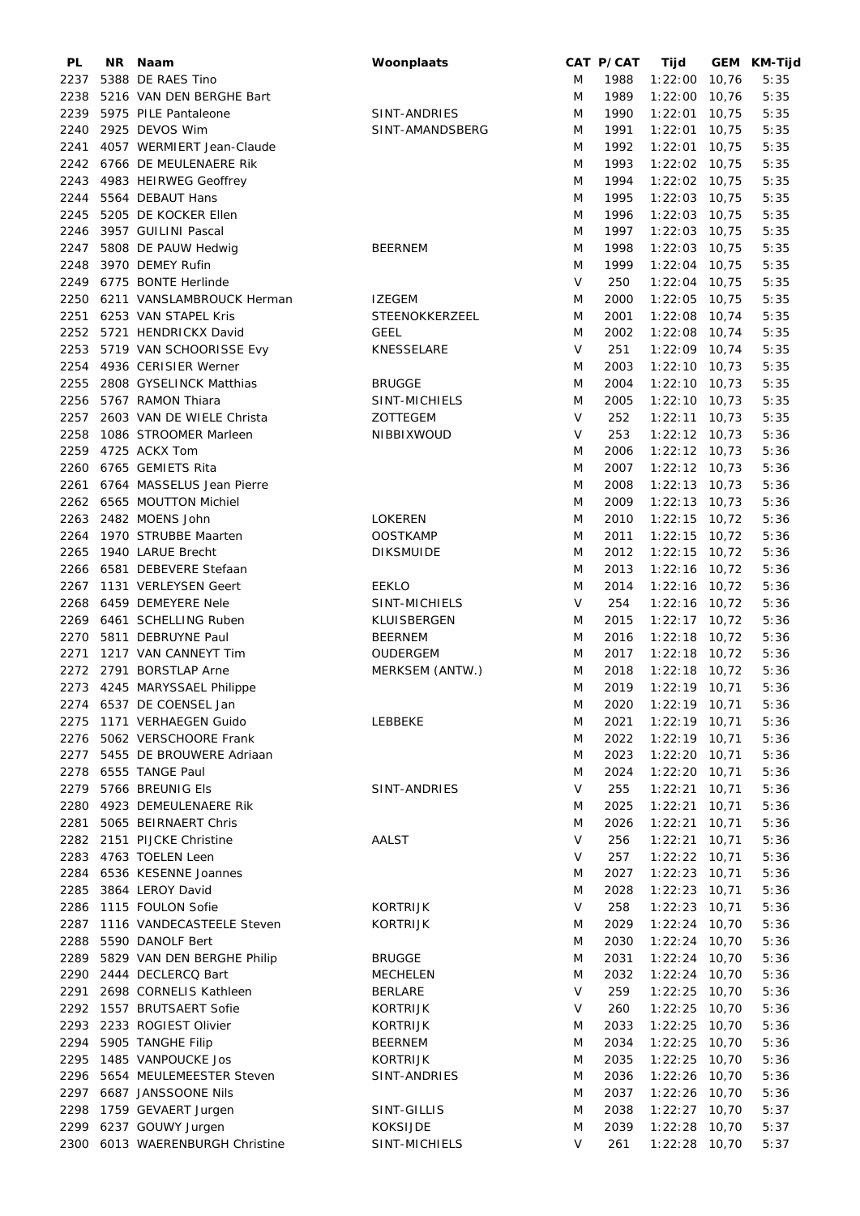| PL | NR | Naam | Woonplaats | CAT | P/CAT | Tijd | GEM | KM-Tijd |
|---|---|---|---|---|---|---|---|---|
| 2237 | 5388 | DE RAES Tino | | M | 1988 | 1:22:00 | 10,76 | 5:35 |
| 2238 | 5216 | VAN DEN BERGHE Bart | | M | 1989 | 1:22:00 | 10,76 | 5:35 |
| 2239 | 5975 | PILE Pantaleone | SINT-ANDRIES | M | 1990 | 1:22:01 | 10,75 | 5:35 |
| 2240 | 2925 | DEVOS Wim | SINT-AMANDSBERG | M | 1991 | 1:22:01 | 10,75 | 5:35 |
| 2241 | 4057 | WERMIERT Jean-Claude | | M | 1992 | 1:22:01 | 10,75 | 5:35 |
| 2242 | 6766 | DE MEULENAERE Rik | | M | 1993 | 1:22:02 | 10,75 | 5:35 |
| 2243 | 4983 | HEIRWEG Geoffrey | | M | 1994 | 1:22:02 | 10,75 | 5:35 |
| 2244 | 5564 | DEBAUT Hans | | M | 1995 | 1:22:03 | 10,75 | 5:35 |
| 2245 | 5205 | DE KOCKER Ellen | | M | 1996 | 1:22:03 | 10,75 | 5:35 |
| 2246 | 3957 | GUILINI Pascal | | M | 1997 | 1:22:03 | 10,75 | 5:35 |
| 2247 | 5808 | DE PAUW Hedwig | BEERNEM | M | 1998 | 1:22:03 | 10,75 | 5:35 |
| 2248 | 3970 | DEMEY Rufin | | M | 1999 | 1:22:04 | 10,75 | 5:35 |
| 2249 | 6775 | BONTE Herlinde | | V | 250 | 1:22:04 | 10,75 | 5:35 |
| 2250 | 6211 | VANSLAMBROUCK Herman | IZEGEM | M | 2000 | 1:22:05 | 10,75 | 5:35 |
| 2251 | 6253 | VAN STAPEL Kris | STEENOKKERZEEL | M | 2001 | 1:22:08 | 10,74 | 5:35 |
| 2252 | 5721 | HENDRICKX David | GEEL | M | 2002 | 1:22:08 | 10,74 | 5:35 |
| 2253 | 5719 | VAN SCHOORISSE Evy | KNESSELARE | V | 251 | 1:22:09 | 10,74 | 5:35 |
| 2254 | 4936 | CERISIER Werner | | M | 2003 | 1:22:10 | 10,73 | 5:35 |
| 2255 | 2808 | GYSELINCK Matthias | BRUGGE | M | 2004 | 1:22:10 | 10,73 | 5:35 |
| 2256 | 5767 | RAMON Thiara | SINT-MICHIELS | M | 2005 | 1:22:10 | 10,73 | 5:35 |
| 2257 | 2603 | VAN DE WIELE Christa | ZOTTEGEM | V | 252 | 1:22:11 | 10,73 | 5:35 |
| 2258 | 1086 | STROOMER Marleen | NIBBIXWOUD | V | 253 | 1:22:12 | 10,73 | 5:36 |
| 2259 | 4725 | ACKX Tom | | M | 2006 | 1:22:12 | 10,73 | 5:36 |
| 2260 | 6765 | GEMIETS Rita | | M | 2007 | 1:22:12 | 10,73 | 5:36 |
| 2261 | 6764 | MASSELUS Jean Pierre | | M | 2008 | 1:22:13 | 10,73 | 5:36 |
| 2262 | 6565 | MOUTTON Michiel | | M | 2009 | 1:22:13 | 10,73 | 5:36 |
| 2263 | 2482 | MOENS John | LOKEREN | M | 2010 | 1:22:15 | 10,72 | 5:36 |
| 2264 | 1970 | STRUBBE Maarten | OOSTKAMP | M | 2011 | 1:22:15 | 10,72 | 5:36 |
| 2265 | 1940 | LARUE Brecht | DIKSMUIDE | M | 2012 | 1:22:15 | 10,72 | 5:36 |
| 2266 | 6581 | DEBEVERE Stefaan | | M | 2013 | 1:22:16 | 10,72 | 5:36 |
| 2267 | 1131 | VERLEYSEN Geert | EEKLO | M | 2014 | 1:22:16 | 10,72 | 5:36 |
| 2268 | 6459 | DEMEYERE Nele | SINT-MICHIELS | V | 254 | 1:22:16 | 10,72 | 5:36 |
| 2269 | 6461 | SCHELLING Ruben | KLUISBERGEN | M | 2015 | 1:22:17 | 10,72 | 5:36 |
| 2270 | 5811 | DEBRUYNE Paul | BEERNEM | M | 2016 | 1:22:18 | 10,72 | 5:36 |
| 2271 | 1217 | VAN CANNEYT Tim | OUDERGEM | M | 2017 | 1:22:18 | 10,72 | 5:36 |
| 2272 | 2791 | BORSTLAP Arne | MERKSEM (ANTW.) | M | 2018 | 1:22:18 | 10,72 | 5:36 |
| 2273 | 4245 | MARYSSAEL Philippe | | M | 2019 | 1:22:19 | 10,71 | 5:36 |
| 2274 | 6537 | DE COENSEL Jan | | M | 2020 | 1:22:19 | 10,71 | 5:36 |
| 2275 | 1171 | VERHAEGEN Guido | LEBBEKE | M | 2021 | 1:22:19 | 10,71 | 5:36 |
| 2276 | 5062 | VERSCHOORE Frank | | M | 2022 | 1:22:19 | 10,71 | 5:36 |
| 2277 | 5455 | DE BROUWERE Adriaan | | M | 2023 | 1:22:20 | 10,71 | 5:36 |
| 2278 | 6555 | TANGE Paul | | M | 2024 | 1:22:20 | 10,71 | 5:36 |
| 2279 | 5766 | BREUNIG Els | SINT-ANDRIES | V | 255 | 1:22:21 | 10,71 | 5:36 |
| 2280 | 4923 | DEMEULENAERE Rik | | M | 2025 | 1:22:21 | 10,71 | 5:36 |
| 2281 | 5065 | BEIRNAERT Chris | | M | 2026 | 1:22:21 | 10,71 | 5:36 |
| 2282 | 2151 | PIJCKE Christine | AALST | V | 256 | 1:22:21 | 10,71 | 5:36 |
| 2283 | 4763 | TOELEN Leen | | V | 257 | 1:22:22 | 10,71 | 5:36 |
| 2284 | 6536 | KESENNE Joannes | | M | 2027 | 1:22:23 | 10,71 | 5:36 |
| 2285 | 3864 | LEROY David | | M | 2028 | 1:22:23 | 10,71 | 5:36 |
| 2286 | 1115 | FOULON Sofie | KORTRIJK | V | 258 | 1:22:23 | 10,71 | 5:36 |
| 2287 | 1116 | VANDECASTEELE Steven | KORTRIJK | M | 2029 | 1:22:24 | 10,70 | 5:36 |
| 2288 | 5590 | DANOLF Bert | | M | 2030 | 1:22:24 | 10,70 | 5:36 |
| 2289 | 5829 | VAN DEN BERGHE Philip | BRUGGE | M | 2031 | 1:22:24 | 10,70 | 5:36 |
| 2290 | 2444 | DECLERCQ Bart | MECHELEN | M | 2032 | 1:22:24 | 10,70 | 5:36 |
| 2291 | 2698 | CORNELIS Kathleen | BERLARE | V | 259 | 1:22:25 | 10,70 | 5:36 |
| 2292 | 1557 | BRUTSAERT Sofie | KORTRIJK | V | 260 | 1:22:25 | 10,70 | 5:36 |
| 2293 | 2233 | ROGIEST Olivier | KORTRIJK | M | 2033 | 1:22:25 | 10,70 | 5:36 |
| 2294 | 5905 | TANGHE Filip | BEERNEM | M | 2034 | 1:22:25 | 10,70 | 5:36 |
| 2295 | 1485 | VANPOUCKE Jos | KORTRIJK | M | 2035 | 1:22:25 | 10,70 | 5:36 |
| 2296 | 5654 | MEULEMEESTER Steven | SINT-ANDRIES | M | 2036 | 1:22:26 | 10,70 | 5:36 |
| 2297 | 6687 | JANSSOONE Nils | | M | 2037 | 1:22:26 | 10,70 | 5:36 |
| 2298 | 1759 | GEVAERT Jurgen | SINT-GILLIS | M | 2038 | 1:22:27 | 10,70 | 5:37 |
| 2299 | 6237 | GOUWY Jurgen | KOKSIJDE | M | 2039 | 1:22:28 | 10,70 | 5:37 |
| 2300 | 6013 | WAERENBURGH Christine | SINT-MICHIELS | V | 261 | 1:22:28 | 10,70 | 5:37 |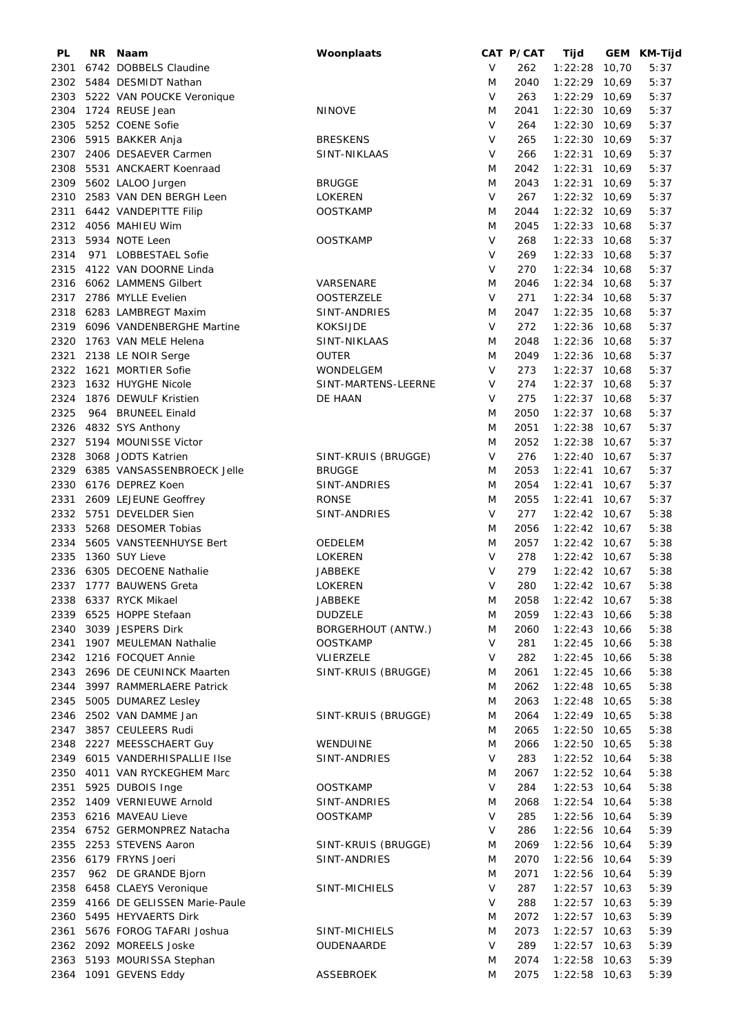| PL | NR | Naam | Woonplaats | CAT | P/CAT | Tijd | GEM | KM-Tijd |
|---|---|---|---|---|---|---|---|---|
| 2301 | 6742 | DOBBELS Claudine | | V | 262 | 1:22:28 | 10,70 | 5:37 |
| 2302 | 5484 | DESMIDT Nathan | | M | 2040 | 1:22:29 | 10,69 | 5:37 |
| 2303 | 5222 | VAN POUCKE Veronique | | V | 263 | 1:22:29 | 10,69 | 5:37 |
| 2304 | 1724 | REUSE Jean | NINOVE | M | 2041 | 1:22:30 | 10,69 | 5:37 |
| 2305 | 5252 | COENE Sofie | | V | 264 | 1:22:30 | 10,69 | 5:37 |
| 2306 | 5915 | BAKKER Anja | BRESKENS | V | 265 | 1:22:30 | 10,69 | 5:37 |
| 2307 | 2406 | DESAEVER Carmen | SINT-NIKLAAS | V | 266 | 1:22:31 | 10,69 | 5:37 |
| 2308 | 5531 | ANCKAERT Koenraad | | M | 2042 | 1:22:31 | 10,69 | 5:37 |
| 2309 | 5602 | LALOO Jurgen | BRUGGE | M | 2043 | 1:22:31 | 10,69 | 5:37 |
| 2310 | 2583 | VAN DEN BERGH Leen | LOKEREN | V | 267 | 1:22:32 | 10,69 | 5:37 |
| 2311 | 6442 | VANDEPITTE Filip | OOSTKAMP | M | 2044 | 1:22:32 | 10,69 | 5:37 |
| 2312 | 4056 | MAHIEU Wim | | M | 2045 | 1:22:33 | 10,68 | 5:37 |
| 2313 | 5934 | NOTE Leen | OOSTKAMP | V | 268 | 1:22:33 | 10,68 | 5:37 |
| 2314 | 971 | LOBBESTAEL Sofie | | V | 269 | 1:22:33 | 10,68 | 5:37 |
| 2315 | 4122 | VAN DOORNE Linda | | V | 270 | 1:22:34 | 10,68 | 5:37 |
| 2316 | 6062 | LAMMENS Gilbert | VARSENARE | M | 2046 | 1:22:34 | 10,68 | 5:37 |
| 2317 | 2786 | MYLLE Evelien | OOSTERZELE | V | 271 | 1:22:34 | 10,68 | 5:37 |
| 2318 | 6283 | LAMBREGT Maxim | SINT-ANDRIES | M | 2047 | 1:22:35 | 10,68 | 5:37 |
| 2319 | 6096 | VANDENBERGHE Martine | KOKSIJDE | V | 272 | 1:22:36 | 10,68 | 5:37 |
| 2320 | 1763 | VAN MELE Helena | SINT-NIKLAAS | M | 2048 | 1:22:36 | 10,68 | 5:37 |
| 2321 | 2138 | LE NOIR Serge | OUTER | M | 2049 | 1:22:36 | 10,68 | 5:37 |
| 2322 | 1621 | MORTIER Sofie | WONDELGEM | V | 273 | 1:22:37 | 10,68 | 5:37 |
| 2323 | 1632 | HUYGHE Nicole | SINT-MARTENS-LEERNE | V | 274 | 1:22:37 | 10,68 | 5:37 |
| 2324 | 1876 | DEWULF Kristien | DE HAAN | V | 275 | 1:22:37 | 10,68 | 5:37 |
| 2325 | 964 | BRUNEEL Einald | | M | 2050 | 1:22:37 | 10,68 | 5:37 |
| 2326 | 4832 | SYS Anthony | | M | 2051 | 1:22:38 | 10,67 | 5:37 |
| 2327 | 5194 | MOUNISSE Victor | | M | 2052 | 1:22:38 | 10,67 | 5:37 |
| 2328 | 3068 | JODTS Katrien | SINT-KRUIS (BRUGGE) | V | 276 | 1:22:40 | 10,67 | 5:37 |
| 2329 | 6385 | VANSASSENBROECK Jelle | BRUGGE | M | 2053 | 1:22:41 | 10,67 | 5:37 |
| 2330 | 6176 | DEPREZ Koen | SINT-ANDRIES | M | 2054 | 1:22:41 | 10,67 | 5:37 |
| 2331 | 2609 | LEJEUNE Geoffrey | RONSE | M | 2055 | 1:22:41 | 10,67 | 5:37 |
| 2332 | 5751 | DEVELDER Sien | SINT-ANDRIES | V | 277 | 1:22:42 | 10,67 | 5:38 |
| 2333 | 5268 | DESOMER Tobias | | M | 2056 | 1:22:42 | 10,67 | 5:38 |
| 2334 | 5605 | VANSTEENHUYSE Bert | OEDELEM | M | 2057 | 1:22:42 | 10,67 | 5:38 |
| 2335 | 1360 | SUY Lieve | LOKEREN | V | 278 | 1:22:42 | 10,67 | 5:38 |
| 2336 | 6305 | DECOENE Nathalie | JABBEKE | V | 279 | 1:22:42 | 10,67 | 5:38 |
| 2337 | 1777 | BAUWENS Greta | LOKEREN | V | 280 | 1:22:42 | 10,67 | 5:38 |
| 2338 | 6337 | RYCK Mikael | JABBEKE | M | 2058 | 1:22:42 | 10,67 | 5:38 |
| 2339 | 6525 | HOPPE Stefaan | DUDZELE | M | 2059 | 1:22:43 | 10,66 | 5:38 |
| 2340 | 3039 | JESPERS Dirk | BORGERHOUT (ANTW.) | M | 2060 | 1:22:43 | 10,66 | 5:38 |
| 2341 | 1907 | MEULEMAN Nathalie | OOSTKAMP | V | 281 | 1:22:45 | 10,66 | 5:38 |
| 2342 | 1216 | FOCQUET Annie | VLIERZELE | V | 282 | 1:22:45 | 10,66 | 5:38 |
| 2343 | 2696 | DE CEUNINCK Maarten | SINT-KRUIS (BRUGGE) | M | 2061 | 1:22:45 | 10,66 | 5:38 |
| 2344 | 3997 | RAMMERLAERE Patrick | | M | 2062 | 1:22:48 | 10,65 | 5:38 |
| 2345 | 5005 | DUMAREZ Lesley | | M | 2063 | 1:22:48 | 10,65 | 5:38 |
| 2346 | 2502 | VAN DAMME Jan | SINT-KRUIS (BRUGGE) | M | 2064 | 1:22:49 | 10,65 | 5:38 |
| 2347 | 3857 | CEULEERS Rudi | | M | 2065 | 1:22:50 | 10,65 | 5:38 |
| 2348 | 2227 | MEESSCHAERT Guy | WENDUINE | M | 2066 | 1:22:50 | 10,65 | 5:38 |
| 2349 | 6015 | VANDERHISPALLIE Ilse | SINT-ANDRIES | V | 283 | 1:22:52 | 10,64 | 5:38 |
| 2350 | 4011 | VAN RYCKEGHEM Marc | | M | 2067 | 1:22:52 | 10,64 | 5:38 |
| 2351 | 5925 | DUBOIS Inge | OOSTKAMP | V | 284 | 1:22:53 | 10,64 | 5:38 |
| 2352 | 1409 | VERNIEUWE Arnold | SINT-ANDRIES | M | 2068 | 1:22:54 | 10,64 | 5:38 |
| 2353 | 6216 | MAVEAU Lieve | OOSTKAMP | V | 285 | 1:22:56 | 10,64 | 5:39 |
| 2354 | 6752 | GERMONPREZ Natacha | | V | 286 | 1:22:56 | 10,64 | 5:39 |
| 2355 | 2253 | STEVENS Aaron | SINT-KRUIS (BRUGGE) | M | 2069 | 1:22:56 | 10,64 | 5:39 |
| 2356 | 6179 | FRYNS Joeri | SINT-ANDRIES | M | 2070 | 1:22:56 | 10,64 | 5:39 |
| 2357 | 962 | DE GRANDE Bjorn | | M | 2071 | 1:22:56 | 10,64 | 5:39 |
| 2358 | 6458 | CLAEYS Veronique | SINT-MICHIELS | V | 287 | 1:22:57 | 10,63 | 5:39 |
| 2359 | 4166 | DE GELISSEN Marie-Paule | | V | 288 | 1:22:57 | 10,63 | 5:39 |
| 2360 | 5495 | HEYVAERTS Dirk | | M | 2072 | 1:22:57 | 10,63 | 5:39 |
| 2361 | 5676 | FOROG TAFARI Joshua | SINT-MICHIELS | M | 2073 | 1:22:57 | 10,63 | 5:39 |
| 2362 | 2092 | MOREELS Joske | OUDENAARDE | V | 289 | 1:22:57 | 10,63 | 5:39 |
| 2363 | 5193 | MOURISSA Stephan | | M | 2074 | 1:22:58 | 10,63 | 5:39 |
| 2364 | 1091 | GEVENS Eddy | ASSEBROEK | M | 2075 | 1:22:58 | 10,63 | 5:39 |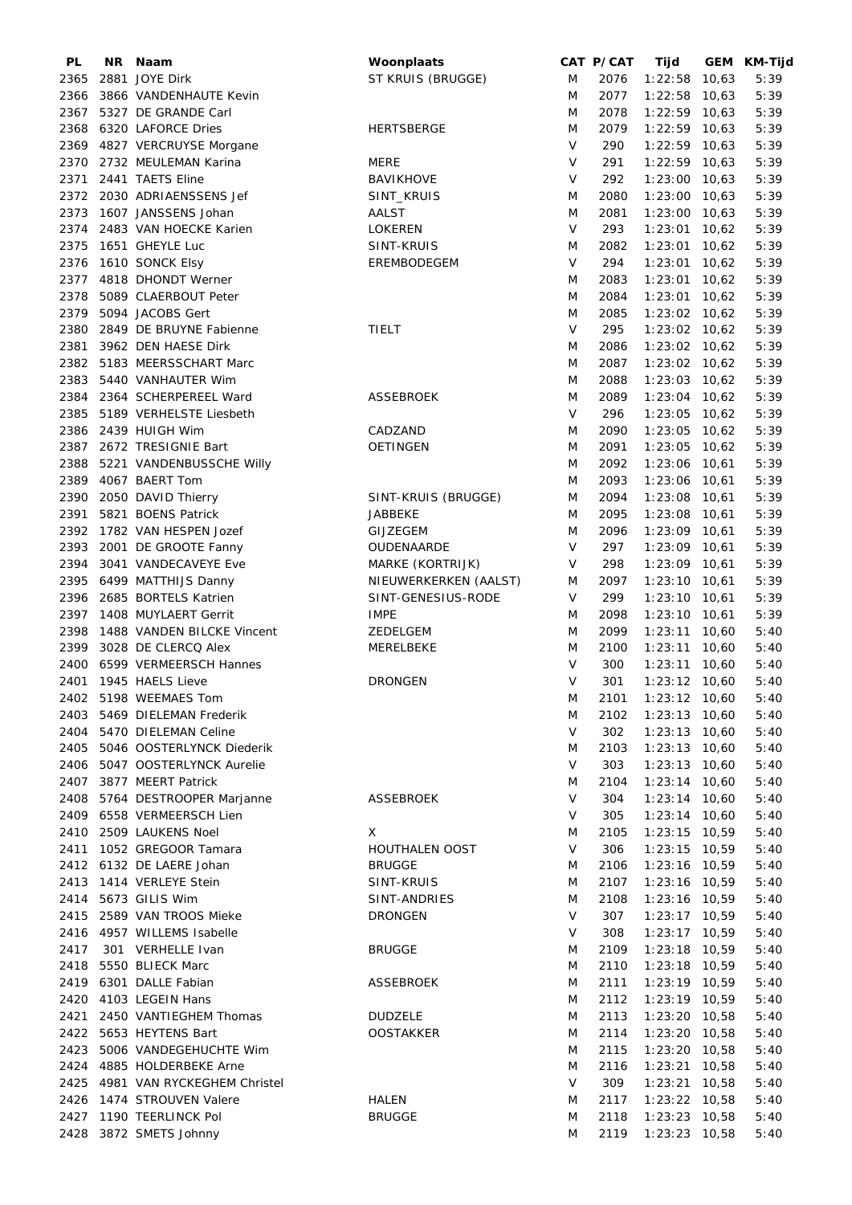| PL | NR | Naam | Woonplaats | CAT | P/CAT | Tijd | GEM | KM-Tijd |
|---|---|---|---|---|---|---|---|---|
| 2365 | 2881 | JOYE Dirk | ST KRUIS (BRUGGE) | M | 2076 | 1:22:58 | 10,63 | 5:39 |
| 2366 | 3866 | VANDENHAUTE Kevin | | M | 2077 | 1:22:58 | 10,63 | 5:39 |
| 2367 | 5327 | DE GRANDE Carl | | M | 2078 | 1:22:59 | 10,63 | 5:39 |
| 2368 | 6320 | LAFORCE Dries | HERTSBERGE | M | 2079 | 1:22:59 | 10,63 | 5:39 |
| 2369 | 4827 | VERCRUYSE Morgane | | V | 290 | 1:22:59 | 10,63 | 5:39 |
| 2370 | 2732 | MEULEMAN Karina | MERE | V | 291 | 1:22:59 | 10,63 | 5:39 |
| 2371 | 2441 | TAETS Eline | BAVIKHOVE | V | 292 | 1:23:00 | 10,63 | 5:39 |
| 2372 | 2030 | ADRIAENSSENS Jef | SINT_KRUIS | M | 2080 | 1:23:00 | 10,63 | 5:39 |
| 2373 | 1607 | JANSSENS Johan | AALST | M | 2081 | 1:23:00 | 10,63 | 5:39 |
| 2374 | 2483 | VAN HOECKE Karien | LOKEREN | V | 293 | 1:23:01 | 10,62 | 5:39 |
| 2375 | 1651 | GHEYLE Luc | SINT-KRUIS | M | 2082 | 1:23:01 | 10,62 | 5:39 |
| 2376 | 1610 | SONCK Elsy | EREMBODEGEM | V | 294 | 1:23:01 | 10,62 | 5:39 |
| 2377 | 4818 | DHONDT Werner | | M | 2083 | 1:23:01 | 10,62 | 5:39 |
| 2378 | 5089 | CLAERBOUT Peter | | M | 2084 | 1:23:01 | 10,62 | 5:39 |
| 2379 | 5094 | JACOBS Gert | | M | 2085 | 1:23:02 | 10,62 | 5:39 |
| 2380 | 2849 | DE BRUYNE Fabienne | TIELT | V | 295 | 1:23:02 | 10,62 | 5:39 |
| 2381 | 3962 | DEN HAESE Dirk | | M | 2086 | 1:23:02 | 10,62 | 5:39 |
| 2382 | 5183 | MEERSSCHART Marc | | M | 2087 | 1:23:02 | 10,62 | 5:39 |
| 2383 | 5440 | VANHAUTER Wim | | M | 2088 | 1:23:03 | 10,62 | 5:39 |
| 2384 | 2364 | SCHERPEREEL Ward | ASSEBROEK | M | 2089 | 1:23:04 | 10,62 | 5:39 |
| 2385 | 5189 | VERHELSTE Liesbeth | | V | 296 | 1:23:05 | 10,62 | 5:39 |
| 2386 | 2439 | HUIGH Wim | CADZAND | M | 2090 | 1:23:05 | 10,62 | 5:39 |
| 2387 | 2672 | TRESIGNIE Bart | OETINGEN | M | 2091 | 1:23:05 | 10,62 | 5:39 |
| 2388 | 5221 | VANDENBUSSCHE Willy | | M | 2092 | 1:23:06 | 10,61 | 5:39 |
| 2389 | 4067 | BAERT Tom | | M | 2093 | 1:23:06 | 10,61 | 5:39 |
| 2390 | 2050 | DAVID Thierry | SINT-KRUIS (BRUGGE) | M | 2094 | 1:23:08 | 10,61 | 5:39 |
| 2391 | 5821 | BOENS Patrick | JABBEKE | M | 2095 | 1:23:08 | 10,61 | 5:39 |
| 2392 | 1782 | VAN HESPEN Jozef | GIJZEGEM | M | 2096 | 1:23:09 | 10,61 | 5:39 |
| 2393 | 2001 | DE GROOTE Fanny | OUDENAARDE | V | 297 | 1:23:09 | 10,61 | 5:39 |
| 2394 | 3041 | VANDECAVEYE Eve | MARKE (KORTRIJK) | V | 298 | 1:23:09 | 10,61 | 5:39 |
| 2395 | 6499 | MATTHIJS Danny | NIEUWERKERKEN (AALST) | M | 2097 | 1:23:10 | 10,61 | 5:39 |
| 2396 | 2685 | BORTELS Katrien | SINT-GENESIUS-RODE | V | 299 | 1:23:10 | 10,61 | 5:39 |
| 2397 | 1408 | MUYLAERT Gerrit | IMPE | M | 2098 | 1:23:10 | 10,61 | 5:39 |
| 2398 | 1488 | VANDEN BILCKE Vincent | ZEDELGEM | M | 2099 | 1:23:11 | 10,60 | 5:40 |
| 2399 | 3028 | DE CLERCQ Alex | MERELBEKE | M | 2100 | 1:23:11 | 10,60 | 5:40 |
| 2400 | 6599 | VERMEERSCH Hannes | | V | 300 | 1:23:11 | 10,60 | 5:40 |
| 2401 | 1945 | HAELS Lieve | DRONGEN | V | 301 | 1:23:12 | 10,60 | 5:40 |
| 2402 | 5198 | WEEMAES Tom | | M | 2101 | 1:23:12 | 10,60 | 5:40 |
| 2403 | 5469 | DIELEMAN Frederik | | M | 2102 | 1:23:13 | 10,60 | 5:40 |
| 2404 | 5470 | DIELEMAN Celine | | V | 302 | 1:23:13 | 10,60 | 5:40 |
| 2405 | 5046 | OOSTERLYNCK Diederik | | M | 2103 | 1:23:13 | 10,60 | 5:40 |
| 2406 | 5047 | OOSTERLYNCK Aurelie | | V | 303 | 1:23:13 | 10,60 | 5:40 |
| 2407 | 3877 | MEERT Patrick | | M | 2104 | 1:23:14 | 10,60 | 5:40 |
| 2408 | 5764 | DESTROOPER Marjanne | ASSEBROEK | V | 304 | 1:23:14 | 10,60 | 5:40 |
| 2409 | 6558 | VERMEERSCH Lien | | V | 305 | 1:23:14 | 10,60 | 5:40 |
| 2410 | 2509 | LAUKENS Noel | X | M | 2105 | 1:23:15 | 10,59 | 5:40 |
| 2411 | 1052 | GREGOOR Tamara | HOUTHALEN OOST | V | 306 | 1:23:15 | 10,59 | 5:40 |
| 2412 | 6132 | DE LAERE Johan | BRUGGE | M | 2106 | 1:23:16 | 10,59 | 5:40 |
| 2413 | 1414 | VERLEYE Stein | SINT-KRUIS | M | 2107 | 1:23:16 | 10,59 | 5:40 |
| 2414 | 5673 | GILIS Wim | SINT-ANDRIES | M | 2108 | 1:23:16 | 10,59 | 5:40 |
| 2415 | 2589 | VAN TROOS Mieke | DRONGEN | V | 307 | 1:23:17 | 10,59 | 5:40 |
| 2416 | 4957 | WILLEMS Isabelle | | V | 308 | 1:23:17 | 10,59 | 5:40 |
| 2417 | 301 | VERHELLE Ivan | BRUGGE | M | 2109 | 1:23:18 | 10,59 | 5:40 |
| 2418 | 5550 | BLIECK Marc | | M | 2110 | 1:23:18 | 10,59 | 5:40 |
| 2419 | 6301 | DALLE Fabian | ASSEBROEK | M | 2111 | 1:23:19 | 10,59 | 5:40 |
| 2420 | 4103 | LEGEIN Hans | | M | 2112 | 1:23:19 | 10,59 | 5:40 |
| 2421 | 2450 | VANTIEGHEM Thomas | DUDZELE | M | 2113 | 1:23:20 | 10,58 | 5:40 |
| 2422 | 5653 | HEYTENS Bart | OOSTAKKER | M | 2114 | 1:23:20 | 10,58 | 5:40 |
| 2423 | 5006 | VANDEGEHUCHTE Wim | | M | 2115 | 1:23:20 | 10,58 | 5:40 |
| 2424 | 4885 | HOLDERBEKE Arne | | M | 2116 | 1:23:21 | 10,58 | 5:40 |
| 2425 | 4981 | VAN RYCKEGHEM Christel | | V | 309 | 1:23:21 | 10,58 | 5:40 |
| 2426 | 1474 | STROUVEN Valere | HALEN | M | 2117 | 1:23:22 | 10,58 | 5:40 |
| 2427 | 1190 | TEERLINCK Pol | BRUGGE | M | 2118 | 1:23:23 | 10,58 | 5:40 |
| 2428 | 3872 | SMETS Johnny | | M | 2119 | 1:23:23 | 10,58 | 5:40 |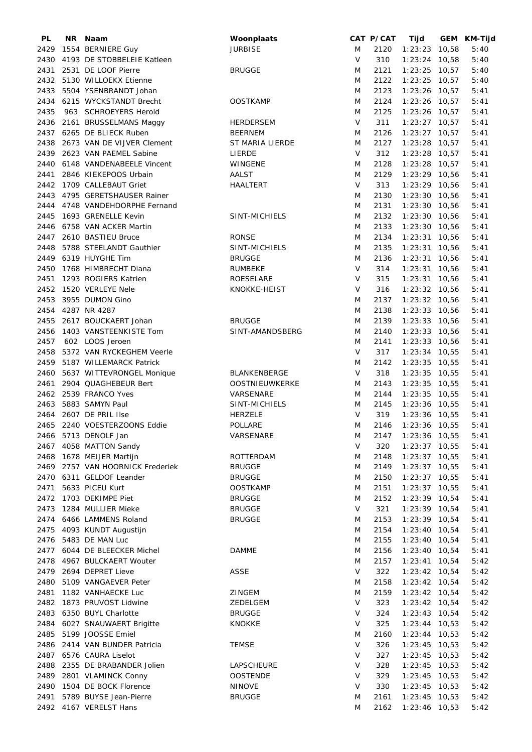| PL | NR | Naam | Woonplaats | CAT | P/CAT | Tijd | GEM | KM-Tijd |
|---|---|---|---|---|---|---|---|---|
| 2429 | 1554 | BERNIERE Guy | JURBISE | M | 2120 | 1:23:23 | 10,58 | 5:40 |
| 2430 | 4193 | DE STOBBELEIE Katleen | | V | 310 | 1:23:24 | 10,58 | 5:40 |
| 2431 | 2531 | DE LOOF Pierre | BRUGGE | M | 2121 | 1:23:25 | 10,57 | 5:40 |
| 2432 | 5130 | WILLOEKX Etienne | | M | 2122 | 1:23:25 | 10,57 | 5:40 |
| 2433 | 5504 | YSENBRANDT Johan | | M | 2123 | 1:23:26 | 10,57 | 5:41 |
| 2434 | 6215 | WYCKSTANDT Brecht | OOSTKAMP | M | 2124 | 1:23:26 | 10,57 | 5:41 |
| 2435 | 963 | SCHROEYERS Herold | | M | 2125 | 1:23:26 | 10,57 | 5:41 |
| 2436 | 2161 | BRUSSELMANS Maggy | HERDERSEM | V | 311 | 1:23:27 | 10,57 | 5:41 |
| 2437 | 6265 | DE BLIECK Ruben | BEERNEM | M | 2126 | 1:23:27 | 10,57 | 5:41 |
| 2438 | 2673 | VAN DE VIJVER Clement | ST MARIA LIERDE | M | 2127 | 1:23:28 | 10,57 | 5:41 |
| 2439 | 2623 | VAN PAEMEL Sabine | LIERDE | V | 312 | 1:23:28 | 10,57 | 5:41 |
| 2440 | 6148 | VANDENABEELE Vincent | WINGENE | M | 2128 | 1:23:28 | 10,57 | 5:41 |
| 2441 | 2846 | KIEKEPOOS Urbain | AALST | M | 2129 | 1:23:29 | 10,56 | 5:41 |
| 2442 | 1709 | CALLEBAUT Griet | HAALTERT | V | 313 | 1:23:29 | 10,56 | 5:41 |
| 2443 | 4795 | GERETSHAUSER Rainer | | M | 2130 | 1:23:30 | 10,56 | 5:41 |
| 2444 | 4748 | VANDEHDORPHE Fernand | | M | 2131 | 1:23:30 | 10,56 | 5:41 |
| 2445 | 1693 | GRENELLE Kevin | SINT-MICHIELS | M | 2132 | 1:23:30 | 10,56 | 5:41 |
| 2446 | 6758 | VAN ACKER Martin | | M | 2133 | 1:23:30 | 10,56 | 5:41 |
| 2447 | 2610 | BASTIEU Bruce | RONSE | M | 2134 | 1:23:31 | 10,56 | 5:41 |
| 2448 | 5788 | STEELANDT Gauthier | SINT-MICHIELS | M | 2135 | 1:23:31 | 10,56 | 5:41 |
| 2449 | 6319 | HUYGHE Tim | BRUGGE | M | 2136 | 1:23:31 | 10,56 | 5:41 |
| 2450 | 1768 | HIMBRECHT Diana | RUMBEKE | V | 314 | 1:23:31 | 10,56 | 5:41 |
| 2451 | 1293 | ROGIERS Katrien | ROESELARE | V | 315 | 1:23:31 | 10,56 | 5:41 |
| 2452 | 1520 | VERLEYE Nele | KNOKKE-HEIST | V | 316 | 1:23:32 | 10,56 | 5:41 |
| 2453 | 3955 | DUMON Gino | | M | 2137 | 1:23:32 | 10,56 | 5:41 |
| 2454 | 4287 | NR 4287 | | M | 2138 | 1:23:33 | 10,56 | 5:41 |
| 2455 | 2617 | BOUCKAERT Johan | BRUGGE | M | 2139 | 1:23:33 | 10,56 | 5:41 |
| 2456 | 1403 | VANSTEENKISTE Tom | SINT-AMANDSBERG | M | 2140 | 1:23:33 | 10,56 | 5:41 |
| 2457 | 602 | LOOS Jeroen | | M | 2141 | 1:23:33 | 10,56 | 5:41 |
| 2458 | 5372 | VAN RYCKEGHEM Veerle | | V | 317 | 1:23:34 | 10,55 | 5:41 |
| 2459 | 5187 | WILLEMARCK Patrick | | M | 2142 | 1:23:35 | 10,55 | 5:41 |
| 2460 | 5637 | WITTEVRONGEL Monique | BLANKENBERGE | V | 318 | 1:23:35 | 10,55 | 5:41 |
| 2461 | 2904 | QUAGHEBEUR Bert | OOSTNIEUWKERKE | M | 2143 | 1:23:35 | 10,55 | 5:41 |
| 2462 | 2539 | FRANCO Yves | VARSENARE | M | 2144 | 1:23:35 | 10,55 | 5:41 |
| 2463 | 5883 | SAMYN Paul | SINT-MICHIELS | M | 2145 | 1:23:36 | 10,55 | 5:41 |
| 2464 | 2607 | DE PRIL Ilse | HERZELE | V | 319 | 1:23:36 | 10,55 | 5:41 |
| 2465 | 2240 | VOESTERZOONS Eddie | POLLARE | M | 2146 | 1:23:36 | 10,55 | 5:41 |
| 2466 | 5713 | DENOLF Jan | VARSENARE | M | 2147 | 1:23:36 | 10,55 | 5:41 |
| 2467 | 4058 | MATTON Sandy | | V | 320 | 1:23:37 | 10,55 | 5:41 |
| 2468 | 1678 | MEIJER Martijn | ROTTERDAM | M | 2148 | 1:23:37 | 10,55 | 5:41 |
| 2469 | 2757 | VAN HOORNICK Frederiek | BRUGGE | M | 2149 | 1:23:37 | 10,55 | 5:41 |
| 2470 | 6311 | GELDOF Leander | BRUGGE | M | 2150 | 1:23:37 | 10,55 | 5:41 |
| 2471 | 5633 | PICEU Kurt | OOSTKAMP | M | 2151 | 1:23:37 | 10,55 | 5:41 |
| 2472 | 1703 | DEKIMPE Piet | BRUGGE | M | 2152 | 1:23:39 | 10,54 | 5:41 |
| 2473 | 1284 | MULLIER Mieke | BRUGGE | V | 321 | 1:23:39 | 10,54 | 5:41 |
| 2474 | 6466 | LAMMENS Roland | BRUGGE | M | 2153 | 1:23:39 | 10,54 | 5:41 |
| 2475 | 4093 | KUNDT Augustijn | | M | 2154 | 1:23:40 | 10,54 | 5:41 |
| 2476 | 5483 | DE MAN Luc | | M | 2155 | 1:23:40 | 10,54 | 5:41 |
| 2477 | 6044 | DE BLEECKER Michel | DAMME | M | 2156 | 1:23:40 | 10,54 | 5:41 |
| 2478 | 4967 | BULCKAERT Wouter | | M | 2157 | 1:23:41 | 10,54 | 5:42 |
| 2479 | 2694 | DEPRET Lieve | ASSE | V | 322 | 1:23:42 | 10,54 | 5:42 |
| 2480 | 5109 | VANGAEVER Peter | | M | 2158 | 1:23:42 | 10,54 | 5:42 |
| 2481 | 1182 | VANHAECKE Luc | ZINGEM | M | 2159 | 1:23:42 | 10,54 | 5:42 |
| 2482 | 1873 | PRUVOST Lidwine | ZEDELGEM | V | 323 | 1:23:42 | 10,54 | 5:42 |
| 2483 | 6350 | BUYL Charlotte | BRUGGE | V | 324 | 1:23:43 | 10,54 | 5:42 |
| 2484 | 6027 | SNAUWAERT Brigitte | KNOKKE | V | 325 | 1:23:44 | 10,53 | 5:42 |
| 2485 | 5199 | JOOSSE Emiel | | M | 2160 | 1:23:44 | 10,53 | 5:42 |
| 2486 | 2414 | VAN BUNDER Patricia | TEMSE | V | 326 | 1:23:45 | 10,53 | 5:42 |
| 2487 | 6576 | CAURA Liselot | | V | 327 | 1:23:45 | 10,53 | 5:42 |
| 2488 | 2355 | DE BRABANDER Jolien | LAPSCHEURE | V | 328 | 1:23:45 | 10,53 | 5:42 |
| 2489 | 2801 | VLAMINCK Conny | OOSTENDE | V | 329 | 1:23:45 | 10,53 | 5:42 |
| 2490 | 1504 | DE BOCK Florence | NINOVE | V | 330 | 1:23:45 | 10,53 | 5:42 |
| 2491 | 5789 | BUYSE Jean-Pierre | BRUGGE | M | 2161 | 1:23:45 | 10,53 | 5:42 |
| 2492 | 4167 | VERELST Hans | | M | 2162 | 1:23:46 | 10,53 | 5:42 |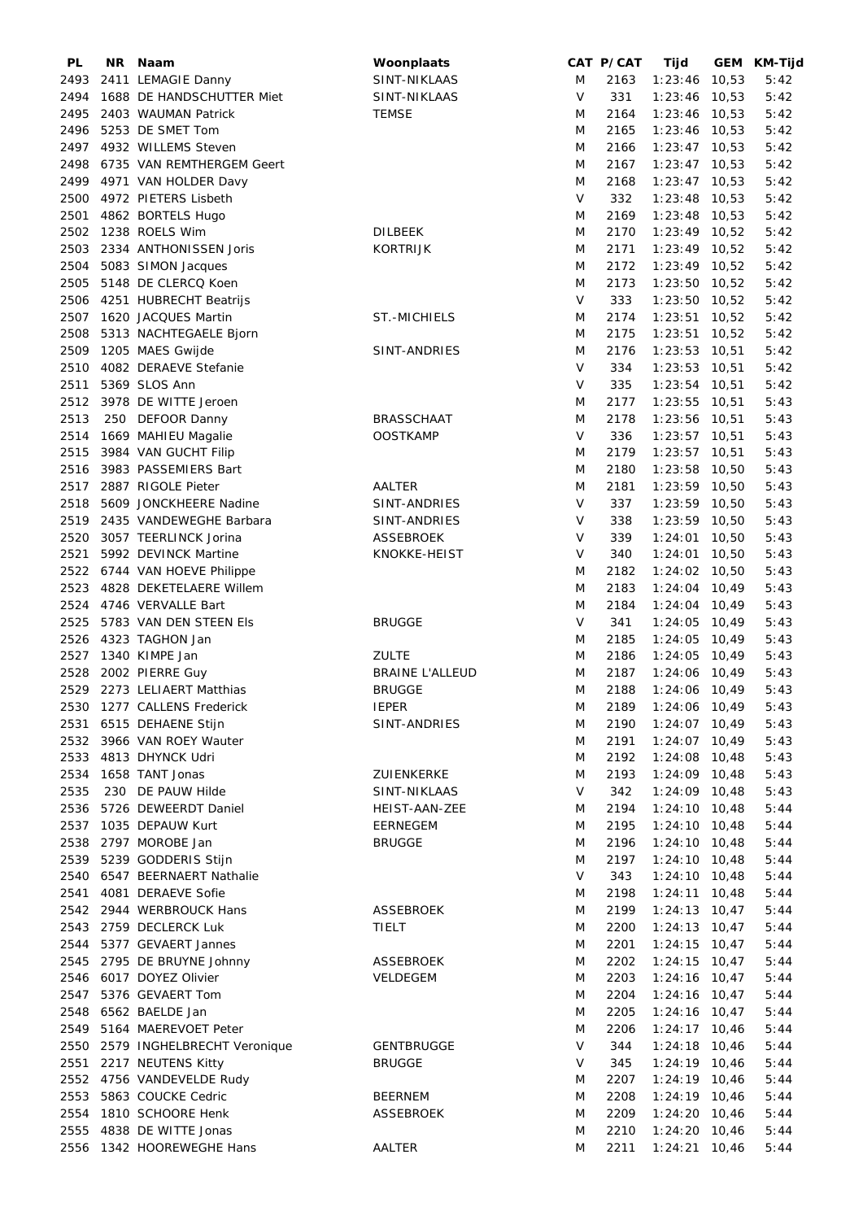| PL | NR | Naam | Woonplaats | CAT | P/CAT | Tijd | GEM | KM-Tijd |
|---|---|---|---|---|---|---|---|---|
| 2493 | 2411 | LEMAGIE Danny | SINT-NIKLAAS | M | 2163 | 1:23:46 | 10,53 | 5:42 |
| 2494 | 1688 | DE HANDSCHUTTER Miet | SINT-NIKLAAS | V | 331 | 1:23:46 | 10,53 | 5:42 |
| 2495 | 2403 | WAUMAN Patrick | TEMSE | M | 2164 | 1:23:46 | 10,53 | 5:42 |
| 2496 | 5253 | DE SMET Tom | | M | 2165 | 1:23:46 | 10,53 | 5:42 |
| 2497 | 4932 | WILLEMS Steven | | M | 2166 | 1:23:47 | 10,53 | 5:42 |
| 2498 | 6735 | VAN REMTHERGEM Geert | | M | 2167 | 1:23:47 | 10,53 | 5:42 |
| 2499 | 4971 | VAN HOLDER Davy | | M | 2168 | 1:23:47 | 10,53 | 5:42 |
| 2500 | 4972 | PIETERS Lisbeth | | V | 332 | 1:23:48 | 10,53 | 5:42 |
| 2501 | 4862 | BORTELS Hugo | | M | 2169 | 1:23:48 | 10,53 | 5:42 |
| 2502 | 1238 | ROELS Wim | DILBEEK | M | 2170 | 1:23:49 | 10,52 | 5:42 |
| 2503 | 2334 | ANTHONISSEN Joris | KORTRIJK | M | 2171 | 1:23:49 | 10,52 | 5:42 |
| 2504 | 5083 | SIMON Jacques | | M | 2172 | 1:23:49 | 10,52 | 5:42 |
| 2505 | 5148 | DE CLERCQ Koen | | M | 2173 | 1:23:50 | 10,52 | 5:42 |
| 2506 | 4251 | HUBRECHT Beatrijs | | V | 333 | 1:23:50 | 10,52 | 5:42 |
| 2507 | 1620 | JACQUES Martin | ST.-MICHIELS | M | 2174 | 1:23:51 | 10,52 | 5:42 |
| 2508 | 5313 | NACHTEGAELE Bjorn | | M | 2175 | 1:23:51 | 10,52 | 5:42 |
| 2509 | 1205 | MAES Gwijde | SINT-ANDRIES | M | 2176 | 1:23:53 | 10,51 | 5:42 |
| 2510 | 4082 | DERAEVE Stefanie | | V | 334 | 1:23:53 | 10,51 | 5:42 |
| 2511 | 5369 | SLOS Ann | | V | 335 | 1:23:54 | 10,51 | 5:42 |
| 2512 | 3978 | DE WITTE Jeroen | | M | 2177 | 1:23:55 | 10,51 | 5:43 |
| 2513 | 250 | DEFOOR Danny | BRASSCHAAT | M | 2178 | 1:23:56 | 10,51 | 5:43 |
| 2514 | 1669 | MAHIEU Magalie | OOSTKAMP | V | 336 | 1:23:57 | 10,51 | 5:43 |
| 2515 | 3984 | VAN GUCHT Filip | | M | 2179 | 1:23:57 | 10,51 | 5:43 |
| 2516 | 3983 | PASSEMIERS Bart | | M | 2180 | 1:23:58 | 10,50 | 5:43 |
| 2517 | 2887 | RIGOLE Pieter | AALTER | M | 2181 | 1:23:59 | 10,50 | 5:43 |
| 2518 | 5609 | JONCKHEERE Nadine | SINT-ANDRIES | V | 337 | 1:23:59 | 10,50 | 5:43 |
| 2519 | 2435 | VANDEWEGHE Barbara | SINT-ANDRIES | V | 338 | 1:23:59 | 10,50 | 5:43 |
| 2520 | 3057 | TEERLINCK Jorina | ASSEBROEK | V | 339 | 1:24:01 | 10,50 | 5:43 |
| 2521 | 5992 | DEVINCK Martine | KNOKKE-HEIST | V | 340 | 1:24:01 | 10,50 | 5:43 |
| 2522 | 6744 | VAN HOEVE Philippe | | M | 2182 | 1:24:02 | 10,50 | 5:43 |
| 2523 | 4828 | DEKETELAERE Willem | | M | 2183 | 1:24:04 | 10,49 | 5:43 |
| 2524 | 4746 | VERVALLE Bart | | M | 2184 | 1:24:04 | 10,49 | 5:43 |
| 2525 | 5783 | VAN DEN STEEN Els | BRUGGE | V | 341 | 1:24:05 | 10,49 | 5:43 |
| 2526 | 4323 | TAGHON Jan | | M | 2185 | 1:24:05 | 10,49 | 5:43 |
| 2527 | 1340 | KIMPE Jan | ZULTE | M | 2186 | 1:24:05 | 10,49 | 5:43 |
| 2528 | 2002 | PIERRE Guy | BRAINE L'ALLEUD | M | 2187 | 1:24:06 | 10,49 | 5:43 |
| 2529 | 2273 | LELIAERT Matthias | BRUGGE | M | 2188 | 1:24:06 | 10,49 | 5:43 |
| 2530 | 1277 | CALLENS Frederick | IEPER | M | 2189 | 1:24:06 | 10,49 | 5:43 |
| 2531 | 6515 | DEHAENE Stijn | SINT-ANDRIES | M | 2190 | 1:24:07 | 10,49 | 5:43 |
| 2532 | 3966 | VAN ROEY Wauter | | M | 2191 | 1:24:07 | 10,49 | 5:43 |
| 2533 | 4813 | DHYNCK Udri | | M | 2192 | 1:24:08 | 10,48 | 5:43 |
| 2534 | 1658 | TANT Jonas | ZUIENKERKE | M | 2193 | 1:24:09 | 10,48 | 5:43 |
| 2535 | 230 | DE PAUW Hilde | SINT-NIKLAAS | V | 342 | 1:24:09 | 10,48 | 5:43 |
| 2536 | 5726 | DEWEERDT Daniel | HEIST-AAN-ZEE | M | 2194 | 1:24:10 | 10,48 | 5:44 |
| 2537 | 1035 | DEPAUW Kurt | EERNEGEM | M | 2195 | 1:24:10 | 10,48 | 5:44 |
| 2538 | 2797 | MOROBE Jan | BRUGGE | M | 2196 | 1:24:10 | 10,48 | 5:44 |
| 2539 | 5239 | GODDERIS Stijn | | M | 2197 | 1:24:10 | 10,48 | 5:44 |
| 2540 | 6547 | BEERNAERT Nathalie | | V | 343 | 1:24:10 | 10,48 | 5:44 |
| 2541 | 4081 | DERAEVE Sofie | | M | 2198 | 1:24:11 | 10,48 | 5:44 |
| 2542 | 2944 | WERBROUCK Hans | ASSEBROEK | M | 2199 | 1:24:13 | 10,47 | 5:44 |
| 2543 | 2759 | DECLERCK Luk | TIELT | M | 2200 | 1:24:13 | 10,47 | 5:44 |
| 2544 | 5377 | GEVAERT Jannes | | M | 2201 | 1:24:15 | 10,47 | 5:44 |
| 2545 | 2795 | DE BRUYNE Johnny | ASSEBROEK | M | 2202 | 1:24:15 | 10,47 | 5:44 |
| 2546 | 6017 | DOYEZ Olivier | VELDEGEM | M | 2203 | 1:24:16 | 10,47 | 5:44 |
| 2547 | 5376 | GEVAERT Tom | | M | 2204 | 1:24:16 | 10,47 | 5:44 |
| 2548 | 6562 | BAELDE Jan | | M | 2205 | 1:24:16 | 10,47 | 5:44 |
| 2549 | 5164 | MAEREVOET Peter | | M | 2206 | 1:24:17 | 10,46 | 5:44 |
| 2550 | 2579 | INGHELBRECHT Veronique | GENTBRUGGE | V | 344 | 1:24:18 | 10,46 | 5:44 |
| 2551 | 2217 | NEUTENS Kitty | BRUGGE | V | 345 | 1:24:19 | 10,46 | 5:44 |
| 2552 | 4756 | VANDEVELDE Rudy | | M | 2207 | 1:24:19 | 10,46 | 5:44 |
| 2553 | 5863 | COUCKE Cedric | BEERNEM | M | 2208 | 1:24:19 | 10,46 | 5:44 |
| 2554 | 1810 | SCHOORE Henk | ASSEBROEK | M | 2209 | 1:24:20 | 10,46 | 5:44 |
| 2555 | 4838 | DE WITTE Jonas | | M | 2210 | 1:24:20 | 10,46 | 5:44 |
| 2556 | 1342 | HOOREWEGHE Hans | AALTER | M | 2211 | 1:24:21 | 10,46 | 5:44 |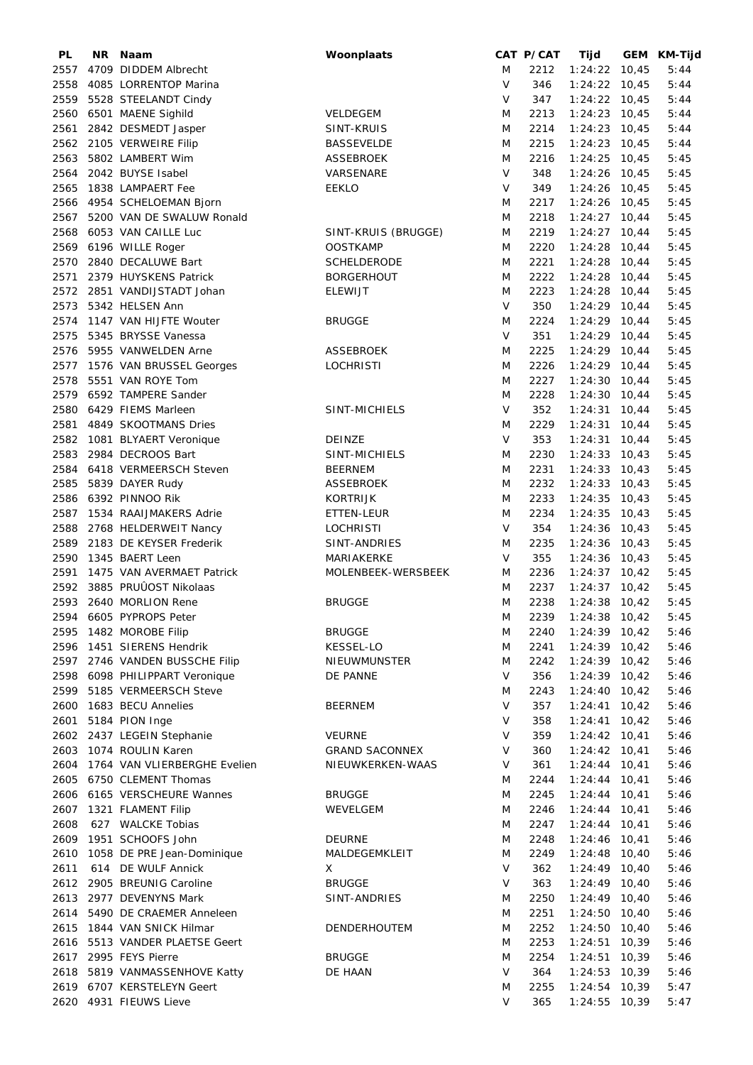| PL | NR | Naam | Woonplaats | CAT | P/CAT | Tijd | GEM | KM-Tijd |
|---|---|---|---|---|---|---|---|---|
| 2557 | 4709 | DIDDEM Albrecht | | M | 2212 | 1:24:22 | 10,45 | 5:44 |
| 2558 | 4085 | LORRENTOP Marina | | V | 346 | 1:24:22 | 10,45 | 5:44 |
| 2559 | 5528 | STEELANDT Cindy | | V | 347 | 1:24:22 | 10,45 | 5:44 |
| 2560 | 6501 | MAENE Sighild | VELDEGEM | M | 2213 | 1:24:23 | 10,45 | 5:44 |
| 2561 | 2842 | DESMEDT Jasper | SINT-KRUIS | M | 2214 | 1:24:23 | 10,45 | 5:44 |
| 2562 | 2105 | VERWEIRE Filip | BASSEVELDE | M | 2215 | 1:24:23 | 10,45 | 5:44 |
| 2563 | 5802 | LAMBERT Wim | ASSEBROEK | M | 2216 | 1:24:25 | 10,45 | 5:45 |
| 2564 | 2042 | BUYSE Isabel | VARSENARE | V | 348 | 1:24:26 | 10,45 | 5:45 |
| 2565 | 1838 | LAMPAERT Fee | EEKLO | V | 349 | 1:24:26 | 10,45 | 5:45 |
| 2566 | 4954 | SCHELOEMAN Bjorn | | M | 2217 | 1:24:26 | 10,45 | 5:45 |
| 2567 | 5200 | VAN DE SWALUW Ronald | | M | 2218 | 1:24:27 | 10,44 | 5:45 |
| 2568 | 6053 | VAN CAILLE Luc | SINT-KRUIS (BRUGGE) | M | 2219 | 1:24:27 | 10,44 | 5:45 |
| 2569 | 6196 | WILLE Roger | OOSTKAMP | M | 2220 | 1:24:28 | 10,44 | 5:45 |
| 2570 | 2840 | DECALUWE Bart | SCHELDERODE | M | 2221 | 1:24:28 | 10,44 | 5:45 |
| 2571 | 2379 | HUYSKENS Patrick | BORGERHOUT | M | 2222 | 1:24:28 | 10,44 | 5:45 |
| 2572 | 2851 | VANDIJSTADT Johan | ELEWIJT | M | 2223 | 1:24:28 | 10,44 | 5:45 |
| 2573 | 5342 | HELSEN Ann | | V | 350 | 1:24:29 | 10,44 | 5:45 |
| 2574 | 1147 | VAN HIJFTE Wouter | BRUGGE | M | 2224 | 1:24:29 | 10,44 | 5:45 |
| 2575 | 5345 | BRYSSE Vanessa | | V | 351 | 1:24:29 | 10,44 | 5:45 |
| 2576 | 5955 | VANWELDEN Arne | ASSEBROEK | M | 2225 | 1:24:29 | 10,44 | 5:45 |
| 2577 | 1576 | VAN BRUSSEL Georges | LOCHRISTI | M | 2226 | 1:24:29 | 10,44 | 5:45 |
| 2578 | 5551 | VAN ROYE Tom | | M | 2227 | 1:24:30 | 10,44 | 5:45 |
| 2579 | 6592 | TAMPERE Sander | | M | 2228 | 1:24:30 | 10,44 | 5:45 |
| 2580 | 6429 | FIEMS Marleen | SINT-MICHIELS | V | 352 | 1:24:31 | 10,44 | 5:45 |
| 2581 | 4849 | SKOOTMANS Dries | | M | 2229 | 1:24:31 | 10,44 | 5:45 |
| 2582 | 1081 | BLYAERT Veronique | DEINZE | V | 353 | 1:24:31 | 10,44 | 5:45 |
| 2583 | 2984 | DECROOS Bart | SINT-MICHIELS | M | 2230 | 1:24:33 | 10,43 | 5:45 |
| 2584 | 6418 | VERMEERSCH Steven | BEERNEM | M | 2231 | 1:24:33 | 10,43 | 5:45 |
| 2585 | 5839 | DAYER Rudy | ASSEBROEK | M | 2232 | 1:24:33 | 10,43 | 5:45 |
| 2586 | 6392 | PINNOO Rik | KORTRIJK | M | 2233 | 1:24:35 | 10,43 | 5:45 |
| 2587 | 1534 | RAAIJMAKERS Adrie | ETTEN-LEUR | M | 2234 | 1:24:35 | 10,43 | 5:45 |
| 2588 | 2768 | HELDERWEIT Nancy | LOCHRISTI | V | 354 | 1:24:36 | 10,43 | 5:45 |
| 2589 | 2183 | DE KEYSER Frederik | SINT-ANDRIES | M | 2235 | 1:24:36 | 10,43 | 5:45 |
| 2590 | 1345 | BAERT Leen | MARIAKERKE | V | 355 | 1:24:36 | 10,43 | 5:45 |
| 2591 | 1475 | VAN AVERMAET Patrick | MOLENBEEK-WERSBEEK | M | 2236 | 1:24:37 | 10,42 | 5:45 |
| 2592 | 3885 | PRUÛOST Nikolaas | | M | 2237 | 1:24:37 | 10,42 | 5:45 |
| 2593 | 2640 | MORLION Rene | BRUGGE | M | 2238 | 1:24:38 | 10,42 | 5:45 |
| 2594 | 6605 | PYPROPS Peter | | M | 2239 | 1:24:38 | 10,42 | 5:45 |
| 2595 | 1482 | MOROBE Filip | BRUGGE | M | 2240 | 1:24:39 | 10,42 | 5:46 |
| 2596 | 1451 | SIERENS Hendrik | KESSEL-LO | M | 2241 | 1:24:39 | 10,42 | 5:46 |
| 2597 | 2746 | VANDEN BUSSCHE Filip | NIEUWMUNSTER | M | 2242 | 1:24:39 | 10,42 | 5:46 |
| 2598 | 6098 | PHILIPPART Veronique | DE PANNE | V | 356 | 1:24:39 | 10,42 | 5:46 |
| 2599 | 5185 | VERMEERSCH Steve | | M | 2243 | 1:24:40 | 10,42 | 5:46 |
| 2600 | 1683 | BECU Annelies | BEERNEM | V | 357 | 1:24:41 | 10,42 | 5:46 |
| 2601 | 5184 | PION Inge | | V | 358 | 1:24:41 | 10,42 | 5:46 |
| 2602 | 2437 | LEGEIN Stephanie | VEURNE | V | 359 | 1:24:42 | 10,41 | 5:46 |
| 2603 | 1074 | ROULIN Karen | GRAND SACONNEX | V | 360 | 1:24:42 | 10,41 | 5:46 |
| 2604 | 1764 | VAN VLIERBERGHE Evelien | NIEUWKERKEN-WAAS | V | 361 | 1:24:44 | 10,41 | 5:46 |
| 2605 | 6750 | CLEMENT Thomas | | M | 2244 | 1:24:44 | 10,41 | 5:46 |
| 2606 | 6165 | VERSCHEURE Wannes | BRUGGE | M | 2245 | 1:24:44 | 10,41 | 5:46 |
| 2607 | 1321 | FLAMENT Filip | WEVELGEM | M | 2246 | 1:24:44 | 10,41 | 5:46 |
| 2608 | 627 | WALCKE Tobias | | M | 2247 | 1:24:44 | 10,41 | 5:46 |
| 2609 | 1951 | SCHOOFS John | DEURNE | M | 2248 | 1:24:46 | 10,41 | 5:46 |
| 2610 | 1058 | DE PRE Jean-Dominique | MALDEGEMKLEIT | M | 2249 | 1:24:48 | 10,40 | 5:46 |
| 2611 | 614 | DE WULF Annick | X | V | 362 | 1:24:49 | 10,40 | 5:46 |
| 2612 | 2905 | BREUNIG Caroline | BRUGGE | V | 363 | 1:24:49 | 10,40 | 5:46 |
| 2613 | 2977 | DEVENYNS Mark | SINT-ANDRIES | M | 2250 | 1:24:49 | 10,40 | 5:46 |
| 2614 | 5490 | DE CRAEMER Anneleen | | M | 2251 | 1:24:50 | 10,40 | 5:46 |
| 2615 | 1844 | VAN SNICK Hilmar | DENDERHOUTEM | M | 2252 | 1:24:50 | 10,40 | 5:46 |
| 2616 | 5513 | VANDER PLAETSE Geert | | M | 2253 | 1:24:51 | 10,39 | 5:46 |
| 2617 | 2995 | FEYS Pierre | BRUGGE | M | 2254 | 1:24:51 | 10,39 | 5:46 |
| 2618 | 5819 | VANMASSENHOVE Katty | DE HAAN | V | 364 | 1:24:53 | 10,39 | 5:46 |
| 2619 | 6707 | KERSTELEYN Geert | | M | 2255 | 1:24:54 | 10,39 | 5:47 |
| 2620 | 4931 | FIEUWS Lieve | | V | 365 | 1:24:55 | 10,39 | 5:47 |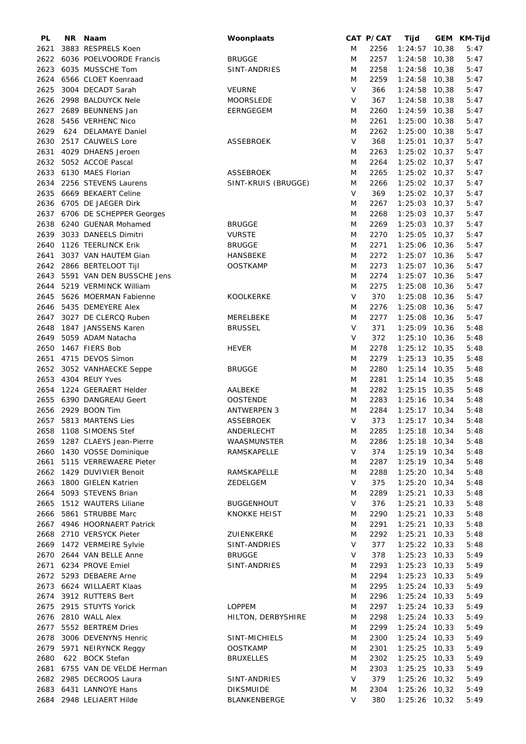| PL | NR | Naam | Woonplaats | CAT | P/CAT | Tijd | GEM | KM-Tijd |
|---|---|---|---|---|---|---|---|---|
| 2621 | 3883 | RESPRELS Koen | | M | 2256 | 1:24:57 | 10,38 | 5:47 |
| 2622 | 6036 | POELVOORDE Francis | BRUGGE | M | 2257 | 1:24:58 | 10,38 | 5:47 |
| 2623 | 6035 | MUSSCHE Tom | SINT-ANDRIES | M | 2258 | 1:24:58 | 10,38 | 5:47 |
| 2624 | 6566 | CLOET Koenraad | | M | 2259 | 1:24:58 | 10,38 | 5:47 |
| 2625 | 3004 | DECADT Sarah | VEURNE | V | 366 | 1:24:58 | 10,38 | 5:47 |
| 2626 | 2998 | BALDUYCK Nele | MOORSLEDE | V | 367 | 1:24:58 | 10,38 | 5:47 |
| 2627 | 2689 | BEUNNENS Jan | EERNGEGEM | M | 2260 | 1:24:59 | 10,38 | 5:47 |
| 2628 | 5456 | VERHENC Nico | | M | 2261 | 1:25:00 | 10,38 | 5:47 |
| 2629 | 624 | DELAMAYE Daniel | | M | 2262 | 1:25:00 | 10,38 | 5:47 |
| 2630 | 2517 | CAUWELS Lore | ASSEBROEK | V | 368 | 1:25:01 | 10,37 | 5:47 |
| 2631 | 4029 | DHAENS Jeroen | | M | 2263 | 1:25:02 | 10,37 | 5:47 |
| 2632 | 5052 | ACCOE Pascal | | M | 2264 | 1:25:02 | 10,37 | 5:47 |
| 2633 | 6130 | MAES Florian | ASSEBROEK | M | 2265 | 1:25:02 | 10,37 | 5:47 |
| 2634 | 2256 | STEVENS Laurens | SINT-KRUIS (BRUGGE) | M | 2266 | 1:25:02 | 10,37 | 5:47 |
| 2635 | 6669 | BEKAERT Celine | | V | 369 | 1:25:02 | 10,37 | 5:47 |
| 2636 | 6705 | DE JAEGER Dirk | | M | 2267 | 1:25:03 | 10,37 | 5:47 |
| 2637 | 6706 | DE SCHEPPER Georges | | M | 2268 | 1:25:03 | 10,37 | 5:47 |
| 2638 | 6240 | GUENAR Mohamed | BRUGGE | M | 2269 | 1:25:03 | 10,37 | 5:47 |
| 2639 | 3033 | DANEELS Dimitri | VURSTE | M | 2270 | 1:25:05 | 10,37 | 5:47 |
| 2640 | 1126 | TEERLINCK Erik | BRUGGE | M | 2271 | 1:25:06 | 10,36 | 5:47 |
| 2641 | 3037 | VAN HAUTEM Gian | HANSBEKE | M | 2272 | 1:25:07 | 10,36 | 5:47 |
| 2642 | 2866 | BERTELOOT Tijl | OOSTKAMP | M | 2273 | 1:25:07 | 10,36 | 5:47 |
| 2643 | 5591 | VAN DEN BUSSCHE Jens | | M | 2274 | 1:25:07 | 10,36 | 5:47 |
| 2644 | 5219 | VERMINCK William | | M | 2275 | 1:25:08 | 10,36 | 5:47 |
| 2645 | 5626 | MOERMAN Fabienne | KOOLKERKE | V | 370 | 1:25:08 | 10,36 | 5:47 |
| 2646 | 5435 | DEMEYERE Alex | | M | 2276 | 1:25:08 | 10,36 | 5:47 |
| 2647 | 3027 | DE CLERCQ Ruben | MERELBEKE | M | 2277 | 1:25:08 | 10,36 | 5:47 |
| 2648 | 1847 | JANSSENS Karen | BRUSSEL | V | 371 | 1:25:09 | 10,36 | 5:48 |
| 2649 | 5059 | ADAM Natacha | | V | 372 | 1:25:10 | 10,36 | 5:48 |
| 2650 | 1467 | FIERS Bob | HEVER | M | 2278 | 1:25:12 | 10,35 | 5:48 |
| 2651 | 4715 | DEVOS Simon | | M | 2279 | 1:25:13 | 10,35 | 5:48 |
| 2652 | 3052 | VANHAECKE Seppe | BRUGGE | M | 2280 | 1:25:14 | 10,35 | 5:48 |
| 2653 | 4304 | REUY Yves | | M | 2281 | 1:25:14 | 10,35 | 5:48 |
| 2654 | 1224 | GEERAERT Helder | AALBEKE | M | 2282 | 1:25:15 | 10,35 | 5:48 |
| 2655 | 6390 | DANGREAU Geert | OOSTENDE | M | 2283 | 1:25:16 | 10,34 | 5:48 |
| 2656 | 2929 | BOON Tim | ANTWERPEN 3 | M | 2284 | 1:25:17 | 10,34 | 5:48 |
| 2657 | 5813 | MARTENS Lies | ASSEBROEK | V | 373 | 1:25:17 | 10,34 | 5:48 |
| 2658 | 1108 | SIMOENS Stef | ANDERLECHT | M | 2285 | 1:25:18 | 10,34 | 5:48 |
| 2659 | 1287 | CLAEYS Jean-Pierre | WAASMUNSTER | M | 2286 | 1:25:18 | 10,34 | 5:48 |
| 2660 | 1430 | VOSSE Dominique | RAMSKAPELLE | V | 374 | 1:25:19 | 10,34 | 5:48 |
| 2661 | 5115 | VERREWAERE Pieter | | M | 2287 | 1:25:19 | 10,34 | 5:48 |
| 2662 | 1429 | DUVIVIER Benoit | RAMSKAPELLE | M | 2288 | 1:25:20 | 10,34 | 5:48 |
| 2663 | 1800 | GIELEN Katrien | ZEDELGEM | V | 375 | 1:25:20 | 10,34 | 5:48 |
| 2664 | 5093 | STEVENS Brian | | M | 2289 | 1:25:21 | 10,33 | 5:48 |
| 2665 | 1512 | WAUTERS Liliane | BUGGENHOUT | V | 376 | 1:25:21 | 10,33 | 5:48 |
| 2666 | 5861 | STRUBBE Marc | KNOKKE HEIST | M | 2290 | 1:25:21 | 10,33 | 5:48 |
| 2667 | 4946 | HOORNAERT Patrick | | M | 2291 | 1:25:21 | 10,33 | 5:48 |
| 2668 | 2710 | VERSYCK Pieter | ZUIENKERKE | M | 2292 | 1:25:21 | 10,33 | 5:48 |
| 2669 | 1472 | VERMEIRE Sylvie | SINT-ANDRIES | V | 377 | 1:25:22 | 10,33 | 5:48 |
| 2670 | 2644 | VAN BELLE Anne | BRUGGE | V | 378 | 1:25:23 | 10,33 | 5:49 |
| 2671 | 6234 | PROVE Emiel | SINT-ANDRIES | M | 2293 | 1:25:23 | 10,33 | 5:49 |
| 2672 | 5293 | DEBAERE Arne | | M | 2294 | 1:25:23 | 10,33 | 5:49 |
| 2673 | 6624 | WILLAERT Klaas | | M | 2295 | 1:25:24 | 10,33 | 5:49 |
| 2674 | 3912 | RUTTERS Bert | | M | 2296 | 1:25:24 | 10,33 | 5:49 |
| 2675 | 2915 | STUYTS Yorick | LOPPEM | M | 2297 | 1:25:24 | 10,33 | 5:49 |
| 2676 | 2810 | WALL Alex | HILTON, DERBYSHIRE | M | 2298 | 1:25:24 | 10,33 | 5:49 |
| 2677 | 5552 | BERTREM Dries | | M | 2299 | 1:25:24 | 10,33 | 5:49 |
| 2678 | 3006 | DEVENYNS Henric | SINT-MICHIELS | M | 2300 | 1:25:24 | 10,33 | 5:49 |
| 2679 | 5971 | NEIRYNCK Reggy | OOSTKAMP | M | 2301 | 1:25:25 | 10,33 | 5:49 |
| 2680 | 622 | BOCK Stefan | BRUXELLES | M | 2302 | 1:25:25 | 10,33 | 5:49 |
| 2681 | 6755 | VAN DE VELDE Herman | | M | 2303 | 1:25:25 | 10,33 | 5:49 |
| 2682 | 2985 | DECROOS Laura | SINT-ANDRIES | V | 379 | 1:25:26 | 10,32 | 5:49 |
| 2683 | 6431 | LANNOYE Hans | DIKSMUIDE | M | 2304 | 1:25:26 | 10,32 | 5:49 |
| 2684 | 2948 | LELIAERT Hilde | BLANKENBERGE | V | 380 | 1:25:26 | 10,32 | 5:49 |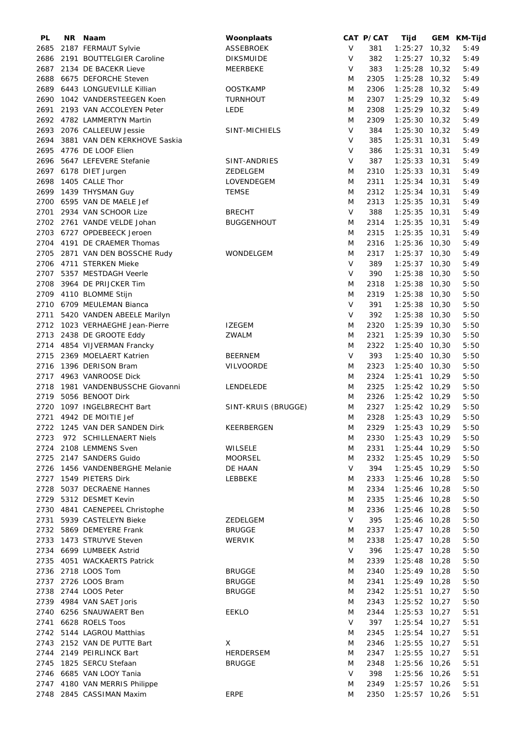| PL | NR | Naam | Woonplaats | CAT | P/CAT | Tijd | GEM | KM-Tijd |
|---|---|---|---|---|---|---|---|---|
| 2685 | 2187 | FERMAUT Sylvie | ASSEBROEK | V | 381 | 1:25:27 | 10,32 | 5:49 |
| 2686 | 2191 | BOUTTELGIER Caroline | DIKSMUIDE | V | 382 | 1:25:27 | 10,32 | 5:49 |
| 2687 | 2134 | DE BACEKR Lieve | MEERBEKE | V | 383 | 1:25:28 | 10,32 | 5:49 |
| 2688 | 6675 | DEFORCHE Steven | | M | 2305 | 1:25:28 | 10,32 | 5:49 |
| 2689 | 6443 | LONGUEVILLE Killian | OOSTKAMP | M | 2306 | 1:25:28 | 10,32 | 5:49 |
| 2690 | 1042 | VANDERSTEEGEN Koen | TURNHOUT | M | 2307 | 1:25:29 | 10,32 | 5:49 |
| 2691 | 2193 | VAN ACCOLEYEN Peter | LEDE | M | 2308 | 1:25:29 | 10,32 | 5:49 |
| 2692 | 4782 | LAMMERTYN Martin | | M | 2309 | 1:25:30 | 10,32 | 5:49 |
| 2693 | 2076 | CALLEEUW Jessie | SINT-MICHIELS | V | 384 | 1:25:30 | 10,32 | 5:49 |
| 2694 | 3881 | VAN DEN KERKHOVE Saskia | | V | 385 | 1:25:31 | 10,31 | 5:49 |
| 2695 | 4776 | DE LOOF Elien | | V | 386 | 1:25:31 | 10,31 | 5:49 |
| 2696 | 5647 | LEFEVERE Stefanie | SINT-ANDRIES | V | 387 | 1:25:33 | 10,31 | 5:49 |
| 2697 | 6178 | DIET Jurgen | ZEDELGEM | M | 2310 | 1:25:33 | 10,31 | 5:49 |
| 2698 | 1405 | CALLE Thor | LOVENDEGEM | M | 2311 | 1:25:34 | 10,31 | 5:49 |
| 2699 | 1439 | THYSMAN Guy | TEMSE | M | 2312 | 1:25:34 | 10,31 | 5:49 |
| 2700 | 6595 | VAN DE MAELE Jef | | M | 2313 | 1:25:35 | 10,31 | 5:49 |
| 2701 | 2934 | VAN SCHOOR Lize | BRECHT | V | 388 | 1:25:35 | 10,31 | 5:49 |
| 2702 | 2761 | VANDE VELDE Johan | BUGGENHOUT | M | 2314 | 1:25:35 | 10,31 | 5:49 |
| 2703 | 6727 | OPDEBEECK Jeroen | | M | 2315 | 1:25:35 | 10,31 | 5:49 |
| 2704 | 4191 | DE CRAEMER Thomas | | M | 2316 | 1:25:36 | 10,30 | 5:49 |
| 2705 | 2871 | VAN DEN BOSSCHE Rudy | WONDELGEM | M | 2317 | 1:25:37 | 10,30 | 5:49 |
| 2706 | 4711 | STERKEN Mieke | | V | 389 | 1:25:37 | 10,30 | 5:49 |
| 2707 | 5357 | MESTDAGH Veerle | | V | 390 | 1:25:38 | 10,30 | 5:50 |
| 2708 | 3964 | DE PRIJCKER Tim | | M | 2318 | 1:25:38 | 10,30 | 5:50 |
| 2709 | 4110 | BLOMME Stijn | | M | 2319 | 1:25:38 | 10,30 | 5:50 |
| 2710 | 6709 | MEULEMAN Bianca | | V | 391 | 1:25:38 | 10,30 | 5:50 |
| 2711 | 5420 | VANDEN ABEELE Marilyn | | V | 392 | 1:25:38 | 10,30 | 5:50 |
| 2712 | 1023 | VERHAEGHE Jean-Pierre | IZEGEM | M | 2320 | 1:25:39 | 10,30 | 5:50 |
| 2713 | 2438 | DE GROOTE Eddy | ZWALM | M | 2321 | 1:25:39 | 10,30 | 5:50 |
| 2714 | 4854 | VIJVERMAN Francky | | M | 2322 | 1:25:40 | 10,30 | 5:50 |
| 2715 | 2369 | MOELAERT Katrien | BEERNEM | V | 393 | 1:25:40 | 10,30 | 5:50 |
| 2716 | 1396 | DERISON Bram | VILVOORDE | M | 2323 | 1:25:40 | 10,30 | 5:50 |
| 2717 | 4963 | VANROOSE Dick | | M | 2324 | 1:25:41 | 10,29 | 5:50 |
| 2718 | 1981 | VANDENBUSSCHE Giovanni | LENDELEDE | M | 2325 | 1:25:42 | 10,29 | 5:50 |
| 2719 | 5056 | BENOOT Dirk | | M | 2326 | 1:25:42 | 10,29 | 5:50 |
| 2720 | 1097 | INGELBRECHT Bart | SINT-KRUIS (BRUGGE) | M | 2327 | 1:25:42 | 10,29 | 5:50 |
| 2721 | 4942 | DE MOITIE Jef | | M | 2328 | 1:25:43 | 10,29 | 5:50 |
| 2722 | 1245 | VAN DER SANDEN Dirk | KEERBERGEN | M | 2329 | 1:25:43 | 10,29 | 5:50 |
| 2723 | 972 | SCHILLENAERT Niels | | M | 2330 | 1:25:43 | 10,29 | 5:50 |
| 2724 | 2108 | LEMMENS Sven | WILSELE | M | 2331 | 1:25:44 | 10,29 | 5:50 |
| 2725 | 2147 | SANDERS Guido | MOORSEL | M | 2332 | 1:25:45 | 10,29 | 5:50 |
| 2726 | 1456 | VANDENBERGHE Melanie | DE HAAN | V | 394 | 1:25:45 | 10,29 | 5:50 |
| 2727 | 1549 | PIETERS Dirk | LEBBEKE | M | 2333 | 1:25:46 | 10,28 | 5:50 |
| 2728 | 5037 | DECRAENE Hannes | | M | 2334 | 1:25:46 | 10,28 | 5:50 |
| 2729 | 5312 | DESMET Kevin | | M | 2335 | 1:25:46 | 10,28 | 5:50 |
| 2730 | 4841 | CAENEPEEL Christophe | | M | 2336 | 1:25:46 | 10,28 | 5:50 |
| 2731 | 5939 | CASTELEYN Bieke | ZEDELGEM | V | 395 | 1:25:46 | 10,28 | 5:50 |
| 2732 | 5869 | DEMEYERE Frank | BRUGGE | M | 2337 | 1:25:47 | 10,28 | 5:50 |
| 2733 | 1473 | STRUYVE Steven | WERVIK | M | 2338 | 1:25:47 | 10,28 | 5:50 |
| 2734 | 6699 | LUMBEEK Astrid | | V | 396 | 1:25:47 | 10,28 | 5:50 |
| 2735 | 4051 | WACKAERTS Patrick | | M | 2339 | 1:25:48 | 10,28 | 5:50 |
| 2736 | 2718 | LOOS Tom | BRUGGE | M | 2340 | 1:25:49 | 10,28 | 5:50 |
| 2737 | 2726 | LOOS Bram | BRUGGE | M | 2341 | 1:25:49 | 10,28 | 5:50 |
| 2738 | 2744 | LOOS Peter | BRUGGE | M | 2342 | 1:25:51 | 10,27 | 5:50 |
| 2739 | 4984 | VAN SAET Joris | | M | 2343 | 1:25:52 | 10,27 | 5:50 |
| 2740 | 6256 | SNAUWAERT Ben | EEKLO | M | 2344 | 1:25:53 | 10,27 | 5:51 |
| 2741 | 6628 | ROELS Toos | | V | 397 | 1:25:54 | 10,27 | 5:51 |
| 2742 | 5144 | LAGROU Matthias | | M | 2345 | 1:25:54 | 10,27 | 5:51 |
| 2743 | 2152 | VAN DE PUTTE Bart | X | M | 2346 | 1:25:55 | 10,27 | 5:51 |
| 2744 | 2149 | PEIRLINCK Bart | HERDERSEM | M | 2347 | 1:25:55 | 10,27 | 5:51 |
| 2745 | 1825 | SERCU Stefaan | BRUGGE | M | 2348 | 1:25:56 | 10,26 | 5:51 |
| 2746 | 6685 | VAN LOOY Tania | | V | 398 | 1:25:56 | 10,26 | 5:51 |
| 2747 | 4180 | VAN MERRIS Philippe | | M | 2349 | 1:25:57 | 10,26 | 5:51 |
| 2748 | 2845 | CASSIMAN Maxim | ERPE | M | 2350 | 1:25:57 | 10,26 | 5:51 |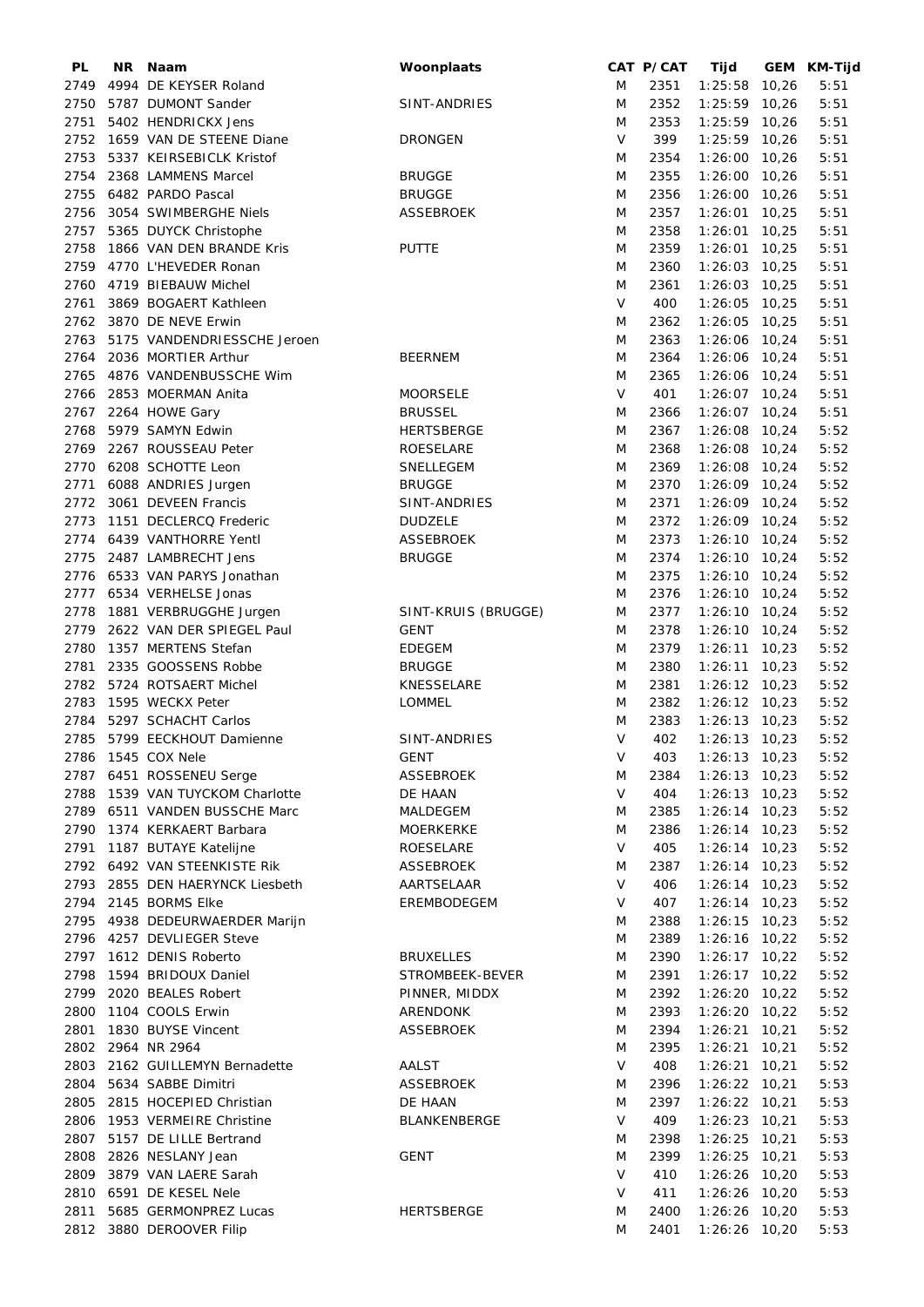| PL | NR | Naam | Woonplaats | CAT | P/CAT | Tijd | GEM | KM-Tijd |
|---|---|---|---|---|---|---|---|---|
| 2749 | 4994 | DE KEYSER Roland | | M | 2351 | 1:25:58 | 10,26 | 5:51 |
| 2750 | 5787 | DUMONT Sander | SINT-ANDRIES | M | 2352 | 1:25:59 | 10,26 | 5:51 |
| 2751 | 5402 | HENDRICKX Jens | | M | 2353 | 1:25:59 | 10,26 | 5:51 |
| 2752 | 1659 | VAN DE STEENE Diane | DRONGEN | V | 399 | 1:25:59 | 10,26 | 5:51 |
| 2753 | 5337 | KEIRSEBICLK Kristof | | M | 2354 | 1:26:00 | 10,26 | 5:51 |
| 2754 | 2368 | LAMMENS Marcel | BRUGGE | M | 2355 | 1:26:00 | 10,26 | 5:51 |
| 2755 | 6482 | PARDO Pascal | BRUGGE | M | 2356 | 1:26:00 | 10,26 | 5:51 |
| 2756 | 3054 | SWIMBERGHE Niels | ASSEBROEK | M | 2357 | 1:26:01 | 10,25 | 5:51 |
| 2757 | 5365 | DUYCK Christophe | | M | 2358 | 1:26:01 | 10,25 | 5:51 |
| 2758 | 1866 | VAN DEN BRANDE Kris | PUTTE | M | 2359 | 1:26:01 | 10,25 | 5:51 |
| 2759 | 4770 | L'HEVEDER Ronan | | M | 2360 | 1:26:03 | 10,25 | 5:51 |
| 2760 | 4719 | BIEBAUW Michel | | M | 2361 | 1:26:03 | 10,25 | 5:51 |
| 2761 | 3869 | BOGAERT Kathleen | | V | 400 | 1:26:05 | 10,25 | 5:51 |
| 2762 | 3870 | DE NEVE Erwin | | M | 2362 | 1:26:05 | 10,25 | 5:51 |
| 2763 | 5175 | VANDENDRIESSCHE Jeroen | | M | 2363 | 1:26:06 | 10,24 | 5:51 |
| 2764 | 2036 | MORTIER Arthur | BEERNEM | M | 2364 | 1:26:06 | 10,24 | 5:51 |
| 2765 | 4876 | VANDENBUSSCHE Wim | | M | 2365 | 1:26:06 | 10,24 | 5:51 |
| 2766 | 2853 | MOERMAN Anita | MOORSELE | V | 401 | 1:26:07 | 10,24 | 5:51 |
| 2767 | 2264 | HOWE Gary | BRUSSEL | M | 2366 | 1:26:07 | 10,24 | 5:51 |
| 2768 | 5979 | SAMYN Edwin | HERTSBERGE | M | 2367 | 1:26:08 | 10,24 | 5:52 |
| 2769 | 2267 | ROUSSEAU Peter | ROESELARE | M | 2368 | 1:26:08 | 10,24 | 5:52 |
| 2770 | 6208 | SCHOTTE Leon | SNELLEGEM | M | 2369 | 1:26:08 | 10,24 | 5:52 |
| 2771 | 6088 | ANDRIES Jurgen | BRUGGE | M | 2370 | 1:26:09 | 10,24 | 5:52 |
| 2772 | 3061 | DEVEEN Francis | SINT-ANDRIES | M | 2371 | 1:26:09 | 10,24 | 5:52 |
| 2773 | 1151 | DECLERCQ Frederic | DUDZELE | M | 2372 | 1:26:09 | 10,24 | 5:52 |
| 2774 | 6439 | VANTHORRE Yentl | ASSEBROEK | M | 2373 | 1:26:10 | 10,24 | 5:52 |
| 2775 | 2487 | LAMBRECHT Jens | BRUGGE | M | 2374 | 1:26:10 | 10,24 | 5:52 |
| 2776 | 6533 | VAN PARYS Jonathan | | M | 2375 | 1:26:10 | 10,24 | 5:52 |
| 2777 | 6534 | VERHELSE Jonas | | M | 2376 | 1:26:10 | 10,24 | 5:52 |
| 2778 | 1881 | VERBRUGGHE Jurgen | SINT-KRUIS (BRUGGE) | M | 2377 | 1:26:10 | 10,24 | 5:52 |
| 2779 | 2622 | VAN DER SPIEGEL Paul | GENT | M | 2378 | 1:26:10 | 10,24 | 5:52 |
| 2780 | 1357 | MERTENS Stefan | EDEGEM | M | 2379 | 1:26:11 | 10,23 | 5:52 |
| 2781 | 2335 | GOOSSENS Robbe | BRUGGE | M | 2380 | 1:26:11 | 10,23 | 5:52 |
| 2782 | 5724 | ROTSAERT Michel | KNESSELARE | M | 2381 | 1:26:12 | 10,23 | 5:52 |
| 2783 | 1595 | WECKX Peter | LOMMEL | M | 2382 | 1:26:12 | 10,23 | 5:52 |
| 2784 | 5297 | SCHACHT Carlos | | M | 2383 | 1:26:13 | 10,23 | 5:52 |
| 2785 | 5799 | EECKHOUT Damienne | SINT-ANDRIES | V | 402 | 1:26:13 | 10,23 | 5:52 |
| 2786 | 1545 | COX Nele | GENT | V | 403 | 1:26:13 | 10,23 | 5:52 |
| 2787 | 6451 | ROSSENEU Serge | ASSEBROEK | M | 2384 | 1:26:13 | 10,23 | 5:52 |
| 2788 | 1539 | VAN TUYCKOM Charlotte | DE HAAN | V | 404 | 1:26:13 | 10,23 | 5:52 |
| 2789 | 6511 | VANDEN BUSSCHE Marc | MALDEGEM | M | 2385 | 1:26:14 | 10,23 | 5:52 |
| 2790 | 1374 | KERKAERT Barbara | MOERKERKE | M | 2386 | 1:26:14 | 10,23 | 5:52 |
| 2791 | 1187 | BUTAYE Katelijne | ROESELARE | V | 405 | 1:26:14 | 10,23 | 5:52 |
| 2792 | 6492 | VAN STEENKISTE Rik | ASSEBROEK | M | 2387 | 1:26:14 | 10,23 | 5:52 |
| 2793 | 2855 | DEN HAERYNCK Liesbeth | AARTSELAAR | V | 406 | 1:26:14 | 10,23 | 5:52 |
| 2794 | 2145 | BORMS Elke | EREMBODEGEM | V | 407 | 1:26:14 | 10,23 | 5:52 |
| 2795 | 4938 | DEDEURWAERDER Marijn | | M | 2388 | 1:26:15 | 10,23 | 5:52 |
| 2796 | 4257 | DEVLIEGER Steve | | M | 2389 | 1:26:16 | 10,22 | 5:52 |
| 2797 | 1612 | DENIS Roberto | BRUXELLES | M | 2390 | 1:26:17 | 10,22 | 5:52 |
| 2798 | 1594 | BRIDOUX Daniel | STROMBEEK-BEVER | M | 2391 | 1:26:17 | 10,22 | 5:52 |
| 2799 | 2020 | BEALES Robert | PINNER, MIDDX | M | 2392 | 1:26:20 | 10,22 | 5:52 |
| 2800 | 1104 | COOLS Erwin | ARENDONK | M | 2393 | 1:26:20 | 10,22 | 5:52 |
| 2801 | 1830 | BUYSE Vincent | ASSEBROEK | M | 2394 | 1:26:21 | 10,21 | 5:52 |
| 2802 | 2964 | NR 2964 | | M | 2395 | 1:26:21 | 10,21 | 5:52 |
| 2803 | 2162 | GUILLEMYN Bernadette | AALST | V | 408 | 1:26:21 | 10,21 | 5:52 |
| 2804 | 5634 | SABBE Dimitri | ASSEBROEK | M | 2396 | 1:26:22 | 10,21 | 5:53 |
| 2805 | 2815 | HOCEPIED Christian | DE HAAN | M | 2397 | 1:26:22 | 10,21 | 5:53 |
| 2806 | 1953 | VERMEIRE Christine | BLANKENBERGE | V | 409 | 1:26:23 | 10,21 | 5:53 |
| 2807 | 5157 | DE LILLE Bertrand | | M | 2398 | 1:26:25 | 10,21 | 5:53 |
| 2808 | 2826 | NESLANY Jean | GENT | M | 2399 | 1:26:25 | 10,21 | 5:53 |
| 2809 | 3879 | VAN LAERE Sarah | | V | 410 | 1:26:26 | 10,20 | 5:53 |
| 2810 | 6591 | DE KESEL Nele | | V | 411 | 1:26:26 | 10,20 | 5:53 |
| 2811 | 5685 | GERMONPREZ Lucas | HERTSBERGE | M | 2400 | 1:26:26 | 10,20 | 5:53 |
| 2812 | 3880 | DEROOVER Filip | | M | 2401 | 1:26:26 | 10,20 | 5:53 |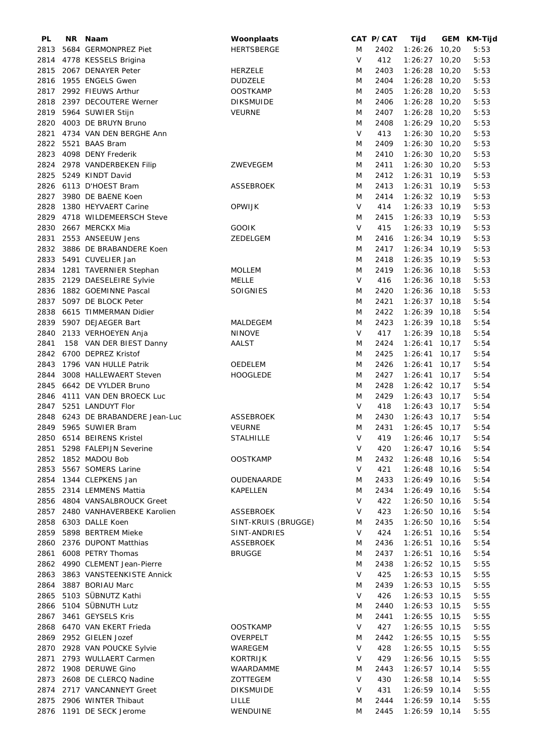| PL | NR | Naam | Woonplaats | CAT | P/CAT | Tijd | GEM | KM-Tijd |
|---|---|---|---|---|---|---|---|---|
| 2813 | 5684 | GERMONPREZ Piet | HERTSBERGE | M | 2402 | 1:26:26 | 10,20 | 5:53 |
| 2814 | 4778 | KESSELS Brigina | | V | 412 | 1:26:27 | 10,20 | 5:53 |
| 2815 | 2067 | DENAYER Peter | HERZELE | M | 2403 | 1:26:28 | 10,20 | 5:53 |
| 2816 | 1955 | ENGELS Gwen | DUDZELE | M | 2404 | 1:26:28 | 10,20 | 5:53 |
| 2817 | 2992 | FIEUWS Arthur | OOSTKAMP | M | 2405 | 1:26:28 | 10,20 | 5:53 |
| 2818 | 2397 | DECOUTERE Werner | DIKSMUIDE | M | 2406 | 1:26:28 | 10,20 | 5:53 |
| 2819 | 5964 | SUWIER Stijn | VEURNE | M | 2407 | 1:26:28 | 10,20 | 5:53 |
| 2820 | 4003 | DE BRUYN Bruno | | M | 2408 | 1:26:29 | 10,20 | 5:53 |
| 2821 | 4734 | VAN DEN BERGHE Ann | | V | 413 | 1:26:30 | 10,20 | 5:53 |
| 2822 | 5521 | BAAS Bram | | M | 2409 | 1:26:30 | 10,20 | 5:53 |
| 2823 | 4098 | DENY Frederik | | M | 2410 | 1:26:30 | 10,20 | 5:53 |
| 2824 | 2978 | VANDERBEKEN Filip | ZWEVEGEM | M | 2411 | 1:26:30 | 10,20 | 5:53 |
| 2825 | 5249 | KINDT David | | M | 2412 | 1:26:31 | 10,19 | 5:53 |
| 2826 | 6113 | D'HOEST Bram | ASSEBROEK | M | 2413 | 1:26:31 | 10,19 | 5:53 |
| 2827 | 3980 | DE BAENE Koen | | M | 2414 | 1:26:32 | 10,19 | 5:53 |
| 2828 | 1380 | HEYVAERT Carine | OPWIJK | V | 414 | 1:26:33 | 10,19 | 5:53 |
| 2829 | 4718 | WILDEMEERSCH Steve | | M | 2415 | 1:26:33 | 10,19 | 5:53 |
| 2830 | 2667 | MERCKX Mia | GOOIK | V | 415 | 1:26:33 | 10,19 | 5:53 |
| 2831 | 2553 | ANSEEUW Jens | ZEDELGEM | M | 2416 | 1:26:34 | 10,19 | 5:53 |
| 2832 | 3886 | DE BRABANDERE Koen | | M | 2417 | 1:26:34 | 10,19 | 5:53 |
| 2833 | 5491 | CUVELIER Jan | | M | 2418 | 1:26:35 | 10,19 | 5:53 |
| 2834 | 1281 | TAVERNIER Stephan | MOLLEM | M | 2419 | 1:26:36 | 10,18 | 5:53 |
| 2835 | 2129 | DAESELEIRE Sylvie | MELLE | V | 416 | 1:26:36 | 10,18 | 5:53 |
| 2836 | 1882 | GOEMINNE Pascal | SOIGNIES | M | 2420 | 1:26:36 | 10,18 | 5:53 |
| 2837 | 5097 | DE BLOCK Peter | | M | 2421 | 1:26:37 | 10,18 | 5:54 |
| 2838 | 6615 | TIMMERMAN Didier | | M | 2422 | 1:26:39 | 10,18 | 5:54 |
| 2839 | 5907 | DEJAEGER Bart | MALDEGEM | M | 2423 | 1:26:39 | 10,18 | 5:54 |
| 2840 | 2133 | VERHOEYEN Anja | NINOVE | V | 417 | 1:26:39 | 10,18 | 5:54 |
| 2841 | 158 | VAN DER BIEST Danny | AALST | M | 2424 | 1:26:41 | 10,17 | 5:54 |
| 2842 | 6700 | DEPREZ Kristof | | M | 2425 | 1:26:41 | 10,17 | 5:54 |
| 2843 | 1796 | VAN HULLE Patrik | OEDELEM | M | 2426 | 1:26:41 | 10,17 | 5:54 |
| 2844 | 3008 | HALLEWAERT Steven | HOOGLEDE | M | 2427 | 1:26:41 | 10,17 | 5:54 |
| 2845 | 6642 | DE VYLDER Bruno | | M | 2428 | 1:26:42 | 10,17 | 5:54 |
| 2846 | 4111 | VAN DEN BROECK Luc | | M | 2429 | 1:26:43 | 10,17 | 5:54 |
| 2847 | 5251 | LANDUYT Flor | | V | 418 | 1:26:43 | 10,17 | 5:54 |
| 2848 | 6243 | DE BRABANDERE Jean-Luc | ASSEBROEK | M | 2430 | 1:26:43 | 10,17 | 5:54 |
| 2849 | 5965 | SUWIER Bram | VEURNE | M | 2431 | 1:26:45 | 10,17 | 5:54 |
| 2850 | 6514 | BEIRENS Kristel | STALHILLE | V | 419 | 1:26:46 | 10,17 | 5:54 |
| 2851 | 5298 | FALEPIJN Severine | | V | 420 | 1:26:47 | 10,16 | 5:54 |
| 2852 | 1852 | MADOU Bob | OOSTKAMP | M | 2432 | 1:26:48 | 10,16 | 5:54 |
| 2853 | 5567 | SOMERS Larine | | V | 421 | 1:26:48 | 10,16 | 5:54 |
| 2854 | 1344 | CLEPKENS Jan | OUDENAARDE | M | 2433 | 1:26:49 | 10,16 | 5:54 |
| 2855 | 2314 | LEMMENS Mattia | KAPELLEN | M | 2434 | 1:26:49 | 10,16 | 5:54 |
| 2856 | 4804 | VANSALBROUCK Greet | | V | 422 | 1:26:50 | 10,16 | 5:54 |
| 2857 | 2480 | VANHAVERBEKE Karolien | ASSEBROEK | V | 423 | 1:26:50 | 10,16 | 5:54 |
| 2858 | 6303 | DALLE Koen | SINT-KRUIS (BRUGGE) | M | 2435 | 1:26:50 | 10,16 | 5:54 |
| 2859 | 5898 | BERTREM Mieke | SINT-ANDRIES | V | 424 | 1:26:51 | 10,16 | 5:54 |
| 2860 | 2376 | DUPONT Matthias | ASSEBROEK | M | 2436 | 1:26:51 | 10,16 | 5:54 |
| 2861 | 6008 | PETRY Thomas | BRUGGE | M | 2437 | 1:26:51 | 10,16 | 5:54 |
| 2862 | 4990 | CLEMENT Jean-Pierre | | M | 2438 | 1:26:52 | 10,15 | 5:55 |
| 2863 | 3863 | VANSTEENKISTE Annick | | V | 425 | 1:26:53 | 10,15 | 5:55 |
| 2864 | 3887 | BORIAU Marc | | M | 2439 | 1:26:53 | 10,15 | 5:55 |
| 2865 | 5103 | SÜBNUTZ Kathi | | V | 426 | 1:26:53 | 10,15 | 5:55 |
| 2866 | 5104 | SÜBNUTH Lutz | | M | 2440 | 1:26:53 | 10,15 | 5:55 |
| 2867 | 3461 | GEYSELS Kris | | M | 2441 | 1:26:55 | 10,15 | 5:55 |
| 2868 | 6470 | VAN EKERT Frieda | OOSTKAMP | V | 427 | 1:26:55 | 10,15 | 5:55 |
| 2869 | 2952 | GIELEN Jozef | OVERPELT | M | 2442 | 1:26:55 | 10,15 | 5:55 |
| 2870 | 2928 | VAN POUCKE Sylvie | WAREGEM | V | 428 | 1:26:55 | 10,15 | 5:55 |
| 2871 | 2793 | WULLAERT Carmen | KORTRIJK | V | 429 | 1:26:56 | 10,15 | 5:55 |
| 2872 | 1908 | DERUWE Gino | WAARDAMME | M | 2443 | 1:26:57 | 10,14 | 5:55 |
| 2873 | 2608 | DE CLERCQ Nadine | ZOTTEGEM | V | 430 | 1:26:58 | 10,14 | 5:55 |
| 2874 | 2717 | VANCANNEYT Greet | DIKSMUIDE | V | 431 | 1:26:59 | 10,14 | 5:55 |
| 2875 | 2906 | WINTER Thibaut | LILLE | M | 2444 | 1:26:59 | 10,14 | 5:55 |
| 2876 | 1191 | DE SECK Jerome | WENDUINE | M | 2445 | 1:26:59 | 10,14 | 5:55 |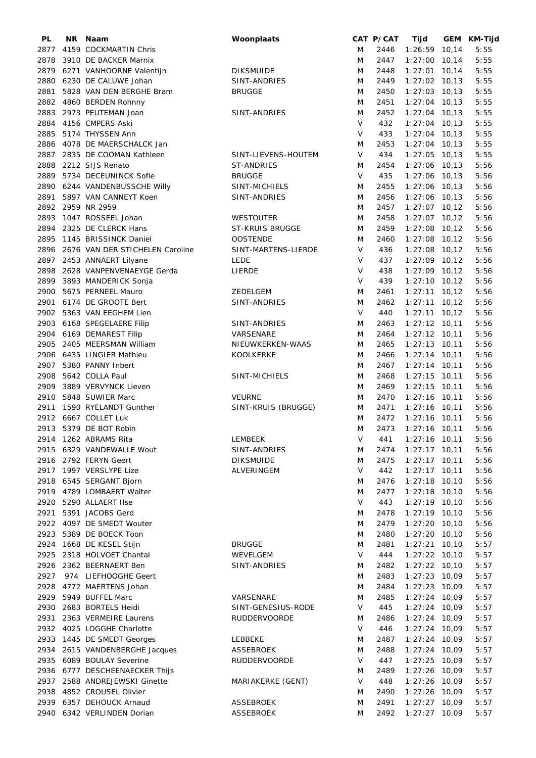| PL | NR | Naam | Woonplaats | CAT | P/CAT | Tijd | GEM | KM-Tijd |
|---|---|---|---|---|---|---|---|---|
| 2877 | 4159 | COCKMARTIN Chris | | M | 2446 | 1:26:59 | 10,14 | 5:55 |
| 2878 | 3910 | DE BACKER Marnix | | M | 2447 | 1:27:00 | 10,14 | 5:55 |
| 2879 | 6271 | VANHOORNE Valentijn | DIKSMUIDE | M | 2448 | 1:27:01 | 10,14 | 5:55 |
| 2880 | 6230 | DE CALUWE Johan | SINT-ANDRIES | M | 2449 | 1:27:02 | 10,13 | 5:55 |
| 2881 | 5828 | VAN DEN BERGHE Bram | BRUGGE | M | 2450 | 1:27:03 | 10,13 | 5:55 |
| 2882 | 4860 | BERDEN Rohnny | | M | 2451 | 1:27:04 | 10,13 | 5:55 |
| 2883 | 2973 | PEUTEMAN Joan | SINT-ANDRIES | M | 2452 | 1:27:04 | 10,13 | 5:55 |
| 2884 | 4156 | CMPERS Aski | | V | 432 | 1:27:04 | 10,13 | 5:55 |
| 2885 | 5174 | THYSSEN Ann | | V | 433 | 1:27:04 | 10,13 | 5:55 |
| 2886 | 4078 | DE MAERSCHALCK Jan | | M | 2453 | 1:27:04 | 10,13 | 5:55 |
| 2887 | 2835 | DE COOMAN Kathleen | SINT-LIEVENS-HOUTEM | V | 434 | 1:27:05 | 10,13 | 5:55 |
| 2888 | 2212 | SIJS Renato | ST-ANDRIES | M | 2454 | 1:27:06 | 10,13 | 5:56 |
| 2889 | 5734 | DECEUNINCK Sofie | BRUGGE | V | 435 | 1:27:06 | 10,13 | 5:56 |
| 2890 | 6244 | VANDENBUSSCHE Willy | SINT-MICHIELS | M | 2455 | 1:27:06 | 10,13 | 5:56 |
| 2891 | 5897 | VAN CANNEYT Koen | SINT-ANDRIES | M | 2456 | 1:27:06 | 10,13 | 5:56 |
| 2892 | 2959 | NR 2959 | | M | 2457 | 1:27:07 | 10,12 | 5:56 |
| 2893 | 1047 | ROSSEEL Johan | WESTOUTER | M | 2458 | 1:27:07 | 10,12 | 5:56 |
| 2894 | 2325 | DE CLERCK Hans | ST-KRUIS BRUGGE | M | 2459 | 1:27:08 | 10,12 | 5:56 |
| 2895 | 1145 | BRISSINCK Daniel | OOSTENDE | M | 2460 | 1:27:08 | 10,12 | 5:56 |
| 2896 | 2676 | VAN DER STICHELEN Caroline | SINT-MARTENS-LIERDE | V | 436 | 1:27:08 | 10,12 | 5:56 |
| 2897 | 2453 | ANNAERT Lilyane | LEDE | V | 437 | 1:27:09 | 10,12 | 5:56 |
| 2898 | 2628 | VANPENVENAEYGE Gerda | LIERDE | V | 438 | 1:27:09 | 10,12 | 5:56 |
| 2899 | 3893 | MANDERICK Sonja | | V | 439 | 1:27:10 | 10,12 | 5:56 |
| 2900 | 5675 | PERNEEL Mauro | ZEDELGEM | M | 2461 | 1:27:11 | 10,12 | 5:56 |
| 2901 | 6174 | DE GROOTE Bert | SINT-ANDRIES | M | 2462 | 1:27:11 | 10,12 | 5:56 |
| 2902 | 5363 | VAN EEGHEM Lien | | V | 440 | 1:27:11 | 10,12 | 5:56 |
| 2903 | 6168 | SPEGELAERE Filip | SINT-ANDRIES | M | 2463 | 1:27:12 | 10,11 | 5:56 |
| 2904 | 6169 | DEMAREST Filip | VARSENARE | M | 2464 | 1:27:12 | 10,11 | 5:56 |
| 2905 | 2405 | MEERSMAN William | NIEUWKERKEN-WAAS | M | 2465 | 1:27:13 | 10,11 | 5:56 |
| 2906 | 6435 | LINGIER Mathieu | KOOLKERKE | M | 2466 | 1:27:14 | 10,11 | 5:56 |
| 2907 | 5380 | PANNY Inbert | | M | 2467 | 1:27:14 | 10,11 | 5:56 |
| 2908 | 5642 | COLLA Paul | SINT-MICHIELS | M | 2468 | 1:27:15 | 10,11 | 5:56 |
| 2909 | 3889 | VERVYNCK Lieven | | M | 2469 | 1:27:15 | 10,11 | 5:56 |
| 2910 | 5848 | SUWIER Marc | VEURNE | M | 2470 | 1:27:16 | 10,11 | 5:56 |
| 2911 | 1590 | RYELANDT Gunther | SINT-KRUIS (BRUGGE) | M | 2471 | 1:27:16 | 10,11 | 5:56 |
| 2912 | 6667 | COLLET Luk | | M | 2472 | 1:27:16 | 10,11 | 5:56 |
| 2913 | 5379 | DE BOT Robin | | M | 2473 | 1:27:16 | 10,11 | 5:56 |
| 2914 | 1262 | ABRAMS Rita | LEMBEEK | V | 441 | 1:27:16 | 10,11 | 5:56 |
| 2915 | 6329 | VANDEWALLE Wout | SINT-ANDRIES | M | 2474 | 1:27:17 | 10,11 | 5:56 |
| 2916 | 2792 | FERYN Geert | DIKSMUIDE | M | 2475 | 1:27:17 | 10,11 | 5:56 |
| 2917 | 1997 | VERSLYPE Lize | ALVERINGEM | V | 442 | 1:27:17 | 10,11 | 5:56 |
| 2918 | 6545 | SERGANT Bjorn | | M | 2476 | 1:27:18 | 10,10 | 5:56 |
| 2919 | 4789 | LOMBAERT Walter | | M | 2477 | 1:27:18 | 10,10 | 5:56 |
| 2920 | 5290 | ALLAERT Ilse | | V | 443 | 1:27:19 | 10,10 | 5:56 |
| 2921 | 5391 | JACOBS Gerd | | M | 2478 | 1:27:19 | 10,10 | 5:56 |
| 2922 | 4097 | DE SMEDT Wouter | | M | 2479 | 1:27:20 | 10,10 | 5:56 |
| 2923 | 5389 | DE BOECK Toon | | M | 2480 | 1:27:20 | 10,10 | 5:56 |
| 2924 | 1668 | DE KESEL Stijn | BRUGGE | M | 2481 | 1:27:21 | 10,10 | 5:57 |
| 2925 | 2318 | HOLVOET Chantal | WEVELGEM | V | 444 | 1:27:22 | 10,10 | 5:57 |
| 2926 | 2362 | BEERNAERT Ben | SINT-ANDRIES | M | 2482 | 1:27:22 | 10,10 | 5:57 |
| 2927 | 974 | LIEFHOOGHE Geert | | M | 2483 | 1:27:23 | 10,09 | 5:57 |
| 2928 | 4772 | MAERTENS Johan | | M | 2484 | 1:27:23 | 10,09 | 5:57 |
| 2929 | 5949 | BUFFEL Marc | VARSENARE | M | 2485 | 1:27:24 | 10,09 | 5:57 |
| 2930 | 2683 | BORTELS Heidi | SINT-GENESIUS-RODE | V | 445 | 1:27:24 | 10,09 | 5:57 |
| 2931 | 2363 | VERMEIRE Laurens | RUDDERVOORDE | M | 2486 | 1:27:24 | 10,09 | 5:57 |
| 2932 | 4025 | LOGGHE Charlotte | | V | 446 | 1:27:24 | 10,09 | 5:57 |
| 2933 | 1445 | DE SMEDT Georges | LEBBEKE | M | 2487 | 1:27:24 | 10,09 | 5:57 |
| 2934 | 2615 | VANDENBERGHE Jacques | ASSEBROEK | M | 2488 | 1:27:24 | 10,09 | 5:57 |
| 2935 | 6089 | BOULAY Severine | RUDDERVOORDE | V | 447 | 1:27:25 | 10,09 | 5:57 |
| 2936 | 6777 | DESCHEENAECKER Thijs | | M | 2489 | 1:27:26 | 10,09 | 5:57 |
| 2937 | 2588 | ANDREJEWSKI Ginette | MARIAKERKE (GENT) | V | 448 | 1:27:26 | 10,09 | 5:57 |
| 2938 | 4852 | CROUSEL Olivier | | M | 2490 | 1:27:26 | 10,09 | 5:57 |
| 2939 | 6357 | DEHOUCK Arnaud | ASSEBROEK | M | 2491 | 1:27:27 | 10,09 | 5:57 |
| 2940 | 6342 | VERLINDEN Dorian | ASSEBROEK | M | 2492 | 1:27:27 | 10,09 | 5:57 |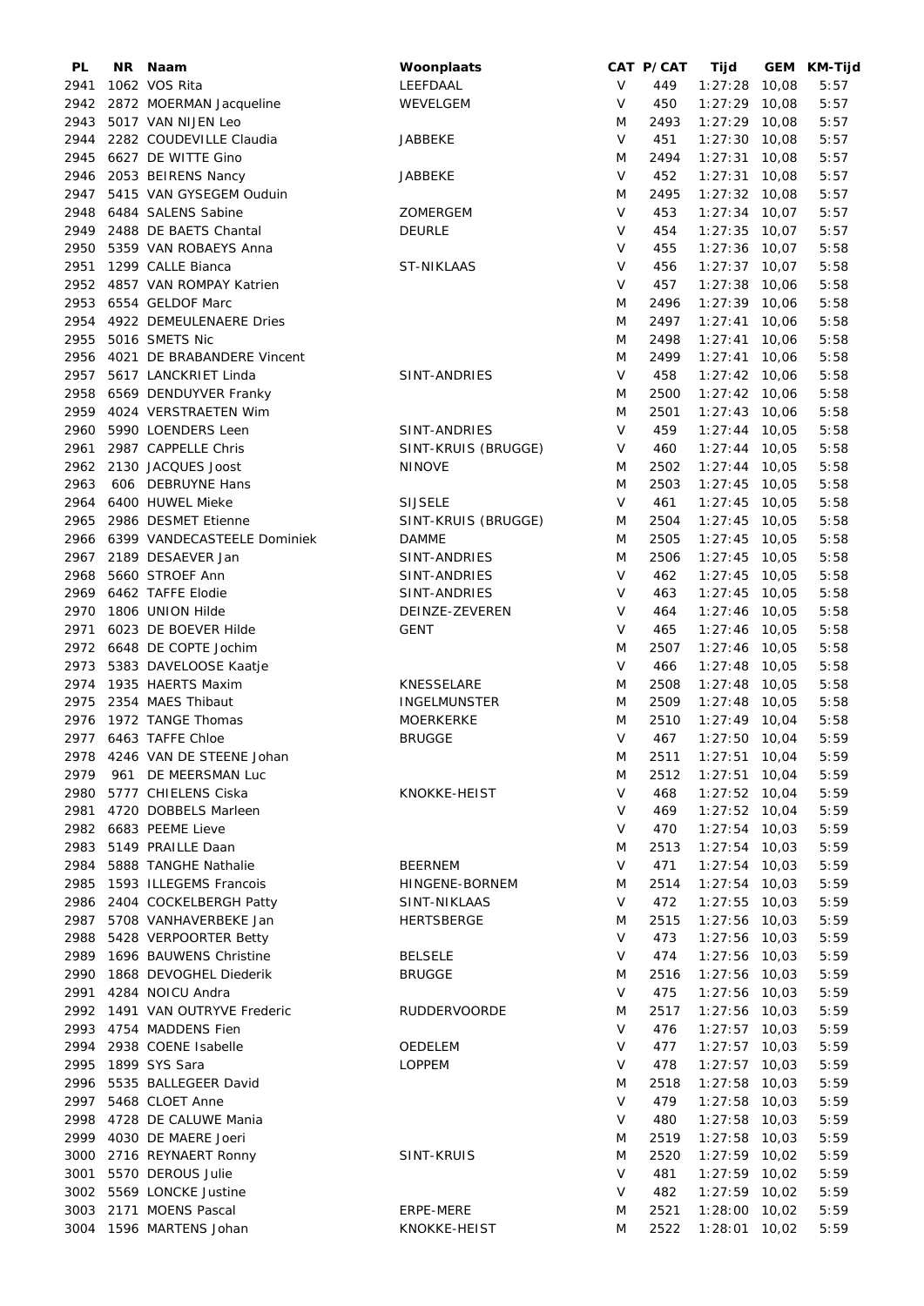| PL | NR | Naam | Woonplaats | CAT | P/CAT | Tijd | GEM | KM-Tijd |
|---|---|---|---|---|---|---|---|---|
| 2941 | 1062 | VOS Rita | LEEFDAAL | V | 449 | 1:27:28 | 10,08 | 5:57 |
| 2942 | 2872 | MOERMAN Jacqueline | WEVELGEM | V | 450 | 1:27:29 | 10,08 | 5:57 |
| 2943 | 5017 | VAN NIJEN Leo | | M | 2493 | 1:27:29 | 10,08 | 5:57 |
| 2944 | 2282 | COUDEVILLE Claudia | JABBEKE | V | 451 | 1:27:30 | 10,08 | 5:57 |
| 2945 | 6627 | DE WITTE Gino | | M | 2494 | 1:27:31 | 10,08 | 5:57 |
| 2946 | 2053 | BEIRENS Nancy | JABBEKE | V | 452 | 1:27:31 | 10,08 | 5:57 |
| 2947 | 5415 | VAN GYSEGEM Ouduin | | M | 2495 | 1:27:32 | 10,08 | 5:57 |
| 2948 | 6484 | SALENS Sabine | ZOMERGEM | V | 453 | 1:27:34 | 10,07 | 5:57 |
| 2949 | 2488 | DE BAETS Chantal | DEURLE | V | 454 | 1:27:35 | 10,07 | 5:57 |
| 2950 | 5359 | VAN ROBAEYS Anna | | V | 455 | 1:27:36 | 10,07 | 5:58 |
| 2951 | 1299 | CALLE Bianca | ST-NIKLAAS | V | 456 | 1:27:37 | 10,07 | 5:58 |
| 2952 | 4857 | VAN ROMPAY Katrien | | V | 457 | 1:27:38 | 10,06 | 5:58 |
| 2953 | 6554 | GELDOF Marc | | M | 2496 | 1:27:39 | 10,06 | 5:58 |
| 2954 | 4922 | DEMEULENAERE Dries | | M | 2497 | 1:27:41 | 10,06 | 5:58 |
| 2955 | 5016 | SMETS Nic | | M | 2498 | 1:27:41 | 10,06 | 5:58 |
| 2956 | 4021 | DE BRABANDERE Vincent | | M | 2499 | 1:27:41 | 10,06 | 5:58 |
| 2957 | 5617 | LANCKRIET Linda | SINT-ANDRIES | V | 458 | 1:27:42 | 10,06 | 5:58 |
| 2958 | 6569 | DENDUYVER Franky | | M | 2500 | 1:27:42 | 10,06 | 5:58 |
| 2959 | 4024 | VERSTRAETEN Wim | | M | 2501 | 1:27:43 | 10,06 | 5:58 |
| 2960 | 5990 | LOENDERS Leen | SINT-ANDRIES | V | 459 | 1:27:44 | 10,05 | 5:58 |
| 2961 | 2987 | CAPPELLE Chris | SINT-KRUIS (BRUGGE) | V | 460 | 1:27:44 | 10,05 | 5:58 |
| 2962 | 2130 | JACQUES Joost | NINOVE | M | 2502 | 1:27:44 | 10,05 | 5:58 |
| 2963 | 606 | DEBRUYNE Hans | | M | 2503 | 1:27:45 | 10,05 | 5:58 |
| 2964 | 6400 | HUWEL Mieke | SIJSELE | V | 461 | 1:27:45 | 10,05 | 5:58 |
| 2965 | 2986 | DESMET Etienne | SINT-KRUIS (BRUGGE) | M | 2504 | 1:27:45 | 10,05 | 5:58 |
| 2966 | 6399 | VANDECASTEELE Dominiek | DAMME | M | 2505 | 1:27:45 | 10,05 | 5:58 |
| 2967 | 2189 | DESAEVER Jan | SINT-ANDRIES | M | 2506 | 1:27:45 | 10,05 | 5:58 |
| 2968 | 5660 | STROEF Ann | SINT-ANDRIES | V | 462 | 1:27:45 | 10,05 | 5:58 |
| 2969 | 6462 | TAFFE Elodie | SINT-ANDRIES | V | 463 | 1:27:45 | 10,05 | 5:58 |
| 2970 | 1806 | UNION Hilde | DEINZE-ZEVEREN | V | 464 | 1:27:46 | 10,05 | 5:58 |
| 2971 | 6023 | DE BOEVER Hilde | GENT | V | 465 | 1:27:46 | 10,05 | 5:58 |
| 2972 | 6648 | DE COPTE Jochim | | M | 2507 | 1:27:46 | 10,05 | 5:58 |
| 2973 | 5383 | DAVELOOSE Kaatje | | V | 466 | 1:27:48 | 10,05 | 5:58 |
| 2974 | 1935 | HAERTS Maxim | KNESSELARE | M | 2508 | 1:27:48 | 10,05 | 5:58 |
| 2975 | 2354 | MAES Thibaut | INGELMUNSTER | M | 2509 | 1:27:48 | 10,05 | 5:58 |
| 2976 | 1972 | TANGE Thomas | MOERKERKE | M | 2510 | 1:27:49 | 10,04 | 5:58 |
| 2977 | 6463 | TAFFE Chloe | BRUGGE | V | 467 | 1:27:50 | 10,04 | 5:59 |
| 2978 | 4246 | VAN DE STEENE Johan | | M | 2511 | 1:27:51 | 10,04 | 5:59 |
| 2979 | 961 | DE MEERSMAN Luc | | M | 2512 | 1:27:51 | 10,04 | 5:59 |
| 2980 | 5777 | CHIELENS Ciska | KNOKKE-HEIST | V | 468 | 1:27:52 | 10,04 | 5:59 |
| 2981 | 4720 | DOBBELS Marleen | | V | 469 | 1:27:52 | 10,04 | 5:59 |
| 2982 | 6683 | PEEME Lieve | | V | 470 | 1:27:54 | 10,03 | 5:59 |
| 2983 | 5149 | PRAILLE Daan | | M | 2513 | 1:27:54 | 10,03 | 5:59 |
| 2984 | 5888 | TANGHE Nathalie | BEERNEM | V | 471 | 1:27:54 | 10,03 | 5:59 |
| 2985 | 1593 | ILLEGEMS Francois | HINGENE-BORNEM | M | 2514 | 1:27:54 | 10,03 | 5:59 |
| 2986 | 2404 | COCKELBERGH Patty | SINT-NIKLAAS | V | 472 | 1:27:55 | 10,03 | 5:59 |
| 2987 | 5708 | VANHAVERBEKE Jan | HERTSBERGE | M | 2515 | 1:27:56 | 10,03 | 5:59 |
| 2988 | 5428 | VERPOORTER Betty | | V | 473 | 1:27:56 | 10,03 | 5:59 |
| 2989 | 1696 | BAUWENS Christine | BELSELE | V | 474 | 1:27:56 | 10,03 | 5:59 |
| 2990 | 1868 | DEVOGHEL Diederik | BRUGGE | M | 2516 | 1:27:56 | 10,03 | 5:59 |
| 2991 | 4284 | NOICU Andra | | V | 475 | 1:27:56 | 10,03 | 5:59 |
| 2992 | 1491 | VAN OUTRYVE Frederic | RUDDERVOORDE | M | 2517 | 1:27:56 | 10,03 | 5:59 |
| 2993 | 4754 | MADDENS Fien | | V | 476 | 1:27:57 | 10,03 | 5:59 |
| 2994 | 2938 | COENE Isabelle | OEDELEM | V | 477 | 1:27:57 | 10,03 | 5:59 |
| 2995 | 1899 | SYS Sara | LOPPEM | V | 478 | 1:27:57 | 10,03 | 5:59 |
| 2996 | 5535 | BALLEGEER David | | M | 2518 | 1:27:58 | 10,03 | 5:59 |
| 2997 | 5468 | CLOET Anne | | V | 479 | 1:27:58 | 10,03 | 5:59 |
| 2998 | 4728 | DE CALUWE Mania | | V | 480 | 1:27:58 | 10,03 | 5:59 |
| 2999 | 4030 | DE MAERE Joeri | | M | 2519 | 1:27:58 | 10,03 | 5:59 |
| 3000 | 2716 | REYNAERT Ronny | SINT-KRUIS | M | 2520 | 1:27:59 | 10,02 | 5:59 |
| 3001 | 5570 | DEROUS Julie | | V | 481 | 1:27:59 | 10,02 | 5:59 |
| 3002 | 5569 | LONCKE Justine | | V | 482 | 1:27:59 | 10,02 | 5:59 |
| 3003 | 2171 | MOENS Pascal | ERPE-MERE | M | 2521 | 1:28:00 | 10,02 | 5:59 |
| 3004 | 1596 | MARTENS Johan | KNOKKE-HEIST | M | 2522 | 1:28:01 | 10,02 | 5:59 |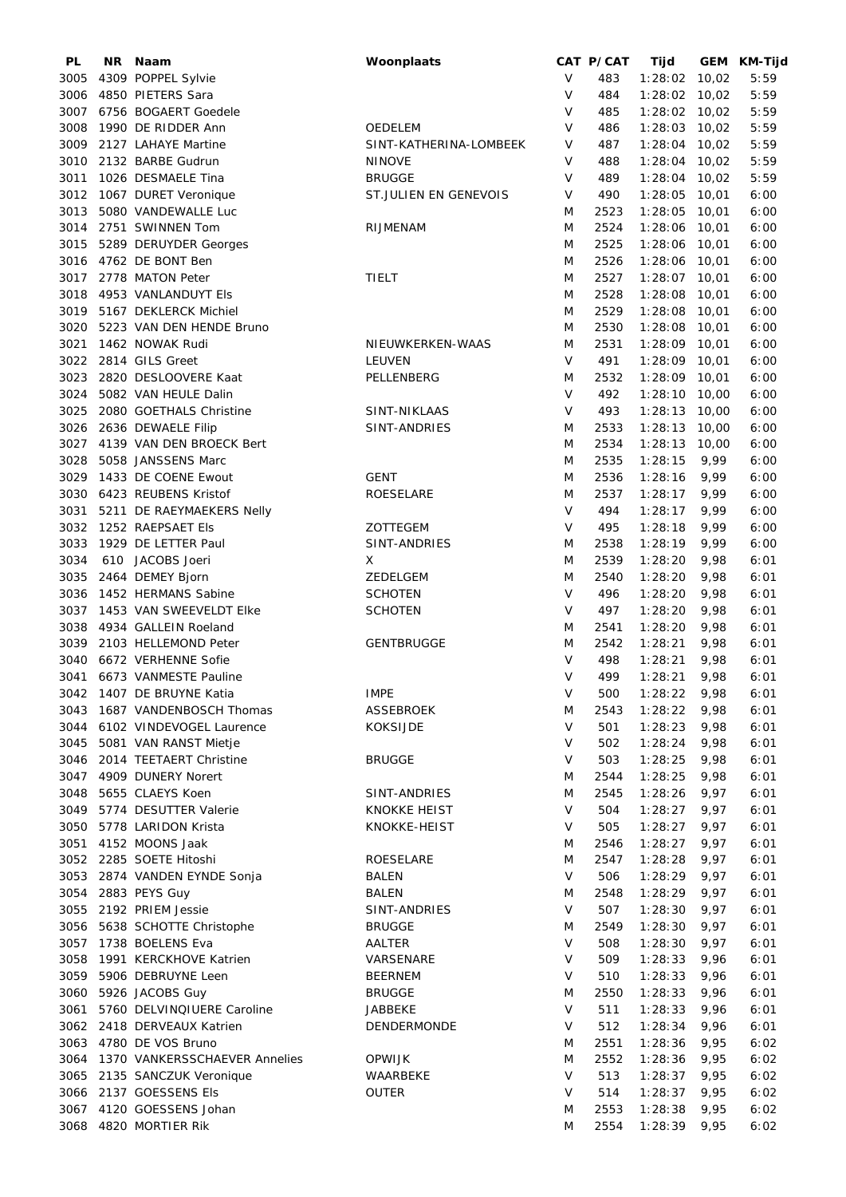| PL | NR | Naam | Woonplaats | CAT | P/CAT | Tijd | GEM | KM-Tijd |
|---|---|---|---|---|---|---|---|---|
| 3005 | 4309 | POPPEL Sylvie | | V | 483 | 1:28:02 | 10,02 | 5:59 |
| 3006 | 4850 | PIETERS Sara | | V | 484 | 1:28:02 | 10,02 | 5:59 |
| 3007 | 6756 | BOGAERT Goedele | | V | 485 | 1:28:02 | 10,02 | 5:59 |
| 3008 | 1990 | DE RIDDER Ann | OEDELEM | V | 486 | 1:28:03 | 10,02 | 5:59 |
| 3009 | 2127 | LAHAYE Martine | SINT-KATHERINA-LOMBEEK | V | 487 | 1:28:04 | 10,02 | 5:59 |
| 3010 | 2132 | BARBE Gudrun | NINOVE | V | 488 | 1:28:04 | 10,02 | 5:59 |
| 3011 | 1026 | DESMAELE Tina | BRUGGE | V | 489 | 1:28:04 | 10,02 | 5:59 |
| 3012 | 1067 | DURET Veronique | ST.JULIEN EN GENEVOIS | V | 490 | 1:28:05 | 10,01 | 6:00 |
| 3013 | 5080 | VANDEWALLE Luc | | M | 2523 | 1:28:05 | 10,01 | 6:00 |
| 3014 | 2751 | SWINNEN Tom | RIJMENAM | M | 2524 | 1:28:06 | 10,01 | 6:00 |
| 3015 | 5289 | DERUYDER Georges | | M | 2525 | 1:28:06 | 10,01 | 6:00 |
| 3016 | 4762 | DE BONT Ben | | M | 2526 | 1:28:06 | 10,01 | 6:00 |
| 3017 | 2778 | MATON Peter | TIELT | M | 2527 | 1:28:07 | 10,01 | 6:00 |
| 3018 | 4953 | VANLANDUYT Els | | M | 2528 | 1:28:08 | 10,01 | 6:00 |
| 3019 | 5167 | DEKLERCK Michiel | | M | 2529 | 1:28:08 | 10,01 | 6:00 |
| 3020 | 5223 | VAN DEN HENDE Bruno | | M | 2530 | 1:28:08 | 10,01 | 6:00 |
| 3021 | 1462 | NOWAK Rudi | NIEUWKERKEN-WAAS | M | 2531 | 1:28:09 | 10,01 | 6:00 |
| 3022 | 2814 | GILS Greet | LEUVEN | V | 491 | 1:28:09 | 10,01 | 6:00 |
| 3023 | 2820 | DESLOOVERE Kaat | PELLENBERG | M | 2532 | 1:28:09 | 10,01 | 6:00 |
| 3024 | 5082 | VAN HEULE Dalin | | V | 492 | 1:28:10 | 10,00 | 6:00 |
| 3025 | 2080 | GOETHALS Christine | SINT-NIKLAAS | V | 493 | 1:28:13 | 10,00 | 6:00 |
| 3026 | 2636 | DEWAELE Filip | SINT-ANDRIES | M | 2533 | 1:28:13 | 10,00 | 6:00 |
| 3027 | 4139 | VAN DEN BROECK Bert | | M | 2534 | 1:28:13 | 10,00 | 6:00 |
| 3028 | 5058 | JANSSENS Marc | | M | 2535 | 1:28:15 | 9,99 | 6:00 |
| 3029 | 1433 | DE COENE Ewout | GENT | M | 2536 | 1:28:16 | 9,99 | 6:00 |
| 3030 | 6423 | REUBENS Kristof | ROESELARE | M | 2537 | 1:28:17 | 9,99 | 6:00 |
| 3031 | 5211 | DE RAEYMAEKERS Nelly | | V | 494 | 1:28:17 | 9,99 | 6:00 |
| 3032 | 1252 | RAEPSAET Els | ZOTTEGEM | V | 495 | 1:28:18 | 9,99 | 6:00 |
| 3033 | 1929 | DE LETTER Paul | SINT-ANDRIES | M | 2538 | 1:28:19 | 9,99 | 6:00 |
| 3034 | 610 | JACOBS Joeri | X | M | 2539 | 1:28:20 | 9,98 | 6:01 |
| 3035 | 2464 | DEMEY Bjorn | ZEDELGEM | M | 2540 | 1:28:20 | 9,98 | 6:01 |
| 3036 | 1452 | HERMANS Sabine | SCHOTEN | V | 496 | 1:28:20 | 9,98 | 6:01 |
| 3037 | 1453 | VAN SWEEVELDT Elke | SCHOTEN | V | 497 | 1:28:20 | 9,98 | 6:01 |
| 3038 | 4934 | GALLEIN Roeland | | M | 2541 | 1:28:20 | 9,98 | 6:01 |
| 3039 | 2103 | HELLEMOND Peter | GENTBRUGGE | M | 2542 | 1:28:21 | 9,98 | 6:01 |
| 3040 | 6672 | VERHENNE Sofie | | V | 498 | 1:28:21 | 9,98 | 6:01 |
| 3041 | 6673 | VANMESTE Pauline | | V | 499 | 1:28:21 | 9,98 | 6:01 |
| 3042 | 1407 | DE BRUYNE Katia | IMPE | V | 500 | 1:28:22 | 9,98 | 6:01 |
| 3043 | 1687 | VANDENBOSCH Thomas | ASSEBROEK | M | 2543 | 1:28:22 | 9,98 | 6:01 |
| 3044 | 6102 | VINDEVOGEL Laurence | KOKSIJDE | V | 501 | 1:28:23 | 9,98 | 6:01 |
| 3045 | 5081 | VAN RANST Mietje | | V | 502 | 1:28:24 | 9,98 | 6:01 |
| 3046 | 2014 | TEETAERT Christine | BRUGGE | V | 503 | 1:28:25 | 9,98 | 6:01 |
| 3047 | 4909 | DUNERY Norert | | M | 2544 | 1:28:25 | 9,98 | 6:01 |
| 3048 | 5655 | CLAEYS Koen | SINT-ANDRIES | M | 2545 | 1:28:26 | 9,97 | 6:01 |
| 3049 | 5774 | DESUTTER Valerie | KNOKKE HEIST | V | 504 | 1:28:27 | 9,97 | 6:01 |
| 3050 | 5778 | LARIDON Krista | KNOKKE-HEIST | V | 505 | 1:28:27 | 9,97 | 6:01 |
| 3051 | 4152 | MOONS Jaak | | M | 2546 | 1:28:27 | 9,97 | 6:01 |
| 3052 | 2285 | SOETE Hitoshi | ROESELARE | M | 2547 | 1:28:28 | 9,97 | 6:01 |
| 3053 | 2874 | VANDEN EYNDE Sonja | BALEN | V | 506 | 1:28:29 | 9,97 | 6:01 |
| 3054 | 2883 | PEYS Guy | BALEN | M | 2548 | 1:28:29 | 9,97 | 6:01 |
| 3055 | 2192 | PRIEM Jessie | SINT-ANDRIES | V | 507 | 1:28:30 | 9,97 | 6:01 |
| 3056 | 5638 | SCHOTTE Christophe | BRUGGE | M | 2549 | 1:28:30 | 9,97 | 6:01 |
| 3057 | 1738 | BOELENS Eva | AALTER | V | 508 | 1:28:30 | 9,97 | 6:01 |
| 3058 | 1991 | KERCKHOVE Katrien | VARSENARE | V | 509 | 1:28:33 | 9,96 | 6:01 |
| 3059 | 5906 | DEBRUYNE Leen | BEERNEM | V | 510 | 1:28:33 | 9,96 | 6:01 |
| 3060 | 5926 | JACOBS Guy | BRUGGE | M | 2550 | 1:28:33 | 9,96 | 6:01 |
| 3061 | 5760 | DELVINQIUERE Caroline | JABBEKE | V | 511 | 1:28:33 | 9,96 | 6:01 |
| 3062 | 2418 | DERVEAUX Katrien | DENDERMONDE | V | 512 | 1:28:34 | 9,96 | 6:01 |
| 3063 | 4780 | DE VOS Bruno | | M | 2551 | 1:28:36 | 9,95 | 6:02 |
| 3064 | 1370 | VANKERSSCHAEVER Annelies | OPWIJK | M | 2552 | 1:28:36 | 9,95 | 6:02 |
| 3065 | 2135 | SANCZUK Veronique | WAARBEKE | V | 513 | 1:28:37 | 9,95 | 6:02 |
| 3066 | 2137 | GOESSENS Els | OUTER | V | 514 | 1:28:37 | 9,95 | 6:02 |
| 3067 | 4120 | GOESSENS Johan | | M | 2553 | 1:28:38 | 9,95 | 6:02 |
| 3068 | 4820 | MORTIER Rik | | M | 2554 | 1:28:39 | 9,95 | 6:02 |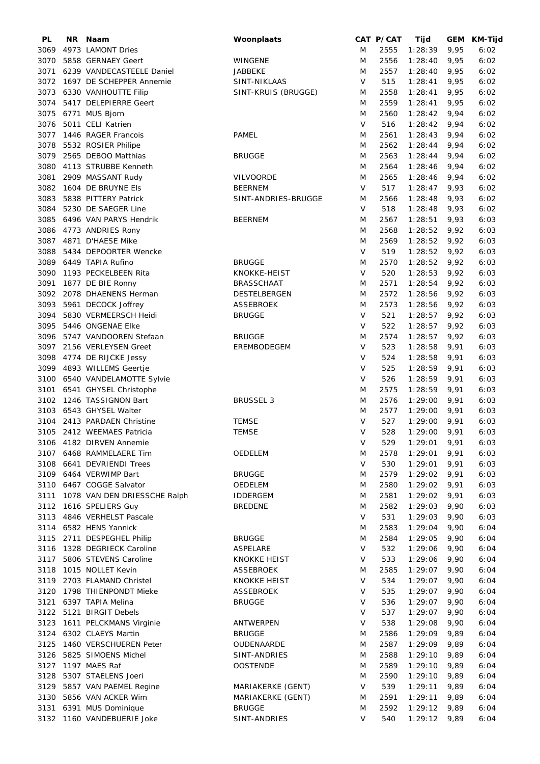| PL | NR | Naam | Woonplaats | CAT | P/CAT | Tijd | GEM | KM-Tijd |
|---|---|---|---|---|---|---|---|---|
| 3069 | 4973 | LAMONT Dries | | M | 2555 | 1:28:39 | 9,95 | 6:02 |
| 3070 | 5858 | GERNAEY Geert | WINGENE | M | 2556 | 1:28:40 | 9,95 | 6:02 |
| 3071 | 6239 | VANDECASTEELE Daniel | JABBEKE | M | 2557 | 1:28:40 | 9,95 | 6:02 |
| 3072 | 1697 | DE SCHEPPER Annemie | SINT-NIKLAAS | V | 515 | 1:28:41 | 9,95 | 6:02 |
| 3073 | 6330 | VANHOUTTE Filip | SINT-KRUIS (BRUGGE) | M | 2558 | 1:28:41 | 9,95 | 6:02 |
| 3074 | 5417 | DELEPIERRE Geert | | M | 2559 | 1:28:41 | 9,95 | 6:02 |
| 3075 | 6771 | MUS Bjorn | | M | 2560 | 1:28:42 | 9,94 | 6:02 |
| 3076 | 5011 | CELI Katrien | | V | 516 | 1:28:42 | 9,94 | 6:02 |
| 3077 | 1446 | RAGER Francois | PAMEL | M | 2561 | 1:28:43 | 9,94 | 6:02 |
| 3078 | 5532 | ROSIER Philipe | | M | 2562 | 1:28:44 | 9,94 | 6:02 |
| 3079 | 2565 | DEBOO Matthias | BRUGGE | M | 2563 | 1:28:44 | 9,94 | 6:02 |
| 3080 | 4113 | STRUBBE Kenneth | | M | 2564 | 1:28:46 | 9,94 | 6:02 |
| 3081 | 2909 | MASSANT Rudy | VILVOORDE | M | 2565 | 1:28:46 | 9,94 | 6:02 |
| 3082 | 1604 | DE BRUYNE Els | BEERNEM | V | 517 | 1:28:47 | 9,93 | 6:02 |
| 3083 | 5838 | PITTERY Patrick | SINT-ANDRIES-BRUGGE | M | 2566 | 1:28:48 | 9,93 | 6:02 |
| 3084 | 5230 | DE SAEGER Line | | V | 518 | 1:28:48 | 9,93 | 6:02 |
| 3085 | 6496 | VAN PARYS Hendrik | BEERNEM | M | 2567 | 1:28:51 | 9,93 | 6:03 |
| 3086 | 4773 | ANDRIES Rony | | M | 2568 | 1:28:52 | 9,92 | 6:03 |
| 3087 | 4871 | D'HAESE Mike | | M | 2569 | 1:28:52 | 9,92 | 6:03 |
| 3088 | 5434 | DEPOORTER Wencke | | V | 519 | 1:28:52 | 9,92 | 6:03 |
| 3089 | 6449 | TAPIA Rufino | BRUGGE | M | 2570 | 1:28:52 | 9,92 | 6:03 |
| 3090 | 1193 | PECKELBEEN Rita | KNOKKE-HEIST | V | 520 | 1:28:53 | 9,92 | 6:03 |
| 3091 | 1877 | DE BIE Ronny | BRASSCHAAT | M | 2571 | 1:28:54 | 9,92 | 6:03 |
| 3092 | 2078 | DHAENENS Herman | DESTELBERGEN | M | 2572 | 1:28:56 | 9,92 | 6:03 |
| 3093 | 5961 | DECOCK Joffrey | ASSEBROEK | M | 2573 | 1:28:56 | 9,92 | 6:03 |
| 3094 | 5830 | VERMEERSCH Heidi | BRUGGE | V | 521 | 1:28:57 | 9,92 | 6:03 |
| 3095 | 5446 | ONGENAE Elke | | V | 522 | 1:28:57 | 9,92 | 6:03 |
| 3096 | 5747 | VANDOOREN Stefaan | BRUGGE | M | 2574 | 1:28:57 | 9,92 | 6:03 |
| 3097 | 2156 | VERLEYSEN Greet | EREMBODEGEM | V | 523 | 1:28:58 | 9,91 | 6:03 |
| 3098 | 4774 | DE RIJCKE Jessy | | V | 524 | 1:28:58 | 9,91 | 6:03 |
| 3099 | 4893 | WILLEMS Geertje | | V | 525 | 1:28:59 | 9,91 | 6:03 |
| 3100 | 6540 | VANDELAMOTTE Sylvie | | V | 526 | 1:28:59 | 9,91 | 6:03 |
| 3101 | 6541 | GHYSEL Christophe | | M | 2575 | 1:28:59 | 9,91 | 6:03 |
| 3102 | 1246 | TASSIGNON Bart | BRUSSEL 3 | M | 2576 | 1:29:00 | 9,91 | 6:03 |
| 3103 | 6543 | GHYSEL Walter | | M | 2577 | 1:29:00 | 9,91 | 6:03 |
| 3104 | 2413 | PARDAEN Christine | TEMSE | V | 527 | 1:29:00 | 9,91 | 6:03 |
| 3105 | 2412 | WEEMAES Patricia | TEMSE | V | 528 | 1:29:00 | 9,91 | 6:03 |
| 3106 | 4182 | DIRVEN Annemie | | V | 529 | 1:29:01 | 9,91 | 6:03 |
| 3107 | 6468 | RAMMELAERE Tim | OEDELEM | M | 2578 | 1:29:01 | 9,91 | 6:03 |
| 3108 | 6641 | DEVRIENDI Trees | | V | 530 | 1:29:01 | 9,91 | 6:03 |
| 3109 | 6464 | VERWIMP Bart | BRUGGE | M | 2579 | 1:29:02 | 9,91 | 6:03 |
| 3110 | 6467 | COGGE Salvator | OEDELEM | M | 2580 | 1:29:02 | 9,91 | 6:03 |
| 3111 | 1078 | VAN DEN DRIESSCHE Ralph | IDDERGEM | M | 2581 | 1:29:02 | 9,91 | 6:03 |
| 3112 | 1616 | SPELIERS Guy | BREDENE | M | 2582 | 1:29:03 | 9,90 | 6:03 |
| 3113 | 4846 | VERHELST Pascale | | V | 531 | 1:29:03 | 9,90 | 6:03 |
| 3114 | 6582 | HENS Yannick | | M | 2583 | 1:29:04 | 9,90 | 6:04 |
| 3115 | 2711 | DESPEGHEL Philip | BRUGGE | M | 2584 | 1:29:05 | 9,90 | 6:04 |
| 3116 | 1328 | DEGRIECK Caroline | ASPELARE | V | 532 | 1:29:06 | 9,90 | 6:04 |
| 3117 | 5806 | STEVENS Caroline | KNOKKE HEIST | V | 533 | 1:29:06 | 9,90 | 6:04 |
| 3118 | 1015 | NOLLET Kevin | ASSEBROEK | M | 2585 | 1:29:07 | 9,90 | 6:04 |
| 3119 | 2703 | FLAMAND Christel | KNOKKE HEIST | V | 534 | 1:29:07 | 9,90 | 6:04 |
| 3120 | 1798 | THIENPONDT Mieke | ASSEBROEK | V | 535 | 1:29:07 | 9,90 | 6:04 |
| 3121 | 6397 | TAPIA Melina | BRUGGE | V | 536 | 1:29:07 | 9,90 | 6:04 |
| 3122 | 5121 | BIRGIT Debels | | V | 537 | 1:29:07 | 9,90 | 6:04 |
| 3123 | 1611 | PELCKMANS Virginie | ANTWERPEN | V | 538 | 1:29:08 | 9,90 | 6:04 |
| 3124 | 6302 | CLAEYS Martin | BRUGGE | M | 2586 | 1:29:09 | 9,89 | 6:04 |
| 3125 | 1460 | VERSCHUEREN Peter | OUDENAARDE | M | 2587 | 1:29:09 | 9,89 | 6:04 |
| 3126 | 5825 | SIMOENS Michel | SINT-ANDRIES | M | 2588 | 1:29:10 | 9,89 | 6:04 |
| 3127 | 1197 | MAES Raf | OOSTENDE | M | 2589 | 1:29:10 | 9,89 | 6:04 |
| 3128 | 5307 | STAELENS Joeri | | M | 2590 | 1:29:10 | 9,89 | 6:04 |
| 3129 | 5857 | VAN PAEMEL Regine | MARIAKERKE (GENT) | V | 539 | 1:29:11 | 9,89 | 6:04 |
| 3130 | 5856 | VAN ACKER Wim | MARIAKERKE (GENT) | M | 2591 | 1:29:11 | 9,89 | 6:04 |
| 3131 | 6391 | MUS Dominique | BRUGGE | M | 2592 | 1:29:12 | 9,89 | 6:04 |
| 3132 | 1160 | VANDEBUERIE Joke | SINT-ANDRIES | V | 540 | 1:29:12 | 9,89 | 6:04 |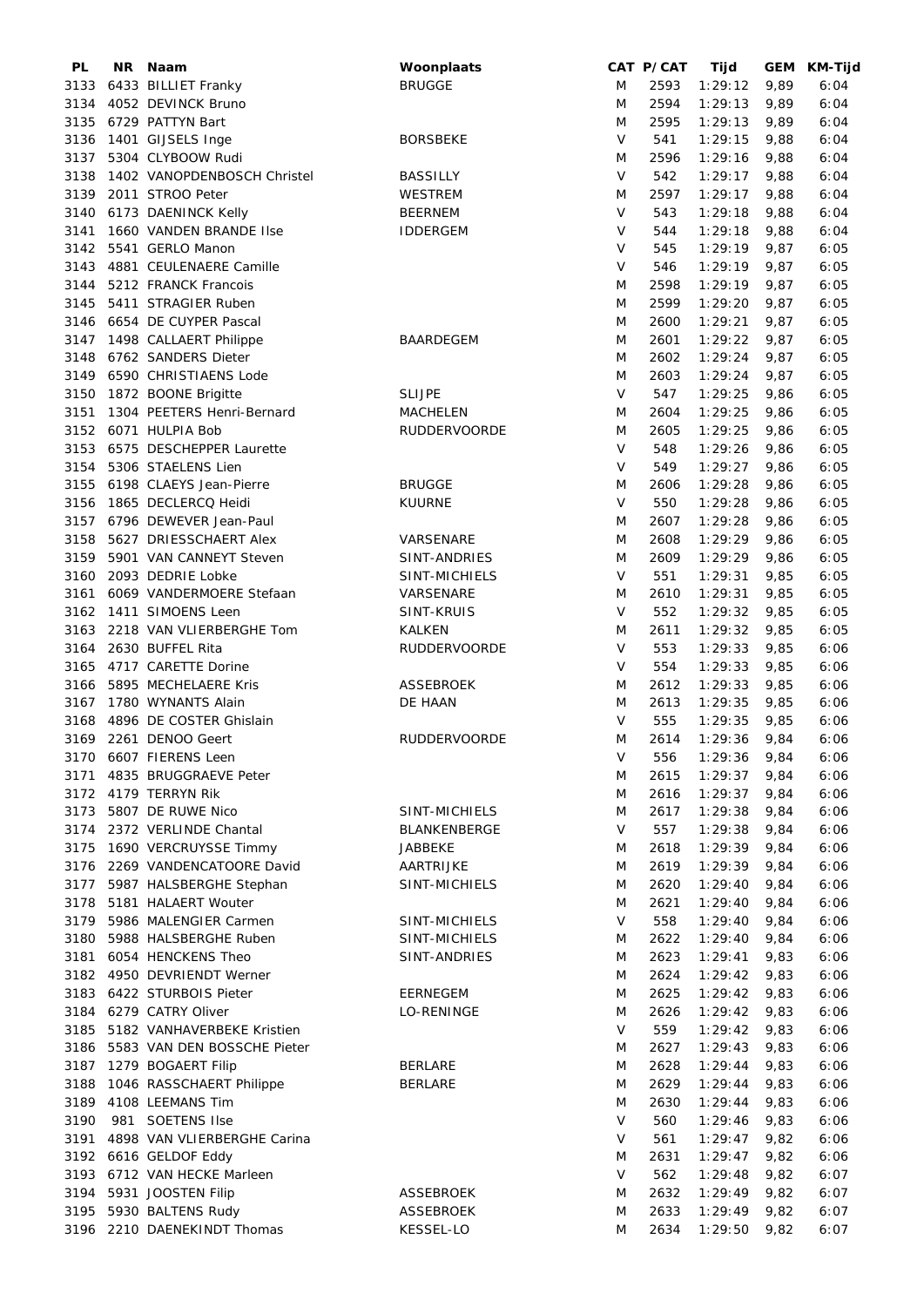| PL | NR | Naam | Woonplaats | CAT | P/CAT | Tijd | GEM | KM-Tijd |
|---|---|---|---|---|---|---|---|---|
| 3133 | 6433 | BILLIET Franky | BRUGGE | M | 2593 | 1:29:12 | 9,89 | 6:04 |
| 3134 | 4052 | DEVINCK Bruno | | M | 2594 | 1:29:13 | 9,89 | 6:04 |
| 3135 | 6729 | PATTYN Bart | | M | 2595 | 1:29:13 | 9,89 | 6:04 |
| 3136 | 1401 | GIJSELS Inge | BORSBEKE | V | 541 | 1:29:15 | 9,88 | 6:04 |
| 3137 | 5304 | CLYBOOW Rudi | | M | 2596 | 1:29:16 | 9,88 | 6:04 |
| 3138 | 1402 | VANOPDENBOSCH Christel | BASSILLY | V | 542 | 1:29:17 | 9,88 | 6:04 |
| 3139 | 2011 | STROO Peter | WESTREM | M | 2597 | 1:29:17 | 9,88 | 6:04 |
| 3140 | 6173 | DAENINCK Kelly | BEERNEM | V | 543 | 1:29:18 | 9,88 | 6:04 |
| 3141 | 1660 | VANDEN BRANDE Ilse | IDDERGEM | V | 544 | 1:29:18 | 9,88 | 6:04 |
| 3142 | 5541 | GERLO Manon | | V | 545 | 1:29:19 | 9,87 | 6:05 |
| 3143 | 4881 | CEULENAERE Camille | | V | 546 | 1:29:19 | 9,87 | 6:05 |
| 3144 | 5212 | FRANCK Francois | | M | 2598 | 1:29:19 | 9,87 | 6:05 |
| 3145 | 5411 | STRAGIER Ruben | | M | 2599 | 1:29:20 | 9,87 | 6:05 |
| 3146 | 6654 | DE CUYPER Pascal | | M | 2600 | 1:29:21 | 9,87 | 6:05 |
| 3147 | 1498 | CALLAERT Philippe | BAARDEGEM | M | 2601 | 1:29:22 | 9,87 | 6:05 |
| 3148 | 6762 | SANDERS Dieter | | M | 2602 | 1:29:24 | 9,87 | 6:05 |
| 3149 | 6590 | CHRISTIAENS Lode | | M | 2603 | 1:29:24 | 9,87 | 6:05 |
| 3150 | 1872 | BOONE Brigitte | SLIJPE | V | 547 | 1:29:25 | 9,86 | 6:05 |
| 3151 | 1304 | PEETERS Henri-Bernard | MACHELEN | M | 2604 | 1:29:25 | 9,86 | 6:05 |
| 3152 | 6071 | HULPIA Bob | RUDDERVOORDE | M | 2605 | 1:29:25 | 9,86 | 6:05 |
| 3153 | 6575 | DESCHEPPER Laurette | | V | 548 | 1:29:26 | 9,86 | 6:05 |
| 3154 | 5306 | STAELENS Lien | | V | 549 | 1:29:27 | 9,86 | 6:05 |
| 3155 | 6198 | CLAEYS Jean-Pierre | BRUGGE | M | 2606 | 1:29:28 | 9,86 | 6:05 |
| 3156 | 1865 | DECLERCQ Heidi | KUURNE | V | 550 | 1:29:28 | 9,86 | 6:05 |
| 3157 | 6796 | DEWEVER Jean-Paul | | M | 2607 | 1:29:28 | 9,86 | 6:05 |
| 3158 | 5627 | DRIESSCHAERT Alex | VARSENARE | M | 2608 | 1:29:29 | 9,86 | 6:05 |
| 3159 | 5901 | VAN CANNEYT Steven | SINT-ANDRIES | M | 2609 | 1:29:29 | 9,86 | 6:05 |
| 3160 | 2093 | DEDRIE Lobke | SINT-MICHIELS | V | 551 | 1:29:31 | 9,85 | 6:05 |
| 3161 | 6069 | VANDERMOERE Stefaan | VARSENARE | M | 2610 | 1:29:31 | 9,85 | 6:05 |
| 3162 | 1411 | SIMOENS Leen | SINT-KRUIS | V | 552 | 1:29:32 | 9,85 | 6:05 |
| 3163 | 2218 | VAN VLIERBERGHE Tom | KALKEN | M | 2611 | 1:29:32 | 9,85 | 6:05 |
| 3164 | 2630 | BUFFEL Rita | RUDDERVOORDE | V | 553 | 1:29:33 | 9,85 | 6:06 |
| 3165 | 4717 | CARETTE Dorine | | V | 554 | 1:29:33 | 9,85 | 6:06 |
| 3166 | 5895 | MECHELAERE Kris | ASSEBROEK | M | 2612 | 1:29:33 | 9,85 | 6:06 |
| 3167 | 1780 | WYNANTS Alain | DE HAAN | M | 2613 | 1:29:35 | 9,85 | 6:06 |
| 3168 | 4896 | DE COSTER Ghislain | | V | 555 | 1:29:35 | 9,85 | 6:06 |
| 3169 | 2261 | DENOO Geert | RUDDERVOORDE | M | 2614 | 1:29:36 | 9,84 | 6:06 |
| 3170 | 6607 | FIERENS Leen | | V | 556 | 1:29:36 | 9,84 | 6:06 |
| 3171 | 4835 | BRUGGRAEVE Peter | | M | 2615 | 1:29:37 | 9,84 | 6:06 |
| 3172 | 4179 | TERRYN Rik | | M | 2616 | 1:29:37 | 9,84 | 6:06 |
| 3173 | 5807 | DE RUWE Nico | SINT-MICHIELS | M | 2617 | 1:29:38 | 9,84 | 6:06 |
| 3174 | 2372 | VERLINDE Chantal | BLANKENBERGE | V | 557 | 1:29:38 | 9,84 | 6:06 |
| 3175 | 1690 | VERCRUYSSE Timmy | JABBEKE | M | 2618 | 1:29:39 | 9,84 | 6:06 |
| 3176 | 2269 | VANDENCATOORE David | AARTRIJKE | M | 2619 | 1:29:39 | 9,84 | 6:06 |
| 3177 | 5987 | HALSBERGHE Stephan | SINT-MICHIELS | M | 2620 | 1:29:40 | 9,84 | 6:06 |
| 3178 | 5181 | HALAERT Wouter | | M | 2621 | 1:29:40 | 9,84 | 6:06 |
| 3179 | 5986 | MALENGIER Carmen | SINT-MICHIELS | V | 558 | 1:29:40 | 9,84 | 6:06 |
| 3180 | 5988 | HALSBERGHE Ruben | SINT-MICHIELS | M | 2622 | 1:29:40 | 9,84 | 6:06 |
| 3181 | 6054 | HENCKENS Theo | SINT-ANDRIES | M | 2623 | 1:29:41 | 9,83 | 6:06 |
| 3182 | 4950 | DEVRIENDT Werner | | M | 2624 | 1:29:42 | 9,83 | 6:06 |
| 3183 | 6422 | STURBOIS Pieter | EERNEGEM | M | 2625 | 1:29:42 | 9,83 | 6:06 |
| 3184 | 6279 | CATRY Oliver | LO-RENINGE | M | 2626 | 1:29:42 | 9,83 | 6:06 |
| 3185 | 5182 | VANHAVERBEKE Kristien | | V | 559 | 1:29:42 | 9,83 | 6:06 |
| 3186 | 5583 | VAN DEN BOSSCHE Pieter | | M | 2627 | 1:29:43 | 9,83 | 6:06 |
| 3187 | 1279 | BOGAERT Filip | BERLARE | M | 2628 | 1:29:44 | 9,83 | 6:06 |
| 3188 | 1046 | RASSCHAERT Philippe | BERLARE | M | 2629 | 1:29:44 | 9,83 | 6:06 |
| 3189 | 4108 | LEEMANS Tim | | M | 2630 | 1:29:44 | 9,83 | 6:06 |
| 3190 | 981 | SOETENS Ilse | | V | 560 | 1:29:46 | 9,83 | 6:06 |
| 3191 | 4898 | VAN VLIERBERGHE Carina | | V | 561 | 1:29:47 | 9,82 | 6:06 |
| 3192 | 6616 | GELDOF Eddy | | M | 2631 | 1:29:47 | 9,82 | 6:06 |
| 3193 | 6712 | VAN HECKE Marleen | | V | 562 | 1:29:48 | 9,82 | 6:07 |
| 3194 | 5931 | JOOSTEN Filip | ASSEBROEK | M | 2632 | 1:29:49 | 9,82 | 6:07 |
| 3195 | 5930 | BALTENS Rudy | ASSEBROEK | M | 2633 | 1:29:49 | 9,82 | 6:07 |
| 3196 | 2210 | DAENEKINDT Thomas | KESSEL-LO | M | 2634 | 1:29:50 | 9,82 | 6:07 |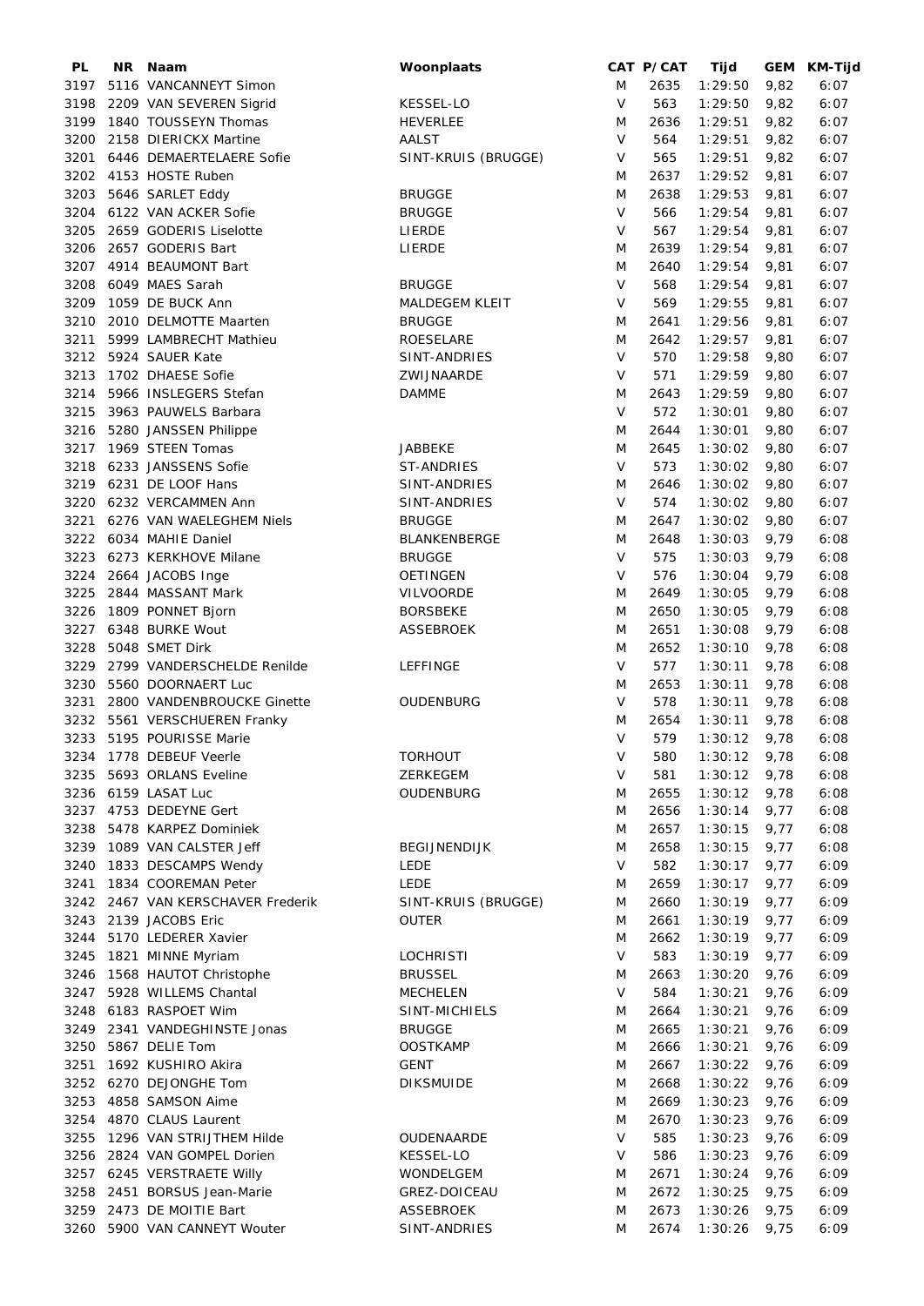| PL | NR | Naam | Woonplaats | CAT | P/CAT | Tijd | GEM | KM-Tijd |
|---|---|---|---|---|---|---|---|---|
| 3197 | 5116 | VANCANNEYT Simon | | M | 2635 | 1:29:50 | 9,82 | 6:07 |
| 3198 | 2209 | VAN SEVEREN Sigrid | KESSEL-LO | V | 563 | 1:29:50 | 9,82 | 6:07 |
| 3199 | 1840 | TOUSSEYN Thomas | HEVERLEE | M | 2636 | 1:29:51 | 9,82 | 6:07 |
| 3200 | 2158 | DIERICKX Martine | AALST | V | 564 | 1:29:51 | 9,82 | 6:07 |
| 3201 | 6446 | DEMAERTELAERE Sofie | SINT-KRUIS (BRUGGE) | V | 565 | 1:29:51 | 9,82 | 6:07 |
| 3202 | 4153 | HOSTE Ruben | | M | 2637 | 1:29:52 | 9,81 | 6:07 |
| 3203 | 5646 | SARLET Eddy | BRUGGE | M | 2638 | 1:29:53 | 9,81 | 6:07 |
| 3204 | 6122 | VAN ACKER Sofie | BRUGGE | V | 566 | 1:29:54 | 9,81 | 6:07 |
| 3205 | 2659 | GODERIS Liselotte | LIERDE | V | 567 | 1:29:54 | 9,81 | 6:07 |
| 3206 | 2657 | GODERIS Bart | LIERDE | M | 2639 | 1:29:54 | 9,81 | 6:07 |
| 3207 | 4914 | BEAUMONT Bart | | M | 2640 | 1:29:54 | 9,81 | 6:07 |
| 3208 | 6049 | MAES Sarah | BRUGGE | V | 568 | 1:29:54 | 9,81 | 6:07 |
| 3209 | 1059 | DE BUCK Ann | MALDEGEM KLEIT | V | 569 | 1:29:55 | 9,81 | 6:07 |
| 3210 | 2010 | DELMOTTE Maarten | BRUGGE | M | 2641 | 1:29:56 | 9,81 | 6:07 |
| 3211 | 5999 | LAMBRECHT Mathieu | ROESELARE | M | 2642 | 1:29:57 | 9,81 | 6:07 |
| 3212 | 5924 | SAUER Kate | SINT-ANDRIES | V | 570 | 1:29:58 | 9,80 | 6:07 |
| 3213 | 1702 | DHAESE Sofie | ZWIJNAARDE | V | 571 | 1:29:59 | 9,80 | 6:07 |
| 3214 | 5966 | INSLEGERS Stefan | DAMME | M | 2643 | 1:29:59 | 9,80 | 6:07 |
| 3215 | 3963 | PAUWELS Barbara | | V | 572 | 1:30:01 | 9,80 | 6:07 |
| 3216 | 5280 | JANSSEN Philippe | | M | 2644 | 1:30:01 | 9,80 | 6:07 |
| 3217 | 1969 | STEEN Tomas | JABBEKE | M | 2645 | 1:30:02 | 9,80 | 6:07 |
| 3218 | 6233 | JANSSENS Sofie | ST-ANDRIES | V | 573 | 1:30:02 | 9,80 | 6:07 |
| 3219 | 6231 | DE LOOF Hans | SINT-ANDRIES | M | 2646 | 1:30:02 | 9,80 | 6:07 |
| 3220 | 6232 | VERCAMMEN Ann | SINT-ANDRIES | V | 574 | 1:30:02 | 9,80 | 6:07 |
| 3221 | 6276 | VAN WAELEGHEM Niels | BRUGGE | M | 2647 | 1:30:02 | 9,80 | 6:07 |
| 3222 | 6034 | MAHIE Daniel | BLANKENBERGE | M | 2648 | 1:30:03 | 9,79 | 6:08 |
| 3223 | 6273 | KERKHOVE Milane | BRUGGE | V | 575 | 1:30:03 | 9,79 | 6:08 |
| 3224 | 2664 | JACOBS Inge | OETINGEN | V | 576 | 1:30:04 | 9,79 | 6:08 |
| 3225 | 2844 | MASSANT Mark | VILVOORDE | M | 2649 | 1:30:05 | 9,79 | 6:08 |
| 3226 | 1809 | PONNET Bjorn | BORSBEKE | M | 2650 | 1:30:05 | 9,79 | 6:08 |
| 3227 | 6348 | BURKE Wout | ASSEBROEK | M | 2651 | 1:30:08 | 9,79 | 6:08 |
| 3228 | 5048 | SMET Dirk | | M | 2652 | 1:30:10 | 9,78 | 6:08 |
| 3229 | 2799 | VANDERSCHELDE Renilde | LEFFINGE | V | 577 | 1:30:11 | 9,78 | 6:08 |
| 3230 | 5560 | DOORNAERT Luc | | M | 2653 | 1:30:11 | 9,78 | 6:08 |
| 3231 | 2800 | VANDENBROUCKE Ginette | OUDENBURG | V | 578 | 1:30:11 | 9,78 | 6:08 |
| 3232 | 5561 | VERSCHUEREN Franky | | M | 2654 | 1:30:11 | 9,78 | 6:08 |
| 3233 | 5195 | POURISSE Marie | | V | 579 | 1:30:12 | 9,78 | 6:08 |
| 3234 | 1778 | DEBEUF Veerle | TORHOUT | V | 580 | 1:30:12 | 9,78 | 6:08 |
| 3235 | 5693 | ORLANS Eveline | ZERKEGEM | V | 581 | 1:30:12 | 9,78 | 6:08 |
| 3236 | 6159 | LASAT Luc | OUDENBURG | M | 2655 | 1:30:12 | 9,78 | 6:08 |
| 3237 | 4753 | DEDEYNE Gert | | M | 2656 | 1:30:14 | 9,77 | 6:08 |
| 3238 | 5478 | KARPEZ Dominiek | | M | 2657 | 1:30:15 | 9,77 | 6:08 |
| 3239 | 1089 | VAN CALSTER Jeff | BEGIJNENDIJK | M | 2658 | 1:30:15 | 9,77 | 6:08 |
| 3240 | 1833 | DESCAMPS Wendy | LEDE | V | 582 | 1:30:17 | 9,77 | 6:09 |
| 3241 | 1834 | COOREMAN Peter | LEDE | M | 2659 | 1:30:17 | 9,77 | 6:09 |
| 3242 | 2467 | VAN KERSCHAVER Frederik | SINT-KRUIS (BRUGGE) | M | 2660 | 1:30:19 | 9,77 | 6:09 |
| 3243 | 2139 | JACOBS Eric | OUTER | M | 2661 | 1:30:19 | 9,77 | 6:09 |
| 3244 | 5170 | LEDERER Xavier | | M | 2662 | 1:30:19 | 9,77 | 6:09 |
| 3245 | 1821 | MINNE Myriam | LOCHRISTI | V | 583 | 1:30:19 | 9,77 | 6:09 |
| 3246 | 1568 | HAUTOT Christophe | BRUSSEL | M | 2663 | 1:30:20 | 9,76 | 6:09 |
| 3247 | 5928 | WILLEMS Chantal | MECHELEN | V | 584 | 1:30:21 | 9,76 | 6:09 |
| 3248 | 6183 | RASPOET Wim | SINT-MICHIELS | M | 2664 | 1:30:21 | 9,76 | 6:09 |
| 3249 | 2341 | VANDEGHINSTE Jonas | BRUGGE | M | 2665 | 1:30:21 | 9,76 | 6:09 |
| 3250 | 5867 | DELIE Tom | OOSTKAMP | M | 2666 | 1:30:21 | 9,76 | 6:09 |
| 3251 | 1692 | KUSHIRO Akira | GENT | M | 2667 | 1:30:22 | 9,76 | 6:09 |
| 3252 | 6270 | DEJONGHE Tom | DIKSMUIDE | M | 2668 | 1:30:22 | 9,76 | 6:09 |
| 3253 | 4858 | SAMSON Aime | | M | 2669 | 1:30:23 | 9,76 | 6:09 |
| 3254 | 4870 | CLAUS Laurent | | M | 2670 | 1:30:23 | 9,76 | 6:09 |
| 3255 | 1296 | VAN STRIJTHEM Hilde | OUDENAARDE | V | 585 | 1:30:23 | 9,76 | 6:09 |
| 3256 | 2824 | VAN GOMPEL Dorien | KESSEL-LO | V | 586 | 1:30:23 | 9,76 | 6:09 |
| 3257 | 6245 | VERSTRAETE Willy | WONDELGEM | M | 2671 | 1:30:24 | 9,76 | 6:09 |
| 3258 | 2451 | BORSUS Jean-Marie | GREZ-DOICEAU | M | 2672 | 1:30:25 | 9,75 | 6:09 |
| 3259 | 2473 | DE MOITIE Bart | ASSEBROEK | M | 2673 | 1:30:26 | 9,75 | 6:09 |
| 3260 | 5900 | VAN CANNEYT Wouter | SINT-ANDRIES | M | 2674 | 1:30:26 | 9,75 | 6:09 |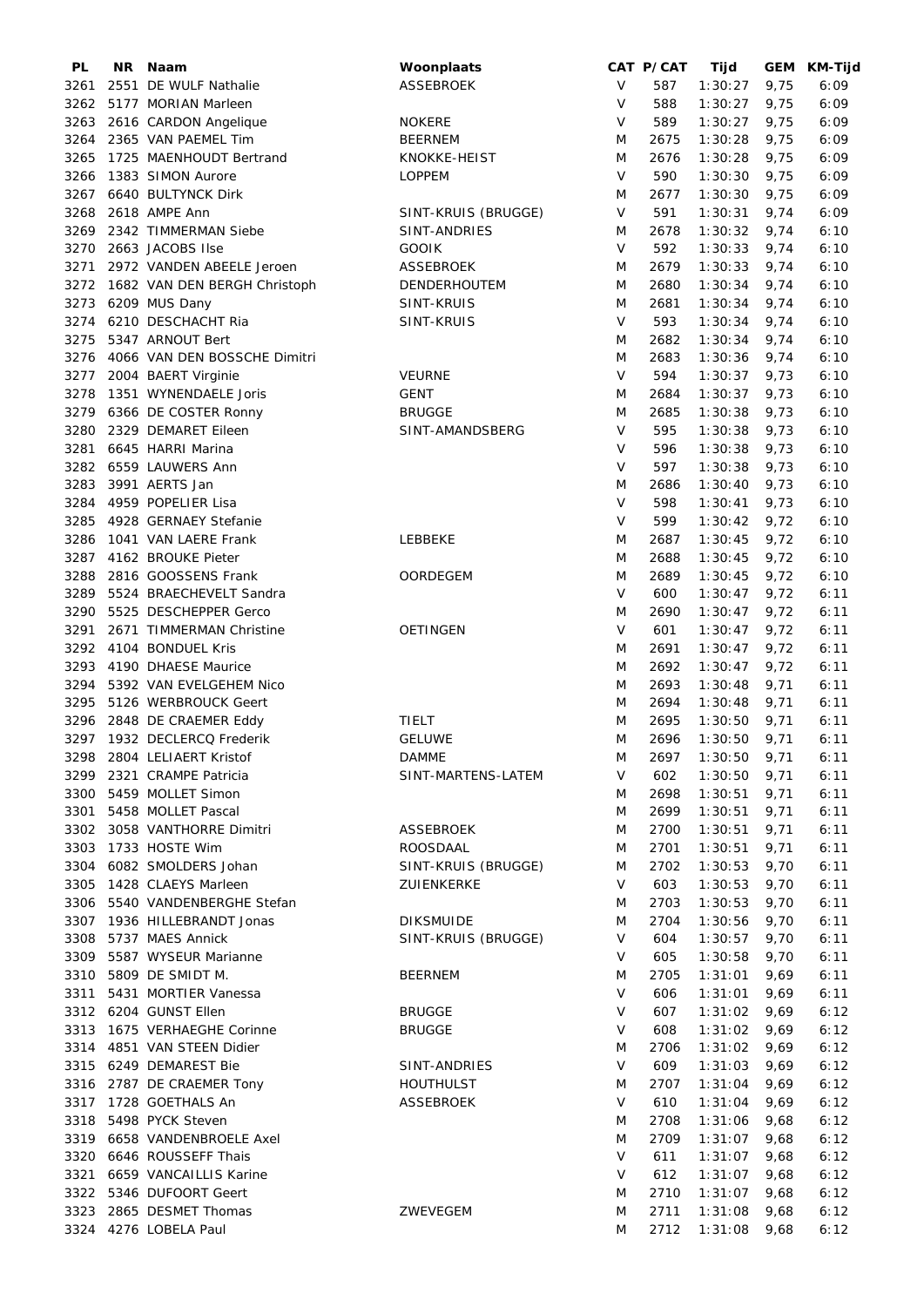| PL | NR | Naam | Woonplaats | CAT | P/CAT | Tijd | GEM | KM-Tijd |
|---|---|---|---|---|---|---|---|---|
| 3261 | 2551 | DE WULF Nathalie | ASSEBROEK | V | 587 | 1:30:27 | 9,75 | 6:09 |
| 3262 | 5177 | MORIAN Marleen | | V | 588 | 1:30:27 | 9,75 | 6:09 |
| 3263 | 2616 | CARDON Angelique | NOKERE | V | 589 | 1:30:27 | 9,75 | 6:09 |
| 3264 | 2365 | VAN PAEMEL Tim | BEERNEM | M | 2675 | 1:30:28 | 9,75 | 6:09 |
| 3265 | 1725 | MAENHOUDT Bertrand | KNOKKE-HEIST | M | 2676 | 1:30:28 | 9,75 | 6:09 |
| 3266 | 1383 | SIMON Aurore | LOPPEM | V | 590 | 1:30:30 | 9,75 | 6:09 |
| 3267 | 6640 | BULTYNCK Dirk | | M | 2677 | 1:30:30 | 9,75 | 6:09 |
| 3268 | 2618 | AMPE Ann | SINT-KRUIS (BRUGGE) | V | 591 | 1:30:31 | 9,74 | 6:09 |
| 3269 | 2342 | TIMMERMAN Siebe | SINT-ANDRIES | M | 2678 | 1:30:32 | 9,74 | 6:10 |
| 3270 | 2663 | JACOBS Ilse | GOOIK | V | 592 | 1:30:33 | 9,74 | 6:10 |
| 3271 | 2972 | VANDEN ABEELE Jeroen | ASSEBROEK | M | 2679 | 1:30:33 | 9,74 | 6:10 |
| 3272 | 1682 | VAN DEN BERGH Christoph | DENDERHOUTEM | M | 2680 | 1:30:34 | 9,74 | 6:10 |
| 3273 | 6209 | MUS Dany | SINT-KRUIS | M | 2681 | 1:30:34 | 9,74 | 6:10 |
| 3274 | 6210 | DESCHACHT Ria | SINT-KRUIS | V | 593 | 1:30:34 | 9,74 | 6:10 |
| 3275 | 5347 | ARNOUT Bert | | M | 2682 | 1:30:34 | 9,74 | 6:10 |
| 3276 | 4066 | VAN DEN BOSSCHE Dimitri | | M | 2683 | 1:30:36 | 9,74 | 6:10 |
| 3277 | 2004 | BAERT Virginie | VEURNE | V | 594 | 1:30:37 | 9,73 | 6:10 |
| 3278 | 1351 | WYNENDAELE Joris | GENT | M | 2684 | 1:30:37 | 9,73 | 6:10 |
| 3279 | 6366 | DE COSTER Ronny | BRUGGE | M | 2685 | 1:30:38 | 9,73 | 6:10 |
| 3280 | 2329 | DEMARET Eileen | SINT-AMANDSBERG | V | 595 | 1:30:38 | 9,73 | 6:10 |
| 3281 | 6645 | HARRI Marina | | V | 596 | 1:30:38 | 9,73 | 6:10 |
| 3282 | 6559 | LAUWERS Ann | | V | 597 | 1:30:38 | 9,73 | 6:10 |
| 3283 | 3991 | AERTS Jan | | M | 2686 | 1:30:40 | 9,73 | 6:10 |
| 3284 | 4959 | POPELIER Lisa | | V | 598 | 1:30:41 | 9,73 | 6:10 |
| 3285 | 4928 | GERNAEY Stefanie | | V | 599 | 1:30:42 | 9,72 | 6:10 |
| 3286 | 1041 | VAN LAERE Frank | LEBBEKE | M | 2687 | 1:30:45 | 9,72 | 6:10 |
| 3287 | 4162 | BROUKE Pieter | | M | 2688 | 1:30:45 | 9,72 | 6:10 |
| 3288 | 2816 | GOOSSENS Frank | OORDEGEM | M | 2689 | 1:30:45 | 9,72 | 6:10 |
| 3289 | 5524 | BRAECHEVELT Sandra | | V | 600 | 1:30:47 | 9,72 | 6:11 |
| 3290 | 5525 | DESCHEPPER Gerco | | M | 2690 | 1:30:47 | 9,72 | 6:11 |
| 3291 | 2671 | TIMMERMAN Christine | OETINGEN | V | 601 | 1:30:47 | 9,72 | 6:11 |
| 3292 | 4104 | BONDUEL Kris | | M | 2691 | 1:30:47 | 9,72 | 6:11 |
| 3293 | 4190 | DHAESE Maurice | | M | 2692 | 1:30:47 | 9,72 | 6:11 |
| 3294 | 5392 | VAN EVELGEHEM Nico | | M | 2693 | 1:30:48 | 9,71 | 6:11 |
| 3295 | 5126 | WERBROUCK Geert | | M | 2694 | 1:30:48 | 9,71 | 6:11 |
| 3296 | 2848 | DE CRAEMER Eddy | TIELT | M | 2695 | 1:30:50 | 9,71 | 6:11 |
| 3297 | 1932 | DECLERCQ Frederik | GELUWE | M | 2696 | 1:30:50 | 9,71 | 6:11 |
| 3298 | 2804 | LELIAERT Kristof | DAMME | M | 2697 | 1:30:50 | 9,71 | 6:11 |
| 3299 | 2321 | CRAMPE Patricia | SINT-MARTENS-LATEM | V | 602 | 1:30:50 | 9,71 | 6:11 |
| 3300 | 5459 | MOLLET Simon | | M | 2698 | 1:30:51 | 9,71 | 6:11 |
| 3301 | 5458 | MOLLET Pascal | | M | 2699 | 1:30:51 | 9,71 | 6:11 |
| 3302 | 3058 | VANTHORRE Dimitri | ASSEBROEK | M | 2700 | 1:30:51 | 9,71 | 6:11 |
| 3303 | 1733 | HOSTE Wim | ROOSDAAL | M | 2701 | 1:30:51 | 9,71 | 6:11 |
| 3304 | 6082 | SMOLDERS Johan | SINT-KRUIS (BRUGGE) | M | 2702 | 1:30:53 | 9,70 | 6:11 |
| 3305 | 1428 | CLAEYS Marleen | ZUIENKERKE | V | 603 | 1:30:53 | 9,70 | 6:11 |
| 3306 | 5540 | VANDENBERGHE Stefan | | M | 2703 | 1:30:53 | 9,70 | 6:11 |
| 3307 | 1936 | HILLEBRANDT Jonas | DIKSMUIDE | M | 2704 | 1:30:56 | 9,70 | 6:11 |
| 3308 | 5737 | MAES Annick | SINT-KRUIS (BRUGGE) | V | 604 | 1:30:57 | 9,70 | 6:11 |
| 3309 | 5587 | WYSEUR Marianne | | V | 605 | 1:30:58 | 9,70 | 6:11 |
| 3310 | 5809 | DE SMIDT M. | BEERNEM | M | 2705 | 1:31:01 | 9,69 | 6:11 |
| 3311 | 5431 | MORTIER Vanessa | | V | 606 | 1:31:01 | 9,69 | 6:11 |
| 3312 | 6204 | GUNST Ellen | BRUGGE | V | 607 | 1:31:02 | 9,69 | 6:12 |
| 3313 | 1675 | VERHAEGHE Corinne | BRUGGE | V | 608 | 1:31:02 | 9,69 | 6:12 |
| 3314 | 4851 | VAN STEEN Didier | | M | 2706 | 1:31:02 | 9,69 | 6:12 |
| 3315 | 6249 | DEMAREST Bie | SINT-ANDRIES | V | 609 | 1:31:03 | 9,69 | 6:12 |
| 3316 | 2787 | DE CRAEMER Tony | HOUTHULST | M | 2707 | 1:31:04 | 9,69 | 6:12 |
| 3317 | 1728 | GOETHALS An | ASSEBROEK | V | 610 | 1:31:04 | 9,69 | 6:12 |
| 3318 | 5498 | PYCK Steven | | M | 2708 | 1:31:06 | 9,68 | 6:12 |
| 3319 | 6658 | VANDENBROELE Axel | | M | 2709 | 1:31:07 | 9,68 | 6:12 |
| 3320 | 6646 | ROUSSEFF Thais | | V | 611 | 1:31:07 | 9,68 | 6:12 |
| 3321 | 6659 | VANCAILLIS Karine | | V | 612 | 1:31:07 | 9,68 | 6:12 |
| 3322 | 5346 | DUFOORT Geert | | M | 2710 | 1:31:07 | 9,68 | 6:12 |
| 3323 | 2865 | DESMET Thomas | ZWEVEGEM | M | 2711 | 1:31:08 | 9,68 | 6:12 |
| 3324 | 4276 | LOBELA Paul | | M | 2712 | 1:31:08 | 9,68 | 6:12 |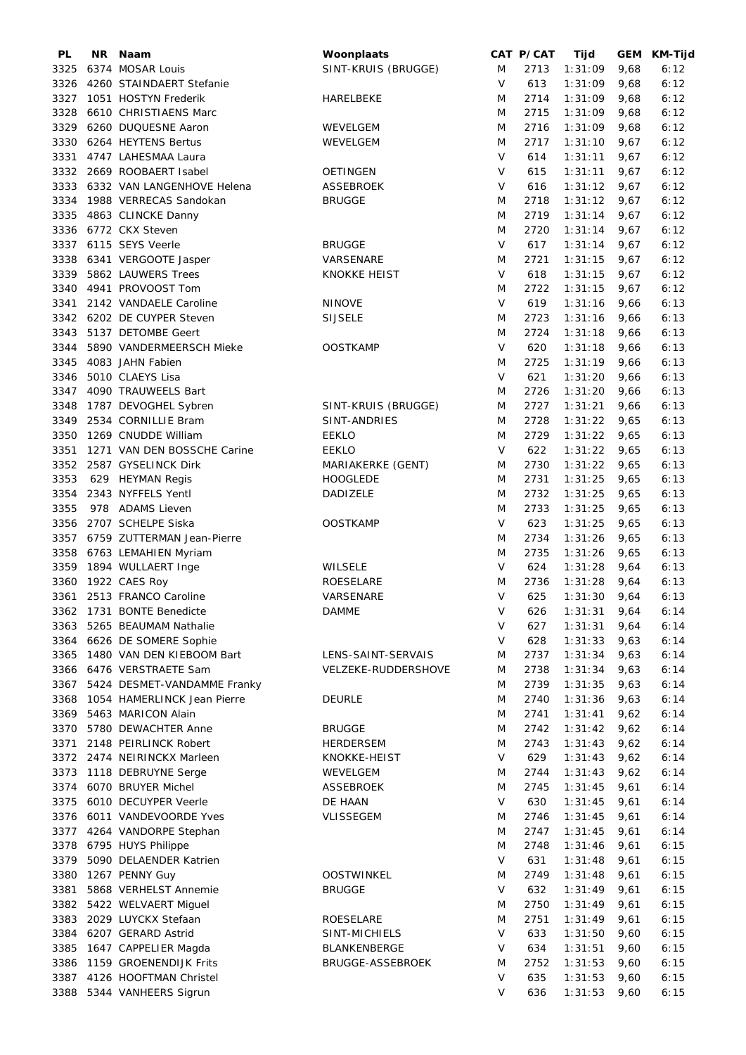| PL | NR | Naam | Woonplaats | CAT | P/CAT | Tijd | GEM | KM-Tijd |
|---|---|---|---|---|---|---|---|---|
| 3325 | 6374 | MOSAR Louis | SINT-KRUIS (BRUGGE) | M | 2713 | 1:31:09 | 9,68 | 6:12 |
| 3326 | 4260 | STAINDAERT Stefanie | | V | 613 | 1:31:09 | 9,68 | 6:12 |
| 3327 | 1051 | HOSTYN Frederik | HARELBEKE | M | 2714 | 1:31:09 | 9,68 | 6:12 |
| 3328 | 6610 | CHRISTIAENS Marc | | M | 2715 | 1:31:09 | 9,68 | 6:12 |
| 3329 | 6260 | DUQUESNE Aaron | WEVELGEM | M | 2716 | 1:31:09 | 9,68 | 6:12 |
| 3330 | 6264 | HEYTENS Bertus | WEVELGEM | M | 2717 | 1:31:10 | 9,67 | 6:12 |
| 3331 | 4747 | LAHESMAA Laura | | V | 614 | 1:31:11 | 9,67 | 6:12 |
| 3332 | 2669 | ROOBAERT Isabel | OETINGEN | V | 615 | 1:31:11 | 9,67 | 6:12 |
| 3333 | 6332 | VAN LANGENHOVE Helena | ASSEBROEK | V | 616 | 1:31:12 | 9,67 | 6:12 |
| 3334 | 1988 | VERRECAS Sandokan | BRUGGE | M | 2718 | 1:31:12 | 9,67 | 6:12 |
| 3335 | 4863 | CLINCKE Danny | | M | 2719 | 1:31:14 | 9,67 | 6:12 |
| 3336 | 6772 | CKX Steven | | M | 2720 | 1:31:14 | 9,67 | 6:12 |
| 3337 | 6115 | SEYS Veerle | BRUGGE | V | 617 | 1:31:14 | 9,67 | 6:12 |
| 3338 | 6341 | VERGOOTE Jasper | VARSENARE | M | 2721 | 1:31:15 | 9,67 | 6:12 |
| 3339 | 5862 | LAUWERS Trees | KNOKKE HEIST | V | 618 | 1:31:15 | 9,67 | 6:12 |
| 3340 | 4941 | PROVOOST Tom | | M | 2722 | 1:31:15 | 9,67 | 6:12 |
| 3341 | 2142 | VANDAELE Caroline | NINOVE | V | 619 | 1:31:16 | 9,66 | 6:13 |
| 3342 | 6202 | DE CUYPER Steven | SIJSELE | M | 2723 | 1:31:16 | 9,66 | 6:13 |
| 3343 | 5137 | DETOMBE Geert | | M | 2724 | 1:31:18 | 9,66 | 6:13 |
| 3344 | 5890 | VANDERMEERSCH Mieke | OOSTKAMP | V | 620 | 1:31:18 | 9,66 | 6:13 |
| 3345 | 4083 | JAHN Fabien | | M | 2725 | 1:31:19 | 9,66 | 6:13 |
| 3346 | 5010 | CLAEYS Lisa | | V | 621 | 1:31:20 | 9,66 | 6:13 |
| 3347 | 4090 | TRAUWEELS Bart | | M | 2726 | 1:31:20 | 9,66 | 6:13 |
| 3348 | 1787 | DEVOGHEL Sybren | SINT-KRUIS (BRUGGE) | M | 2727 | 1:31:21 | 9,66 | 6:13 |
| 3349 | 2534 | CORNILLIE Bram | SINT-ANDRIES | M | 2728 | 1:31:22 | 9,65 | 6:13 |
| 3350 | 1269 | CNUDDE William | EEKLO | M | 2729 | 1:31:22 | 9,65 | 6:13 |
| 3351 | 1271 | VAN DEN BOSSCHE Carine | EEKLO | V | 622 | 1:31:22 | 9,65 | 6:13 |
| 3352 | 2587 | GYSELINCK Dirk | MARIAKERKE (GENT) | M | 2730 | 1:31:22 | 9,65 | 6:13 |
| 3353 | 629 | HEYMAN Regis | HOOGLEDE | M | 2731 | 1:31:25 | 9,65 | 6:13 |
| 3354 | 2343 | NYFFELS Yentl | DADIZELE | M | 2732 | 1:31:25 | 9,65 | 6:13 |
| 3355 | 978 | ADAMS Lieven | | M | 2733 | 1:31:25 | 9,65 | 6:13 |
| 3356 | 2707 | SCHELPE Siska | OOSTKAMP | V | 623 | 1:31:25 | 9,65 | 6:13 |
| 3357 | 6759 | ZUTTERMAN Jean-Pierre | | M | 2734 | 1:31:26 | 9,65 | 6:13 |
| 3358 | 6763 | LEMAHIEN Myriam | | M | 2735 | 1:31:26 | 9,65 | 6:13 |
| 3359 | 1894 | WULLAERT Inge | WILSELE | V | 624 | 1:31:28 | 9,64 | 6:13 |
| 3360 | 1922 | CAES Roy | ROESELARE | M | 2736 | 1:31:28 | 9,64 | 6:13 |
| 3361 | 2513 | FRANCO Caroline | VARSENARE | V | 625 | 1:31:30 | 9,64 | 6:13 |
| 3362 | 1731 | BONTE Benedicte | DAMME | V | 626 | 1:31:31 | 9,64 | 6:14 |
| 3363 | 5265 | BEAUMAM Nathalie | | V | 627 | 1:31:31 | 9,64 | 6:14 |
| 3364 | 6626 | DE SOMERE Sophie | | V | 628 | 1:31:33 | 9,63 | 6:14 |
| 3365 | 1480 | VAN DEN KIEBOOM Bart | LENS-SAINT-SERVAIS | M | 2737 | 1:31:34 | 9,63 | 6:14 |
| 3366 | 6476 | VERSTRAETE Sam | VELZEKE-RUDDERSHOVE | M | 2738 | 1:31:34 | 9,63 | 6:14 |
| 3367 | 5424 | DESMET-VANDAMME Franky | | M | 2739 | 1:31:35 | 9,63 | 6:14 |
| 3368 | 1054 | HAMERLINCK Jean Pierre | DEURLE | M | 2740 | 1:31:36 | 9,63 | 6:14 |
| 3369 | 5463 | MARICON Alain | | M | 2741 | 1:31:41 | 9,62 | 6:14 |
| 3370 | 5780 | DEWACHTER Anne | BRUGGE | M | 2742 | 1:31:42 | 9,62 | 6:14 |
| 3371 | 2148 | PEIRLINCK Robert | HERDERSEM | M | 2743 | 1:31:43 | 9,62 | 6:14 |
| 3372 | 2474 | NEIRINCKX Marleen | KNOKKE-HEIST | V | 629 | 1:31:43 | 9,62 | 6:14 |
| 3373 | 1118 | DEBRUYNE Serge | WEVELGEM | M | 2744 | 1:31:43 | 9,62 | 6:14 |
| 3374 | 6070 | BRUYER Michel | ASSEBROEK | M | 2745 | 1:31:45 | 9,61 | 6:14 |
| 3375 | 6010 | DECUYPER Veerle | DE HAAN | V | 630 | 1:31:45 | 9,61 | 6:14 |
| 3376 | 6011 | VANDEVOORDE Yves | VLISSEGEM | M | 2746 | 1:31:45 | 9,61 | 6:14 |
| 3377 | 4264 | VANDORPE Stephan | | M | 2747 | 1:31:45 | 9,61 | 6:14 |
| 3378 | 6795 | HUYS Philippe | | M | 2748 | 1:31:46 | 9,61 | 6:15 |
| 3379 | 5090 | DELAENDER Katrien | | V | 631 | 1:31:48 | 9,61 | 6:15 |
| 3380 | 1267 | PENNY Guy | OOSTWINKEL | M | 2749 | 1:31:48 | 9,61 | 6:15 |
| 3381 | 5868 | VERHELST Annemie | BRUGGE | V | 632 | 1:31:49 | 9,61 | 6:15 |
| 3382 | 5422 | WELVAERT Miguel | | M | 2750 | 1:31:49 | 9,61 | 6:15 |
| 3383 | 2029 | LUYCKX Stefaan | ROESELARE | M | 2751 | 1:31:49 | 9,61 | 6:15 |
| 3384 | 6207 | GERARD Astrid | SINT-MICHIELS | V | 633 | 1:31:50 | 9,60 | 6:15 |
| 3385 | 1647 | CAPPELIER Magda | BLANKENBERGE | V | 634 | 1:31:51 | 9,60 | 6:15 |
| 3386 | 1159 | GROENENDIJK Frits | BRUGGE-ASSEBROEK | M | 2752 | 1:31:53 | 9,60 | 6:15 |
| 3387 | 4126 | HOOFTMAN Christel | | V | 635 | 1:31:53 | 9,60 | 6:15 |
| 3388 | 5344 | VANHEERS Sigrun | | V | 636 | 1:31:53 | 9,60 | 6:15 |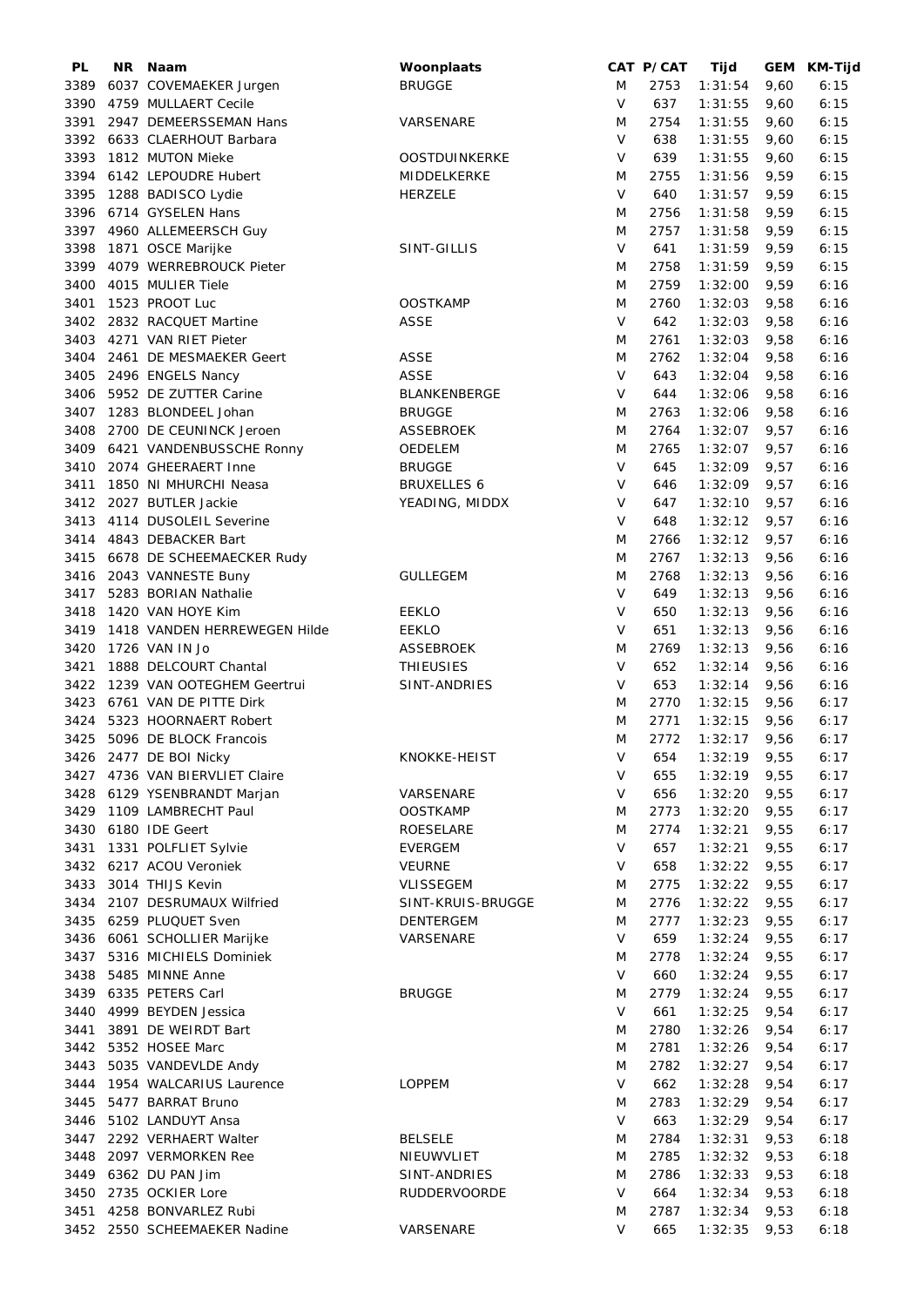| PL | NR | Naam | Woonplaats | CAT | P/CAT | Tijd | GEM | KM-Tijd |
|---|---|---|---|---|---|---|---|---|
| 3389 | 6037 | COVEMAEKER Jurgen | BRUGGE | M | 2753 | 1:31:54 | 9,60 | 6:15 |
| 3390 | 4759 | MULLAERT Cecile | | V | 637 | 1:31:55 | 9,60 | 6:15 |
| 3391 | 2947 | DEMEERSSEMAN Hans | VARSENARE | M | 2754 | 1:31:55 | 9,60 | 6:15 |
| 3392 | 6633 | CLAERHOUT Barbara | | V | 638 | 1:31:55 | 9,60 | 6:15 |
| 3393 | 1812 | MUTON Mieke | OOSTDUINKERKE | V | 639 | 1:31:55 | 9,60 | 6:15 |
| 3394 | 6142 | LEPOUDRE Hubert | MIDDELKERKE | M | 2755 | 1:31:56 | 9,59 | 6:15 |
| 3395 | 1288 | BADISCO Lydie | HERZELE | V | 640 | 1:31:57 | 9,59 | 6:15 |
| 3396 | 6714 | GYSELEN Hans | | M | 2756 | 1:31:58 | 9,59 | 6:15 |
| 3397 | 4960 | ALLEMEERSCH Guy | | M | 2757 | 1:31:58 | 9,59 | 6:15 |
| 3398 | 1871 | OSCE Marijke | SINT-GILLIS | V | 641 | 1:31:59 | 9,59 | 6:15 |
| 3399 | 4079 | WERREBROUCK Pieter | | M | 2758 | 1:31:59 | 9,59 | 6:15 |
| 3400 | 4015 | MULIER Tiele | | M | 2759 | 1:32:00 | 9,59 | 6:16 |
| 3401 | 1523 | PROOT Luc | OOSTKAMP | M | 2760 | 1:32:03 | 9,58 | 6:16 |
| 3402 | 2832 | RACQUET Martine | ASSE | V | 642 | 1:32:03 | 9,58 | 6:16 |
| 3403 | 4271 | VAN RIET Pieter | | M | 2761 | 1:32:03 | 9,58 | 6:16 |
| 3404 | 2461 | DE MESMAEKER Geert | ASSE | M | 2762 | 1:32:04 | 9,58 | 6:16 |
| 3405 | 2496 | ENGELS Nancy | ASSE | V | 643 | 1:32:04 | 9,58 | 6:16 |
| 3406 | 5952 | DE ZUTTER Carine | BLANKENBERGE | V | 644 | 1:32:06 | 9,58 | 6:16 |
| 3407 | 1283 | BLONDEEL Johan | BRUGGE | M | 2763 | 1:32:06 | 9,58 | 6:16 |
| 3408 | 2700 | DE CEUNINCK Jeroen | ASSEBROEK | M | 2764 | 1:32:07 | 9,57 | 6:16 |
| 3409 | 6421 | VANDENBUSSCHE Ronny | OEDELEM | M | 2765 | 1:32:07 | 9,57 | 6:16 |
| 3410 | 2074 | GHEERAERT Inne | BRUGGE | V | 645 | 1:32:09 | 9,57 | 6:16 |
| 3411 | 1850 | NI MHURCHI Neasa | BRUXELLES 6 | V | 646 | 1:32:09 | 9,57 | 6:16 |
| 3412 | 2027 | BUTLER Jackie | YEADING, MIDDX | V | 647 | 1:32:10 | 9,57 | 6:16 |
| 3413 | 4114 | DUSOLEIL Severine | | V | 648 | 1:32:12 | 9,57 | 6:16 |
| 3414 | 4843 | DEBACKER Bart | | M | 2766 | 1:32:12 | 9,57 | 6:16 |
| 3415 | 6678 | DE SCHEEMAECKER Rudy | | M | 2767 | 1:32:13 | 9,56 | 6:16 |
| 3416 | 2043 | VANNESTE Buny | GULLEGEM | M | 2768 | 1:32:13 | 9,56 | 6:16 |
| 3417 | 5283 | BORIAN Nathalie | | V | 649 | 1:32:13 | 9,56 | 6:16 |
| 3418 | 1420 | VAN HOYE Kim | EEKLO | V | 650 | 1:32:13 | 9,56 | 6:16 |
| 3419 | 1418 | VANDEN HERREWEGEN Hilde | EEKLO | V | 651 | 1:32:13 | 9,56 | 6:16 |
| 3420 | 1726 | VAN IN Jo | ASSEBROEK | M | 2769 | 1:32:13 | 9,56 | 6:16 |
| 3421 | 1888 | DELCOURT Chantal | THIEUSIES | V | 652 | 1:32:14 | 9,56 | 6:16 |
| 3422 | 1239 | VAN OOTEGHEM Geertrui | SINT-ANDRIES | V | 653 | 1:32:14 | 9,56 | 6:16 |
| 3423 | 6761 | VAN DE PITTE Dirk | | M | 2770 | 1:32:15 | 9,56 | 6:17 |
| 3424 | 5323 | HOORNAERT Robert | | M | 2771 | 1:32:15 | 9,56 | 6:17 |
| 3425 | 5096 | DE BLOCK Francois | | M | 2772 | 1:32:17 | 9,56 | 6:17 |
| 3426 | 2477 | DE BOI Nicky | KNOKKE-HEIST | V | 654 | 1:32:19 | 9,55 | 6:17 |
| 3427 | 4736 | VAN BIERVLIET Claire | | V | 655 | 1:32:19 | 9,55 | 6:17 |
| 3428 | 6129 | YSENBRANDT Marjan | VARSENARE | V | 656 | 1:32:20 | 9,55 | 6:17 |
| 3429 | 1109 | LAMBRECHT Paul | OOSTKAMP | M | 2773 | 1:32:20 | 9,55 | 6:17 |
| 3430 | 6180 | IDE Geert | ROESELARE | M | 2774 | 1:32:21 | 9,55 | 6:17 |
| 3431 | 1331 | POLFLIET Sylvie | EVERGEM | V | 657 | 1:32:21 | 9,55 | 6:17 |
| 3432 | 6217 | ACOU Veroniek | VEURNE | V | 658 | 1:32:22 | 9,55 | 6:17 |
| 3433 | 3014 | THIJS Kevin | VLISSEGEM | M | 2775 | 1:32:22 | 9,55 | 6:17 |
| 3434 | 2107 | DESRUMAUX Wilfried | SINT-KRUIS-BRUGGE | M | 2776 | 1:32:22 | 9,55 | 6:17 |
| 3435 | 6259 | PLUQUET Sven | DENTERGEM | M | 2777 | 1:32:23 | 9,55 | 6:17 |
| 3436 | 6061 | SCHOLLIER Marijke | VARSENARE | V | 659 | 1:32:24 | 9,55 | 6:17 |
| 3437 | 5316 | MICHIELS Dominiek | | M | 2778 | 1:32:24 | 9,55 | 6:17 |
| 3438 | 5485 | MINNE Anne | | V | 660 | 1:32:24 | 9,55 | 6:17 |
| 3439 | 6335 | PETERS Carl | BRUGGE | M | 2779 | 1:32:24 | 9,55 | 6:17 |
| 3440 | 4999 | BEYDEN Jessica | | V | 661 | 1:32:25 | 9,54 | 6:17 |
| 3441 | 3891 | DE WEIRDT Bart | | M | 2780 | 1:32:26 | 9,54 | 6:17 |
| 3442 | 5352 | HOSEE Marc | | M | 2781 | 1:32:26 | 9,54 | 6:17 |
| 3443 | 5035 | VANDEVLDE Andy | | M | 2782 | 1:32:27 | 9,54 | 6:17 |
| 3444 | 1954 | WALCARIUS Laurence | LOPPEM | V | 662 | 1:32:28 | 9,54 | 6:17 |
| 3445 | 5477 | BARRAT Bruno | | M | 2783 | 1:32:29 | 9,54 | 6:17 |
| 3446 | 5102 | LANDUYT Ansa | | V | 663 | 1:32:29 | 9,54 | 6:17 |
| 3447 | 2292 | VERHAERT Walter | BELSELE | M | 2784 | 1:32:31 | 9,53 | 6:18 |
| 3448 | 2097 | VERMORKEN Ree | NIEUWVLIET | M | 2785 | 1:32:32 | 9,53 | 6:18 |
| 3449 | 6362 | DU PAN Jim | SINT-ANDRIES | M | 2786 | 1:32:33 | 9,53 | 6:18 |
| 3450 | 2735 | OCKIER Lore | RUDDERVOORDE | V | 664 | 1:32:34 | 9,53 | 6:18 |
| 3451 | 4258 | BONVARLEZ Rubi | | M | 2787 | 1:32:34 | 9,53 | 6:18 |
| 3452 | 2550 | SCHEEMAEKER Nadine | VARSENARE | V | 665 | 1:32:35 | 9,53 | 6:18 |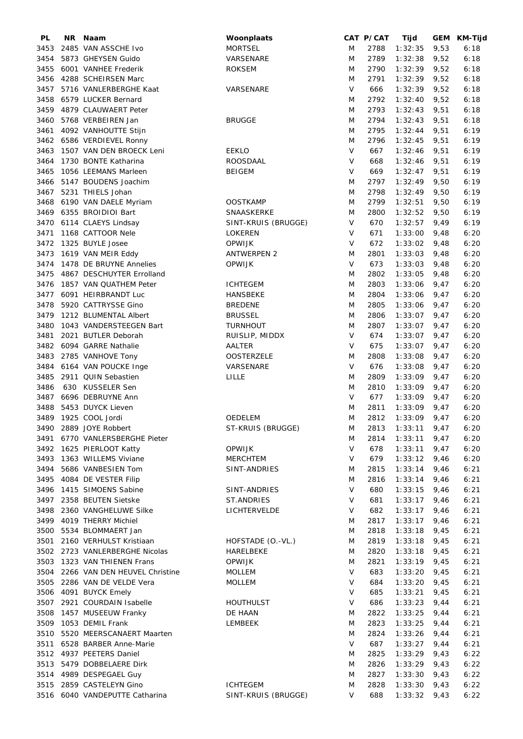| PL | NR | Naam | Woonplaats | CAT | P/CAT | Tijd | GEM | KM-Tijd |
|---|---|---|---|---|---|---|---|---|
| 3453 | 2485 | VAN ASSCHE Ivo | MORTSEL | M | 2788 | 1:32:35 | 9,53 | 6:18 |
| 3454 | 5873 | GHEYSEN Guido | VARSENARE | M | 2789 | 1:32:38 | 9,52 | 6:18 |
| 3455 | 6001 | VANHEE Frederik | ROKSEM | M | 2790 | 1:32:39 | 9,52 | 6:18 |
| 3456 | 4288 | SCHEIRSEN Marc | | M | 2791 | 1:32:39 | 9,52 | 6:18 |
| 3457 | 5716 | VANLERBERGHE Kaat | VARSENARE | V | 666 | 1:32:39 | 9,52 | 6:18 |
| 3458 | 6579 | LUCKER Bernard | | M | 2792 | 1:32:40 | 9,52 | 6:18 |
| 3459 | 4879 | CLAUWAERT Peter | | M | 2793 | 1:32:43 | 9,51 | 6:18 |
| 3460 | 5768 | VERBEIREN Jan | BRUGGE | M | 2794 | 1:32:43 | 9,51 | 6:18 |
| 3461 | 4092 | VANHOUTTE Stijn | | M | 2795 | 1:32:44 | 9,51 | 6:19 |
| 3462 | 6586 | VERDIEVEL Ronny | | M | 2796 | 1:32:45 | 9,51 | 6:19 |
| 3463 | 1507 | VAN DEN BROECK Leni | EEKLO | V | 667 | 1:32:46 | 9,51 | 6:19 |
| 3464 | 1730 | BONTE Katharina | ROOSDAAL | V | 668 | 1:32:46 | 9,51 | 6:19 |
| 3465 | 1056 | LEEMANS Marleen | BEIGEM | V | 669 | 1:32:47 | 9,51 | 6:19 |
| 3466 | 5147 | BOUDENS Joachim | | M | 2797 | 1:32:49 | 9,50 | 6:19 |
| 3467 | 5231 | THIELS Johan | | M | 2798 | 1:32:49 | 9,50 | 6:19 |
| 3468 | 6190 | VAN DAELE Myriam | OOSTKAMP | M | 2799 | 1:32:51 | 9,50 | 6:19 |
| 3469 | 6355 | BROIDIOI Bart | SNAASKERKE | M | 2800 | 1:32:52 | 9,50 | 6:19 |
| 3470 | 6114 | CLAEYS Lindsay | SINT-KRUIS (BRUGGE) | V | 670 | 1:32:57 | 9,49 | 6:19 |
| 3471 | 1168 | CATTOOR Nele | LOKEREN | V | 671 | 1:33:00 | 9,48 | 6:20 |
| 3472 | 1325 | BUYLE Josee | OPWIJK | V | 672 | 1:33:02 | 9,48 | 6:20 |
| 3473 | 1619 | VAN MEIR Eddy | ANTWERPEN 2 | M | 2801 | 1:33:03 | 9,48 | 6:20 |
| 3474 | 1478 | DE BRUYNE Annelies | OPWIJK | V | 673 | 1:33:03 | 9,48 | 6:20 |
| 3475 | 4867 | DESCHUYTER Errolland | | M | 2802 | 1:33:05 | 9,48 | 6:20 |
| 3476 | 1857 | VAN QUATHEM Peter | ICHTEGEM | M | 2803 | 1:33:06 | 9,47 | 6:20 |
| 3477 | 6091 | HEIRBRANDT Luc | HANSBEKE | M | 2804 | 1:33:06 | 9,47 | 6:20 |
| 3478 | 5920 | CATTRYSSE Gino | BREDENE | M | 2805 | 1:33:06 | 9,47 | 6:20 |
| 3479 | 1212 | BLUMENTAL Albert | BRUSSEL | M | 2806 | 1:33:07 | 9,47 | 6:20 |
| 3480 | 1043 | VANDERSTEEGEN Bart | TURNHOUT | M | 2807 | 1:33:07 | 9,47 | 6:20 |
| 3481 | 2021 | BUTLER Deborah | RUISLIP, MIDDX | V | 674 | 1:33:07 | 9,47 | 6:20 |
| 3482 | 6094 | GARRE Nathalie | AALTER | V | 675 | 1:33:07 | 9,47 | 6:20 |
| 3483 | 2785 | VANHOVE Tony | OOSTERZELE | M | 2808 | 1:33:08 | 9,47 | 6:20 |
| 3484 | 6164 | VAN POUCKE Inge | VARSENARE | V | 676 | 1:33:08 | 9,47 | 6:20 |
| 3485 | 2911 | QUIN Sebastien | LILLE | M | 2809 | 1:33:09 | 9,47 | 6:20 |
| 3486 | 630 | KUSSELER Sen | | M | 2810 | 1:33:09 | 9,47 | 6:20 |
| 3487 | 6696 | DEBRUYNE Ann | | V | 677 | 1:33:09 | 9,47 | 6:20 |
| 3488 | 5453 | DUYCK Lieven | | M | 2811 | 1:33:09 | 9,47 | 6:20 |
| 3489 | 1925 | COOL Jordi | OEDELEM | M | 2812 | 1:33:09 | 9,47 | 6:20 |
| 3490 | 2889 | JOYE Robbert | ST-KRUIS (BRUGGE) | M | 2813 | 1:33:11 | 9,47 | 6:20 |
| 3491 | 6770 | VANLERSBERGHE Pieter | | M | 2814 | 1:33:11 | 9,47 | 6:20 |
| 3492 | 1625 | PIERLOOT Katty | OPWIJK | V | 678 | 1:33:11 | 9,47 | 6:20 |
| 3493 | 1363 | WILLEMS Viviane | MERCHTEM | V | 679 | 1:33:12 | 9,46 | 6:20 |
| 3494 | 5686 | VANBESIEN Tom | SINT-ANDRIES | M | 2815 | 1:33:14 | 9,46 | 6:21 |
| 3495 | 4084 | DE VESTER Filip | | M | 2816 | 1:33:14 | 9,46 | 6:21 |
| 3496 | 1415 | SIMOENS Sabine | SINT-ANDRIES | V | 680 | 1:33:15 | 9,46 | 6:21 |
| 3497 | 2358 | BEUTEN Sietske | ST.ANDRIES | V | 681 | 1:33:17 | 9,46 | 6:21 |
| 3498 | 2360 | VANGHELUWE Silke | LICHTERVELDE | V | 682 | 1:33:17 | 9,46 | 6:21 |
| 3499 | 4019 | THERRY Michiel | | M | 2817 | 1:33:17 | 9,46 | 6:21 |
| 3500 | 5534 | BLOMMAERT Jan | | M | 2818 | 1:33:18 | 9,45 | 6:21 |
| 3501 | 2160 | VERHULST Kristiaan | HOFSTADE (O.-VL.) | M | 2819 | 1:33:18 | 9,45 | 6:21 |
| 3502 | 2723 | VANLERBERGHE Nicolas | HARELBEKE | M | 2820 | 1:33:18 | 9,45 | 6:21 |
| 3503 | 1323 | VAN THIENEN Frans | OPWIJK | M | 2821 | 1:33:19 | 9,45 | 6:21 |
| 3504 | 2266 | VAN DEN HEUVEL Christine | MOLLEM | V | 683 | 1:33:20 | 9,45 | 6:21 |
| 3505 | 2286 | VAN DE VELDE Vera | MOLLEM | V | 684 | 1:33:20 | 9,45 | 6:21 |
| 3506 | 4091 | BUYCK Emely | | V | 685 | 1:33:21 | 9,45 | 6:21 |
| 3507 | 2921 | COURDAIN Isabelle | HOUTHULST | V | 686 | 1:33:23 | 9,44 | 6:21 |
| 3508 | 1457 | MUSEEUW Franky | DE HAAN | M | 2822 | 1:33:25 | 9,44 | 6:21 |
| 3509 | 1053 | DEMIL Frank | LEMBEEK | M | 2823 | 1:33:25 | 9,44 | 6:21 |
| 3510 | 5520 | MEERSCANAERT Maarten | | M | 2824 | 1:33:26 | 9,44 | 6:21 |
| 3511 | 6528 | BARBER Anne-Marie | | V | 687 | 1:33:27 | 9,44 | 6:21 |
| 3512 | 4937 | PEETERS Daniel | | M | 2825 | 1:33:29 | 9,43 | 6:22 |
| 3513 | 5479 | DOBBELAERE Dirk | | M | 2826 | 1:33:29 | 9,43 | 6:22 |
| 3514 | 4989 | DESPEGAEL Guy | | M | 2827 | 1:33:30 | 9,43 | 6:22 |
| 3515 | 2859 | CASTELEYN Gino | ICHTEGEM | M | 2828 | 1:33:30 | 9,43 | 6:22 |
| 3516 | 6040 | VANDEPUTTE Catharina | SINT-KRUIS (BRUGGE) | V | 688 | 1:33:32 | 9,43 | 6:22 |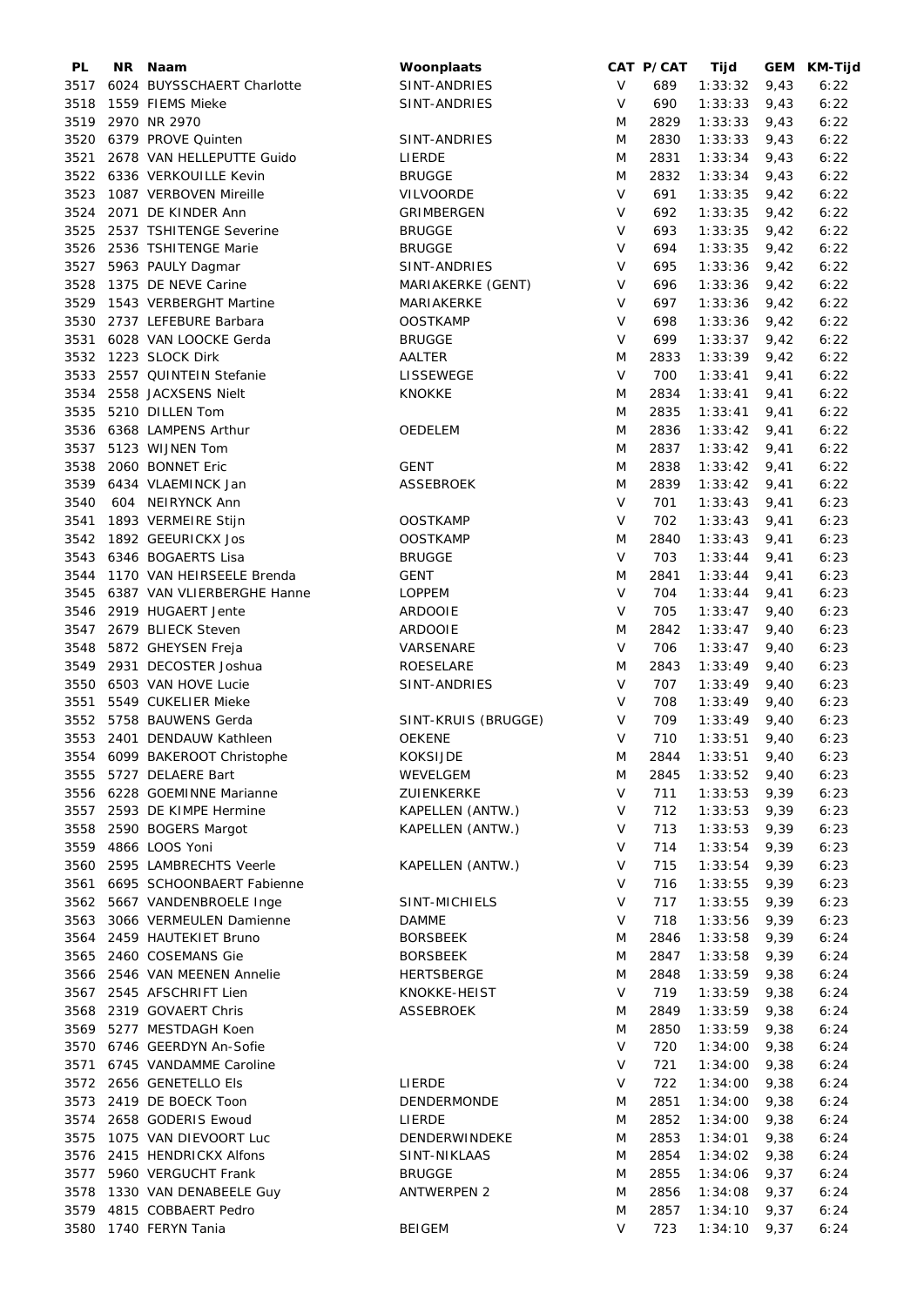| PL | NR | Naam | Woonplaats | CAT | P/CAT | Tijd | GEM | KM-Tijd |
|---|---|---|---|---|---|---|---|---|
| 3517 | 6024 | BUYSSCHAERT Charlotte | SINT-ANDRIES | V | 689 | 1:33:32 | 9,43 | 6:22 |
| 3518 | 1559 | FIEMS Mieke | SINT-ANDRIES | V | 690 | 1:33:33 | 9,43 | 6:22 |
| 3519 | 2970 | NR 2970 | | M | 2829 | 1:33:33 | 9,43 | 6:22 |
| 3520 | 6379 | PROVE Quinten | SINT-ANDRIES | M | 2830 | 1:33:33 | 9,43 | 6:22 |
| 3521 | 2678 | VAN HELLEPUTTE Guido | LIERDE | M | 2831 | 1:33:34 | 9,43 | 6:22 |
| 3522 | 6336 | VERKOUILLE Kevin | BRUGGE | M | 2832 | 1:33:34 | 9,43 | 6:22 |
| 3523 | 1087 | VERBOVEN Mireille | VILVOORDE | V | 691 | 1:33:35 | 9,42 | 6:22 |
| 3524 | 2071 | DE KINDER Ann | GRIMBERGEN | V | 692 | 1:33:35 | 9,42 | 6:22 |
| 3525 | 2537 | TSHITENGE Severine | BRUGGE | V | 693 | 1:33:35 | 9,42 | 6:22 |
| 3526 | 2536 | TSHITENGE Marie | BRUGGE | V | 694 | 1:33:35 | 9,42 | 6:22 |
| 3527 | 5963 | PAULY Dagmar | SINT-ANDRIES | V | 695 | 1:33:36 | 9,42 | 6:22 |
| 3528 | 1375 | DE NEVE Carine | MARIAKERKE (GENT) | V | 696 | 1:33:36 | 9,42 | 6:22 |
| 3529 | 1543 | VERBERGHT Martine | MARIAKERKE | V | 697 | 1:33:36 | 9,42 | 6:22 |
| 3530 | 2737 | LEFEBURE Barbara | OOSTKAMP | V | 698 | 1:33:36 | 9,42 | 6:22 |
| 3531 | 6028 | VAN LOOCKE Gerda | BRUGGE | V | 699 | 1:33:37 | 9,42 | 6:22 |
| 3532 | 1223 | SLOCK Dirk | AALTER | M | 2833 | 1:33:39 | 9,42 | 6:22 |
| 3533 | 2557 | QUINTEIN Stefanie | LISSEWEGE | V | 700 | 1:33:41 | 9,41 | 6:22 |
| 3534 | 2558 | JACXSENS Nielt | KNOKKE | M | 2834 | 1:33:41 | 9,41 | 6:22 |
| 3535 | 5210 | DILLEN Tom | | M | 2835 | 1:33:41 | 9,41 | 6:22 |
| 3536 | 6368 | LAMPENS Arthur | OEDELEM | M | 2836 | 1:33:42 | 9,41 | 6:22 |
| 3537 | 5123 | WIJNEN Tom | | M | 2837 | 1:33:42 | 9,41 | 6:22 |
| 3538 | 2060 | BONNET Eric | GENT | M | 2838 | 1:33:42 | 9,41 | 6:22 |
| 3539 | 6434 | VLAEMINCK Jan | ASSEBROEK | M | 2839 | 1:33:42 | 9,41 | 6:22 |
| 3540 | 604 | NEIRYNCK Ann | | V | 701 | 1:33:43 | 9,41 | 6:23 |
| 3541 | 1893 | VERMEIRE Stijn | OOSTKAMP | V | 702 | 1:33:43 | 9,41 | 6:23 |
| 3542 | 1892 | GEEURICKX Jos | OOSTKAMP | M | 2840 | 1:33:43 | 9,41 | 6:23 |
| 3543 | 6346 | BOGAERTS Lisa | BRUGGE | V | 703 | 1:33:44 | 9,41 | 6:23 |
| 3544 | 1170 | VAN HEIRSEELE Brenda | GENT | M | 2841 | 1:33:44 | 9,41 | 6:23 |
| 3545 | 6387 | VAN VLIERBERGHE Hanne | LOPPEM | V | 704 | 1:33:44 | 9,41 | 6:23 |
| 3546 | 2919 | HUGAERT Jente | ARDOOIE | V | 705 | 1:33:47 | 9,40 | 6:23 |
| 3547 | 2679 | BLIECK Steven | ARDOOIE | M | 2842 | 1:33:47 | 9,40 | 6:23 |
| 3548 | 5872 | GHEYSEN Freja | VARSENARE | V | 706 | 1:33:47 | 9,40 | 6:23 |
| 3549 | 2931 | DECOSTER Joshua | ROESELARE | M | 2843 | 1:33:49 | 9,40 | 6:23 |
| 3550 | 6503 | VAN HOVE Lucie | SINT-ANDRIES | V | 707 | 1:33:49 | 9,40 | 6:23 |
| 3551 | 5549 | CUKELIER Mieke | | V | 708 | 1:33:49 | 9,40 | 6:23 |
| 3552 | 5758 | BAUWENS Gerda | SINT-KRUIS (BRUGGE) | V | 709 | 1:33:49 | 9,40 | 6:23 |
| 3553 | 2401 | DENDAUW Kathleen | OEKENE | V | 710 | 1:33:51 | 9,40 | 6:23 |
| 3554 | 6099 | BAKEROOT Christophe | KOKSIJDE | M | 2844 | 1:33:51 | 9,40 | 6:23 |
| 3555 | 5727 | DELAERE Bart | WEVELGEM | M | 2845 | 1:33:52 | 9,40 | 6:23 |
| 3556 | 6228 | GOEMINNE Marianne | ZUIENKERKE | V | 711 | 1:33:53 | 9,39 | 6:23 |
| 3557 | 2593 | DE KIMPE Hermine | KAPELLEN (ANTW.) | V | 712 | 1:33:53 | 9,39 | 6:23 |
| 3558 | 2590 | BOGERS Margot | KAPELLEN (ANTW.) | V | 713 | 1:33:53 | 9,39 | 6:23 |
| 3559 | 4866 | LOOS Yoni | | V | 714 | 1:33:54 | 9,39 | 6:23 |
| 3560 | 2595 | LAMBRECHTS Veerle | KAPELLEN (ANTW.) | V | 715 | 1:33:54 | 9,39 | 6:23 |
| 3561 | 6695 | SCHOONBAERT Fabienne | | V | 716 | 1:33:55 | 9,39 | 6:23 |
| 3562 | 5667 | VANDENBROELE Inge | SINT-MICHIELS | V | 717 | 1:33:55 | 9,39 | 6:23 |
| 3563 | 3066 | VERMEULEN Damienne | DAMME | V | 718 | 1:33:56 | 9,39 | 6:23 |
| 3564 | 2459 | HAUTEKIET Bruno | BORSBEEK | M | 2846 | 1:33:58 | 9,39 | 6:24 |
| 3565 | 2460 | COSEMANS Gie | BORSBEEK | M | 2847 | 1:33:58 | 9,39 | 6:24 |
| 3566 | 2546 | VAN MEENEN Annelie | HERTSBERGE | M | 2848 | 1:33:59 | 9,38 | 6:24 |
| 3567 | 2545 | AFSCHRIFT Lien | KNOKKE-HEIST | V | 719 | 1:33:59 | 9,38 | 6:24 |
| 3568 | 2319 | GOVAERT Chris | ASSEBROEK | M | 2849 | 1:33:59 | 9,38 | 6:24 |
| 3569 | 5277 | MESTDAGH Koen | | M | 2850 | 1:33:59 | 9,38 | 6:24 |
| 3570 | 6746 | GEERDYN An-Sofie | | V | 720 | 1:34:00 | 9,38 | 6:24 |
| 3571 | 6745 | VANDAMME Caroline | | V | 721 | 1:34:00 | 9,38 | 6:24 |
| 3572 | 2656 | GENETELLO Els | LIERDE | V | 722 | 1:34:00 | 9,38 | 6:24 |
| 3573 | 2419 | DE BOECK Toon | DENDERMONDE | M | 2851 | 1:34:00 | 9,38 | 6:24 |
| 3574 | 2658 | GODERIS Ewoud | LIERDE | M | 2852 | 1:34:00 | 9,38 | 6:24 |
| 3575 | 1075 | VAN DIEVOORT Luc | DENDERWINDEKE | M | 2853 | 1:34:01 | 9,38 | 6:24 |
| 3576 | 2415 | HENDRICKX Alfons | SINT-NIKLAAS | M | 2854 | 1:34:02 | 9,38 | 6:24 |
| 3577 | 5960 | VERGUCHT Frank | BRUGGE | M | 2855 | 1:34:06 | 9,37 | 6:24 |
| 3578 | 1330 | VAN DENABEELE Guy | ANTWERPEN 2 | M | 2856 | 1:34:08 | 9,37 | 6:24 |
| 3579 | 4815 | COBBAERT Pedro | | M | 2857 | 1:34:10 | 9,37 | 6:24 |
| 3580 | 1740 | FERYN Tania | BEIGEM | V | 723 | 1:34:10 | 9,37 | 6:24 |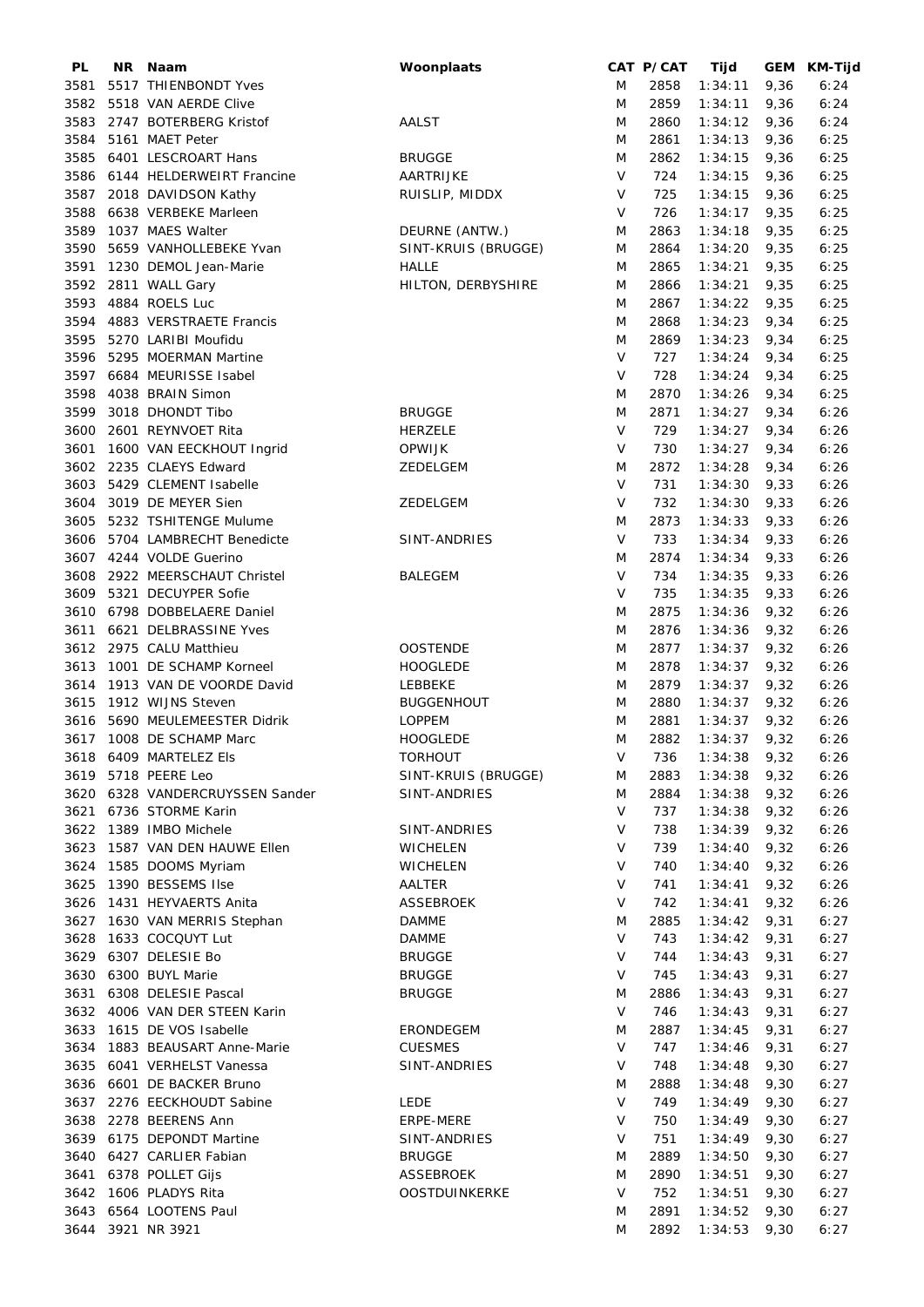| PL | NR | Naam | Woonplaats | CAT | P/CAT | Tijd | GEM | KM-Tijd |
|---|---|---|---|---|---|---|---|---|
| 3581 | 5517 | THIENBONDT Yves | | M | 2858 | 1:34:11 | 9,36 | 6:24 |
| 3582 | 5518 | VAN AERDE Clive | | M | 2859 | 1:34:11 | 9,36 | 6:24 |
| 3583 | 2747 | BOTERBERG Kristof | AALST | M | 2860 | 1:34:12 | 9,36 | 6:24 |
| 3584 | 5161 | MAET Peter | | M | 2861 | 1:34:13 | 9,36 | 6:25 |
| 3585 | 6401 | LESCROART Hans | BRUGGE | M | 2862 | 1:34:15 | 9,36 | 6:25 |
| 3586 | 6144 | HELDERWEIRT Francine | AARTRIJKE | V | 724 | 1:34:15 | 9,36 | 6:25 |
| 3587 | 2018 | DAVIDSON Kathy | RUISLIP, MIDDX | V | 725 | 1:34:15 | 9,36 | 6:25 |
| 3588 | 6638 | VERBEKE Marleen | | V | 726 | 1:34:17 | 9,35 | 6:25 |
| 3589 | 1037 | MAES Walter | DEURNE (ANTW.) | M | 2863 | 1:34:18 | 9,35 | 6:25 |
| 3590 | 5659 | VANHOLLEBEKE Yvan | SINT-KRUIS (BRUGGE) | M | 2864 | 1:34:20 | 9,35 | 6:25 |
| 3591 | 1230 | DEMOL Jean-Marie | HALLE | M | 2865 | 1:34:21 | 9,35 | 6:25 |
| 3592 | 2811 | WALL Gary | HILTON, DERBYSHIRE | M | 2866 | 1:34:21 | 9,35 | 6:25 |
| 3593 | 4884 | ROELS Luc | | M | 2867 | 1:34:22 | 9,35 | 6:25 |
| 3594 | 4883 | VERSTRAETE Francis | | M | 2868 | 1:34:23 | 9,34 | 6:25 |
| 3595 | 5270 | LARIBI Moufidu | | M | 2869 | 1:34:23 | 9,34 | 6:25 |
| 3596 | 5295 | MOERMAN Martine | | V | 727 | 1:34:24 | 9,34 | 6:25 |
| 3597 | 6684 | MEURISSE Isabel | | V | 728 | 1:34:24 | 9,34 | 6:25 |
| 3598 | 4038 | BRAIN Simon | | M | 2870 | 1:34:26 | 9,34 | 6:25 |
| 3599 | 3018 | DHONDT Tibo | BRUGGE | M | 2871 | 1:34:27 | 9,34 | 6:26 |
| 3600 | 2601 | REYNVOET Rita | HERZELE | V | 729 | 1:34:27 | 9,34 | 6:26 |
| 3601 | 1600 | VAN EECKHOUT Ingrid | OPWIJK | V | 730 | 1:34:27 | 9,34 | 6:26 |
| 3602 | 2235 | CLAEYS Edward | ZEDELGEM | M | 2872 | 1:34:28 | 9,34 | 6:26 |
| 3603 | 5429 | CLEMENT Isabelle | | V | 731 | 1:34:30 | 9,33 | 6:26 |
| 3604 | 3019 | DE MEYER Sien | ZEDELGEM | V | 732 | 1:34:30 | 9,33 | 6:26 |
| 3605 | 5232 | TSHITENGE Mulume | | M | 2873 | 1:34:33 | 9,33 | 6:26 |
| 3606 | 5704 | LAMBRECHT Benedicte | SINT-ANDRIES | V | 733 | 1:34:34 | 9,33 | 6:26 |
| 3607 | 4244 | VOLDE Guerino | | M | 2874 | 1:34:34 | 9,33 | 6:26 |
| 3608 | 2922 | MEERSCHAUT Christel | BALEGEM | V | 734 | 1:34:35 | 9,33 | 6:26 |
| 3609 | 5321 | DECUYPER Sofie | | V | 735 | 1:34:35 | 9,33 | 6:26 |
| 3610 | 6798 | DOBBELAERE Daniel | | M | 2875 | 1:34:36 | 9,32 | 6:26 |
| 3611 | 6621 | DELBRASSINE Yves | | M | 2876 | 1:34:36 | 9,32 | 6:26 |
| 3612 | 2975 | CALU Matthieu | OOSTENDE | M | 2877 | 1:34:37 | 9,32 | 6:26 |
| 3613 | 1001 | DE SCHAMP Korneel | HOOGLEDE | M | 2878 | 1:34:37 | 9,32 | 6:26 |
| 3614 | 1913 | VAN DE VOORDE David | LEBBEKE | M | 2879 | 1:34:37 | 9,32 | 6:26 |
| 3615 | 1912 | WIJNS Steven | BUGGENHOUT | M | 2880 | 1:34:37 | 9,32 | 6:26 |
| 3616 | 5690 | MEULEMEESTER Didrik | LOPPEM | M | 2881 | 1:34:37 | 9,32 | 6:26 |
| 3617 | 1008 | DE SCHAMP Marc | HOOGLEDE | M | 2882 | 1:34:37 | 9,32 | 6:26 |
| 3618 | 6409 | MARTELEZ Els | TORHOUT | V | 736 | 1:34:38 | 9,32 | 6:26 |
| 3619 | 5718 | PEERE Leo | SINT-KRUIS (BRUGGE) | M | 2883 | 1:34:38 | 9,32 | 6:26 |
| 3620 | 6328 | VANDERCRUYSSEN Sander | SINT-ANDRIES | M | 2884 | 1:34:38 | 9,32 | 6:26 |
| 3621 | 6736 | STORME Karin | | V | 737 | 1:34:38 | 9,32 | 6:26 |
| 3622 | 1389 | IMBO Michele | SINT-ANDRIES | V | 738 | 1:34:39 | 9,32 | 6:26 |
| 3623 | 1587 | VAN DEN HAUWE Ellen | WICHELEN | V | 739 | 1:34:40 | 9,32 | 6:26 |
| 3624 | 1585 | DOOMS Myriam | WICHELEN | V | 740 | 1:34:40 | 9,32 | 6:26 |
| 3625 | 1390 | BESSEMS Ilse | AALTER | V | 741 | 1:34:41 | 9,32 | 6:26 |
| 3626 | 1431 | HEYVAERTS Anita | ASSEBROEK | V | 742 | 1:34:41 | 9,32 | 6:26 |
| 3627 | 1630 | VAN MERRIS Stephan | DAMME | M | 2885 | 1:34:42 | 9,31 | 6:27 |
| 3628 | 1633 | COCQUYT Lut | DAMME | V | 743 | 1:34:42 | 9,31 | 6:27 |
| 3629 | 6307 | DELESIE Bo | BRUGGE | V | 744 | 1:34:43 | 9,31 | 6:27 |
| 3630 | 6300 | BUYL Marie | BRUGGE | V | 745 | 1:34:43 | 9,31 | 6:27 |
| 3631 | 6308 | DELESIE Pascal | BRUGGE | M | 2886 | 1:34:43 | 9,31 | 6:27 |
| 3632 | 4006 | VAN DER STEEN Karin | | V | 746 | 1:34:43 | 9,31 | 6:27 |
| 3633 | 1615 | DE VOS Isabelle | ERONDEGEM | M | 2887 | 1:34:45 | 9,31 | 6:27 |
| 3634 | 1883 | BEAUSART Anne-Marie | CUESMES | V | 747 | 1:34:46 | 9,31 | 6:27 |
| 3635 | 6041 | VERHELST Vanessa | SINT-ANDRIES | V | 748 | 1:34:48 | 9,30 | 6:27 |
| 3636 | 6601 | DE BACKER Bruno | | M | 2888 | 1:34:48 | 9,30 | 6:27 |
| 3637 | 2276 | EECKHOUDT Sabine | LEDE | V | 749 | 1:34:49 | 9,30 | 6:27 |
| 3638 | 2278 | BEERENS Ann | ERPE-MERE | V | 750 | 1:34:49 | 9,30 | 6:27 |
| 3639 | 6175 | DEPONDT Martine | SINT-ANDRIES | V | 751 | 1:34:49 | 9,30 | 6:27 |
| 3640 | 6427 | CARLIER Fabian | BRUGGE | M | 2889 | 1:34:50 | 9,30 | 6:27 |
| 3641 | 6378 | POLLET Gijs | ASSEBROEK | M | 2890 | 1:34:51 | 9,30 | 6:27 |
| 3642 | 1606 | PLADYS Rita | OOSTDUINKERKE | V | 752 | 1:34:51 | 9,30 | 6:27 |
| 3643 | 6564 | LOOTENS Paul | | M | 2891 | 1:34:52 | 9,30 | 6:27 |
| 3644 | 3921 | NR 3921 | | M | 2892 | 1:34:53 | 9,30 | 6:27 |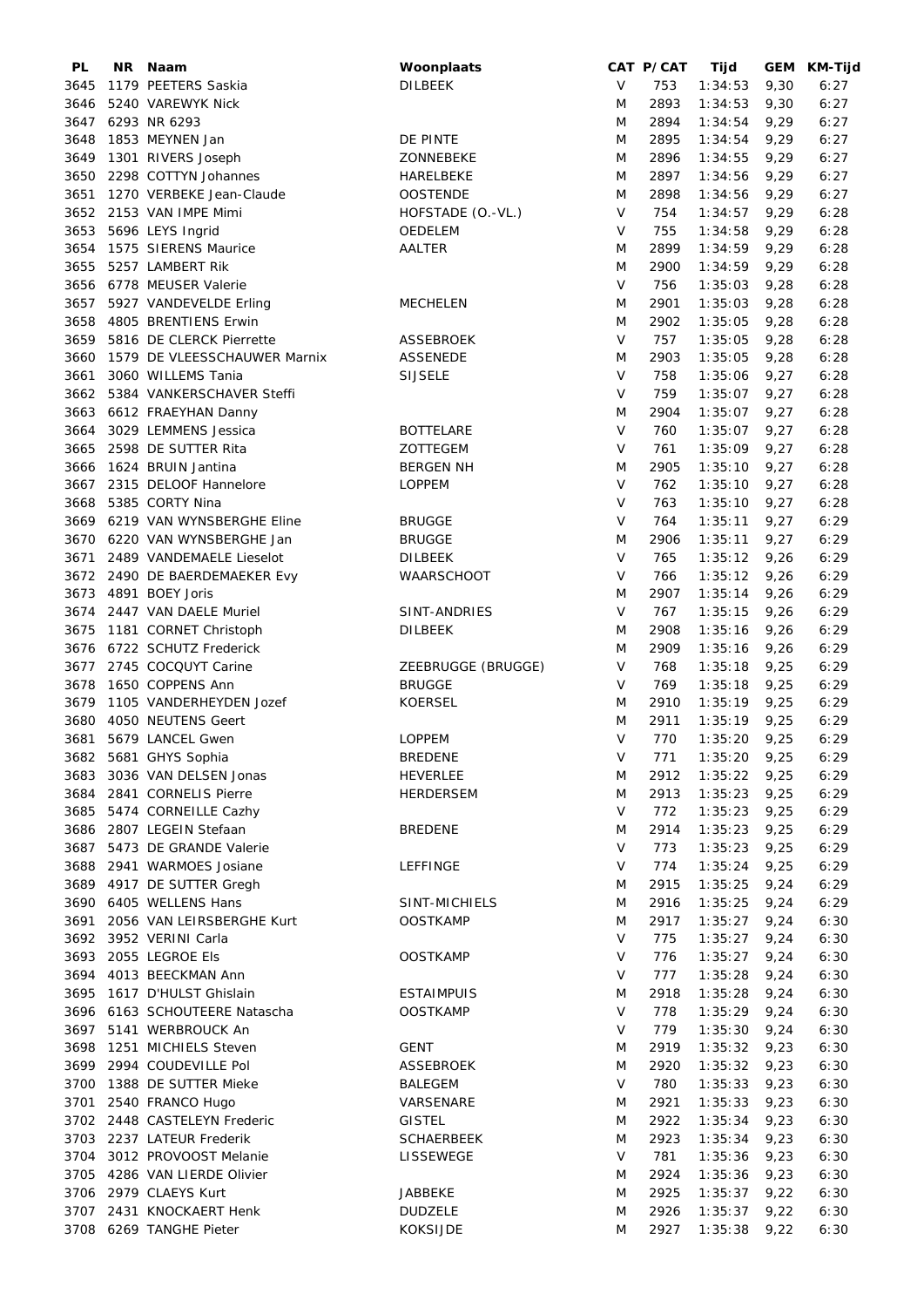| PL | NR | Naam | Woonplaats | CAT | P/CAT | Tijd | GEM | KM-Tijd |
|---|---|---|---|---|---|---|---|---|
| 3645 | 1179 | PEETERS Saskia | DILBEEK | V | 753 | 1:34:53 | 9,30 | 6:27 |
| 3646 | 5240 | VAREWYK Nick | | M | 2893 | 1:34:53 | 9,30 | 6:27 |
| 3647 | 6293 | NR 6293 | | M | 2894 | 1:34:54 | 9,29 | 6:27 |
| 3648 | 1853 | MEYNEN Jan | DE PINTE | M | 2895 | 1:34:54 | 9,29 | 6:27 |
| 3649 | 1301 | RIVERS Joseph | ZONNEBEKE | M | 2896 | 1:34:55 | 9,29 | 6:27 |
| 3650 | 2298 | COTTYN Johannes | HARELBEKE | M | 2897 | 1:34:56 | 9,29 | 6:27 |
| 3651 | 1270 | VERBEKE Jean-Claude | OOSTENDE | M | 2898 | 1:34:56 | 9,29 | 6:27 |
| 3652 | 2153 | VAN IMPE Mimi | HOFSTADE (O.-VL.) | V | 754 | 1:34:57 | 9,29 | 6:28 |
| 3653 | 5696 | LEYS Ingrid | OEDELEM | V | 755 | 1:34:58 | 9,29 | 6:28 |
| 3654 | 1575 | SIERENS Maurice | AALTER | M | 2899 | 1:34:59 | 9,29 | 6:28 |
| 3655 | 5257 | LAMBERT Rik | | M | 2900 | 1:34:59 | 9,29 | 6:28 |
| 3656 | 6778 | MEUSER Valerie | | V | 756 | 1:35:03 | 9,28 | 6:28 |
| 3657 | 5927 | VANDEVELDE Erling | MECHELEN | M | 2901 | 1:35:03 | 9,28 | 6:28 |
| 3658 | 4805 | BRENTIENS Erwin | | M | 2902 | 1:35:05 | 9,28 | 6:28 |
| 3659 | 5816 | DE CLERCK Pierrette | ASSEBROEK | V | 757 | 1:35:05 | 9,28 | 6:28 |
| 3660 | 1579 | DE VLEESSCHAUWER Marnix | ASSENEDE | M | 2903 | 1:35:05 | 9,28 | 6:28 |
| 3661 | 3060 | WILLEMS Tania | SIJSELE | V | 758 | 1:35:06 | 9,27 | 6:28 |
| 3662 | 5384 | VANKERSCHAVER Steffi | | V | 759 | 1:35:07 | 9,27 | 6:28 |
| 3663 | 6612 | FRAEYHAN Danny | | M | 2904 | 1:35:07 | 9,27 | 6:28 |
| 3664 | 3029 | LEMMENS Jessica | BOTTELARE | V | 760 | 1:35:07 | 9,27 | 6:28 |
| 3665 | 2598 | DE SUTTER Rita | ZOTTEGEM | V | 761 | 1:35:09 | 9,27 | 6:28 |
| 3666 | 1624 | BRUIN Jantina | BERGEN NH | M | 2905 | 1:35:10 | 9,27 | 6:28 |
| 3667 | 2315 | DELOOF Hannelore | LOPPEM | V | 762 | 1:35:10 | 9,27 | 6:28 |
| 3668 | 5385 | CORTY Nina | | V | 763 | 1:35:10 | 9,27 | 6:28 |
| 3669 | 6219 | VAN WYNSBERGHE Eline | BRUGGE | V | 764 | 1:35:11 | 9,27 | 6:29 |
| 3670 | 6220 | VAN WYNSBERGHE Jan | BRUGGE | M | 2906 | 1:35:11 | 9,27 | 6:29 |
| 3671 | 2489 | VANDEMAELE Lieselot | DILBEEK | V | 765 | 1:35:12 | 9,26 | 6:29 |
| 3672 | 2490 | DE BAERDEMAEKER Evy | WAARSCHOOT | V | 766 | 1:35:12 | 9,26 | 6:29 |
| 3673 | 4891 | BOEY Joris | | M | 2907 | 1:35:14 | 9,26 | 6:29 |
| 3674 | 2447 | VAN DAELE Muriel | SINT-ANDRIES | V | 767 | 1:35:15 | 9,26 | 6:29 |
| 3675 | 1181 | CORNET Christoph | DILBEEK | M | 2908 | 1:35:16 | 9,26 | 6:29 |
| 3676 | 6722 | SCHUTZ Frederick | | M | 2909 | 1:35:16 | 9,26 | 6:29 |
| 3677 | 2745 | COCQUYT Carine | ZEEBRUGGE (BRUGGE) | V | 768 | 1:35:18 | 9,25 | 6:29 |
| 3678 | 1650 | COPPENS Ann | BRUGGE | V | 769 | 1:35:18 | 9,25 | 6:29 |
| 3679 | 1105 | VANDERHEYDEN Jozef | KOERSEL | M | 2910 | 1:35:19 | 9,25 | 6:29 |
| 3680 | 4050 | NEUTENS Geert | | M | 2911 | 1:35:19 | 9,25 | 6:29 |
| 3681 | 5679 | LANCEL Gwen | LOPPEM | V | 770 | 1:35:20 | 9,25 | 6:29 |
| 3682 | 5681 | GHYS Sophia | BREDENE | V | 771 | 1:35:20 | 9,25 | 6:29 |
| 3683 | 3036 | VAN DELSEN Jonas | HEVERLEE | M | 2912 | 1:35:22 | 9,25 | 6:29 |
| 3684 | 2841 | CORNELIS Pierre | HERDERSEM | M | 2913 | 1:35:23 | 9,25 | 6:29 |
| 3685 | 5474 | CORNEILLE Cazhy | | V | 772 | 1:35:23 | 9,25 | 6:29 |
| 3686 | 2807 | LEGEIN Stefaan | BREDENE | M | 2914 | 1:35:23 | 9,25 | 6:29 |
| 3687 | 5473 | DE GRANDE Valerie | | V | 773 | 1:35:23 | 9,25 | 6:29 |
| 3688 | 2941 | WARMOES Josiane | LEFFINGE | V | 774 | 1:35:24 | 9,25 | 6:29 |
| 3689 | 4917 | DE SUTTER Gregh | | M | 2915 | 1:35:25 | 9,24 | 6:29 |
| 3690 | 6405 | WELLENS Hans | SINT-MICHIELS | M | 2916 | 1:35:25 | 9,24 | 6:29 |
| 3691 | 2056 | VAN LEIRSBERGHE Kurt | OOSTKAMP | M | 2917 | 1:35:27 | 9,24 | 6:30 |
| 3692 | 3952 | VERINI Carla | | V | 775 | 1:35:27 | 9,24 | 6:30 |
| 3693 | 2055 | LEGROE Els | OOSTKAMP | V | 776 | 1:35:27 | 9,24 | 6:30 |
| 3694 | 4013 | BEECKMAN Ann | | V | 777 | 1:35:28 | 9,24 | 6:30 |
| 3695 | 1617 | D'HULST Ghislain | ESTAIMPUIS | M | 2918 | 1:35:28 | 9,24 | 6:30 |
| 3696 | 6163 | SCHOUTEERE Natascha | OOSTKAMP | V | 778 | 1:35:29 | 9,24 | 6:30 |
| 3697 | 5141 | WERBROUCK An | | V | 779 | 1:35:30 | 9,24 | 6:30 |
| 3698 | 1251 | MICHIELS Steven | GENT | M | 2919 | 1:35:32 | 9,23 | 6:30 |
| 3699 | 2994 | COUDEVILLE Pol | ASSEBROEK | M | 2920 | 1:35:32 | 9,23 | 6:30 |
| 3700 | 1388 | DE SUTTER Mieke | BALEGEM | V | 780 | 1:35:33 | 9,23 | 6:30 |
| 3701 | 2540 | FRANCO Hugo | VARSENARE | M | 2921 | 1:35:33 | 9,23 | 6:30 |
| 3702 | 2448 | CASTELEYN Frederic | GISTEL | M | 2922 | 1:35:34 | 9,23 | 6:30 |
| 3703 | 2237 | LATEUR Frederik | SCHAERBEEK | M | 2923 | 1:35:34 | 9,23 | 6:30 |
| 3704 | 3012 | PROVOOST Melanie | LISSEWEGE | V | 781 | 1:35:36 | 9,23 | 6:30 |
| 3705 | 4286 | VAN LIERDE Olivier | | M | 2924 | 1:35:36 | 9,23 | 6:30 |
| 3706 | 2979 | CLAEYS Kurt | JABBEKE | M | 2925 | 1:35:37 | 9,22 | 6:30 |
| 3707 | 2431 | KNOCKAERT Henk | DUDZELE | M | 2926 | 1:35:37 | 9,22 | 6:30 |
| 3708 | 6269 | TANGHE Pieter | KOKSIJDE | M | 2927 | 1:35:38 | 9,22 | 6:30 |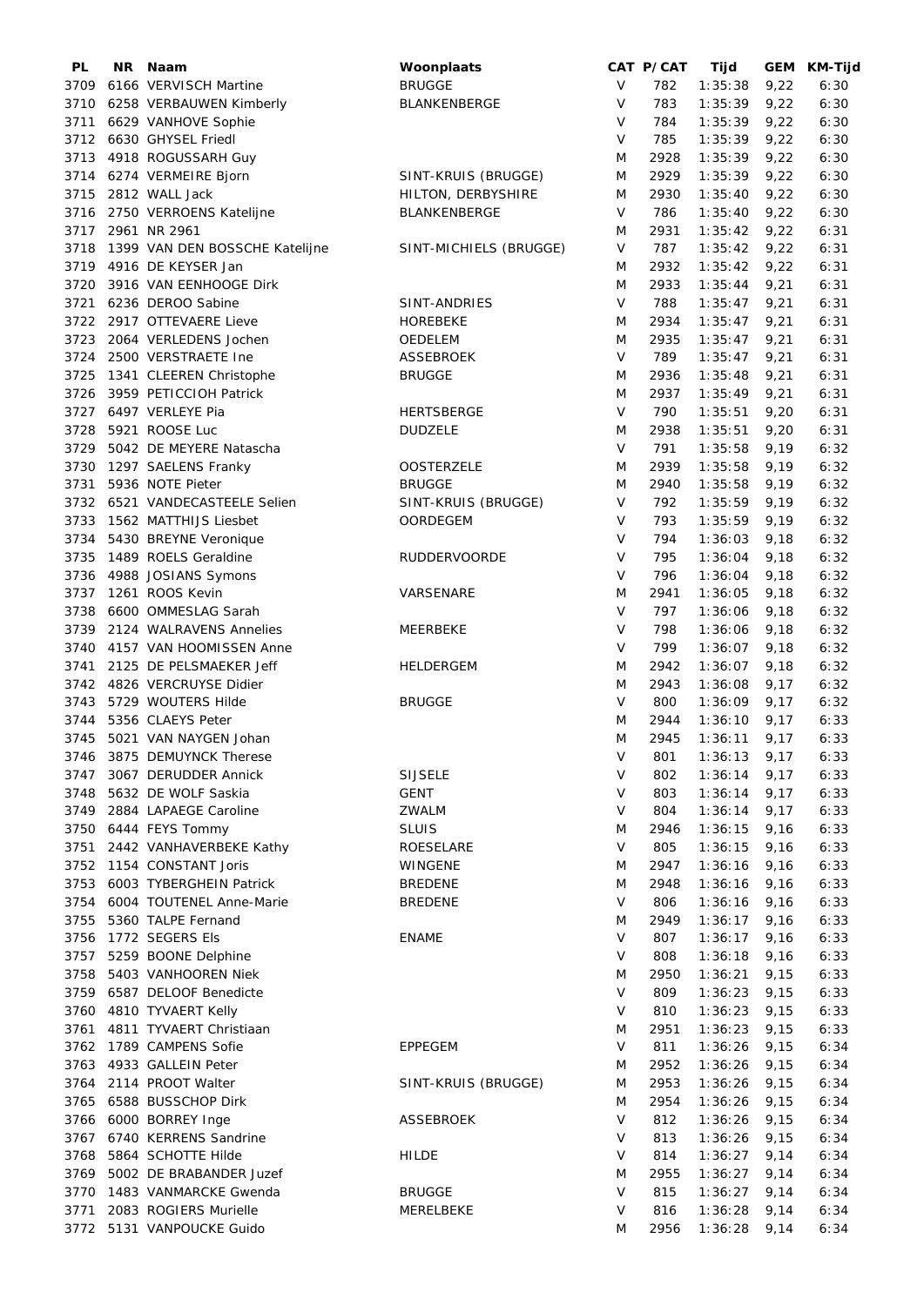| PL | NR | Naam | Woonplaats | CAT | P/CAT | Tijd | GEM | KM-Tijd |
|---|---|---|---|---|---|---|---|---|
| 3709 | 6166 | VERVISCH Martine | BRUGGE | V | 782 | 1:35:38 | 9,22 | 6:30 |
| 3710 | 6258 | VERBAUWEN Kimberly | BLANKENBERGE | V | 783 | 1:35:39 | 9,22 | 6:30 |
| 3711 | 6629 | VANHOVE Sophie | | V | 784 | 1:35:39 | 9,22 | 6:30 |
| 3712 | 6630 | GHYSEL Friedl | | V | 785 | 1:35:39 | 9,22 | 6:30 |
| 3713 | 4918 | ROGUSSARH Guy | | M | 2928 | 1:35:39 | 9,22 | 6:30 |
| 3714 | 6274 | VERMEIRE Bjorn | SINT-KRUIS (BRUGGE) | M | 2929 | 1:35:39 | 9,22 | 6:30 |
| 3715 | 2812 | WALL Jack | HILTON, DERBYSHIRE | M | 2930 | 1:35:40 | 9,22 | 6:30 |
| 3716 | 2750 | VERROENS Katelijne | BLANKENBERGE | V | 786 | 1:35:40 | 9,22 | 6:30 |
| 3717 | 2961 | NR 2961 | | M | 2931 | 1:35:42 | 9,22 | 6:31 |
| 3718 | 1399 | VAN DEN BOSSCHE Katelijne | SINT-MICHIELS (BRUGGE) | V | 787 | 1:35:42 | 9,22 | 6:31 |
| 3719 | 4916 | DE KEYSER Jan | | M | 2932 | 1:35:42 | 9,22 | 6:31 |
| 3720 | 3916 | VAN EENHOOGE Dirk | | M | 2933 | 1:35:44 | 9,21 | 6:31 |
| 3721 | 6236 | DEROO Sabine | SINT-ANDRIES | V | 788 | 1:35:47 | 9,21 | 6:31 |
| 3722 | 2917 | OTTEVAERE Lieve | HOREBEKE | M | 2934 | 1:35:47 | 9,21 | 6:31 |
| 3723 | 2064 | VERLEDENS Jochen | OEDELEM | M | 2935 | 1:35:47 | 9,21 | 6:31 |
| 3724 | 2500 | VERSTRAETE Ine | ASSEBROEK | V | 789 | 1:35:47 | 9,21 | 6:31 |
| 3725 | 1341 | CLEEREN Christophe | BRUGGE | M | 2936 | 1:35:48 | 9,21 | 6:31 |
| 3726 | 3959 | PETICCIOH Patrick | | M | 2937 | 1:35:49 | 9,21 | 6:31 |
| 3727 | 6497 | VERLEYE Pia | HERTSBERGE | V | 790 | 1:35:51 | 9,20 | 6:31 |
| 3728 | 5921 | ROOSE Luc | DUDZELE | M | 2938 | 1:35:51 | 9,20 | 6:31 |
| 3729 | 5042 | DE MEYERE Natascha | | V | 791 | 1:35:58 | 9,19 | 6:32 |
| 3730 | 1297 | SAELENS Franky | OOSTERZELE | M | 2939 | 1:35:58 | 9,19 | 6:32 |
| 3731 | 5936 | NOTE Pieter | BRUGGE | M | 2940 | 1:35:58 | 9,19 | 6:32 |
| 3732 | 6521 | VANDECASTEELE Selien | SINT-KRUIS (BRUGGE) | V | 792 | 1:35:59 | 9,19 | 6:32 |
| 3733 | 1562 | MATTHIJS Liesbet | OORDEGEM | V | 793 | 1:35:59 | 9,19 | 6:32 |
| 3734 | 5430 | BREYNE Veronique | | V | 794 | 1:36:03 | 9,18 | 6:32 |
| 3735 | 1489 | ROELS Geraldine | RUDDERVOORDE | V | 795 | 1:36:04 | 9,18 | 6:32 |
| 3736 | 4988 | JOSIANS Symons | | V | 796 | 1:36:04 | 9,18 | 6:32 |
| 3737 | 1261 | ROOS Kevin | VARSENARE | M | 2941 | 1:36:05 | 9,18 | 6:32 |
| 3738 | 6600 | OMMESLAG Sarah | | V | 797 | 1:36:06 | 9,18 | 6:32 |
| 3739 | 2124 | WALRAVENS Annelies | MEERBEKE | V | 798 | 1:36:06 | 9,18 | 6:32 |
| 3740 | 4157 | VAN HOOMISSEN Anne | | V | 799 | 1:36:07 | 9,18 | 6:32 |
| 3741 | 2125 | DE PELSMAEKER Jeff | HELDERGEM | M | 2942 | 1:36:07 | 9,18 | 6:32 |
| 3742 | 4826 | VERCRUYSE Didier | | M | 2943 | 1:36:08 | 9,17 | 6:32 |
| 3743 | 5729 | WOUTERS Hilde | BRUGGE | V | 800 | 1:36:09 | 9,17 | 6:32 |
| 3744 | 5356 | CLAEYS Peter | | M | 2944 | 1:36:10 | 9,17 | 6:33 |
| 3745 | 5021 | VAN NAYGEN Johan | | M | 2945 | 1:36:11 | 9,17 | 6:33 |
| 3746 | 3875 | DEMUYNCK Therese | | V | 801 | 1:36:13 | 9,17 | 6:33 |
| 3747 | 3067 | DERUDDER Annick | SIJSELE | V | 802 | 1:36:14 | 9,17 | 6:33 |
| 3748 | 5632 | DE WOLF Saskia | GENT | V | 803 | 1:36:14 | 9,17 | 6:33 |
| 3749 | 2884 | LAPAEGE Caroline | ZWALM | V | 804 | 1:36:14 | 9,17 | 6:33 |
| 3750 | 6444 | FEYS Tommy | SLUIS | M | 2946 | 1:36:15 | 9,16 | 6:33 |
| 3751 | 2442 | VANHAVERBEKE Kathy | ROESELARE | V | 805 | 1:36:15 | 9,16 | 6:33 |
| 3752 | 1154 | CONSTANT Joris | WINGENE | M | 2947 | 1:36:16 | 9,16 | 6:33 |
| 3753 | 6003 | TYBERGHEIN Patrick | BREDENE | M | 2948 | 1:36:16 | 9,16 | 6:33 |
| 3754 | 6004 | TOUTENEL Anne-Marie | BREDENE | V | 806 | 1:36:16 | 9,16 | 6:33 |
| 3755 | 5360 | TALPE Fernand | | M | 2949 | 1:36:17 | 9,16 | 6:33 |
| 3756 | 1772 | SEGERS Els | ENAME | V | 807 | 1:36:17 | 9,16 | 6:33 |
| 3757 | 5259 | BOONE Delphine | | V | 808 | 1:36:18 | 9,16 | 6:33 |
| 3758 | 5403 | VANHOOREN Niek | | M | 2950 | 1:36:21 | 9,15 | 6:33 |
| 3759 | 6587 | DELOOF Benedicte | | V | 809 | 1:36:23 | 9,15 | 6:33 |
| 3760 | 4810 | TYVAERT Kelly | | V | 810 | 1:36:23 | 9,15 | 6:33 |
| 3761 | 4811 | TYVAERT Christiaan | | M | 2951 | 1:36:23 | 9,15 | 6:33 |
| 3762 | 1789 | CAMPENS Sofie | EPPEGEM | V | 811 | 1:36:26 | 9,15 | 6:34 |
| 3763 | 4933 | GALLEIN Peter | | M | 2952 | 1:36:26 | 9,15 | 6:34 |
| 3764 | 2114 | PROOT Walter | SINT-KRUIS (BRUGGE) | M | 2953 | 1:36:26 | 9,15 | 6:34 |
| 3765 | 6588 | BUSSCHOP Dirk | | M | 2954 | 1:36:26 | 9,15 | 6:34 |
| 3766 | 6000 | BORREY Inge | ASSEBROEK | V | 812 | 1:36:26 | 9,15 | 6:34 |
| 3767 | 6740 | KERRENS Sandrine | | V | 813 | 1:36:26 | 9,15 | 6:34 |
| 3768 | 5864 | SCHOTTE Hilde | HILDE | V | 814 | 1:36:27 | 9,14 | 6:34 |
| 3769 | 5002 | DE BRABANDER Juzef | | M | 2955 | 1:36:27 | 9,14 | 6:34 |
| 3770 | 1483 | VANMARCKE Gwenda | BRUGGE | V | 815 | 1:36:27 | 9,14 | 6:34 |
| 3771 | 2083 | ROGIERS Murielle | MERELBEKE | V | 816 | 1:36:28 | 9,14 | 6:34 |
| 3772 | 5131 | VANPOUCKE Guido | | M | 2956 | 1:36:28 | 9,14 | 6:34 |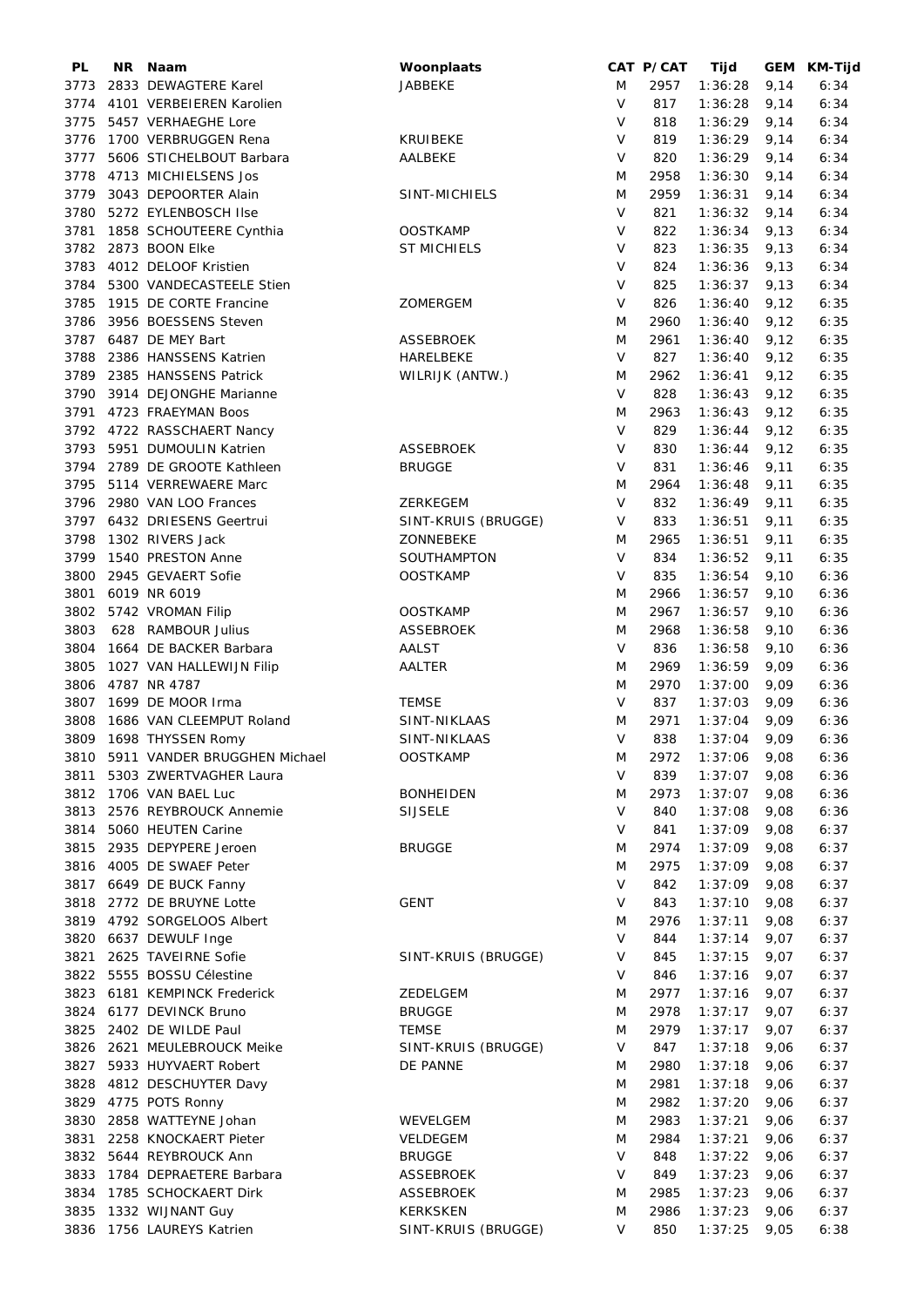| PL | NR | Naam | Woonplaats | CAT | P/CAT | Tijd | GEM | KM-Tijd |
|---|---|---|---|---|---|---|---|---|
| 3773 | 2833 | DEWAGTERE Karel | JABBEKE | M | 2957 | 1:36:28 | 9,14 | 6:34 |
| 3774 | 4101 | VERBEIEREN Karolien | | V | 817 | 1:36:28 | 9,14 | 6:34 |
| 3775 | 5457 | VERHAEGHE Lore | | V | 818 | 1:36:29 | 9,14 | 6:34 |
| 3776 | 1700 | VERBRUGGEN Rena | KRUIBEKE | V | 819 | 1:36:29 | 9,14 | 6:34 |
| 3777 | 5606 | STICHELBOUT Barbara | AALBEKE | V | 820 | 1:36:29 | 9,14 | 6:34 |
| 3778 | 4713 | MICHIELSENS Jos | | M | 2958 | 1:36:30 | 9,14 | 6:34 |
| 3779 | 3043 | DEPOORTER Alain | SINT-MICHIELS | M | 2959 | 1:36:31 | 9,14 | 6:34 |
| 3780 | 5272 | EYLENBOSCH Ilse | | V | 821 | 1:36:32 | 9,14 | 6:34 |
| 3781 | 1858 | SCHOUTEERE Cynthia | OOSTKAMP | V | 822 | 1:36:34 | 9,13 | 6:34 |
| 3782 | 2873 | BOON Elke | ST MICHIELS | V | 823 | 1:36:35 | 9,13 | 6:34 |
| 3783 | 4012 | DELOOF Kristien | | V | 824 | 1:36:36 | 9,13 | 6:34 |
| 3784 | 5300 | VANDECASTEELE Stien | | V | 825 | 1:36:37 | 9,13 | 6:34 |
| 3785 | 1915 | DE CORTE Francine | ZOMERGEM | V | 826 | 1:36:40 | 9,12 | 6:35 |
| 3786 | 3956 | BOESSENS Steven | | M | 2960 | 1:36:40 | 9,12 | 6:35 |
| 3787 | 6487 | DE MEY Bart | ASSEBROEK | M | 2961 | 1:36:40 | 9,12 | 6:35 |
| 3788 | 2386 | HANSSENS Katrien | HARELBEKE | V | 827 | 1:36:40 | 9,12 | 6:35 |
| 3789 | 2385 | HANSSENS Patrick | WILRIJK (ANTW.) | M | 2962 | 1:36:41 | 9,12 | 6:35 |
| 3790 | 3914 | DEJONGHE Marianne | | V | 828 | 1:36:43 | 9,12 | 6:35 |
| 3791 | 4723 | FRAEYMAN Boos | | M | 2963 | 1:36:43 | 9,12 | 6:35 |
| 3792 | 4722 | RASSCHAERT Nancy | | V | 829 | 1:36:44 | 9,12 | 6:35 |
| 3793 | 5951 | DUMOULIN Katrien | ASSEBROEK | V | 830 | 1:36:44 | 9,12 | 6:35 |
| 3794 | 2789 | DE GROOTE Kathleen | BRUGGE | V | 831 | 1:36:46 | 9,11 | 6:35 |
| 3795 | 5114 | VERREWAERE Marc | | M | 2964 | 1:36:48 | 9,11 | 6:35 |
| 3796 | 2980 | VAN LOO Frances | ZERKEGEM | V | 832 | 1:36:49 | 9,11 | 6:35 |
| 3797 | 6432 | DRIESENS Geertrui | SINT-KRUIS (BRUGGE) | V | 833 | 1:36:51 | 9,11 | 6:35 |
| 3798 | 1302 | RIVERS Jack | ZONNEBEKE | M | 2965 | 1:36:51 | 9,11 | 6:35 |
| 3799 | 1540 | PRESTON Anne | SOUTHAMPTON | V | 834 | 1:36:52 | 9,11 | 6:35 |
| 3800 | 2945 | GEVAERT Sofie | OOSTKAMP | V | 835 | 1:36:54 | 9,10 | 6:36 |
| 3801 | 6019 | NR 6019 | | M | 2966 | 1:36:57 | 9,10 | 6:36 |
| 3802 | 5742 | VROMAN Filip | OOSTKAMP | M | 2967 | 1:36:57 | 9,10 | 6:36 |
| 3803 | 628 | RAMBOUR Julius | ASSEBROEK | M | 2968 | 1:36:58 | 9,10 | 6:36 |
| 3804 | 1664 | DE BACKER Barbara | AALST | V | 836 | 1:36:58 | 9,10 | 6:36 |
| 3805 | 1027 | VAN HALLEWIJN Filip | AALTER | M | 2969 | 1:36:59 | 9,09 | 6:36 |
| 3806 | 4787 | NR 4787 | | M | 2970 | 1:37:00 | 9,09 | 6:36 |
| 3807 | 1699 | DE MOOR Irma | TEMSE | V | 837 | 1:37:03 | 9,09 | 6:36 |
| 3808 | 1686 | VAN CLEEMPUT Roland | SINT-NIKLAAS | M | 2971 | 1:37:04 | 9,09 | 6:36 |
| 3809 | 1698 | THYSSEN Romy | SINT-NIKLAAS | V | 838 | 1:37:04 | 9,09 | 6:36 |
| 3810 | 5911 | VANDER BRUGGHEN Michael | OOSTKAMP | M | 2972 | 1:37:06 | 9,08 | 6:36 |
| 3811 | 5303 | ZWERTVAGHER Laura | | V | 839 | 1:37:07 | 9,08 | 6:36 |
| 3812 | 1706 | VAN BAEL Luc | BONHEIDEN | M | 2973 | 1:37:07 | 9,08 | 6:36 |
| 3813 | 2576 | REYBROUCK Annemie | SIJSELE | V | 840 | 1:37:08 | 9,08 | 6:36 |
| 3814 | 5060 | HEUTEN Carine | | V | 841 | 1:37:09 | 9,08 | 6:37 |
| 3815 | 2935 | DEPYPERE Jeroen | BRUGGE | M | 2974 | 1:37:09 | 9,08 | 6:37 |
| 3816 | 4005 | DE SWAEF Peter | | M | 2975 | 1:37:09 | 9,08 | 6:37 |
| 3817 | 6649 | DE BUCK Fanny | | V | 842 | 1:37:09 | 9,08 | 6:37 |
| 3818 | 2772 | DE BRUYNE Lotte | GENT | V | 843 | 1:37:10 | 9,08 | 6:37 |
| 3819 | 4792 | SORGELOOS Albert | | M | 2976 | 1:37:11 | 9,08 | 6:37 |
| 3820 | 6637 | DEWULF Inge | | V | 844 | 1:37:14 | 9,07 | 6:37 |
| 3821 | 2625 | TAVEIRNE Sofie | SINT-KRUIS (BRUGGE) | V | 845 | 1:37:15 | 9,07 | 6:37 |
| 3822 | 5555 | BOSSU Célestine | | V | 846 | 1:37:16 | 9,07 | 6:37 |
| 3823 | 6181 | KEMPINCK Frederick | ZEDELGEM | M | 2977 | 1:37:16 | 9,07 | 6:37 |
| 3824 | 6177 | DEVINCK Bruno | BRUGGE | M | 2978 | 1:37:17 | 9,07 | 6:37 |
| 3825 | 2402 | DE WILDE Paul | TEMSE | M | 2979 | 1:37:17 | 9,07 | 6:37 |
| 3826 | 2621 | MEULEBROUCK Meike | SINT-KRUIS (BRUGGE) | V | 847 | 1:37:18 | 9,06 | 6:37 |
| 3827 | 5933 | HUYVAERT Robert | DE PANNE | M | 2980 | 1:37:18 | 9,06 | 6:37 |
| 3828 | 4812 | DESCHUYTER Davy | | M | 2981 | 1:37:18 | 9,06 | 6:37 |
| 3829 | 4775 | POTS Ronny | | M | 2982 | 1:37:20 | 9,06 | 6:37 |
| 3830 | 2858 | WATTEYNE Johan | WEVELGEM | M | 2983 | 1:37:21 | 9,06 | 6:37 |
| 3831 | 2258 | KNOCKAERT Pieter | VELDEGEM | M | 2984 | 1:37:21 | 9,06 | 6:37 |
| 3832 | 5644 | REYBROUCK Ann | BRUGGE | V | 848 | 1:37:22 | 9,06 | 6:37 |
| 3833 | 1784 | DEPRAETERE Barbara | ASSEBROEK | V | 849 | 1:37:23 | 9,06 | 6:37 |
| 3834 | 1785 | SCHOCKAERT Dirk | ASSEBROEK | M | 2985 | 1:37:23 | 9,06 | 6:37 |
| 3835 | 1332 | WIJNANT Guy | KERKSKEN | M | 2986 | 1:37:23 | 9,06 | 6:37 |
| 3836 | 1756 | LAUREYS Katrien | SINT-KRUIS (BRUGGE) | V | 850 | 1:37:25 | 9,05 | 6:38 |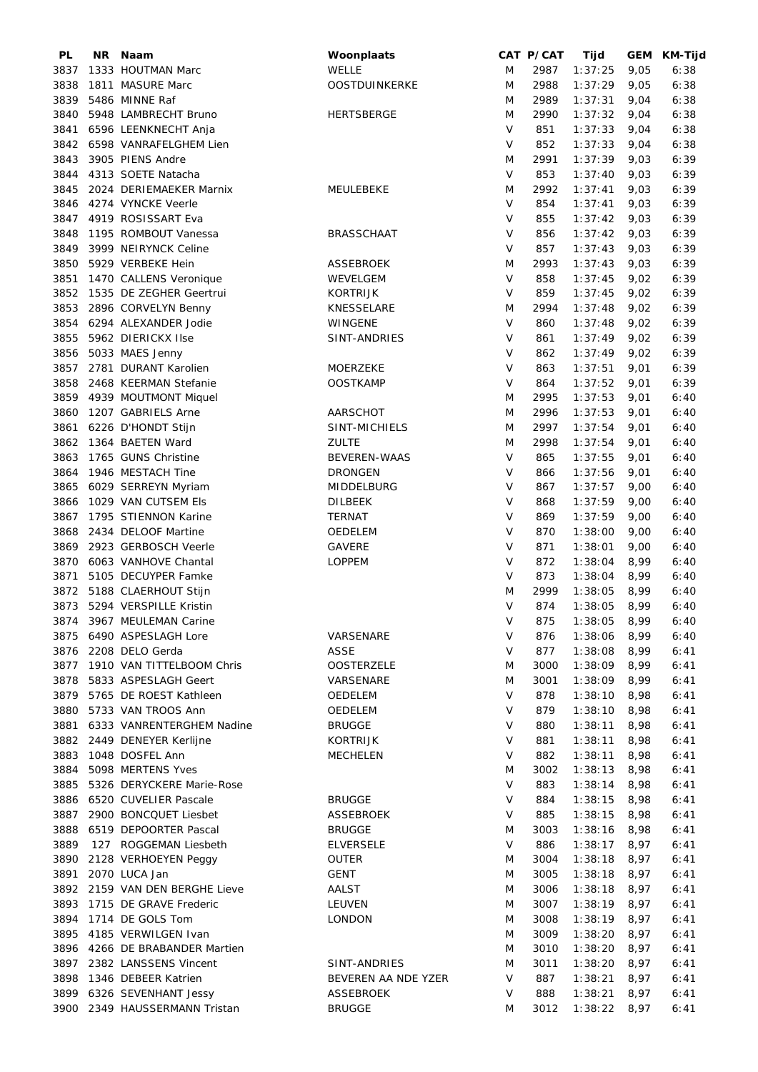| PL | NR | Naam | Woonplaats | CAT | P/CAT | Tijd | GEM | KM-Tijd |
|---|---|---|---|---|---|---|---|---|
| 3837 | 1333 | HOUTMAN Marc | WELLE | M | 2987 | 1:37:25 | 9,05 | 6:38 |
| 3838 | 1811 | MASURE Marc | OOSTDUINKERKE | M | 2988 | 1:37:29 | 9,05 | 6:38 |
| 3839 | 5486 | MINNE Raf | | M | 2989 | 1:37:31 | 9,04 | 6:38 |
| 3840 | 5948 | LAMBRECHT Bruno | HERTSBERGE | M | 2990 | 1:37:32 | 9,04 | 6:38 |
| 3841 | 6596 | LEENKNECHT Anja | | V | 851 | 1:37:33 | 9,04 | 6:38 |
| 3842 | 6598 | VANRAFELGHEM Lien | | V | 852 | 1:37:33 | 9,04 | 6:38 |
| 3843 | 3905 | PIENS Andre | | M | 2991 | 1:37:39 | 9,03 | 6:39 |
| 3844 | 4313 | SOETE Natacha | | V | 853 | 1:37:40 | 9,03 | 6:39 |
| 3845 | 2024 | DERIEMAEKER Marnix | MEULEBEKE | M | 2992 | 1:37:41 | 9,03 | 6:39 |
| 3846 | 4274 | VYNCKE Veerle | | V | 854 | 1:37:41 | 9,03 | 6:39 |
| 3847 | 4919 | ROSISSART Eva | | V | 855 | 1:37:42 | 9,03 | 6:39 |
| 3848 | 1195 | ROMBOUT Vanessa | BRASSCHAAT | V | 856 | 1:37:42 | 9,03 | 6:39 |
| 3849 | 3999 | NEIRYNCK Celine | | V | 857 | 1:37:43 | 9,03 | 6:39 |
| 3850 | 5929 | VERBEKE Hein | ASSEBROEK | M | 2993 | 1:37:43 | 9,03 | 6:39 |
| 3851 | 1470 | CALLENS Veronique | WEVELGEM | V | 858 | 1:37:45 | 9,02 | 6:39 |
| 3852 | 1535 | DE ZEGHER Geertrui | KORTRIJK | V | 859 | 1:37:45 | 9,02 | 6:39 |
| 3853 | 2896 | CORVELYN Benny | KNESSELARE | M | 2994 | 1:37:48 | 9,02 | 6:39 |
| 3854 | 6294 | ALEXANDER Jodie | WINGENE | V | 860 | 1:37:48 | 9,02 | 6:39 |
| 3855 | 5962 | DIERICKX Ilse | SINT-ANDRIES | V | 861 | 1:37:49 | 9,02 | 6:39 |
| 3856 | 5033 | MAES Jenny | | V | 862 | 1:37:49 | 9,02 | 6:39 |
| 3857 | 2781 | DURANT Karolien | MOERZEKE | V | 863 | 1:37:51 | 9,01 | 6:39 |
| 3858 | 2468 | KEERMAN Stefanie | OOSTKAMP | V | 864 | 1:37:52 | 9,01 | 6:39 |
| 3859 | 4939 | MOUTMONT Miquel | | M | 2995 | 1:37:53 | 9,01 | 6:40 |
| 3860 | 1207 | GABRIELS Arne | AARSCHOT | M | 2996 | 1:37:53 | 9,01 | 6:40 |
| 3861 | 6226 | D'HONDT Stijn | SINT-MICHIELS | M | 2997 | 1:37:54 | 9,01 | 6:40 |
| 3862 | 1364 | BAETEN Ward | ZULTE | M | 2998 | 1:37:54 | 9,01 | 6:40 |
| 3863 | 1765 | GUNS Christine | BEVEREN-WAAS | V | 865 | 1:37:55 | 9,01 | 6:40 |
| 3864 | 1946 | MESTACH Tine | DRONGEN | V | 866 | 1:37:56 | 9,01 | 6:40 |
| 3865 | 6029 | SERREYN Myriam | MIDDELBURG | V | 867 | 1:37:57 | 9,00 | 6:40 |
| 3866 | 1029 | VAN CUTSEM Els | DILBEEK | V | 868 | 1:37:59 | 9,00 | 6:40 |
| 3867 | 1795 | STIENNON Karine | TERNAT | V | 869 | 1:37:59 | 9,00 | 6:40 |
| 3868 | 2434 | DELOOF Martine | OEDELEM | V | 870 | 1:38:00 | 9,00 | 6:40 |
| 3869 | 2923 | GERBOSCH Veerle | GAVERE | V | 871 | 1:38:01 | 9,00 | 6:40 |
| 3870 | 6063 | VANHOVE Chantal | LOPPEM | V | 872 | 1:38:04 | 8,99 | 6:40 |
| 3871 | 5105 | DECUYPER Famke | | V | 873 | 1:38:04 | 8,99 | 6:40 |
| 3872 | 5188 | CLAERHOUT Stijn | | M | 2999 | 1:38:05 | 8,99 | 6:40 |
| 3873 | 5294 | VERSPILLE Kristin | | V | 874 | 1:38:05 | 8,99 | 6:40 |
| 3874 | 3967 | MEULEMAN Carine | | V | 875 | 1:38:05 | 8,99 | 6:40 |
| 3875 | 6490 | ASPESLAGH Lore | VARSENARE | V | 876 | 1:38:06 | 8,99 | 6:40 |
| 3876 | 2208 | DELO Gerda | ASSE | V | 877 | 1:38:08 | 8,99 | 6:41 |
| 3877 | 1910 | VAN TITTELBOOM Chris | OOSTERZELE | M | 3000 | 1:38:09 | 8,99 | 6:41 |
| 3878 | 5833 | ASPESLAGH Geert | VARSENARE | M | 3001 | 1:38:09 | 8,99 | 6:41 |
| 3879 | 5765 | DE ROEST Kathleen | OEDELEM | V | 878 | 1:38:10 | 8,98 | 6:41 |
| 3880 | 5733 | VAN TROOS Ann | OEDELEM | V | 879 | 1:38:10 | 8,98 | 6:41 |
| 3881 | 6333 | VANRENTERGHEM Nadine | BRUGGE | V | 880 | 1:38:11 | 8,98 | 6:41 |
| 3882 | 2449 | DENEYER Kerlijne | KORTRIJK | V | 881 | 1:38:11 | 8,98 | 6:41 |
| 3883 | 1048 | DOSFEL Ann | MECHELEN | V | 882 | 1:38:11 | 8,98 | 6:41 |
| 3884 | 5098 | MERTENS Yves | | M | 3002 | 1:38:13 | 8,98 | 6:41 |
| 3885 | 5326 | DERYCKERE Marie-Rose | | V | 883 | 1:38:14 | 8,98 | 6:41 |
| 3886 | 6520 | CUVELIER Pascale | BRUGGE | V | 884 | 1:38:15 | 8,98 | 6:41 |
| 3887 | 2900 | BONCQUET Liesbet | ASSEBROEK | V | 885 | 1:38:15 | 8,98 | 6:41 |
| 3888 | 6519 | DEPOORTER Pascal | BRUGGE | M | 3003 | 1:38:16 | 8,98 | 6:41 |
| 3889 | 127 | ROGGEMAN Liesbeth | ELVERSELE | V | 886 | 1:38:17 | 8,97 | 6:41 |
| 3890 | 2128 | VERHOEYEN Peggy | OUTER | M | 3004 | 1:38:18 | 8,97 | 6:41 |
| 3891 | 2070 | LUCA Jan | GENT | M | 3005 | 1:38:18 | 8,97 | 6:41 |
| 3892 | 2159 | VAN DEN BERGHE Lieve | AALST | M | 3006 | 1:38:18 | 8,97 | 6:41 |
| 3893 | 1715 | DE GRAVE Frederic | LEUVEN | M | 3007 | 1:38:19 | 8,97 | 6:41 |
| 3894 | 1714 | DE GOLS Tom | LONDON | M | 3008 | 1:38:19 | 8,97 | 6:41 |
| 3895 | 4185 | VERWILGEN Ivan | | M | 3009 | 1:38:20 | 8,97 | 6:41 |
| 3896 | 4266 | DE BRABANDER Martien | | M | 3010 | 1:38:20 | 8,97 | 6:41 |
| 3897 | 2382 | LANSSENS Vincent | SINT-ANDRIES | M | 3011 | 1:38:20 | 8,97 | 6:41 |
| 3898 | 1346 | DEBEER Katrien | BEVEREN AA NDE YZER | V | 887 | 1:38:21 | 8,97 | 6:41 |
| 3899 | 6326 | SEVENHANT Jessy | ASSEBROEK | V | 888 | 1:38:21 | 8,97 | 6:41 |
| 3900 | 2349 | HAUSSERMANN Tristan | BRUGGE | M | 3012 | 1:38:22 | 8,97 | 6:41 |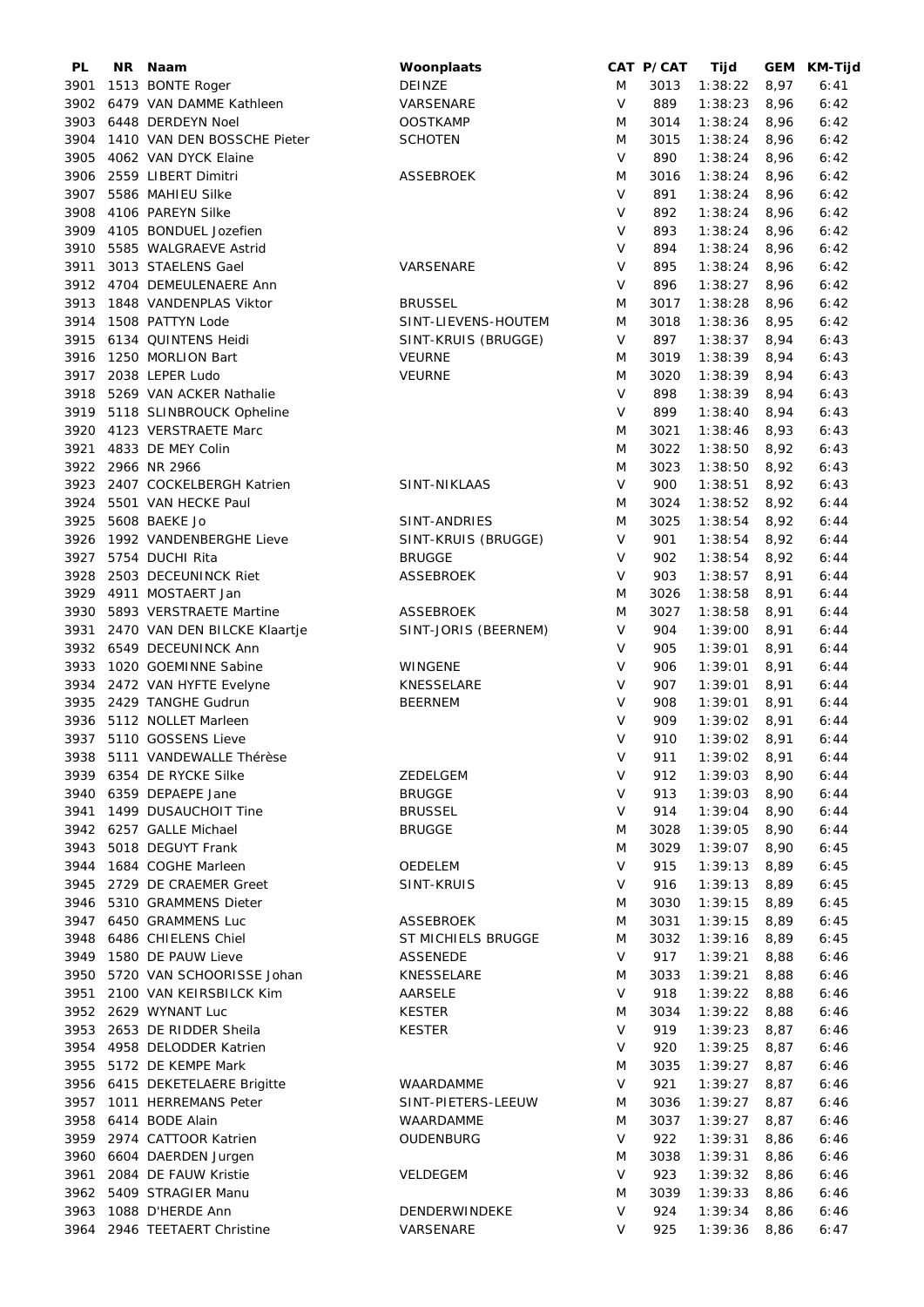| PL | NR | Naam | Woonplaats | CAT | P/CAT | Tijd | GEM | KM-Tijd |
|---|---|---|---|---|---|---|---|---|
| 3901 | 1513 | BONTE Roger | DEINZE | M | 3013 | 1:38:22 | 8,97 | 6:41 |
| 3902 | 6479 | VAN DAMME Kathleen | VARSENARE | V | 889 | 1:38:23 | 8,96 | 6:42 |
| 3903 | 6448 | DERDEYN Noel | OOSTKAMP | M | 3014 | 1:38:24 | 8,96 | 6:42 |
| 3904 | 1410 | VAN DEN BOSSCHE Pieter | SCHOTEN | M | 3015 | 1:38:24 | 8,96 | 6:42 |
| 3905 | 4062 | VAN DYCK Elaine | | V | 890 | 1:38:24 | 8,96 | 6:42 |
| 3906 | 2559 | LIBERT Dimitri | ASSEBROEK | M | 3016 | 1:38:24 | 8,96 | 6:42 |
| 3907 | 5586 | MAHIEU Silke | | V | 891 | 1:38:24 | 8,96 | 6:42 |
| 3908 | 4106 | PAREYN Silke | | V | 892 | 1:38:24 | 8,96 | 6:42 |
| 3909 | 4105 | BONDUEL Jozefien | | V | 893 | 1:38:24 | 8,96 | 6:42 |
| 3910 | 5585 | WALGRAEVE Astrid | | V | 894 | 1:38:24 | 8,96 | 6:42 |
| 3911 | 3013 | STAELENS Gael | VARSENARE | V | 895 | 1:38:24 | 8,96 | 6:42 |
| 3912 | 4704 | DEMEULENAERE Ann | | V | 896 | 1:38:27 | 8,96 | 6:42 |
| 3913 | 1848 | VANDENPLAS Viktor | BRUSSEL | M | 3017 | 1:38:28 | 8,96 | 6:42 |
| 3914 | 1508 | PATTYN Lode | SINT-LIEVENS-HOUTEM | M | 3018 | 1:38:36 | 8,95 | 6:42 |
| 3915 | 6134 | QUINTENS Heidi | SINT-KRUIS (BRUGGE) | V | 897 | 1:38:37 | 8,94 | 6:43 |
| 3916 | 1250 | MORLION Bart | VEURNE | M | 3019 | 1:38:39 | 8,94 | 6:43 |
| 3917 | 2038 | LEPER Ludo | VEURNE | M | 3020 | 1:38:39 | 8,94 | 6:43 |
| 3918 | 5269 | VAN ACKER Nathalie | | V | 898 | 1:38:39 | 8,94 | 6:43 |
| 3919 | 5118 | SLINBROUCK Opheline | | V | 899 | 1:38:40 | 8,94 | 6:43 |
| 3920 | 4123 | VERSTRAETE Marc | | M | 3021 | 1:38:46 | 8,93 | 6:43 |
| 3921 | 4833 | DE MEY Colin | | M | 3022 | 1:38:50 | 8,92 | 6:43 |
| 3922 | 2966 | NR 2966 | | M | 3023 | 1:38:50 | 8,92 | 6:43 |
| 3923 | 2407 | COCKELBERGH Katrien | SINT-NIKLAAS | V | 900 | 1:38:51 | 8,92 | 6:43 |
| 3924 | 5501 | VAN HECKE Paul | | M | 3024 | 1:38:52 | 8,92 | 6:44 |
| 3925 | 5608 | BAEKE Jo | SINT-ANDRIES | M | 3025 | 1:38:54 | 8,92 | 6:44 |
| 3926 | 1992 | VANDENBERGHE Lieve | SINT-KRUIS (BRUGGE) | V | 901 | 1:38:54 | 8,92 | 6:44 |
| 3927 | 5754 | DUCHI Rita | BRUGGE | V | 902 | 1:38:54 | 8,92 | 6:44 |
| 3928 | 2503 | DECEUNINCK Riet | ASSEBROEK | V | 903 | 1:38:57 | 8,91 | 6:44 |
| 3929 | 4911 | MOSTAERT Jan | | M | 3026 | 1:38:58 | 8,91 | 6:44 |
| 3930 | 5893 | VERSTRAETE Martine | ASSEBROEK | M | 3027 | 1:38:58 | 8,91 | 6:44 |
| 3931 | 2470 | VAN DEN BILCKE Klaartje | SINT-JORIS (BEERNEM) | V | 904 | 1:39:00 | 8,91 | 6:44 |
| 3932 | 6549 | DECEUNINCK Ann | | V | 905 | 1:39:01 | 8,91 | 6:44 |
| 3933 | 1020 | GOEMINNE Sabine | WINGENE | V | 906 | 1:39:01 | 8,91 | 6:44 |
| 3934 | 2472 | VAN HYFTE Evelyne | KNESSELARE | V | 907 | 1:39:01 | 8,91 | 6:44 |
| 3935 | 2429 | TANGHE Gudrun | BEERNEM | V | 908 | 1:39:01 | 8,91 | 6:44 |
| 3936 | 5112 | NOLLET Marleen | | V | 909 | 1:39:02 | 8,91 | 6:44 |
| 3937 | 5110 | GOSSENS Lieve | | V | 910 | 1:39:02 | 8,91 | 6:44 |
| 3938 | 5111 | VANDEWALLE Thérèse | | V | 911 | 1:39:02 | 8,91 | 6:44 |
| 3939 | 6354 | DE RYCKE Silke | ZEDELGEM | V | 912 | 1:39:03 | 8,90 | 6:44 |
| 3940 | 6359 | DEPAEPE Jane | BRUGGE | V | 913 | 1:39:03 | 8,90 | 6:44 |
| 3941 | 1499 | DUSAUCHOIT Tine | BRUSSEL | V | 914 | 1:39:04 | 8,90 | 6:44 |
| 3942 | 6257 | GALLE Michael | BRUGGE | M | 3028 | 1:39:05 | 8,90 | 6:44 |
| 3943 | 5018 | DEGUYT Frank | | M | 3029 | 1:39:07 | 8,90 | 6:45 |
| 3944 | 1684 | COGHE Marleen | OEDELEM | V | 915 | 1:39:13 | 8,89 | 6:45 |
| 3945 | 2729 | DE CRAEMER Greet | SINT-KRUIS | V | 916 | 1:39:13 | 8,89 | 6:45 |
| 3946 | 5310 | GRAMMENS Dieter | | M | 3030 | 1:39:15 | 8,89 | 6:45 |
| 3947 | 6450 | GRAMMENS Luc | ASSEBROEK | M | 3031 | 1:39:15 | 8,89 | 6:45 |
| 3948 | 6486 | CHIELENS Chiel | ST MICHIELS BRUGGE | M | 3032 | 1:39:16 | 8,89 | 6:45 |
| 3949 | 1580 | DE PAUW Lieve | ASSENEDE | V | 917 | 1:39:21 | 8,88 | 6:46 |
| 3950 | 5720 | VAN SCHOORISSE Johan | KNESSELARE | M | 3033 | 1:39:21 | 8,88 | 6:46 |
| 3951 | 2100 | VAN KEIRSBILCK Kim | AARSELE | V | 918 | 1:39:22 | 8,88 | 6:46 |
| 3952 | 2629 | WYNANT Luc | KESTER | M | 3034 | 1:39:22 | 8,88 | 6:46 |
| 3953 | 2653 | DE RIDDER Sheila | KESTER | V | 919 | 1:39:23 | 8,87 | 6:46 |
| 3954 | 4958 | DELODDER Katrien | | V | 920 | 1:39:25 | 8,87 | 6:46 |
| 3955 | 5172 | DE KEMPE Mark | | M | 3035 | 1:39:27 | 8,87 | 6:46 |
| 3956 | 6415 | DEKETELAERE Brigitte | WAARDAMME | V | 921 | 1:39:27 | 8,87 | 6:46 |
| 3957 | 1011 | HERREMANS Peter | SINT-PIETERS-LEEUW | M | 3036 | 1:39:27 | 8,87 | 6:46 |
| 3958 | 6414 | BODE Alain | WAARDAMME | M | 3037 | 1:39:27 | 8,87 | 6:46 |
| 3959 | 2974 | CATTOOR Katrien | OUDENBURG | V | 922 | 1:39:31 | 8,86 | 6:46 |
| 3960 | 6604 | DAERDEN Jurgen | | M | 3038 | 1:39:31 | 8,86 | 6:46 |
| 3961 | 2084 | DE FAUW Kristie | VELDEGEM | V | 923 | 1:39:32 | 8,86 | 6:46 |
| 3962 | 5409 | STRAGIER Manu | | M | 3039 | 1:39:33 | 8,86 | 6:46 |
| 3963 | 1088 | D'HERDE Ann | DENDERWINDEKE | V | 924 | 1:39:34 | 8,86 | 6:46 |
| 3964 | 2946 | TEETAERT Christine | VARSENARE | V | 925 | 1:39:36 | 8,86 | 6:47 |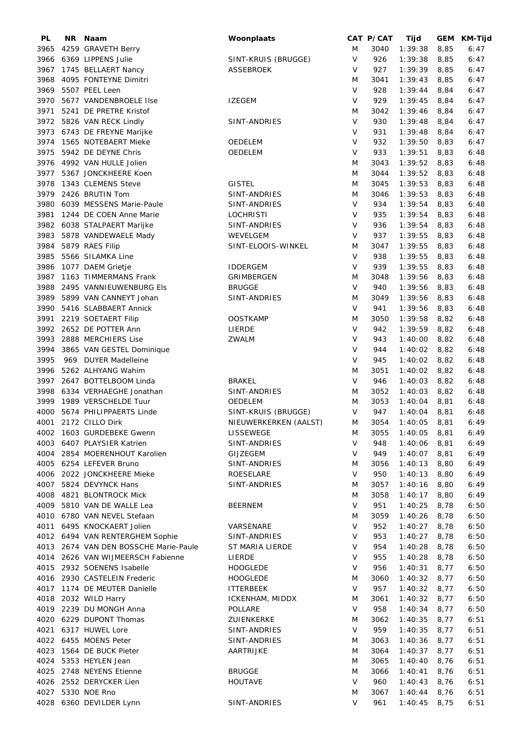| PL | NR | Naam | Woonplaats | CAT | P/CAT | Tijd | GEM | KM-Tijd |
|---|---|---|---|---|---|---|---|---|
| 3965 | 4259 | GRAVETH Berry | | M | 3040 | 1:39:38 | 8,85 | 6:47 |
| 3966 | 6369 | LIPPENS Julie | SINT-KRUIS (BRUGGE) | V | 926 | 1:39:38 | 8,85 | 6:47 |
| 3967 | 1745 | BELLAERT Nancy | ASSEBROEK | V | 927 | 1:39:39 | 8,85 | 6:47 |
| 3968 | 4095 | FONTEYNE Dimitri | | M | 3041 | 1:39:43 | 8,85 | 6:47 |
| 3969 | 5507 | PEEL Leen | | V | 928 | 1:39:44 | 8,84 | 6:47 |
| 3970 | 5677 | VANDENBROELE Ilse | IZEGEM | V | 929 | 1:39:45 | 8,84 | 6:47 |
| 3971 | 5241 | DE PRETRE Kristof | | M | 3042 | 1:39:46 | 8,84 | 6:47 |
| 3972 | 5826 | VAN RECK Lindly | SINT-ANDRIES | V | 930 | 1:39:48 | 8,84 | 6:47 |
| 3973 | 6743 | DE FREYNE Marijke | | V | 931 | 1:39:48 | 8,84 | 6:47 |
| 3974 | 1565 | NOTEBAERT Mieke | OEDELEM | V | 932 | 1:39:50 | 8,83 | 6:47 |
| 3975 | 5942 | DE DEYNE Chris | OEDELEM | V | 933 | 1:39:51 | 8,83 | 6:48 |
| 3976 | 4992 | VAN HULLE Jolien | | M | 3043 | 1:39:52 | 8,83 | 6:48 |
| 3977 | 5367 | JONCKHEERE Koen | | M | 3044 | 1:39:52 | 8,83 | 6:48 |
| 3978 | 1343 | CLEMENS Steve | GISTEL | M | 3045 | 1:39:53 | 8,83 | 6:48 |
| 3979 | 2426 | BRUTIN Tom | SINT-ANDRIES | M | 3046 | 1:39:53 | 8,83 | 6:48 |
| 3980 | 6039 | MESSENS Marie-Paule | SINT-ANDRIES | V | 934 | 1:39:54 | 8,83 | 6:48 |
| 3981 | 1244 | DE COEN Anne Marie | LOCHRISTI | V | 935 | 1:39:54 | 8,83 | 6:48 |
| 3982 | 6038 | STALPAERT Marijke | SINT-ANDRIES | V | 936 | 1:39:54 | 8,83 | 6:48 |
| 3983 | 5878 | VANDEWAELE Mady | WEVELGEM | V | 937 | 1:39:55 | 8,83 | 6:48 |
| 3984 | 5879 | RAES Filip | SINT-ELOOIS-WINKEL | M | 3047 | 1:39:55 | 8,83 | 6:48 |
| 3985 | 5566 | SILAMKA Line | | V | 938 | 1:39:55 | 8,83 | 6:48 |
| 3986 | 1077 | DAEM Grietje | IDDERGEM | V | 939 | 1:39:55 | 8,83 | 6:48 |
| 3987 | 1163 | TIMMERMANS Frank | GRIMBERGEN | M | 3048 | 1:39:56 | 8,83 | 6:48 |
| 3988 | 2495 | VANNIEUWENBURG Els | BRUGGE | V | 940 | 1:39:56 | 8,83 | 6:48 |
| 3989 | 5899 | VAN CANNEYT Johan | SINT-ANDRIES | M | 3049 | 1:39:56 | 8,83 | 6:48 |
| 3990 | 5416 | SLABBAERT Annick | | V | 941 | 1:39:56 | 8,83 | 6:48 |
| 3991 | 2219 | SOETAERT Filip | OOSTKAMP | M | 3050 | 1:39:58 | 8,82 | 6:48 |
| 3992 | 2652 | DE POTTER Ann | LIERDE | V | 942 | 1:39:59 | 8,82 | 6:48 |
| 3993 | 2888 | MERCHIERS Lise | ZWALM | V | 943 | 1:40:00 | 8,82 | 6:48 |
| 3994 | 3865 | VAN GESTEL Dominique | | V | 944 | 1:40:02 | 8,82 | 6:48 |
| 3995 | 969 | DUYER Madelleine | | V | 945 | 1:40:02 | 8,82 | 6:48 |
| 3996 | 5262 | ALHYANG Wahim | | M | 3051 | 1:40:02 | 8,82 | 6:48 |
| 3997 | 2647 | BOTTELBOOM Linda | BRAKEL | V | 946 | 1:40:03 | 8,82 | 6:48 |
| 3998 | 6334 | VERHAEGHE Jonathan | SINT-ANDRIES | M | 3052 | 1:40:03 | 8,82 | 6:48 |
| 3999 | 1989 | VERSCHELDE Tuur | OEDELEM | M | 3053 | 1:40:04 | 8,81 | 6:48 |
| 4000 | 5674 | PHILIPPAERTS Linde | SINT-KRUIS (BRUGGE) | V | 947 | 1:40:04 | 8,81 | 6:48 |
| 4001 | 2172 | CILLO Dirk | NIEUWERKERKEN (AALST) | M | 3054 | 1:40:05 | 8,81 | 6:49 |
| 4002 | 1603 | GURDEBEKE Gwenn | LISSEWEGE | M | 3055 | 1:40:05 | 8,81 | 6:49 |
| 4003 | 6407 | PLAYSIER Katrien | SINT-ANDRIES | V | 948 | 1:40:06 | 8,81 | 6:49 |
| 4004 | 2854 | MOERENHOUT Karolien | GIJZEGEM | V | 949 | 1:40:07 | 8,81 | 6:49 |
| 4005 | 6254 | LEFEVER Bruno | SINT-ANDRIES | M | 3056 | 1:40:13 | 8,80 | 6:49 |
| 4006 | 2022 | JONCKHEERE Mieke | ROESELARE | V | 950 | 1:40:13 | 8,80 | 6:49 |
| 4007 | 5824 | DEVYNCK Hans | SINT-ANDRIES | M | 3057 | 1:40:16 | 8,80 | 6:49 |
| 4008 | 4821 | BLONTROCK Mick | | M | 3058 | 1:40:17 | 8,80 | 6:49 |
| 4009 | 5810 | VAN DE WALLE Lea | BEERNEM | V | 951 | 1:40:25 | 8,78 | 6:50 |
| 4010 | 6780 | VAN NEVEL Stefaan | | M | 3059 | 1:40:26 | 8,78 | 6:50 |
| 4011 | 6495 | KNOCKAERT Jolien | VARSENARE | V | 952 | 1:40:27 | 8,78 | 6:50 |
| 4012 | 6494 | VAN RENTERGHEM Sophie | SINT-ANDRIES | V | 953 | 1:40:27 | 8,78 | 6:50 |
| 4013 | 2674 | VAN DEN BOSSCHE Marie-Paule | ST MARIA LIERDE | V | 954 | 1:40:28 | 8,78 | 6:50 |
| 4014 | 2626 | VAN WIJMEERSCH Fabienne | LIERDE | V | 955 | 1:40:28 | 8,78 | 6:50 |
| 4015 | 2932 | SOENENS Isabelle | HOOGLEDE | V | 956 | 1:40:31 | 8,77 | 6:50 |
| 4016 | 2930 | CASTELEIN Frederic | HOOGLEDE | M | 3060 | 1:40:32 | 8,77 | 6:50 |
| 4017 | 1174 | DE MEUTER Danielle | ITTERBEEK | V | 957 | 1:40:32 | 8,77 | 6:50 |
| 4018 | 2032 | WILD Harry | ICKENHAM, MIDDX | M | 3061 | 1:40:32 | 8,77 | 6:50 |
| 4019 | 2239 | DU MONGH Anna | POLLARE | V | 958 | 1:40:34 | 8,77 | 6:50 |
| 4020 | 6229 | DUPONT Thomas | ZUIENKERKE | M | 3062 | 1:40:35 | 8,77 | 6:51 |
| 4021 | 6317 | HUWEL Lore | SINT-ANDRIES | V | 959 | 1:40:35 | 8,77 | 6:51 |
| 4022 | 6455 | MOENS Peter | SINT-ANDRIES | M | 3063 | 1:40:36 | 8,77 | 6:51 |
| 4023 | 1564 | DE BUCK Pieter | AARTRIJKE | M | 3064 | 1:40:37 | 8,77 | 6:51 |
| 4024 | 5353 | HEYLEN Jean | | M | 3065 | 1:40:40 | 8,76 | 6:51 |
| 4025 | 2748 | NEYENS Etienne | BRUGGE | M | 3066 | 1:40:41 | 8,76 | 6:51 |
| 4026 | 2552 | DERYCKER Lien | HOUTAVE | V | 960 | 1:40:43 | 8,76 | 6:51 |
| 4027 | 5330 | NOE Rno | | M | 3067 | 1:40:44 | 8,76 | 6:51 |
| 4028 | 6360 | DEVILDER Lynn | SINT-ANDRIES | V | 961 | 1:40:45 | 8,75 | 6:51 |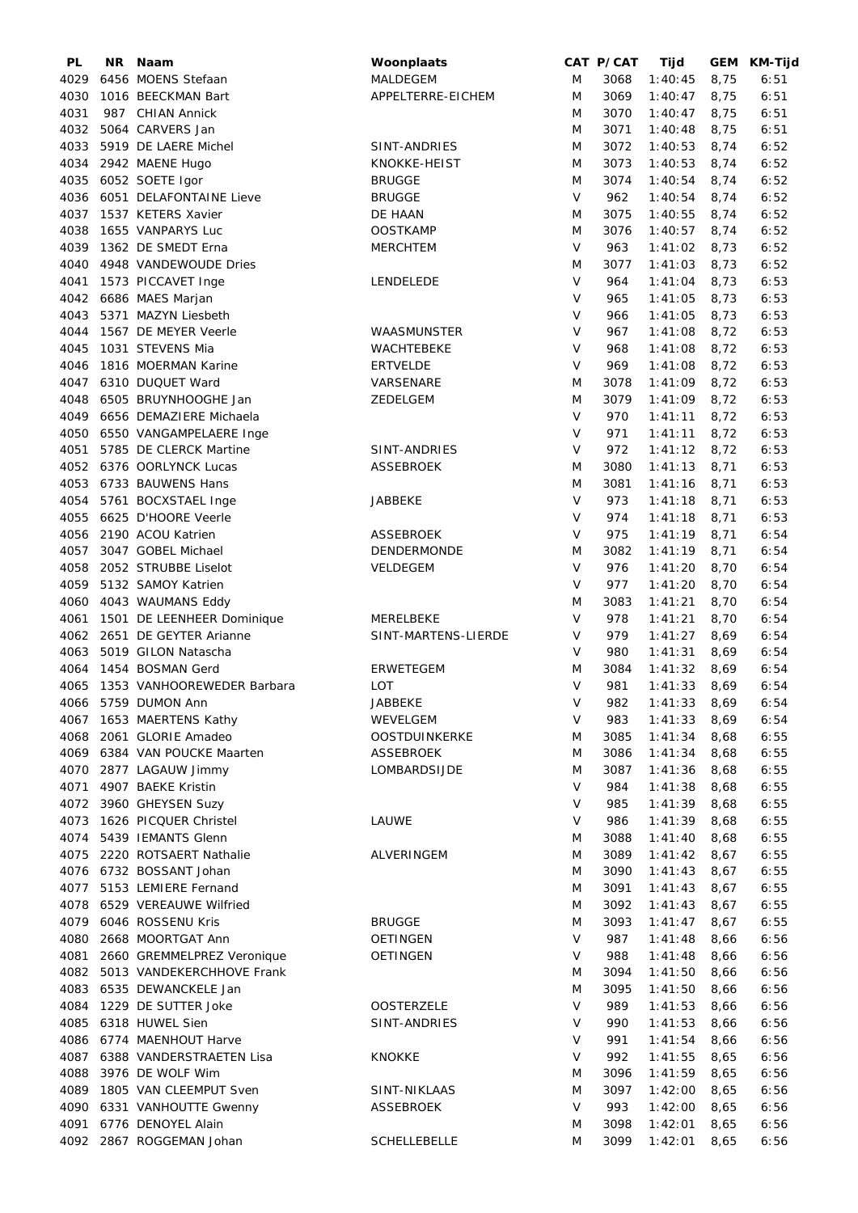| PL | NR | Naam | Woonplaats | CAT | P/CAT | Tijd | GEM | KM-Tijd |
|---|---|---|---|---|---|---|---|---|
| 4029 | 6456 | MOENS Stefaan | MALDEGEM | M | 3068 | 1:40:45 | 8,75 | 6:51 |
| 4030 | 1016 | BEECKMAN Bart | APPELTERRE-EICHEM | M | 3069 | 1:40:47 | 8,75 | 6:51 |
| 4031 | 987 | CHIAN Annick | | M | 3070 | 1:40:47 | 8,75 | 6:51 |
| 4032 | 5064 | CARVERS Jan | | M | 3071 | 1:40:48 | 8,75 | 6:51 |
| 4033 | 5919 | DE LAERE Michel | SINT-ANDRIES | M | 3072 | 1:40:53 | 8,74 | 6:52 |
| 4034 | 2942 | MAENE Hugo | KNOKKE-HEIST | M | 3073 | 1:40:53 | 8,74 | 6:52 |
| 4035 | 6052 | SOETE Igor | BRUGGE | M | 3074 | 1:40:54 | 8,74 | 6:52 |
| 4036 | 6051 | DELAFONTAINE Lieve | BRUGGE | V | 962 | 1:40:54 | 8,74 | 6:52 |
| 4037 | 1537 | KETERS Xavier | DE HAAN | M | 3075 | 1:40:55 | 8,74 | 6:52 |
| 4038 | 1655 | VANPARYS Luc | OOSTKAMP | M | 3076 | 1:40:57 | 8,74 | 6:52 |
| 4039 | 1362 | DE SMEDT Erna | MERCHTEM | V | 963 | 1:41:02 | 8,73 | 6:52 |
| 4040 | 4948 | VANDEWOUDE Dries | | M | 3077 | 1:41:03 | 8,73 | 6:52 |
| 4041 | 1573 | PICCAVET Inge | LENDELEDE | V | 964 | 1:41:04 | 8,73 | 6:53 |
| 4042 | 6686 | MAES Marjan | | V | 965 | 1:41:05 | 8,73 | 6:53 |
| 4043 | 5371 | MAZYN Liesbeth | | V | 966 | 1:41:05 | 8,73 | 6:53 |
| 4044 | 1567 | DE MEYER Veerle | WAASMUNSTER | V | 967 | 1:41:08 | 8,72 | 6:53 |
| 4045 | 1031 | STEVENS Mia | WACHTEBEKE | V | 968 | 1:41:08 | 8,72 | 6:53 |
| 4046 | 1816 | MOERMAN Karine | ERTVELDE | V | 969 | 1:41:08 | 8,72 | 6:53 |
| 4047 | 6310 | DUQUET Ward | VARSENARE | M | 3078 | 1:41:09 | 8,72 | 6:53 |
| 4048 | 6505 | BRUYNHOOGHE Jan | ZEDELGEM | M | 3079 | 1:41:09 | 8,72 | 6:53 |
| 4049 | 6656 | DEMAZIERE Michaela | | V | 970 | 1:41:11 | 8,72 | 6:53 |
| 4050 | 6550 | VANGAMPELAERE Inge | | V | 971 | 1:41:11 | 8,72 | 6:53 |
| 4051 | 5785 | DE CLERCK Martine | SINT-ANDRIES | V | 972 | 1:41:12 | 8,72 | 6:53 |
| 4052 | 6376 | OORLYNCK Lucas | ASSEBROEK | M | 3080 | 1:41:13 | 8,71 | 6:53 |
| 4053 | 6733 | BAUWENS Hans | | M | 3081 | 1:41:16 | 8,71 | 6:53 |
| 4054 | 5761 | BOCXSTAEL Inge | JABBEKE | V | 973 | 1:41:18 | 8,71 | 6:53 |
| 4055 | 6625 | D'HOORE Veerle | | V | 974 | 1:41:18 | 8,71 | 6:53 |
| 4056 | 2190 | ACOU Katrien | ASSEBROEK | V | 975 | 1:41:19 | 8,71 | 6:54 |
| 4057 | 3047 | GOBEL Michael | DENDERMONDE | M | 3082 | 1:41:19 | 8,71 | 6:54 |
| 4058 | 2052 | STRUBBE Liselot | VELDEGEM | V | 976 | 1:41:20 | 8,70 | 6:54 |
| 4059 | 5132 | SAMOY Katrien | | V | 977 | 1:41:20 | 8,70 | 6:54 |
| 4060 | 4043 | WAUMANS Eddy | | M | 3083 | 1:41:21 | 8,70 | 6:54 |
| 4061 | 1501 | DE LEENHEER Dominique | MERELBEKE | V | 978 | 1:41:21 | 8,70 | 6:54 |
| 4062 | 2651 | DE GEYTER Arianne | SINT-MARTENS-LIERDE | V | 979 | 1:41:27 | 8,69 | 6:54 |
| 4063 | 5019 | GILON Natascha | | V | 980 | 1:41:31 | 8,69 | 6:54 |
| 4064 | 1454 | BOSMAN Gerd | ERWETEGEM | M | 3084 | 1:41:32 | 8,69 | 6:54 |
| 4065 | 1353 | VANHOOREWEDER Barbara | LOT | V | 981 | 1:41:33 | 8,69 | 6:54 |
| 4066 | 5759 | DUMON Ann | JABBEKE | V | 982 | 1:41:33 | 8,69 | 6:54 |
| 4067 | 1653 | MAERTENS Kathy | WEVELGEM | V | 983 | 1:41:33 | 8,69 | 6:54 |
| 4068 | 2061 | GLORIE Amadeo | OOSTDUINKERKE | M | 3085 | 1:41:34 | 8,68 | 6:55 |
| 4069 | 6384 | VAN POUCKE Maarten | ASSEBROEK | M | 3086 | 1:41:34 | 8,68 | 6:55 |
| 4070 | 2877 | LAGAUW Jimmy | LOMBARDSIJDE | M | 3087 | 1:41:36 | 8,68 | 6:55 |
| 4071 | 4907 | BAEKE Kristin | | V | 984 | 1:41:38 | 8,68 | 6:55 |
| 4072 | 3960 | GHEYSEN Suzy | | V | 985 | 1:41:39 | 8,68 | 6:55 |
| 4073 | 1626 | PICQUER Christel | LAUWE | V | 986 | 1:41:39 | 8,68 | 6:55 |
| 4074 | 5439 | IEMANTS Glenn | | M | 3088 | 1:41:40 | 8,68 | 6:55 |
| 4075 | 2220 | ROTSAERT Nathalie | ALVERINGEM | M | 3089 | 1:41:42 | 8,67 | 6:55 |
| 4076 | 6732 | BOSSANT Johan | | M | 3090 | 1:41:43 | 8,67 | 6:55 |
| 4077 | 5153 | LEMIERE Fernand | | M | 3091 | 1:41:43 | 8,67 | 6:55 |
| 4078 | 6529 | VEREAUWE Wilfried | | M | 3092 | 1:41:43 | 8,67 | 6:55 |
| 4079 | 6046 | ROSSENU Kris | BRUGGE | M | 3093 | 1:41:47 | 8,67 | 6:55 |
| 4080 | 2668 | MOORTGAT Ann | OETINGEN | V | 987 | 1:41:48 | 8,66 | 6:56 |
| 4081 | 2660 | GREMMELPREZ Veronique | OETINGEN | V | 988 | 1:41:48 | 8,66 | 6:56 |
| 4082 | 5013 | VANDEKERCHHOVE Frank | | M | 3094 | 1:41:50 | 8,66 | 6:56 |
| 4083 | 6535 | DEWANCKELE Jan | | M | 3095 | 1:41:50 | 8,66 | 6:56 |
| 4084 | 1229 | DE SUTTER Joke | OOSTERZELE | V | 989 | 1:41:53 | 8,66 | 6:56 |
| 4085 | 6318 | HUWEL Sien | SINT-ANDRIES | V | 990 | 1:41:53 | 8,66 | 6:56 |
| 4086 | 6774 | MAENHOUT Harve | | V | 991 | 1:41:54 | 8,66 | 6:56 |
| 4087 | 6388 | VANDERSTRAETEN Lisa | KNOKKE | V | 992 | 1:41:55 | 8,65 | 6:56 |
| 4088 | 3976 | DE WOLF Wim | | M | 3096 | 1:41:59 | 8,65 | 6:56 |
| 4089 | 1805 | VAN CLEEMPUT Sven | SINT-NIKLAAS | M | 3097 | 1:42:00 | 8,65 | 6:56 |
| 4090 | 6331 | VANHOUTTE Gwenny | ASSEBROEK | V | 993 | 1:42:00 | 8,65 | 6:56 |
| 4091 | 6776 | DENOYEL Alain | | M | 3098 | 1:42:01 | 8,65 | 6:56 |
| 4092 | 2867 | ROGGEMAN Johan | SCHELLEBELLE | M | 3099 | 1:42:01 | 8,65 | 6:56 |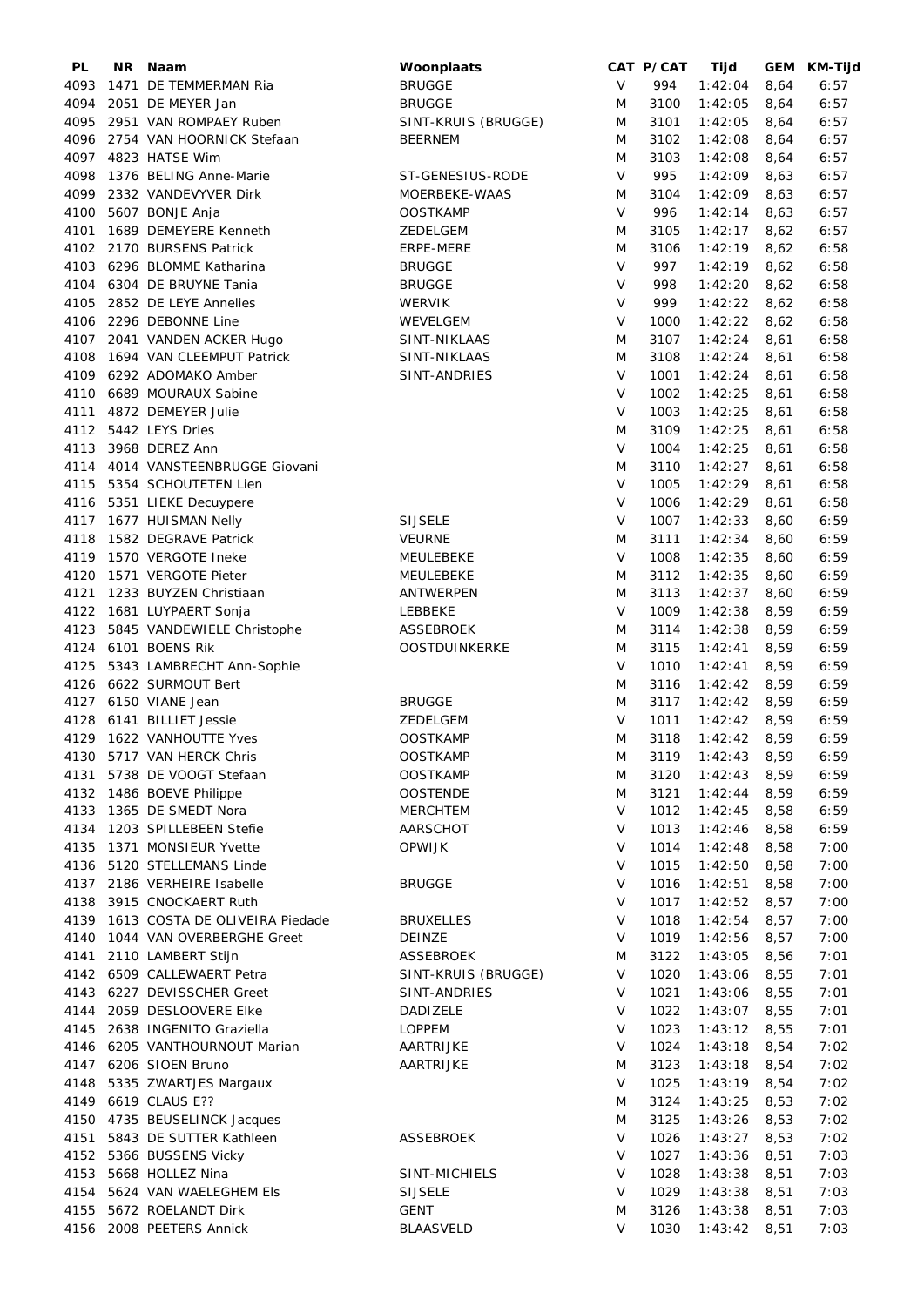| PL | NR | Naam | Woonplaats | CAT | P/CAT | Tijd | GEM | KM-Tijd |
|---|---|---|---|---|---|---|---|---|
| 4093 | 1471 | DE TEMMERMAN Ria | BRUGGE | V | 994 | 1:42:04 | 8,64 | 6:57 |
| 4094 | 2051 | DE MEYER Jan | BRUGGE | M | 3100 | 1:42:05 | 8,64 | 6:57 |
| 4095 | 2951 | VAN ROMPAEY Ruben | SINT-KRUIS (BRUGGE) | M | 3101 | 1:42:05 | 8,64 | 6:57 |
| 4096 | 2754 | VAN HOORNICK Stefaan | BEERNEM | M | 3102 | 1:42:08 | 8,64 | 6:57 |
| 4097 | 4823 | HATSE Wim | | M | 3103 | 1:42:08 | 8,64 | 6:57 |
| 4098 | 1376 | BELING Anne-Marie | ST-GENESIUS-RODE | V | 995 | 1:42:09 | 8,63 | 6:57 |
| 4099 | 2332 | VANDEVYVER Dirk | MOERBEKE-WAAS | M | 3104 | 1:42:09 | 8,63 | 6:57 |
| 4100 | 5607 | BONJE Anja | OOSTKAMP | V | 996 | 1:42:14 | 8,63 | 6:57 |
| 4101 | 1689 | DEMEYERE Kenneth | ZEDELGEM | M | 3105 | 1:42:17 | 8,62 | 6:57 |
| 4102 | 2170 | BURSENS Patrick | ERPE-MERE | M | 3106 | 1:42:19 | 8,62 | 6:58 |
| 4103 | 6296 | BLOMME Katharina | BRUGGE | V | 997 | 1:42:19 | 8,62 | 6:58 |
| 4104 | 6304 | DE BRUYNE Tania | BRUGGE | V | 998 | 1:42:20 | 8,62 | 6:58 |
| 4105 | 2852 | DE LEYE Annelies | WERVIK | V | 999 | 1:42:22 | 8,62 | 6:58 |
| 4106 | 2296 | DEBONNE Line | WEVELGEM | V | 1000 | 1:42:22 | 8,62 | 6:58 |
| 4107 | 2041 | VANDEN ACKER Hugo | SINT-NIKLAAS | M | 3107 | 1:42:24 | 8,61 | 6:58 |
| 4108 | 1694 | VAN CLEEMPUT Patrick | SINT-NIKLAAS | M | 3108 | 1:42:24 | 8,61 | 6:58 |
| 4109 | 6292 | ADOMAKO Amber | SINT-ANDRIES | V | 1001 | 1:42:24 | 8,61 | 6:58 |
| 4110 | 6689 | MOURAUX Sabine | | V | 1002 | 1:42:25 | 8,61 | 6:58 |
| 4111 | 4872 | DEMEYER Julie | | V | 1003 | 1:42:25 | 8,61 | 6:58 |
| 4112 | 5442 | LEYS Dries | | M | 3109 | 1:42:25 | 8,61 | 6:58 |
| 4113 | 3968 | DEREZ Ann | | V | 1004 | 1:42:25 | 8,61 | 6:58 |
| 4114 | 4014 | VANSTEENBRUGGE Giovani | | M | 3110 | 1:42:27 | 8,61 | 6:58 |
| 4115 | 5354 | SCHOUTETEN Lien | | V | 1005 | 1:42:29 | 8,61 | 6:58 |
| 4116 | 5351 | LIEKE Decuypere | | V | 1006 | 1:42:29 | 8,61 | 6:58 |
| 4117 | 1677 | HUISMAN Nelly | SIJSELE | V | 1007 | 1:42:33 | 8,60 | 6:59 |
| 4118 | 1582 | DEGRAVE Patrick | VEURNE | M | 3111 | 1:42:34 | 8,60 | 6:59 |
| 4119 | 1570 | VERGOTE Ineke | MEULEBEKE | V | 1008 | 1:42:35 | 8,60 | 6:59 |
| 4120 | 1571 | VERGOTE Pieter | MEULEBEKE | M | 3112 | 1:42:35 | 8,60 | 6:59 |
| 4121 | 1233 | BUYZEN Christiaan | ANTWERPEN | M | 3113 | 1:42:37 | 8,60 | 6:59 |
| 4122 | 1681 | LUYPAERT Sonja | LEBBEKE | V | 1009 | 1:42:38 | 8,59 | 6:59 |
| 4123 | 5845 | VANDEWIELE Christophe | ASSEBROEK | M | 3114 | 1:42:38 | 8,59 | 6:59 |
| 4124 | 6101 | BOENS Rik | OOSTDUINKERKE | M | 3115 | 1:42:41 | 8,59 | 6:59 |
| 4125 | 5343 | LAMBRECHT Ann-Sophie | | V | 1010 | 1:42:41 | 8,59 | 6:59 |
| 4126 | 6622 | SURMOUT Bert | | M | 3116 | 1:42:42 | 8,59 | 6:59 |
| 4127 | 6150 | VIANE Jean | BRUGGE | M | 3117 | 1:42:42 | 8,59 | 6:59 |
| 4128 | 6141 | BILLIET Jessie | ZEDELGEM | V | 1011 | 1:42:42 | 8,59 | 6:59 |
| 4129 | 1622 | VANHOUTTE Yves | OOSTKAMP | M | 3118 | 1:42:42 | 8,59 | 6:59 |
| 4130 | 5717 | VAN HERCK Chris | OOSTKAMP | M | 3119 | 1:42:43 | 8,59 | 6:59 |
| 4131 | 5738 | DE VOOGT Stefaan | OOSTKAMP | M | 3120 | 1:42:43 | 8,59 | 6:59 |
| 4132 | 1486 | BOEVE Philippe | OOSTENDE | M | 3121 | 1:42:44 | 8,59 | 6:59 |
| 4133 | 1365 | DE SMEDT Nora | MERCHTEM | V | 1012 | 1:42:45 | 8,58 | 6:59 |
| 4134 | 1203 | SPILLEBEEN Stefie | AARSCHOT | V | 1013 | 1:42:46 | 8,58 | 6:59 |
| 4135 | 1371 | MONSIEUR Yvette | OPWIJK | V | 1014 | 1:42:48 | 8,58 | 7:00 |
| 4136 | 5120 | STELLEMANS Linde | | V | 1015 | 1:42:50 | 8,58 | 7:00 |
| 4137 | 2186 | VERHEIRE Isabelle | BRUGGE | V | 1016 | 1:42:51 | 8,58 | 7:00 |
| 4138 | 3915 | CNOCKAERT Ruth | | V | 1017 | 1:42:52 | 8,57 | 7:00 |
| 4139 | 1613 | COSTA DE OLIVEIRA Piedade | BRUXELLES | V | 1018 | 1:42:54 | 8,57 | 7:00 |
| 4140 | 1044 | VAN OVERBERGHE Greet | DEINZE | V | 1019 | 1:42:56 | 8,57 | 7:00 |
| 4141 | 2110 | LAMBERT Stijn | ASSEBROEK | M | 3122 | 1:43:05 | 8,56 | 7:01 |
| 4142 | 6509 | CALLEWAERT Petra | SINT-KRUIS (BRUGGE) | V | 1020 | 1:43:06 | 8,55 | 7:01 |
| 4143 | 6227 | DEVISSCHER Greet | SINT-ANDRIES | V | 1021 | 1:43:06 | 8,55 | 7:01 |
| 4144 | 2059 | DESLOOVERE Elke | DADIZELE | V | 1022 | 1:43:07 | 8,55 | 7:01 |
| 4145 | 2638 | INGENITO Graziella | LOPPEM | V | 1023 | 1:43:12 | 8,55 | 7:01 |
| 4146 | 6205 | VANTHOURNOUT Marian | AARTRIJKE | V | 1024 | 1:43:18 | 8,54 | 7:02 |
| 4147 | 6206 | SIOEN Bruno | AARTRIJKE | M | 3123 | 1:43:18 | 8,54 | 7:02 |
| 4148 | 5335 | ZWARTJES Margaux | | V | 1025 | 1:43:19 | 8,54 | 7:02 |
| 4149 | 6619 | CLAUS E?? | | M | 3124 | 1:43:25 | 8,53 | 7:02 |
| 4150 | 4735 | BEUSELINCK Jacques | | M | 3125 | 1:43:26 | 8,53 | 7:02 |
| 4151 | 5843 | DE SUTTER Kathleen | ASSEBROEK | V | 1026 | 1:43:27 | 8,53 | 7:02 |
| 4152 | 5366 | BUSSENS Vicky | | V | 1027 | 1:43:36 | 8,51 | 7:03 |
| 4153 | 5668 | HOLLEZ Nina | SINT-MICHIELS | V | 1028 | 1:43:38 | 8,51 | 7:03 |
| 4154 | 5624 | VAN WAELEGHEM Els | SIJSELE | V | 1029 | 1:43:38 | 8,51 | 7:03 |
| 4155 | 5672 | ROELANDT Dirk | GENT | M | 3126 | 1:43:38 | 8,51 | 7:03 |
| 4156 | 2008 | PEETERS Annick | BLAASVELD | V | 1030 | 1:43:42 | 8,51 | 7:03 |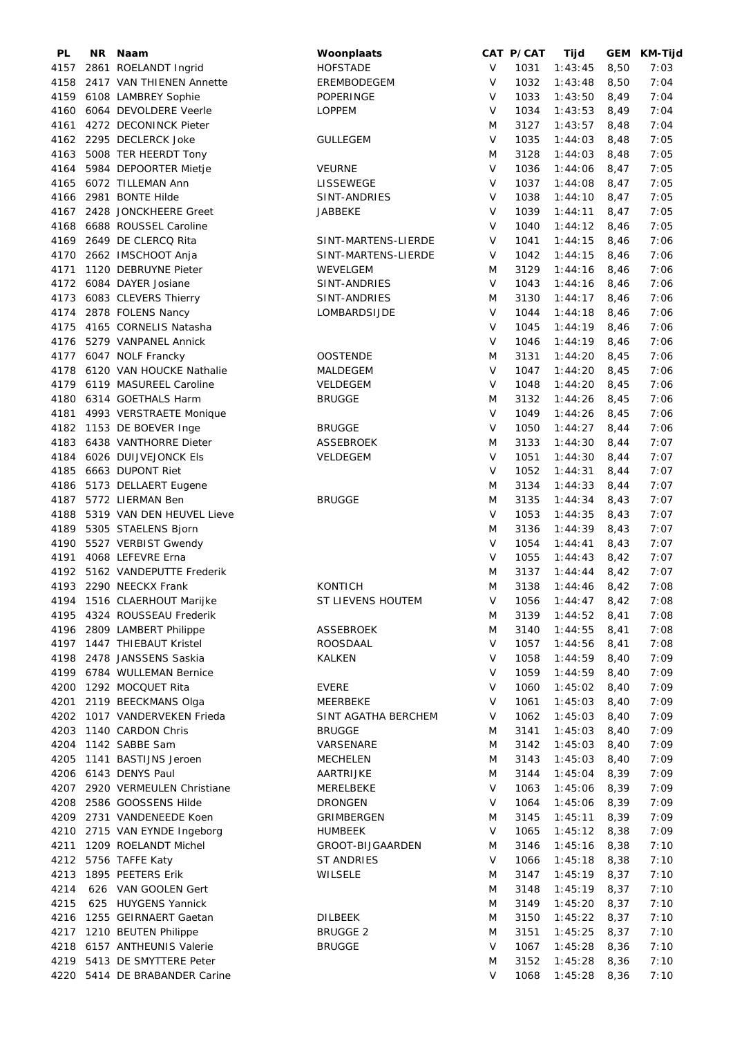| PL | NR | Naam | Woonplaats | CAT | P/CAT | Tijd | GEM | KM-Tijd |
|---|---|---|---|---|---|---|---|---|
| 4157 | 2861 | ROELANDT Ingrid | HOFSTADE | V | 1031 | 1:43:45 | 8,50 | 7:03 |
| 4158 | 2417 | VAN THIENEN Annette | EREMBODEGEM | V | 1032 | 1:43:48 | 8,50 | 7:04 |
| 4159 | 6108 | LAMBREY Sophie | POPERINGE | V | 1033 | 1:43:50 | 8,49 | 7:04 |
| 4160 | 6064 | DEVOLDERE Veerle | LOPPEM | V | 1034 | 1:43:53 | 8,49 | 7:04 |
| 4161 | 4272 | DECONINCK Pieter | | M | 3127 | 1:43:57 | 8,48 | 7:04 |
| 4162 | 2295 | DECLERCK Joke | GULLEGEM | V | 1035 | 1:44:03 | 8,48 | 7:05 |
| 4163 | 5008 | TER HEERDT Tony | | M | 3128 | 1:44:03 | 8,48 | 7:05 |
| 4164 | 5984 | DEPOORTER Mietje | VEURNE | V | 1036 | 1:44:06 | 8,47 | 7:05 |
| 4165 | 6072 | TILLEMAN Ann | LISSEWEGE | V | 1037 | 1:44:08 | 8,47 | 7:05 |
| 4166 | 2981 | BONTE Hilde | SINT-ANDRIES | V | 1038 | 1:44:10 | 8,47 | 7:05 |
| 4167 | 2428 | JONCKHEERE Greet | JABBEKE | V | 1039 | 1:44:11 | 8,47 | 7:05 |
| 4168 | 6688 | ROUSSEL Caroline | | V | 1040 | 1:44:12 | 8,46 | 7:05 |
| 4169 | 2649 | DE CLERCQ Rita | SINT-MARTENS-LIERDE | V | 1041 | 1:44:15 | 8,46 | 7:06 |
| 4170 | 2662 | IMSCHOOT Anja | SINT-MARTENS-LIERDE | V | 1042 | 1:44:15 | 8,46 | 7:06 |
| 4171 | 1120 | DEBRUYNE Pieter | WEVELGEM | M | 3129 | 1:44:16 | 8,46 | 7:06 |
| 4172 | 6084 | DAYER Josiane | SINT-ANDRIES | V | 1043 | 1:44:16 | 8,46 | 7:06 |
| 4173 | 6083 | CLEVERS Thierry | SINT-ANDRIES | M | 3130 | 1:44:17 | 8,46 | 7:06 |
| 4174 | 2878 | FOLENS Nancy | LOMBARDSIJDE | V | 1044 | 1:44:18 | 8,46 | 7:06 |
| 4175 | 4165 | CORNELIS Natasha | | V | 1045 | 1:44:19 | 8,46 | 7:06 |
| 4176 | 5279 | VANPANEL Annick | | V | 1046 | 1:44:19 | 8,46 | 7:06 |
| 4177 | 6047 | NOLF Francky | OOSTENDE | M | 3131 | 1:44:20 | 8,45 | 7:06 |
| 4178 | 6120 | VAN HOUCKE Nathalie | MALDEGEM | V | 1047 | 1:44:20 | 8,45 | 7:06 |
| 4179 | 6119 | MASUREEL Caroline | VELDEGEM | V | 1048 | 1:44:20 | 8,45 | 7:06 |
| 4180 | 6314 | GOETHALS Harm | BRUGGE | M | 3132 | 1:44:26 | 8,45 | 7:06 |
| 4181 | 4993 | VERSTRAETE Monique | | V | 1049 | 1:44:26 | 8,45 | 7:06 |
| 4182 | 1153 | DE BOEVER Inge | BRUGGE | V | 1050 | 1:44:27 | 8,44 | 7:06 |
| 4183 | 6438 | VANTHORRE Dieter | ASSEBROEK | M | 3133 | 1:44:30 | 8,44 | 7:07 |
| 4184 | 6026 | DUIJVEJONCK Els | VELDEGEM | V | 1051 | 1:44:30 | 8,44 | 7:07 |
| 4185 | 6663 | DUPONT Riet | | V | 1052 | 1:44:31 | 8,44 | 7:07 |
| 4186 | 5173 | DELLAERT Eugene | | M | 3134 | 1:44:33 | 8,44 | 7:07 |
| 4187 | 5772 | LIERMAN Ben | BRUGGE | M | 3135 | 1:44:34 | 8,43 | 7:07 |
| 4188 | 5319 | VAN DEN HEUVEL Lieve | | V | 1053 | 1:44:35 | 8,43 | 7:07 |
| 4189 | 5305 | STAELENS Bjorn | | M | 3136 | 1:44:39 | 8,43 | 7:07 |
| 4190 | 5527 | VERBIST Gwendy | | V | 1054 | 1:44:41 | 8,43 | 7:07 |
| 4191 | 4068 | LEFEVRE Erna | | V | 1055 | 1:44:43 | 8,42 | 7:07 |
| 4192 | 5162 | VANDEPUTTE Frederik | | M | 3137 | 1:44:44 | 8,42 | 7:07 |
| 4193 | 2290 | NEECKX Frank | KONTICH | M | 3138 | 1:44:46 | 8,42 | 7:08 |
| 4194 | 1516 | CLAERHOUT Marijke | ST LIEVENS HOUTEM | V | 1056 | 1:44:47 | 8,42 | 7:08 |
| 4195 | 4324 | ROUSSEAU Frederik | | M | 3139 | 1:44:52 | 8,41 | 7:08 |
| 4196 | 2809 | LAMBERT Philippe | ASSEBROEK | M | 3140 | 1:44:55 | 8,41 | 7:08 |
| 4197 | 1447 | THIEBAUT Kristel | ROOSDAAL | V | 1057 | 1:44:56 | 8,41 | 7:08 |
| 4198 | 2478 | JANSSENS Saskia | KALKEN | V | 1058 | 1:44:59 | 8,40 | 7:09 |
| 4199 | 6784 | WULLEMAN Bernice | | V | 1059 | 1:44:59 | 8,40 | 7:09 |
| 4200 | 1292 | MOCQUET Rita | EVERE | V | 1060 | 1:45:02 | 8,40 | 7:09 |
| 4201 | 2119 | BEECKMANS Olga | MEERBEKE | V | 1061 | 1:45:03 | 8,40 | 7:09 |
| 4202 | 1017 | VANDERVEKEN Frieda | SINT AGATHA BERCHEM | V | 1062 | 1:45:03 | 8,40 | 7:09 |
| 4203 | 1140 | CARDON Chris | BRUGGE | M | 3141 | 1:45:03 | 8,40 | 7:09 |
| 4204 | 1142 | SABBE Sam | VARSENARE | M | 3142 | 1:45:03 | 8,40 | 7:09 |
| 4205 | 1141 | BASTIJNS Jeroen | MECHELEN | M | 3143 | 1:45:03 | 8,40 | 7:09 |
| 4206 | 6143 | DENYS Paul | AARTRIJKE | M | 3144 | 1:45:04 | 8,39 | 7:09 |
| 4207 | 2920 | VERMEULEN Christiane | MERELBEKE | V | 1063 | 1:45:06 | 8,39 | 7:09 |
| 4208 | 2586 | GOOSSENS Hilde | DRONGEN | V | 1064 | 1:45:06 | 8,39 | 7:09 |
| 4209 | 2731 | VANDENEEDE Koen | GRIMBERGEN | M | 3145 | 1:45:11 | 8,39 | 7:09 |
| 4210 | 2715 | VAN EYNDE Ingeborg | HUMBEEK | V | 1065 | 1:45:12 | 8,38 | 7:09 |
| 4211 | 1209 | ROELANDT Michel | GROOT-BIJGAARDEN | M | 3146 | 1:45:16 | 8,38 | 7:10 |
| 4212 | 5756 | TAFFE Katy | ST ANDRIES | V | 1066 | 1:45:18 | 8,38 | 7:10 |
| 4213 | 1895 | PEETERS Erik | WILSELE | M | 3147 | 1:45:19 | 8,37 | 7:10 |
| 4214 | 626 | VAN GOOLEN Gert | | M | 3148 | 1:45:19 | 8,37 | 7:10 |
| 4215 | 625 | HUYGENS Yannick | | M | 3149 | 1:45:20 | 8,37 | 7:10 |
| 4216 | 1255 | GEIRNAERT Gaetan | DILBEEK | M | 3150 | 1:45:22 | 8,37 | 7:10 |
| 4217 | 1210 | BEUTEN Philippe | BRUGGE 2 | M | 3151 | 1:45:25 | 8,37 | 7:10 |
| 4218 | 6157 | ANTHEUNIS Valerie | BRUGGE | V | 1067 | 1:45:28 | 8,36 | 7:10 |
| 4219 | 5413 | DE SMYTTERE Peter | | M | 3152 | 1:45:28 | 8,36 | 7:10 |
| 4220 | 5414 | DE BRABANDER Carine | | V | 1068 | 1:45:28 | 8,36 | 7:10 |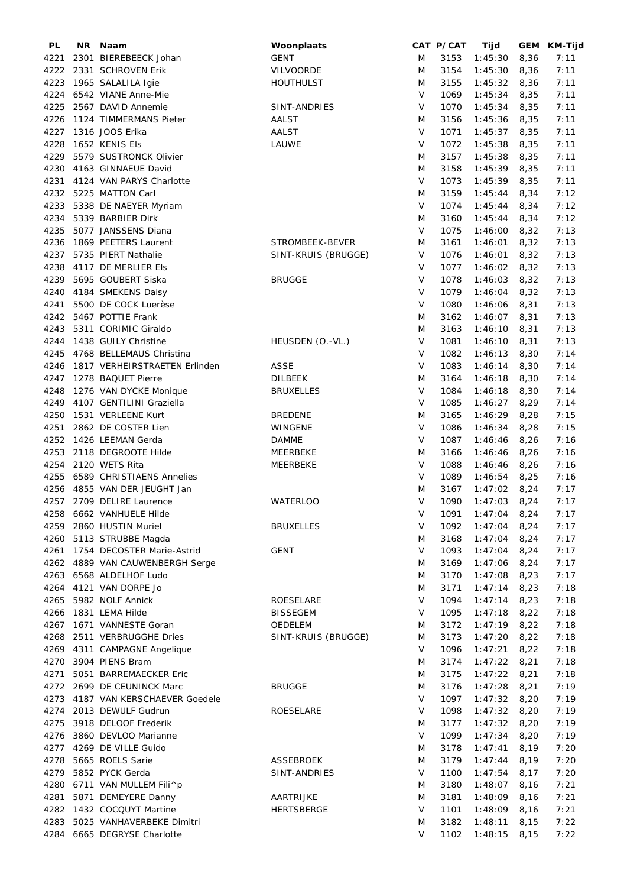| PL | NR | Naam | Woonplaats | CAT | P/CAT | Tijd | GEM | KM-Tijd |
|---|---|---|---|---|---|---|---|---|
| 4221 | 2301 | BIEREBEECK Johan | GENT | M | 3153 | 1:45:30 | 8,36 | 7:11 |
| 4222 | 2331 | SCHROVEN Erik | VILVOORDE | M | 3154 | 1:45:30 | 8,36 | 7:11 |
| 4223 | 1965 | SALALILA Igie | HOUTHULST | M | 3155 | 1:45:32 | 8,36 | 7:11 |
| 4224 | 6542 | VIANE Anne-Mie | | V | 1069 | 1:45:34 | 8,35 | 7:11 |
| 4225 | 2567 | DAVID Annemie | SINT-ANDRIES | V | 1070 | 1:45:34 | 8,35 | 7:11 |
| 4226 | 1124 | TIMMERMANS Pieter | AALST | M | 3156 | 1:45:36 | 8,35 | 7:11 |
| 4227 | 1316 | JOOS Erika | AALST | V | 1071 | 1:45:37 | 8,35 | 7:11 |
| 4228 | 1652 | KENIS Els | LAUWE | V | 1072 | 1:45:38 | 8,35 | 7:11 |
| 4229 | 5579 | SUSTRONCK Olivier | | M | 3157 | 1:45:38 | 8,35 | 7:11 |
| 4230 | 4163 | GINNAEUE David | | M | 3158 | 1:45:39 | 8,35 | 7:11 |
| 4231 | 4124 | VAN PARYS Charlotte | | V | 1073 | 1:45:39 | 8,35 | 7:11 |
| 4232 | 5225 | MATTON Carl | | M | 3159 | 1:45:44 | 8,34 | 7:12 |
| 4233 | 5338 | DE NAEYER Myriam | | V | 1074 | 1:45:44 | 8,34 | 7:12 |
| 4234 | 5339 | BARBIER Dirk | | M | 3160 | 1:45:44 | 8,34 | 7:12 |
| 4235 | 5077 | JANSSENS Diana | | V | 1075 | 1:46:00 | 8,32 | 7:13 |
| 4236 | 1869 | PEETERS Laurent | STROMBEEK-BEVER | M | 3161 | 1:46:01 | 8,32 | 7:13 |
| 4237 | 5735 | PIERT Nathalie | SINT-KRUIS (BRUGGE) | V | 1076 | 1:46:01 | 8,32 | 7:13 |
| 4238 | 4117 | DE MERLIER Els | | V | 1077 | 1:46:02 | 8,32 | 7:13 |
| 4239 | 5695 | GOUBERT Siska | BRUGGE | V | 1078 | 1:46:03 | 8,32 | 7:13 |
| 4240 | 4184 | SMEKENS Daisy | | V | 1079 | 1:46:04 | 8,32 | 7:13 |
| 4241 | 5500 | DE COCK Luerèse | | V | 1080 | 1:46:06 | 8,31 | 7:13 |
| 4242 | 5467 | POTTIE Frank | | M | 3162 | 1:46:07 | 8,31 | 7:13 |
| 4243 | 5311 | CORIMIC Giraldo | | M | 3163 | 1:46:10 | 8,31 | 7:13 |
| 4244 | 1438 | GUILY Christine | HEUSDEN (O.-VL.) | V | 1081 | 1:46:10 | 8,31 | 7:13 |
| 4245 | 4768 | BELLEMAUS Christina | | V | 1082 | 1:46:13 | 8,30 | 7:14 |
| 4246 | 1817 | VERHEIRSTRAETEN Erlinden | ASSE | V | 1083 | 1:46:14 | 8,30 | 7:14 |
| 4247 | 1278 | BAQUET Pierre | DILBEEK | M | 3164 | 1:46:18 | 8,30 | 7:14 |
| 4248 | 1276 | VAN DYCKE Monique | BRUXELLES | V | 1084 | 1:46:18 | 8,30 | 7:14 |
| 4249 | 4107 | GENTILINI Graziella | | V | 1085 | 1:46:27 | 8,29 | 7:14 |
| 4250 | 1531 | VERLEENE Kurt | BREDENE | M | 3165 | 1:46:29 | 8,28 | 7:15 |
| 4251 | 2862 | DE COSTER Lien | WINGENE | V | 1086 | 1:46:34 | 8,28 | 7:15 |
| 4252 | 1426 | LEEMAN Gerda | DAMME | V | 1087 | 1:46:46 | 8,26 | 7:16 |
| 4253 | 2118 | DEGROOTE Hilde | MEERBEKE | M | 3166 | 1:46:46 | 8,26 | 7:16 |
| 4254 | 2120 | WETS Rita | MEERBEKE | V | 1088 | 1:46:46 | 8,26 | 7:16 |
| 4255 | 6589 | CHRISTIAENS Annelies | | V | 1089 | 1:46:54 | 8,25 | 7:16 |
| 4256 | 4855 | VAN DER JEUGHT Jan | | M | 3167 | 1:47:02 | 8,24 | 7:17 |
| 4257 | 2709 | DELIRE Laurence | WATERLOO | V | 1090 | 1:47:03 | 8,24 | 7:17 |
| 4258 | 6662 | VANHUELE Hilde | | V | 1091 | 1:47:04 | 8,24 | 7:17 |
| 4259 | 2860 | HUSTIN Muriel | BRUXELLES | V | 1092 | 1:47:04 | 8,24 | 7:17 |
| 4260 | 5113 | STRUBBE Magda | | M | 3168 | 1:47:04 | 8,24 | 7:17 |
| 4261 | 1754 | DECOSTER Marie-Astrid | GENT | V | 1093 | 1:47:04 | 8,24 | 7:17 |
| 4262 | 4889 | VAN CAUWENBERGH Serge | | M | 3169 | 1:47:06 | 8,24 | 7:17 |
| 4263 | 6568 | ALDELHOF Ludo | | M | 3170 | 1:47:08 | 8,23 | 7:17 |
| 4264 | 4121 | VAN DORPE Jo | | M | 3171 | 1:47:14 | 8,23 | 7:18 |
| 4265 | 5982 | NOLF Annick | ROESELARE | V | 1094 | 1:47:14 | 8,23 | 7:18 |
| 4266 | 1831 | LEMA Hilde | BISSEGEM | V | 1095 | 1:47:18 | 8,22 | 7:18 |
| 4267 | 1671 | VANNESTE Goran | OEDELEM | M | 3172 | 1:47:19 | 8,22 | 7:18 |
| 4268 | 2511 | VERBRUGGHE Dries | SINT-KRUIS (BRUGGE) | M | 3173 | 1:47:20 | 8,22 | 7:18 |
| 4269 | 4311 | CAMPAGNE Angelique | | V | 1096 | 1:47:21 | 8,22 | 7:18 |
| 4270 | 3904 | PIENS Bram | | M | 3174 | 1:47:22 | 8,21 | 7:18 |
| 4271 | 5051 | BARREMAECKER Eric | | M | 3175 | 1:47:22 | 8,21 | 7:18 |
| 4272 | 2699 | DE CEUNINCK Marc | BRUGGE | M | 3176 | 1:47:28 | 8,21 | 7:19 |
| 4273 | 4187 | VAN KERSCHAEVER Goedele | | V | 1097 | 1:47:32 | 8,20 | 7:19 |
| 4274 | 2013 | DEWULF Gudrun | ROESELARE | V | 1098 | 1:47:32 | 8,20 | 7:19 |
| 4275 | 3918 | DELOOF Frederik | | M | 3177 | 1:47:32 | 8,20 | 7:19 |
| 4276 | 3860 | DEVLOO Marianne | | V | 1099 | 1:47:34 | 8,20 | 7:19 |
| 4277 | 4269 | DE VILLE Guido | | M | 3178 | 1:47:41 | 8,19 | 7:20 |
| 4278 | 5665 | ROELS Sarie | ASSEBROEK | M | 3179 | 1:47:44 | 8,19 | 7:20 |
| 4279 | 5852 | PYCK Gerda | SINT-ANDRIES | V | 1100 | 1:47:54 | 8,17 | 7:20 |
| 4280 | 6711 | VAN MULLEM Fili^p | | M | 3180 | 1:48:07 | 8,16 | 7:21 |
| 4281 | 5871 | DEMEYERE Danny | AARTRIJKE | M | 3181 | 1:48:09 | 8,16 | 7:21 |
| 4282 | 1432 | COCQUYT Martine | HERTSBERGE | V | 1101 | 1:48:09 | 8,16 | 7:21 |
| 4283 | 5025 | VANHAVERBEKE Dimitri | | M | 3182 | 1:48:11 | 8,15 | 7:22 |
| 4284 | 6665 | DEGRYSE Charlotte | | V | 1102 | 1:48:15 | 8,15 | 7:22 |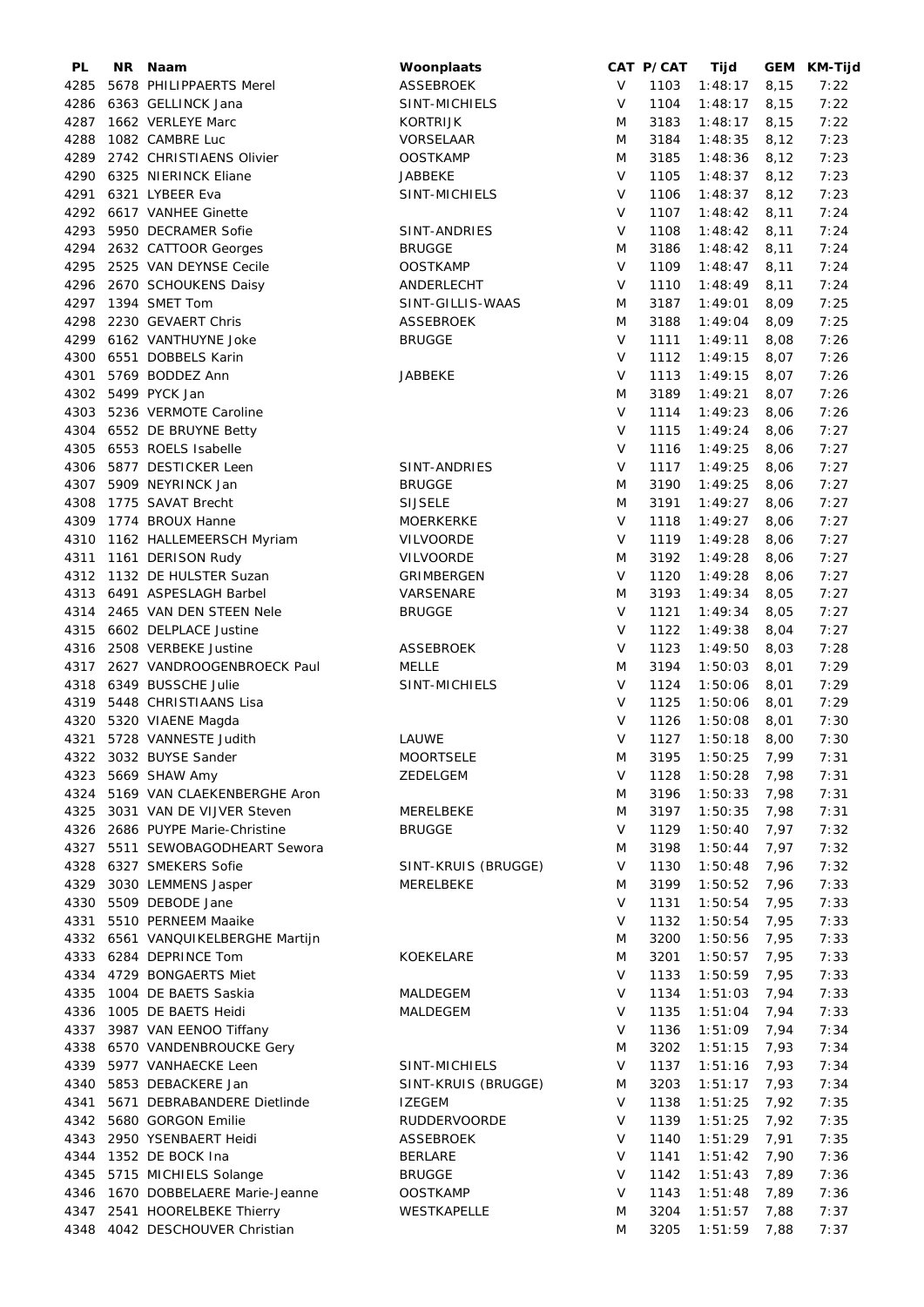| PL | NR | Naam | Woonplaats | CAT | P/CAT | Tijd | GEM | KM-Tijd |
|---|---|---|---|---|---|---|---|---|
| 4285 | 5678 | PHILIPPAERTS Merel | ASSEBROEK | V | 1103 | 1:48:17 | 8,15 | 7:22 |
| 4286 | 6363 | GELLINCK Jana | SINT-MICHIELS | V | 1104 | 1:48:17 | 8,15 | 7:22 |
| 4287 | 1662 | VERLEYE Marc | KORTRIJK | M | 3183 | 1:48:17 | 8,15 | 7:22 |
| 4288 | 1082 | CAMBRE Luc | VORSELAAR | M | 3184 | 1:48:35 | 8,12 | 7:23 |
| 4289 | 2742 | CHRISTIAENS Olivier | OOSTKAMP | M | 3185 | 1:48:36 | 8,12 | 7:23 |
| 4290 | 6325 | NIERINCK Eliane | JABBEKE | V | 1105 | 1:48:37 | 8,12 | 7:23 |
| 4291 | 6321 | LYBEER Eva | SINT-MICHIELS | V | 1106 | 1:48:37 | 8,12 | 7:23 |
| 4292 | 6617 | VANHEE Ginette | | V | 1107 | 1:48:42 | 8,11 | 7:24 |
| 4293 | 5950 | DECRAMER Sofie | SINT-ANDRIES | V | 1108 | 1:48:42 | 8,11 | 7:24 |
| 4294 | 2632 | CATTOOR Georges | BRUGGE | M | 3186 | 1:48:42 | 8,11 | 7:24 |
| 4295 | 2525 | VAN DEYNSE Cecile | OOSTKAMP | V | 1109 | 1:48:47 | 8,11 | 7:24 |
| 4296 | 2670 | SCHOUKENS Daisy | ANDERLECHT | V | 1110 | 1:48:49 | 8,11 | 7:24 |
| 4297 | 1394 | SMET Tom | SINT-GILLIS-WAAS | M | 3187 | 1:49:01 | 8,09 | 7:25 |
| 4298 | 2230 | GEVAERT Chris | ASSEBROEK | M | 3188 | 1:49:04 | 8,09 | 7:25 |
| 4299 | 6162 | VANTHUYNE Joke | BRUGGE | V | 1111 | 1:49:11 | 8,08 | 7:26 |
| 4300 | 6551 | DOBBELS Karin | | V | 1112 | 1:49:15 | 8,07 | 7:26 |
| 4301 | 5769 | BODDEZ Ann | JABBEKE | V | 1113 | 1:49:15 | 8,07 | 7:26 |
| 4302 | 5499 | PYCK Jan | | M | 3189 | 1:49:21 | 8,07 | 7:26 |
| 4303 | 5236 | VERMOTE Caroline | | V | 1114 | 1:49:23 | 8,06 | 7:26 |
| 4304 | 6552 | DE BRUYNE Betty | | V | 1115 | 1:49:24 | 8,06 | 7:27 |
| 4305 | 6553 | ROELS Isabelle | | V | 1116 | 1:49:25 | 8,06 | 7:27 |
| 4306 | 5877 | DESTICKER Leen | SINT-ANDRIES | V | 1117 | 1:49:25 | 8,06 | 7:27 |
| 4307 | 5909 | NEYRINCK Jan | BRUGGE | M | 3190 | 1:49:25 | 8,06 | 7:27 |
| 4308 | 1775 | SAVAT Brecht | SIJSELE | M | 3191 | 1:49:27 | 8,06 | 7:27 |
| 4309 | 1774 | BROUX Hanne | MOERKERKE | V | 1118 | 1:49:27 | 8,06 | 7:27 |
| 4310 | 1162 | HALLEMEERSCH Myriam | VILVOORDE | V | 1119 | 1:49:28 | 8,06 | 7:27 |
| 4311 | 1161 | DERISON Rudy | VILVOORDE | M | 3192 | 1:49:28 | 8,06 | 7:27 |
| 4312 | 1132 | DE HULSTER Suzan | GRIMBERGEN | V | 1120 | 1:49:28 | 8,06 | 7:27 |
| 4313 | 6491 | ASPESLAGH Barbel | VARSENARE | M | 3193 | 1:49:34 | 8,05 | 7:27 |
| 4314 | 2465 | VAN DEN STEEN Nele | BRUGGE | V | 1121 | 1:49:34 | 8,05 | 7:27 |
| 4315 | 6602 | DELPLACE Justine | | V | 1122 | 1:49:38 | 8,04 | 7:27 |
| 4316 | 2508 | VERBEKE Justine | ASSEBROEK | V | 1123 | 1:49:50 | 8,03 | 7:28 |
| 4317 | 2627 | VANDROOGENBROECK Paul | MELLE | M | 3194 | 1:50:03 | 8,01 | 7:29 |
| 4318 | 6349 | BUSSCHE Julie | SINT-MICHIELS | V | 1124 | 1:50:06 | 8,01 | 7:29 |
| 4319 | 5448 | CHRISTIAANS Lisa | | V | 1125 | 1:50:06 | 8,01 | 7:29 |
| 4320 | 5320 | VIAENE Magda | | V | 1126 | 1:50:08 | 8,01 | 7:30 |
| 4321 | 5728 | VANNESTE Judith | LAUWE | V | 1127 | 1:50:18 | 8,00 | 7:30 |
| 4322 | 3032 | BUYSE Sander | MOORTSELE | M | 3195 | 1:50:25 | 7,99 | 7:31 |
| 4323 | 5669 | SHAW Amy | ZEDELGEM | V | 1128 | 1:50:28 | 7,98 | 7:31 |
| 4324 | 5169 | VAN CLAEKENBERGHE Aron | | M | 3196 | 1:50:33 | 7,98 | 7:31 |
| 4325 | 3031 | VAN DE VIJVER Steven | MERELBEKE | M | 3197 | 1:50:35 | 7,98 | 7:31 |
| 4326 | 2686 | PUYPE Marie-Christine | BRUGGE | V | 1129 | 1:50:40 | 7,97 | 7:32 |
| 4327 | 5511 | SEWOBAGODHEART Sewora | | M | 3198 | 1:50:44 | 7,97 | 7:32 |
| 4328 | 6327 | SMEKERS Sofie | SINT-KRUIS (BRUGGE) | V | 1130 | 1:50:48 | 7,96 | 7:32 |
| 4329 | 3030 | LEMMENS Jasper | MERELBEKE | M | 3199 | 1:50:52 | 7,96 | 7:33 |
| 4330 | 5509 | DEBODE Jane | | V | 1131 | 1:50:54 | 7,95 | 7:33 |
| 4331 | 5510 | PERNEEM Maaike | | V | 1132 | 1:50:54 | 7,95 | 7:33 |
| 4332 | 6561 | VANQUIKELBERGHE Martijn | | M | 3200 | 1:50:56 | 7,95 | 7:33 |
| 4333 | 6284 | DEPRINCE Tom | KOEKELARE | M | 3201 | 1:50:57 | 7,95 | 7:33 |
| 4334 | 4729 | BONGAERTS Miet | | V | 1133 | 1:50:59 | 7,95 | 7:33 |
| 4335 | 1004 | DE BAETS Saskia | MALDEGEM | V | 1134 | 1:51:03 | 7,94 | 7:33 |
| 4336 | 1005 | DE BAETS Heidi | MALDEGEM | V | 1135 | 1:51:04 | 7,94 | 7:33 |
| 4337 | 3987 | VAN EENOO Tiffany | | V | 1136 | 1:51:09 | 7,94 | 7:34 |
| 4338 | 6570 | VANDENBROUCKE Gery | | M | 3202 | 1:51:15 | 7,93 | 7:34 |
| 4339 | 5977 | VANHAECKE Leen | SINT-MICHIELS | V | 1137 | 1:51:16 | 7,93 | 7:34 |
| 4340 | 5853 | DEBACKERE Jan | SINT-KRUIS (BRUGGE) | M | 3203 | 1:51:17 | 7,93 | 7:34 |
| 4341 | 5671 | DEBRABANDERE Dietlinde | IZEGEM | V | 1138 | 1:51:25 | 7,92 | 7:35 |
| 4342 | 5680 | GORGON Emilie | RUDDERVOORDE | V | 1139 | 1:51:25 | 7,92 | 7:35 |
| 4343 | 2950 | YSENBAERT Heidi | ASSEBROEK | V | 1140 | 1:51:29 | 7,91 | 7:35 |
| 4344 | 1352 | DE BOCK Ina | BERLARE | V | 1141 | 1:51:42 | 7,90 | 7:36 |
| 4345 | 5715 | MICHIELS Solange | BRUGGE | V | 1142 | 1:51:43 | 7,89 | 7:36 |
| 4346 | 1670 | DOBBELAERE Marie-Jeanne | OOSTKAMP | V | 1143 | 1:51:48 | 7,89 | 7:36 |
| 4347 | 2541 | HOORELBEKE Thierry | WESTKAPELLE | M | 3204 | 1:51:57 | 7,88 | 7:37 |
| 4348 | 4042 | DESCHOUVER Christian | | M | 3205 | 1:51:59 | 7,88 | 7:37 |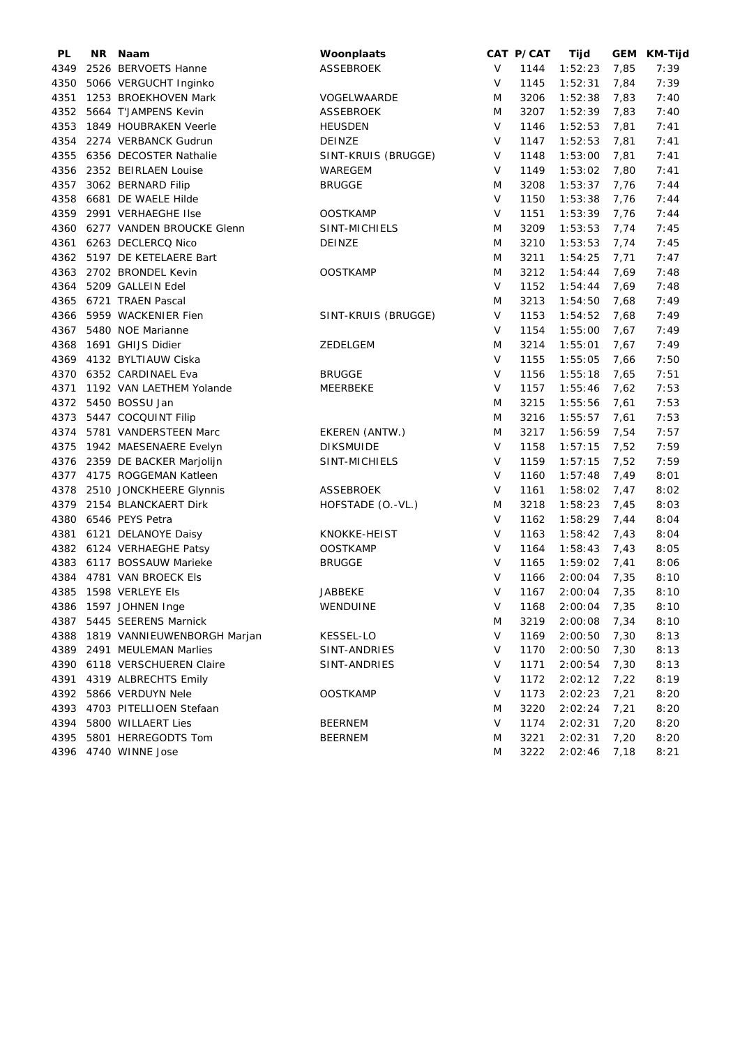| PL | NR | Naam | Woonplaats | CAT | P/CAT | Tijd | GEM | KM-Tijd |
|---|---|---|---|---|---|---|---|---|
| 4349 | 2526 | BERVOETS Hanne | ASSEBROEK | V | 1144 | 1:52:23 | 7,85 | 7:39 |
| 4350 | 5066 | VERGUCHT Inginko | | V | 1145 | 1:52:31 | 7,84 | 7:39 |
| 4351 | 1253 | BROEKHOVEN Mark | VOGELWAARDE | M | 3206 | 1:52:38 | 7,83 | 7:40 |
| 4352 | 5664 | T'JAMPENS Kevin | ASSEBROEK | M | 3207 | 1:52:39 | 7,83 | 7:40 |
| 4353 | 1849 | HOUBRAKEN Veerle | HEUSDEN | V | 1146 | 1:52:53 | 7,81 | 7:41 |
| 4354 | 2274 | VERBANCK Gudrun | DEINZE | V | 1147 | 1:52:53 | 7,81 | 7:41 |
| 4355 | 6356 | DECOSTER Nathalie | SINT-KRUIS (BRUGGE) | V | 1148 | 1:53:00 | 7,81 | 7:41 |
| 4356 | 2352 | BEIRLAEN Louise | WAREGEM | V | 1149 | 1:53:02 | 7,80 | 7:41 |
| 4357 | 3062 | BERNARD Filip | BRUGGE | M | 3208 | 1:53:37 | 7,76 | 7:44 |
| 4358 | 6681 | DE WAELE Hilde | | V | 1150 | 1:53:38 | 7,76 | 7:44 |
| 4359 | 2991 | VERHAEGHE Ilse | OOSTKAMP | V | 1151 | 1:53:39 | 7,76 | 7:44 |
| 4360 | 6277 | VANDEN BROUCKE Glenn | SINT-MICHIELS | M | 3209 | 1:53:53 | 7,74 | 7:45 |
| 4361 | 6263 | DECLERCQ Nico | DEINZE | M | 3210 | 1:53:53 | 7,74 | 7:45 |
| 4362 | 5197 | DE KETELAERE Bart | | M | 3211 | 1:54:25 | 7,71 | 7:47 |
| 4363 | 2702 | BRONDEL Kevin | OOSTKAMP | M | 3212 | 1:54:44 | 7,69 | 7:48 |
| 4364 | 5209 | GALLEIN Edel | | V | 1152 | 1:54:44 | 7,69 | 7:48 |
| 4365 | 6721 | TRAEN Pascal | | M | 3213 | 1:54:50 | 7,68 | 7:49 |
| 4366 | 5959 | WACKENIER Fien | SINT-KRUIS (BRUGGE) | V | 1153 | 1:54:52 | 7,68 | 7:49 |
| 4367 | 5480 | NOE Marianne | | V | 1154 | 1:55:00 | 7,67 | 7:49 |
| 4368 | 1691 | GHIJS Didier | ZEDELGEM | M | 3214 | 1:55:01 | 7,67 | 7:49 |
| 4369 | 4132 | BYLTIAUW Ciska | | V | 1155 | 1:55:05 | 7,66 | 7:50 |
| 4370 | 6352 | CARDINAEL Eva | BRUGGE | V | 1156 | 1:55:18 | 7,65 | 7:51 |
| 4371 | 1192 | VAN LAETHEM Yolande | MEERBEKE | V | 1157 | 1:55:46 | 7,62 | 7:53 |
| 4372 | 5450 | BOSSU Jan | | M | 3215 | 1:55:56 | 7,61 | 7:53 |
| 4373 | 5447 | COCQUINT Filip | | M | 3216 | 1:55:57 | 7,61 | 7:53 |
| 4374 | 5781 | VANDERSTEEN Marc | EKEREN (ANTW.) | M | 3217 | 1:56:59 | 7,54 | 7:57 |
| 4375 | 1942 | MAESENAERE Evelyn | DIKSMUIDE | V | 1158 | 1:57:15 | 7,52 | 7:59 |
| 4376 | 2359 | DE BACKER Marjolijn | SINT-MICHIELS | V | 1159 | 1:57:15 | 7,52 | 7:59 |
| 4377 | 4175 | ROGGEMAN Katleen | | V | 1160 | 1:57:48 | 7,49 | 8:01 |
| 4378 | 2510 | JONCKHEERE Glynnis | ASSEBROEK | V | 1161 | 1:58:02 | 7,47 | 8:02 |
| 4379 | 2154 | BLANCKAERT Dirk | HOFSTADE (O.-VL.) | M | 3218 | 1:58:23 | 7,45 | 8:03 |
| 4380 | 6546 | PEYS Petra | | V | 1162 | 1:58:29 | 7,44 | 8:04 |
| 4381 | 6121 | DELANOYE Daisy | KNOKKE-HEIST | V | 1163 | 1:58:42 | 7,43 | 8:04 |
| 4382 | 6124 | VERHAEGHE Patsy | OOSTKAMP | V | 1164 | 1:58:43 | 7,43 | 8:05 |
| 4383 | 6117 | BOSSAUW Marieke | BRUGGE | V | 1165 | 1:59:02 | 7,41 | 8:06 |
| 4384 | 4781 | VAN BROECK Els | | V | 1166 | 2:00:04 | 7,35 | 8:10 |
| 4385 | 1598 | VERLEYE Els | JABBEKE | V | 1167 | 2:00:04 | 7,35 | 8:10 |
| 4386 | 1597 | JOHNEN Inge | WENDUINE | V | 1168 | 2:00:04 | 7,35 | 8:10 |
| 4387 | 5445 | SEERENS Marnick | | M | 3219 | 2:00:08 | 7,34 | 8:10 |
| 4388 | 1819 | VANNIEUWENBORGH Marjan | KESSEL-LO | V | 1169 | 2:00:50 | 7,30 | 8:13 |
| 4389 | 2491 | MEULEMAN Marlies | SINT-ANDRIES | V | 1170 | 2:00:50 | 7,30 | 8:13 |
| 4390 | 6118 | VERSCHUEREN Claire | SINT-ANDRIES | V | 1171 | 2:00:54 | 7,30 | 8:13 |
| 4391 | 4319 | ALBRECHTS Emily | | V | 1172 | 2:02:12 | 7,22 | 8:19 |
| 4392 | 5866 | VERDUYN Nele | OOSTKAMP | V | 1173 | 2:02:23 | 7,21 | 8:20 |
| 4393 | 4703 | PITELLIOEN Stefaan | | M | 3220 | 2:02:24 | 7,21 | 8:20 |
| 4394 | 5800 | WILLAERT Lies | BEERNEM | V | 1174 | 2:02:31 | 7,20 | 8:20 |
| 4395 | 5801 | HERREGODTS Tom | BEERNEM | M | 3221 | 2:02:31 | 7,20 | 8:20 |
| 4396 | 4740 | WINNE Jose | | M | 3222 | 2:02:46 | 7,18 | 8:21 |